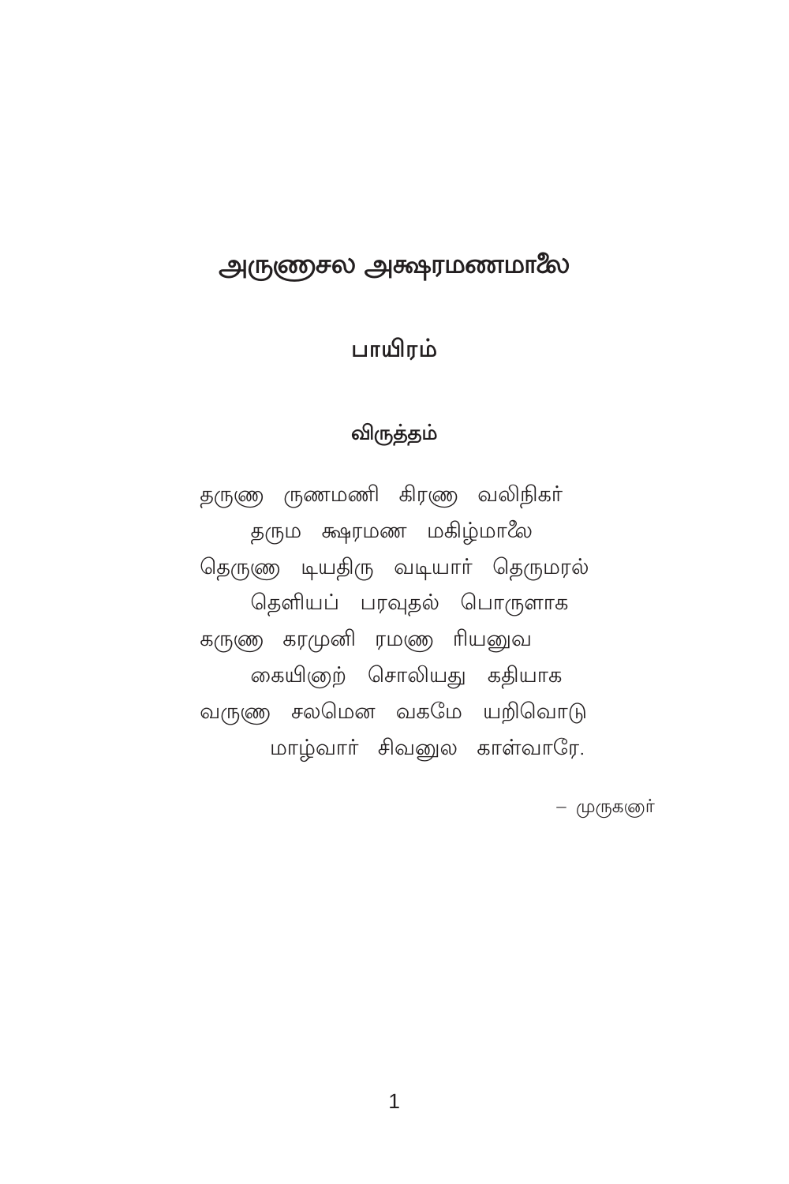# அருணாசல அக்ஷரமணமாலை

## பாயிரம்

### விருத்தம்

தருணா ருணமணி கிரணா வலிநிகர்
 தருமக் ஷரமண மகிழ்மாலை
தெருணா டியதிரு வடியார் தெருமரல்
 தெளியப் பரவுதல் பொருளாக
கருணா கரமுனி ரமணா ரியனுவ
 கையினற் சொலியது கதியாக
வருணா சலமென வகமே யறிவொடு
 மாழ்வார் சிவனுல காள்வாரே.

— முருகனார்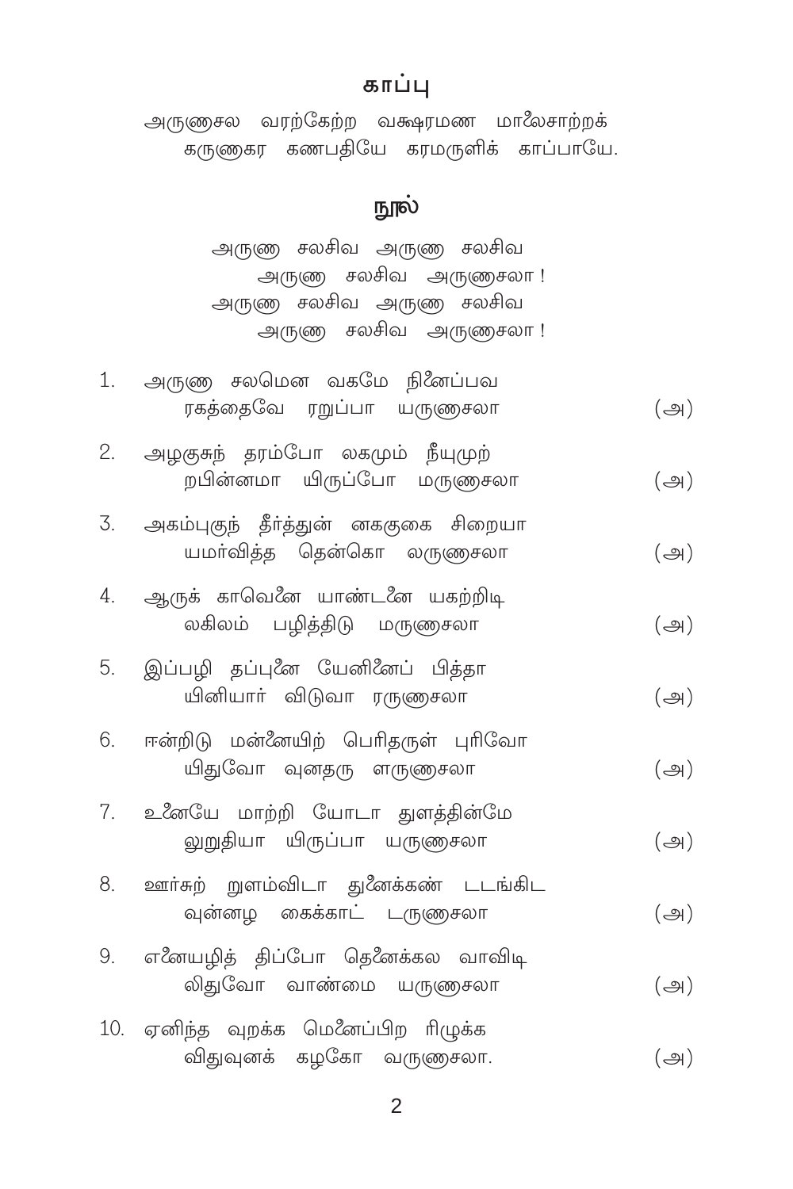## காப்பு

அருணாசல வரற்கேற்ற வக்ஷரமண மாலைசாற்றக்
கருணாகர கணபதியே கரமருளிக் காப்பாயே.

## நூல்

அருணா சலசிவ அருணா சலசிவ
அருணா சலசிவ அருணாசலா !
அருணா சலசிவ அருணா சலசிவ
அருணா சலசிவ அருணாசலா !

1. அருணா சலமென வகமே நினைப்பவ
   ரகத்தைவே ரறுப்பா யருணாசலா (அ)

2. அழகுசுந் தரம்போ லகமும் நீயுமுற்
   றபின்னமா யிருப்போ மருணாசலா (அ)

3. அகம்புகுந் தீர்த்துன் னககுகை சிறையா
   யமர்வித்த தென்கொ லருணாசலா (அ)

4. ஆருக் காவெனை யாண்டனை யகற்றிடி
   லகிலம் பழித்திடு மருணாசலா (அ)

5. இப்பழி தப்புனை யேனினைப் பித்தா
   யினியார் விடுவா ரருணாசலா (அ)

6. ஈன்றிடு மன்னையிற் பெரிதருள் புரிவோ
   யிதுவோ வுனதரு ளருணாசலா (அ)

7. உனையே மாற்றி யோடா துளத்தின்மே
   லுறுதியா யிருப்பா யருணாசலா (அ)

8. ஊர்சுற் றுளம்விடா துனைக்கண் டடங்கிட
   வுன்னழ கைக்காட் டருணாசலா (அ)

9. எனையழித் திப்போ தெனைக்கல வாவிடி
   லிதுவோ வாண்மை யருணாசலா (அ)

10. ஏனிந்த வுறக்க மெனைப்பிற ரிழுக்க
    விதுவுனக் கழகோ வருணாசலா. (அ)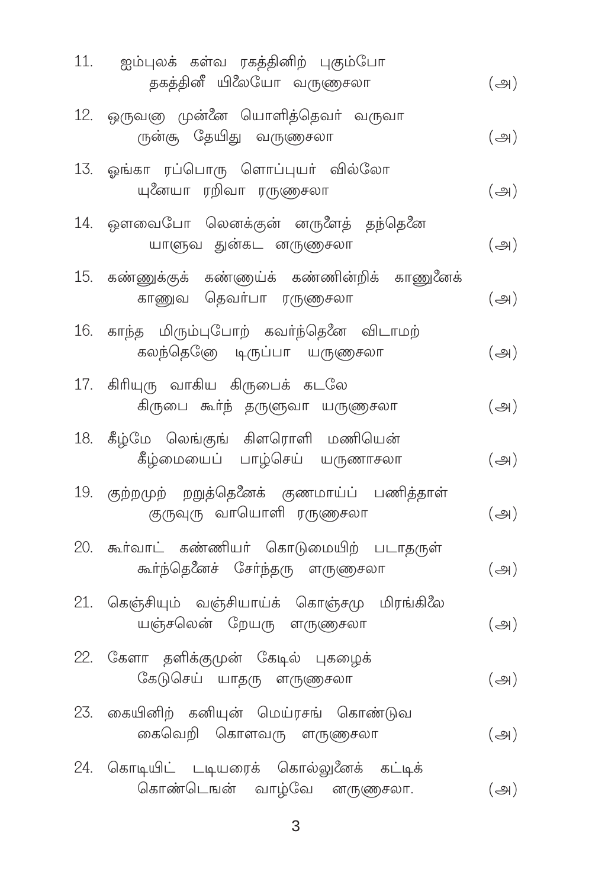11. ஐம்புலக் கள்வ ரகத்தினிற் புகும்போ
    தகத்தினீ யிலையோ வருணாசலா (அ)

12. ஒருவனு முன்னை யொளித்தெவர் வருவா
    ருன்சூ தேயிது வருணாசலா (அ)

13. ஓங்கா ரப்பொரு ளொப்புயர் வில்லோ
    யுனையா ரறிவா ரருணாசலா (அ)

14. ஔவைபோ லெனக்குன் னருளைத் தந்தெனை
    யாளுவ துன்கட னருணாசலா (அ)

15. கண்ணுக்குக் கண்ணாய்க் கண்ணின்றிக் காணுனைக்
    காணுவ தெவர்பா ரருணாசலா (அ)

16. காந்த மிரும்புபோற் கவர்ந்தெனை விடாமற்
    கலந்தெனோ டிருப்பா யருணாசலா (அ)

17. கிரியுரு வாகிய கிருபைக் கடலே
    கிருபை கூர்ந் தருளுவா யருணாசலா (அ)

18. கீழ்மே லெங்குங் கிளரொளி மணியென்
    கீழ்மையைப் பாழ்செய் யருணாசலா (அ)

19. குற்றமுற் றறுத்தெனைக் குணமாய்ப் பணித்தாள்
    குருவுரு வாயொளி ரருணாசலா (அ)

20. கூர்வாட் கண்ணியர் கொடுமையிற் படாதருள்
    கூர்ந்தெனைச் சேர்ந்தரு ளருணாசலா (அ)

21. கெஞ்சியும் வஞ்சியாய்க் கொஞ்சமு மிரங்கிலை
    யஞ்சலென் றேயரு ளருணாசலா (அ)

22. கேளா தளிக்குமுன் கேடில் புகழைக்
    கேடுசெய் யாதரு ளருணாசலா (அ)

23. கையினிற் கனியுன் மெய்ரசங் கொண்டுவ
    கைவெறி கொளவரு ளருணாசலா (அ)

24. கொடியிட் டடியரைக் கொல்லுனைக் கட்டிக்
    கொண்டெங்ஙன் வாழ்வே னருணாசலா. (அ)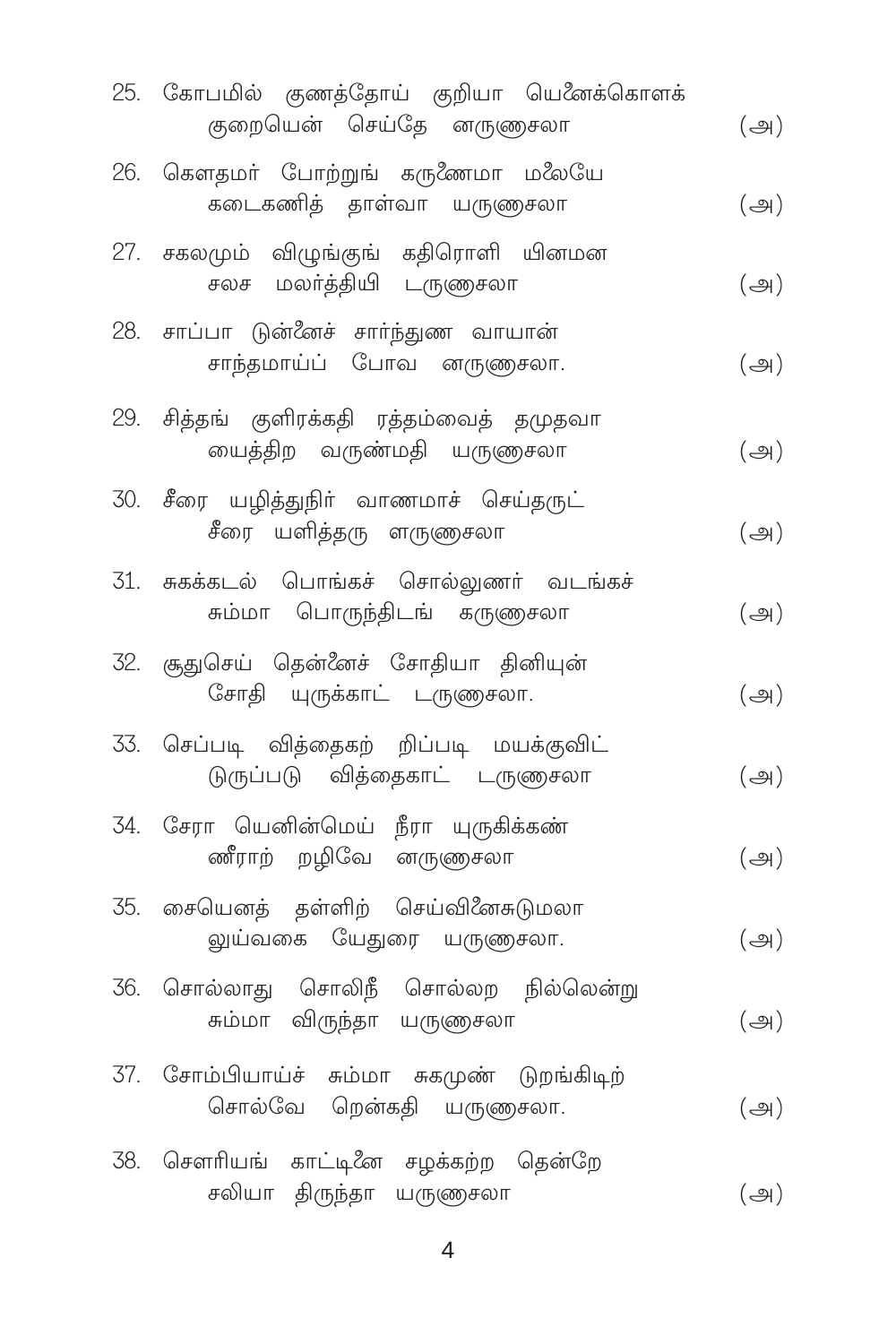25. கோபமில் குணத்தோய் குறியா யெனைக்கொளக்
    குறையென் செய்தே னருணாசலா (அ)

26. கௌதமர் போற்றுங் கருணைமா மலையே
    கடைகணித் தாள்வா யருணாசலா (அ)

27. சகலமும் விழுங்குங் கதிரொளி யினமன
    சலச மலர்த்தியி டருணாசலா (அ)

28. சாப்பா டுன்னைச் சார்ந்துண வாயான்
    சாந்தமாய்ப் போவ னருணாசலா. (அ)

29. சித்தங் குளிரக்கதி ரத்தம்வைத் தமுதவா
    யைத்திற வருண்மதி யருணாசலா (அ)

30. சீரை யழித்துநிர் வாணமாச் செய்தருட்
    சீரை யளித்தரு ளருணாசலா (அ)

31. சுகக்கடல் பொங்கச் சொல்லுணர் வடங்கச்
    சும்மா பொருந்திடங் கருணாசலா (அ)

32. சூதுசெய் தென்னைச் சோதியா தினியுன்
    சோதி யுருக்காட் டருணாசலா. (அ)

33. செப்படி வித்தைகற் றிப்படி மயக்குவிட்
    டுருப்படு வித்தைகாட் டருணாசலா (அ)

34. சேரா யெனின்மெய் நீரா யுருகிக்கண்
    ணீராற் றழிவே னருணாசலா (அ)

35. சையெனத் தள்ளிற் செய்வினைசுடுமலா
    லுய்வகை யேதுரை யருணாசலா. (அ)

36. சொல்லாது சொலிநீ சொல்லற நில்லென்று
    சும்மா விருந்தா யருணாசலா (அ)

37. சோம்பியாய்ச் சும்மா சுகமுண் டுறங்கிடிற்
    சொல்வே றென்கதி யருணாசலா. (அ)

38. சௌரியங் காட்டினை சழக்கற்ற தென்றே
    சலியா திருந்தா யருணாசலா (அ)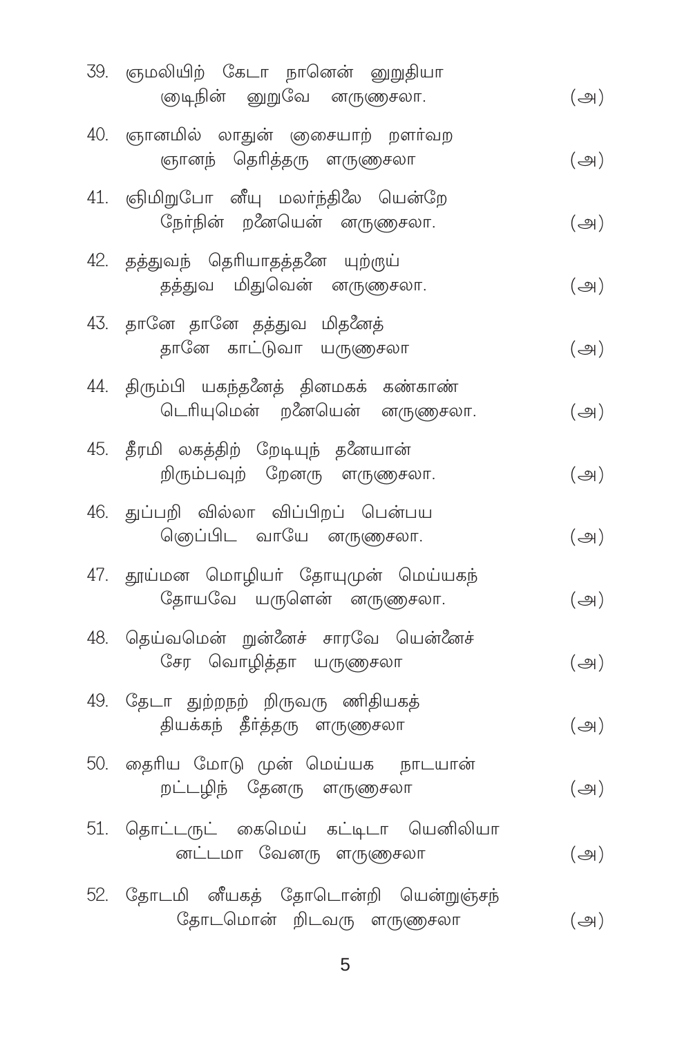39. ஞமலியிற் கேடா நானென் னுறுதியா
    ஞடிநின் னுறுவே னருணைசலா. (அ)

40. ஞானமில் லாதுன் ஞசையாற் றளர்வற
    ஞானந் தெரித்தரு ளருணைசலா (அ)

41. ஞிமிறுபோ னீயு மலர்ந்திலே யென்றே
    நேர்நின் றனையென் னருணைசலா. (அ)

42. தத்துவந் தெரியாதத்தனை யுற்ருய்
    தத்துவ மிதுவென் னருணைசலா. (அ)

43. தானே தானே தத்துவ மிதனைத்
    தானே காட்டுவா யருணைசலா (அ)

44. திரும்பி யகந்தனைத் தினமகக் கண்காண்
    டெரியுமென் றனையென் னருணைசலா. (அ)

45. தீரமி லகத்திற் றேடியுந் தனையான்
    றிரும்பவுற் றேனரு ளருணைசலா. (அ)

46. துப்பறி வில்லா விப்பிறப் பென்பய
    னொப்பிட வாயே னருணைசலா. (அ)

47. தூய்மன மொழியர் தோயுமுன் மெய்யகந்
    தோயவே யருளென் னருணைசலா. (அ)

48. தெய்வமென் றுன்னைச் சாரவே யென்னைச்
    சேர வொழித்தா யருணைசலா (அ)

49. தேடா துற்றநற் றிருவரு ணிதியகத்
    தியக்கந் தீர்த்தரு ளருணைசலா (அ)

50. தைரிய மோடு முன் மெய்யக நாடயான்
    றட்டழிந் தேனரு ளருணைசலா (அ)

51. தொட்டருட் கைமெய் கட்டிடா யெனிலியா
    னட்டமா வேனரு ளருணைசலா (அ)

52. தோடமி னீயகத் தோடொன்றி யென்றுஞ்சந்
    தோடமொன் றிடவரு ளருணைசலா (அ)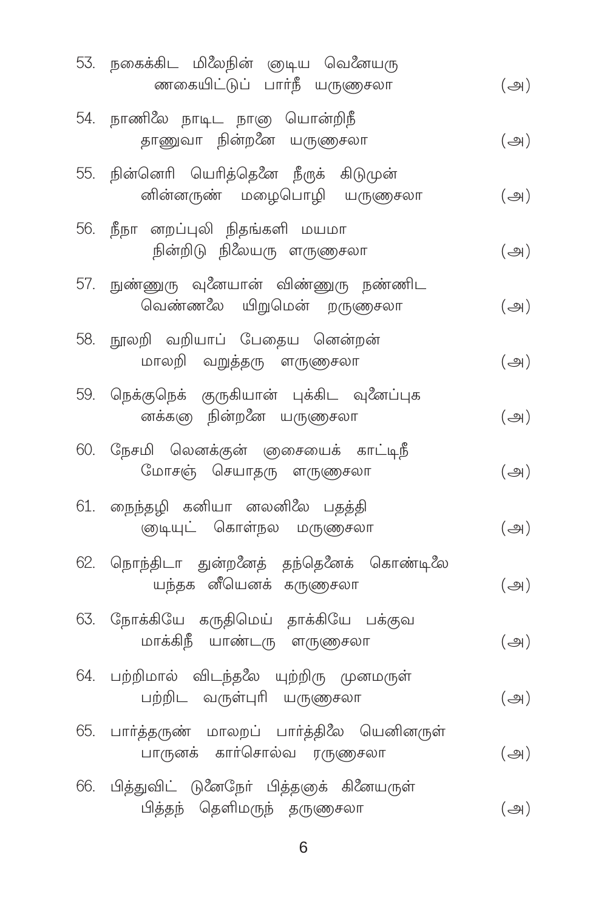53. நகைக்கிட மிலைநின் னுடிய வெனையரு
    ணகையிட்டுப் பார்நீ யருணசலா (அ)

54. நாணிலை நாடிட நாரு யொன்றிநீ
    தாணுவா நின்றனை யருணசலா (அ)

55. நின்னெரி யெரித்தெனை நீருக் கிடுமுன்
    னின்னருண் மழைபொழி யருணசலா (அ)

56. நீநா னறப்புலி நிதங்களி மயமா
    நின்றிடு நிலையரு ளருணசலா (அ)

57. நுண்ணுரு வுனையான் விண்ணுரு நண்ணிட
    வெண்ணலை யிறுமென் றருணசலா (அ)

58. நூலறி வறியாப் பேதைய னென்றன்
    மாலறி வறுத்தரு ளருணசலா (அ)

59. நெக்குநெக் குருகியான் புக்கிட வுனைப்புக
    னக்கரு நின்றனை யருணசலா (அ)

60. நேசமி லெனக்குன் னசையைக் காட்டிநீ
    மோசஞ் செயாதரு ளருணசலா (அ)

61. நைந்தழி கனியா லனிலை பதத்தி
    னுடியுட் கொள்நல மருணசலா (அ)

62. நொந்திடா துன்றனைத் தந்தெனைக் கொண்டிலை
    யந்தக னீயெனக் கருணசலா (அ)

63. நோக்கியே கருதிமெய் தாக்கியே பக்குவ
    மாக்கிநீ யாண்டரு ளருணசலா (அ)

64. பற்றிமால் விடந்தலை யுற்றிரு முனமருள்
    பற்றிட வருள்புரி யருணசலா (அ)

65. பார்த்தருண் மாலறப் பார்த்திலை யெனினருள்
    பாருனக் கார்சொல்வ ரருணசலா (அ)

66. பித்துவிட் டுனைநேர் பித்தனுக் கினையருள்
    பித்தந் தெளிமருந் தருணசலா (அ)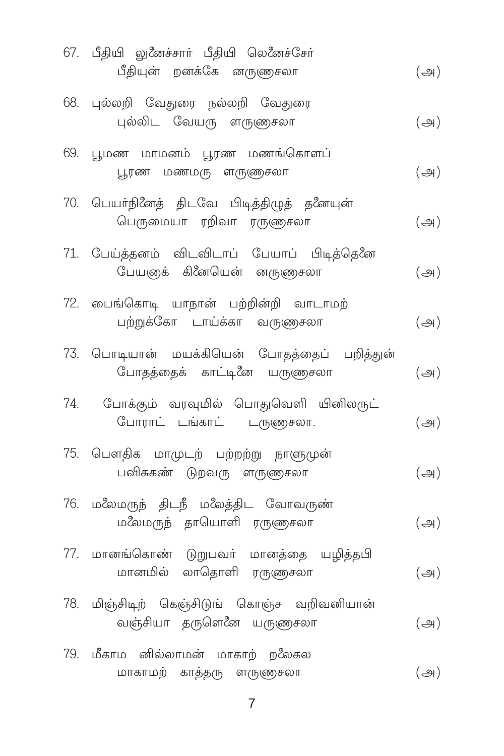67. பீதியி லுனைச்சார் பீதியி லெனைச்சேர்
    பீதியுன் றனக்கே னருணாசலா (அ)

68. புல்லறி வேதுரை நல்லறி வேதுரை
    புல்லிட வேயரு ளருணாசலா (அ)

69. பூமண மாமனம் பூரண மணங்கொளப்
    பூரண மணமரு ளருணாசலா (அ)

70. பெயர்நினைத் திடவே பிடித்திழுத் தனையுன்
    பெருமையா ரறிவா ரருணாசலா (அ)

71. பேய்த்தனம் விடவிடாப் பேயாப் பிடித்தெனை
    பேயனுக் கினையென் னருணாசலா (அ)

72. பைங்கொடி யாநான் பற்றின்றி வாடாமற்
    பற்றுக்கோ டாய்க்கா வருணாசலா (அ)

73. பொடியான் மயக்கியென் போதத்தைப் பறித்துன்
    போதத்தைக் காட்டினை யருணாசலா (அ)

74. போக்கும் வரவுமில் பொதுவெளி யினிலருட்
    போராட் டங்காட் டருணாசலா. (அ)

75. பௌதிக மாமுடற் பற்றற்று நாளுமுன்
    பவிசுகண் டுறவரு ளருணாசலா (அ)

76. மலைமருந் திடநீ மலைத்திட வோவருண்
    மலைமருந் தாயொளி ரருணாசலா (அ)

77. மானங்கொண் டுறுபவர் மானத்தை யழித்தபி
    மானமில் லாதொளி ரருணாசலா (அ)

78. மிஞ்சிடிற் கெஞ்சிடுங் கொஞ்ச வறிவனியான்
    வஞ்சியா தருளெனை யருணாசலா (அ)

79. மீகாம னில்லாமன் மாகாற் றலைகல
    மாகாமற் காத்தரு ளருணாசலா (அ)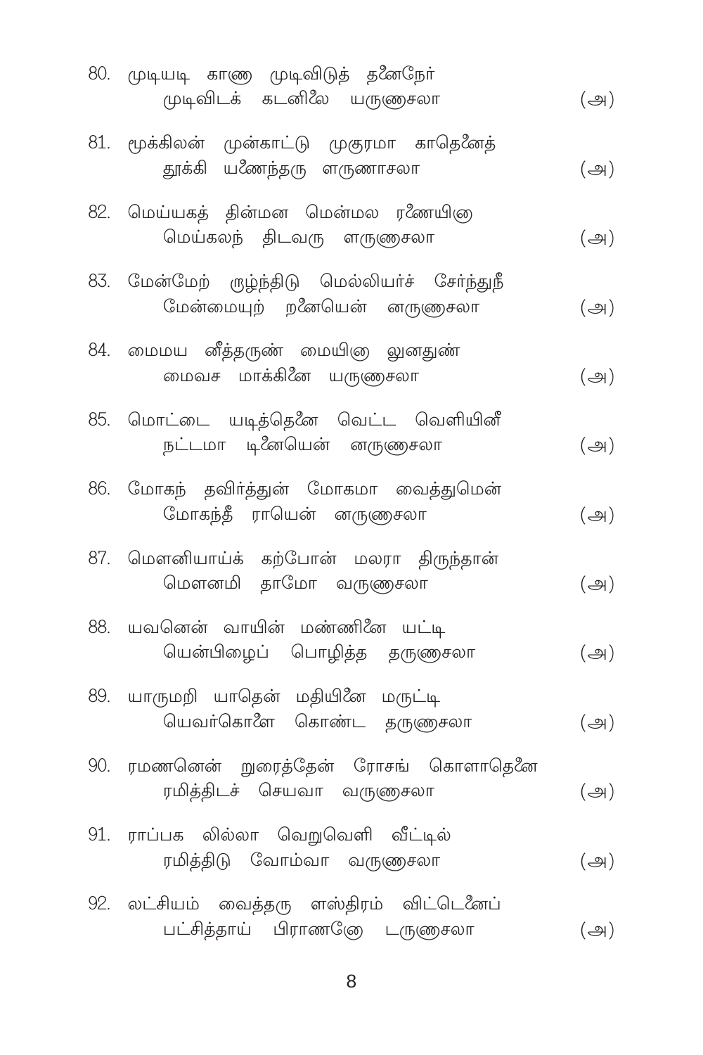80. முடியடி காணு முடிவிடுத் தனேநேர்
    முடிவிடக் கடனிலே யருணுசலா (அ)

81. மூக்கிலன் முன்காட்டு முகுரமா காதெனைத்
    தூக்கி யணைந்தரு ளருணாசலா (அ)

82. மெய்யகத் தின்மன மென்மல ரணையிநு
    மெய்கலந் திடவரு ளருணுசலா (அ)

83. மேன்மேற் ருழ்ந்திடு மெல்லியர்ச் சேர்ந்துநீ
    மேன்மையுற் றனையென் னருணுசலா (அ)

84. மைமய னீத்தருண் மையிநு லுனதுண்
    மைவச மாக்கினை யருணுசலா (அ)

85. மொட்டை யடித்தெனை வெட்ட வெளியினீ
    நட்டமா டினையென் னருணுசலா (அ)

86. மோகந் தவிர்த்துன் மோகமா வைத்துமென்
    மோகந்தீ ராயென் னருணுசலா (அ)

87. மௌனியாய்க் கற்போன் மலரா திருந்தான்
    மௌனமி தாமோ வருணுசலா (அ)

88. யவனென் வாயின் மண்ணினை யட்டி
    யென்பிழைப் பொழித்த தருணுசலா (அ)

89. யாருமறி யாதென் மதியினை மருட்டி
    யெவர்கொளை கொண்ட தருணுசலா (அ)

90. ரமணனென் றுரைத்தேன் ரோசங் கொளாதெனை
    ரமித்திடச் செயவா வருணுசலா (அ)

91. ராப்பக லில்லா வெறுவெளி வீட்டில்
    ரமித்திடு வோம்வா வருணுசலா (அ)

92. லட்சியம் வைத்தரு ளஸ்திரம் விட்டெனைப்
    பட்சித்தாய் பிராணனே டருணுசலா (அ)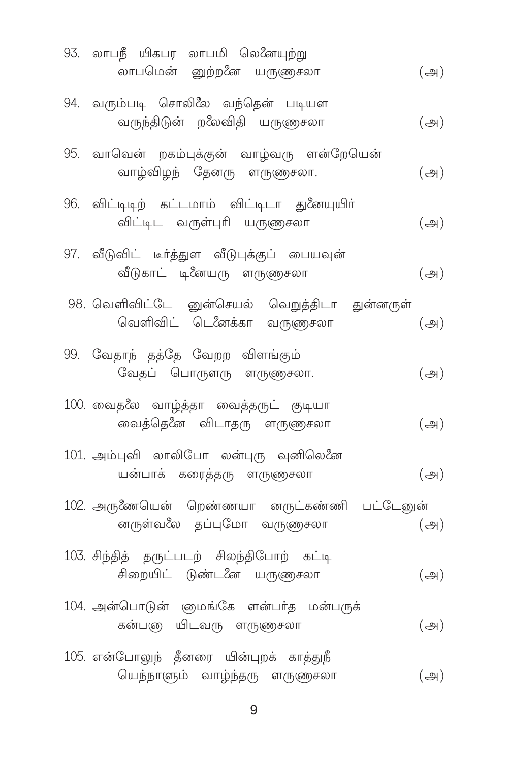93. லாபநீ யிகபர லாபமி லெனையுற்று
லாபமென் னுற்றனை யருணாசலா (அ)

94. வரும்படி சொலிலை வந்தென் படியள
வருந்திடுன் றலைவிதி யருணாசலா (அ)

95. வாவென் றகம்புக்குன் வாழ்வரு ளன்றேயென்
வாழ்விழந் தேனரு ளருணாசலா. (அ)

96. விட்டிடிற் கட்டமாம் விட்டிடா துனையுயிர்
விட்டிட வருள்புரி யருணாசலா (அ)

97. வீடுவிட் டீர்த்துள வீடுபுக்குப் பையவுன்
வீடுகாட் டினையரு ளருணாசலா (அ)

98. வெளிவிட்டே னுன்செயல் வெறுத்திடா துன்னருள்
வெளிவிட் டெனைக்கா வருணாசலா (அ)

99. வேதாந் தத்தே வேறற விளங்கும்
வேதப் பொருளரு ளருணாசலா. (அ)

100. வைதலை வாழ்த்தா வைத்தருட் குடியா
வைத்தெனை விடாதரு ளருணாசலா (அ)

101. அம்புவி லாலிபோ லன்புரு வுனிலெனை
யன்பாக் கரைத்தரு ளருணாசலா (அ)

102. அருணையென் றெண்ணயா னருட்கண்ணி பட்டேனுன்
னருள்வலை தப்புமோ வருணாசலா (அ)

103. சிந்தித் தருட்படற் சிலந்திபோற் கட்டி
சிறையிட் டுண்டனை யருணாசலா (அ)

104. அன்பொடுன் னாமங்கே ளன்பர்த மன்பருக்
கன்பனா யிடவரு ளருணாசலா (அ)

105. என்போலுந் தீனரை யின்புறக் காத்துநீ
யெந்நாளும் வாழ்ந்தரு ளருணாசலா (அ)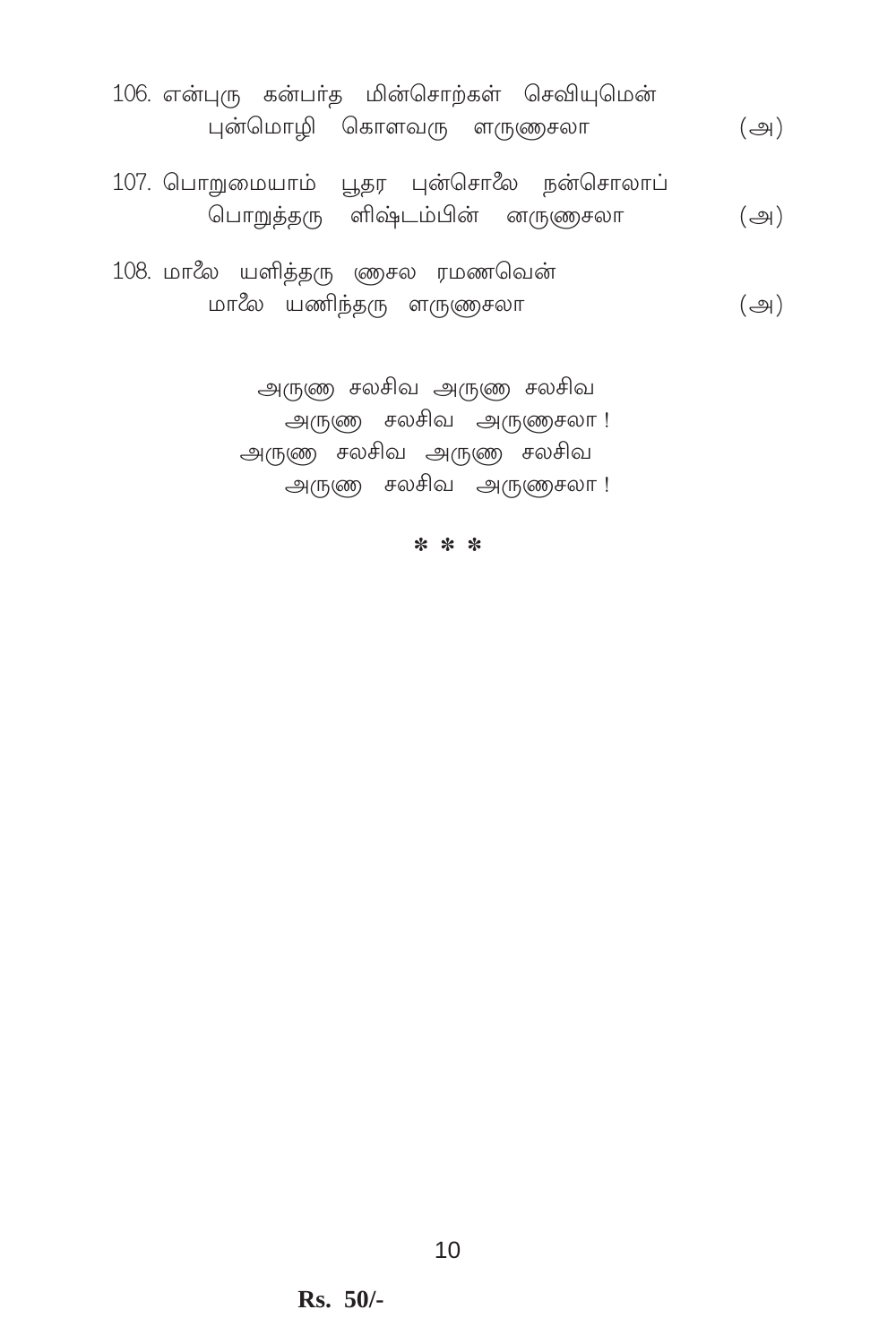106. என்புரு கன்பர்த மின்சொற்கள் செவியுமென்
புன்மொழி கொளவரு ளருணாசலா (அ)

107. பொறுமையாம் பூதர புன்சொலை நன்சொலாப்
பொறுத்தரு ளிஷ்டம்பின் னருணாசலா (அ)

108. மாலை யளித்தரு ணாசல ரமணவென்
மாலை யணிந்தரு ளருணாசலா (அ)

அருணா சலசிவ அருணா சலசிவ
அருணா சலசிவ அருணாசலா !
அருணா சலசிவ அருணா சலசிவ
அருணா சலசிவ அருணாசலா !

* * *

Rs. 50/-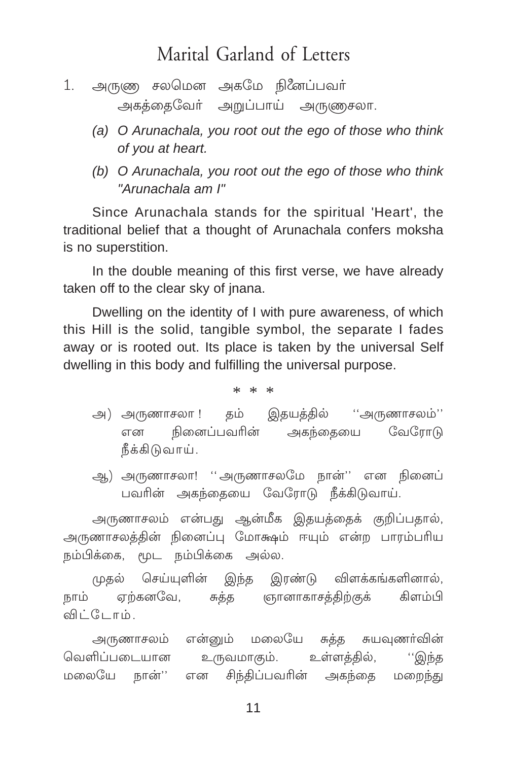# Marital Garland of Letters

1. அருணு சலமென அகமே நினைப்பவர்
   அகத்தைவேர் அறுப்பாய் அருணுசலா.

   *(a) O Arunachala, you root out the ego of those who think of you at heart.*

   *(b) O Arunachala, you root out the ego of those who think "Arunachala am I"*

Since Arunachala stands for the spiritual 'Heart', the traditional belief that a thought of Arunachala confers moksha is no superstition.

In the double meaning of this first verse, we have already taken off to the clear sky of jnana.

Dwelling on the identity of I with pure awareness, of which this Hill is the solid, tangible symbol, the separate I fades away or is rooted out. Its place is taken by the universal Self dwelling in this body and fulfilling the universal purpose.

\* \* \*

அ) அருணாசலா ! தம் இதயத்தில் ''அருணாசலம்'' என நினைப்பவரின் அகந்தையை வேரோடு நீக்கிடுவாய்.

ஆ) அருணாசலா! ''அருணாசலமே நான்'' என நினைப் பவரின் அகந்தையை வேரோடு நீக்கிடுவாய்.

அருணாசலம் என்பது ஆன்மீக இதயத்தைக் குறிப்பதால், அருணாசலத்தின் நினைப்பு மோக்ஷம் ஈயும் என்ற பாரம்பரிய நம்பிக்கை, மூட நம்பிக்கை அல்ல.

முதல் செய்யுளின் இந்த இரண்டு விளக்கங்களினால், நாம் ஏற்கனவே, சுத்த ஞானாகாசத்திற்குக் கிளம்பி விட்டோம்.

அருணாசலம் என்னும் மலையே சுத்த சுயவுணர்வின் வெளிப்படையான உருவமாகும். உள்ளத்தில், ''இந்த மலையே நான்'' என சிந்திப்பவரின் அகந்தை மறைந்து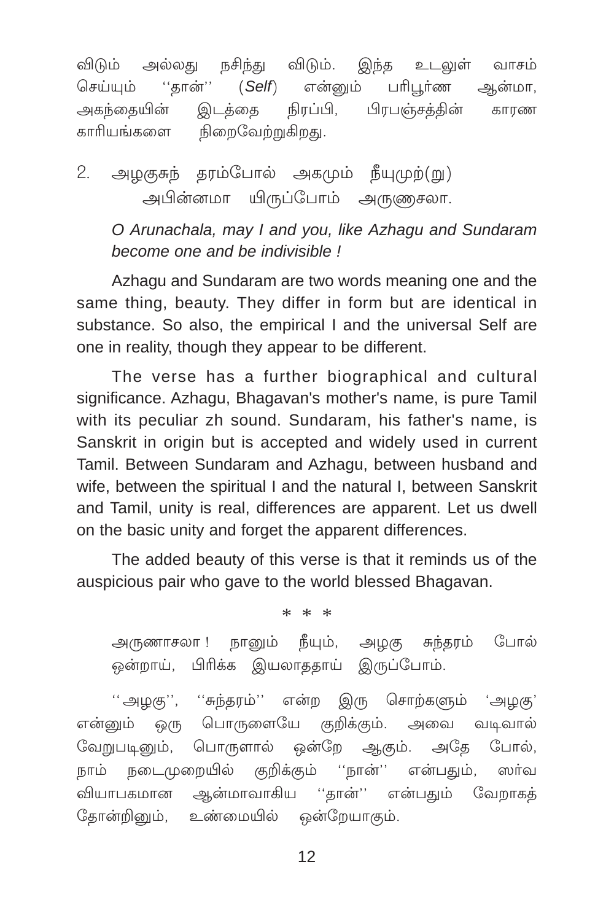விடும் அல்லது நசிந்து விடும். இந்த உடலுள் வாசம் செய்யும் ''தான்'' (*Self*) என்னும் பரிபூர்ண ஆன்மா, அகந்தையின் இடத்தை நிரப்பி, பிரபஞ்சத்தின் காரண காரியங்களை நிறைவேற்றுகிறது.

2. அழகுசுந் தரம்போல் அகமும் நீயுமுற்(று)
   அபின்னமா யிருப்போம் அருணசலா.

*O Arunachala, may I and you, like Azhagu and Sundaram become one and be indivisible !*

Azhagu and Sundaram are two words meaning one and the same thing, beauty. They differ in form but are identical in substance. So also, the empirical I and the universal Self are one in reality, though they appear to be different.

The verse has a further biographical and cultural significance. Azhagu, Bhagavan's mother's name, is pure Tamil with its peculiar zh sound. Sundaram, his father's name, is Sanskrit in origin but is accepted and widely used in current Tamil. Between Sundaram and Azhagu, between husband and wife, between the spiritual I and the natural I, between Sanskrit and Tamil, unity is real, differences are apparent. Let us dwell on the basic unity and forget the apparent differences.

The added beauty of this verse is that it reminds us of the auspicious pair who gave to the world blessed Bhagavan.

\* \* \*

அருணாசலா ! நானும் நீயும், அழகு சுந்தரம் போல் ஒன்றாய், பிரிக்க இயலாததாய் இருப்போம்.

''அழகு'', ''சுந்தரம்'' என்ற இரு சொற்களும் 'அழகு' என்னும் ஒரு பொருளையே குறிக்கும். அவை வடிவால் வேறுபடினும், பொருளால் ஒன்றே ஆகும். அதே போல், நாம் நடைமுறையில் குறிக்கும் ''நான்'' என்பதும், ஸர்வ வியாபகமான ஆன்மாவாகிய ''தான்'' என்பதும் வேறாகத் தோன்றினும், உண்மையில் ஒன்றேயாகும்.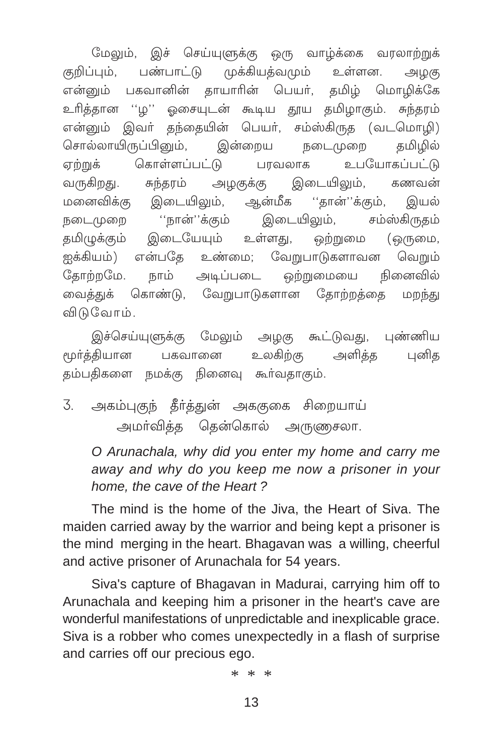மேலும், இச் செய்யுளுக்கு ஒரு வாழ்க்கை வரலாற்றுக் குறிப்பும், பண்பாட்டு முக்கியத்வமும் உள்ளன. அழகு என்னும் பகவானின் தாயாரின் பெயர், தமிழ் மொழிக்கே உரித்தான ''ழ'' ஓசையுடன் கூடிய தூய தமிழாகும். சுந்தரம் என்னும் இவர் தந்தையின் பெயர், சம்ஸ்கிருத (வடமொழி) சொல்லாயிருப்பினும், இன்றைய நடைமுறை தமிழில் ஏற்றுக் கொள்ளப்பட்டு பரவலாக உபயோகப்பட்டு வருகிறது. சுந்தரம் அழகுக்கு இடையிலும், கணவன் மனைவிக்கு இடையிலும், ஆன்மீக ''தான்''க்கும், இயல் நடைமுறை ''நான்''க்கும் இடையிலும், சம்ஸ்கிருதம் தமிழுக்கும் இடையேயும் உள்ளது, ஒற்றுமை (ஒருமை, ஐக்கியம்) என்பதே உண்மை; வேறுபாடுகளாவன வெறும் தோற்றமே. நாம் அடிப்படை ஒற்றுமையை நினைவில் வைத்துக் கொண்டு, வேறுபாடுகளான தோற்றத்தை மறந்து விடுவோம்.

இச்செய்யுளுக்கு மேலும் அழகு கூட்டுவது, புண்ணிய மூர்த்தியான பகவானை உலகிற்கு அளித்த புனித தம்பதிகளை நமக்கு நினைவு கூர்வதாகும்.

3. அகம்புகுந் தீர்த்துன் அககுகை சிறையாய்
 அமர்வித்த தென்கொல் அருணசலா.

*O Arunachala, why did you enter my home and carry me away and why do you keep me now a prisoner in your home, the cave of the Heart ?*

The mind is the home of the Jiva, the Heart of Siva. The maiden carried away by the warrior and being kept a prisoner is the mind merging in the heart. Bhagavan was a willing, cheerful and active prisoner of Arunachala for 54 years.

Siva's capture of Bhagavan in Madurai, carrying him off to Arunachala and keeping him a prisoner in the heart's cave are wonderful manifestations of unpredictable and inexplicable grace. Siva is a robber who comes unexpectedly in a flash of surprise and carries off our precious ego.

\* \* \*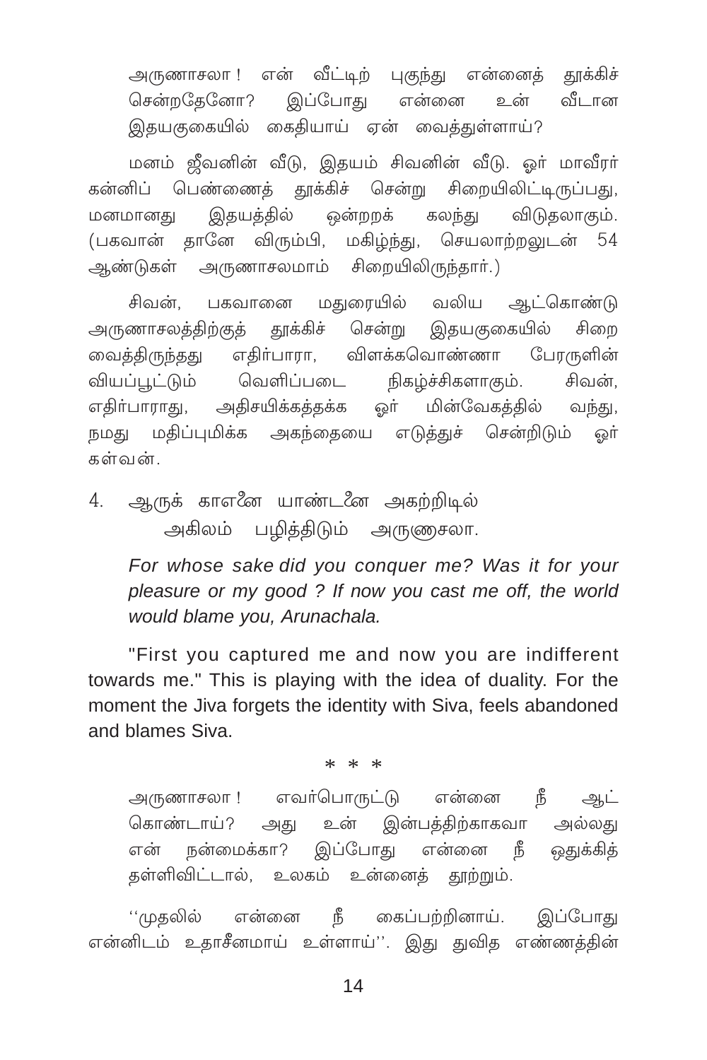அருணாசலா ! என் வீட்டிற் புகுந்து என்னைத் தூக்கிச் சென்றதேனோ? இப்போது என்னை உன் வீடான இதயகுகையில் கைதியாய் ஏன் வைத்துள்ளாய்?

மனம் ஜீவனின் வீடு, இதயம் சிவனின் வீடு. ஓர் மாவீரர் கன்னிப் பெண்ணைத் தூக்கிச் சென்று சிறையிலிட்டிருப்பது, மனமானது இதயத்தில் ஒன்றறக் கலந்து விடுதலாகும். (பகவான் தானே விரும்பி, மகிழ்ந்து, செயலாற்றலுடன் 54 ஆண்டுகள் அருணாசலமாம் சிறையிலிருந்தார்.)

சிவன், பகவானை மதுரையில் வலிய ஆட்கொண்டு அருணாசலத்திற்குத் தூக்கிச் சென்று இதயகுகையில் சிறை வைத்திருந்தது எதிர்பாரா, விளக்கவொண்ணா பேரருளின் வியப்பூட்டும் வெளிப்படை நிகழ்ச்சிகளாகும். சிவன், எதிர்பாராது, அதிசயிக்கத்தக்க ஓர் மின்வேகத்தில் வந்து, நமது மதிப்புமிக்க அகந்தையை எடுத்துச் சென்றிடும் ஓர் கள்வன்.

4. ஆருக் காஎனை யாண்டனை அகற்றிடில்
   அகிலம் பழித்திடும் அருணுசலா.

*For whose sake did you conquer me? Was it for your pleasure or my good ? If now you cast me off, the world would blame you, Arunachala.*

"First you captured me and now you are indifferent towards me." This is playing with the idea of duality. For the moment the Jiva forgets the identity with Siva, feels abandoned and blames Siva.

\* \* \*

அருணாசலா ! எவர்பொருட்டு என்னை நீ ஆட் கொண்டாய்? அது உன் இன்பத்திற்காகவா அல்லது என் நன்மைக்கா? இப்போது என்னை நீ ஒதுக்கித் தள்ளிவிட்டால், உலகம் உன்னைத் தூற்றும்.

''முதலில் என்னை நீ கைப்பற்றினாய். இப்போது என்னிடம் உதாசீனமாய் உள்ளாய்''. இது துவித எண்ணத்தின்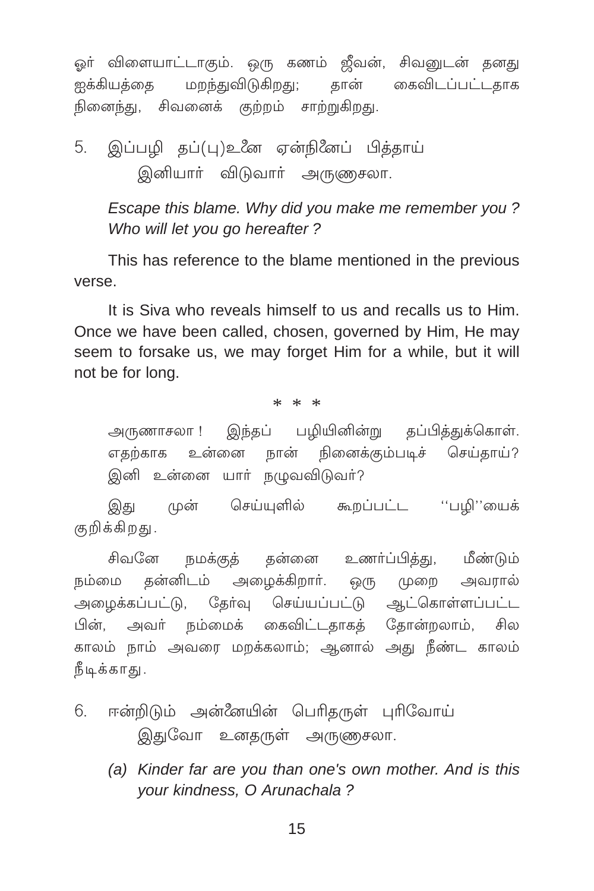ஓர் விளையாட்டாகும். ஒரு கணம் ஜீவன், சிவனுடன் தனது ஐக்கியத்தை மறந்துவிடுகிறது; தான் கைவிடப்பட்டதாக நினைந்து, சிவனைக் குற்றம் சாற்றுகிறது.

5. இப்பழி தப்(பு)உனை ஏன்நினைப் பித்தாய்
   இனியார் விடுவார் அருணாசலா.

*Escape this blame. Why did you make me remember you ? Who will let you go hereafter ?*

This has reference to the blame mentioned in the previous verse.

It is Siva who reveals himself to us and recalls us to Him. Once we have been called, chosen, governed by Him, He may seem to forsake us, we may forget Him for a while, but it will not be for long.

\* \* \*

அருணாசலா ! இந்தப் பழியினின்று தப்பித்துக்கொள். எதற்காக உன்னை நான் நினைக்கும்படிச் செய்தாய்? இனி உன்னை யார் நழுவவிடுவர்?

இது முன் செய்யுளில் கூறப்பட்ட ''பழி''யைக் குறிக்கிறது.

சிவனே நமக்குத் தன்னை உணர்ப்பித்து, மீண்டும் நம்மை தன்னிடம் அழைக்கிறார். ஒரு முறை அவரால் அழைக்கப்பட்டு, தேர்வு செய்யப்பட்டு ஆட்கொள்ளப்பட்ட பின், அவர் நம்மைக் கைவிட்டதாகத் தோன்றலாம், சில காலம் நாம் அவரை மறக்கலாம்; ஆனால் அது நீண்ட காலம் நீடிக்காது.

6. ஈன்றிடும் அன்னையின் பெரிதருள் புரிவோய்
   இதுவோ உனதருள் அருணாசலா.

(a) *Kinder far are you than one's own mother. And is this your kindness, O Arunachala ?*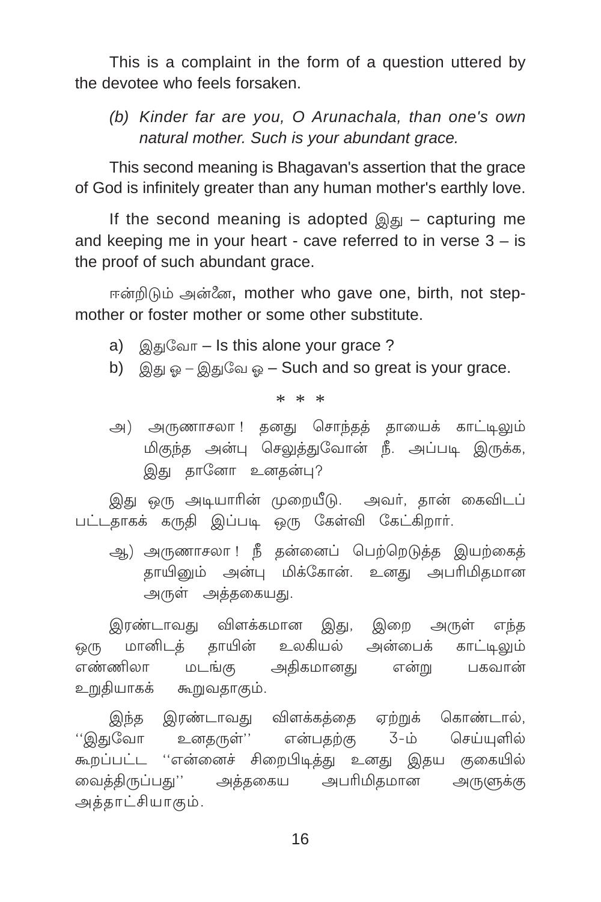This is a complaint in the form of a question uttered by the devotee who feels forsaken.

*(b) Kinder far are you, O Arunachala, than one's own natural mother. Such is your abundant grace.*

This second meaning is Bhagavan's assertion that the grace of God is infinitely greater than any human mother's earthly love.

If the second meaning is adopted இது – capturing me and keeping me in your heart - cave referred to in verse 3 – is the proof of such abundant grace.

ஈன்றிடும் அன்னை, mother who gave one, birth, not step-mother or foster mother or some other substitute.

a) இதுவோ – Is this alone your grace ?

b) இது ஓ – இதுவே ஓ – Such and so great is your grace.

\* \* \*

அ) அருணாசலா ! தனது சொந்தத் தாயைக் காட்டிலும் மிகுந்த அன்பு செலுத்துவோன் நீ. அப்படி இருக்க, இது தானோ உனதன்பு?

இது ஒரு அடியாரின் முறையீடு. அவர், தான் கைவிடப் பட்டதாகக் கருதி இப்படி ஒரு கேள்வி கேட்கிறார்.

ஆ) அருணாசலா ! நீ தன்னைப் பெற்றெடுத்த இயற்கைத் தாயினும் அன்பு மிக்கோன். உனது அபரிமிதமான அருள் அத்தகையது.

இரண்டாவது விளக்கமான இது, இறை அருள் எந்த ஒரு மானிடத் தாயின் உலகியல் அன்பைக் காட்டிலும் எண்ணிலா மடங்கு அதிகமானது என்று பகவான் உறுதியாகக் கூறுவதாகும்.

இந்த இரண்டாவது விளக்கத்தை ஏற்றுக் கொண்டால், ''இதுவோ உனதருள்'' என்பதற்கு 3-ம் செய்யுளில் கூறப்பட்ட ''என்னைச் சிறைபிடித்து உனது இதய குகையில் வைத்திருப்பது'' அத்தகைய அபரிமிதமான அருளுக்கு அத்தாட்சியாகும்.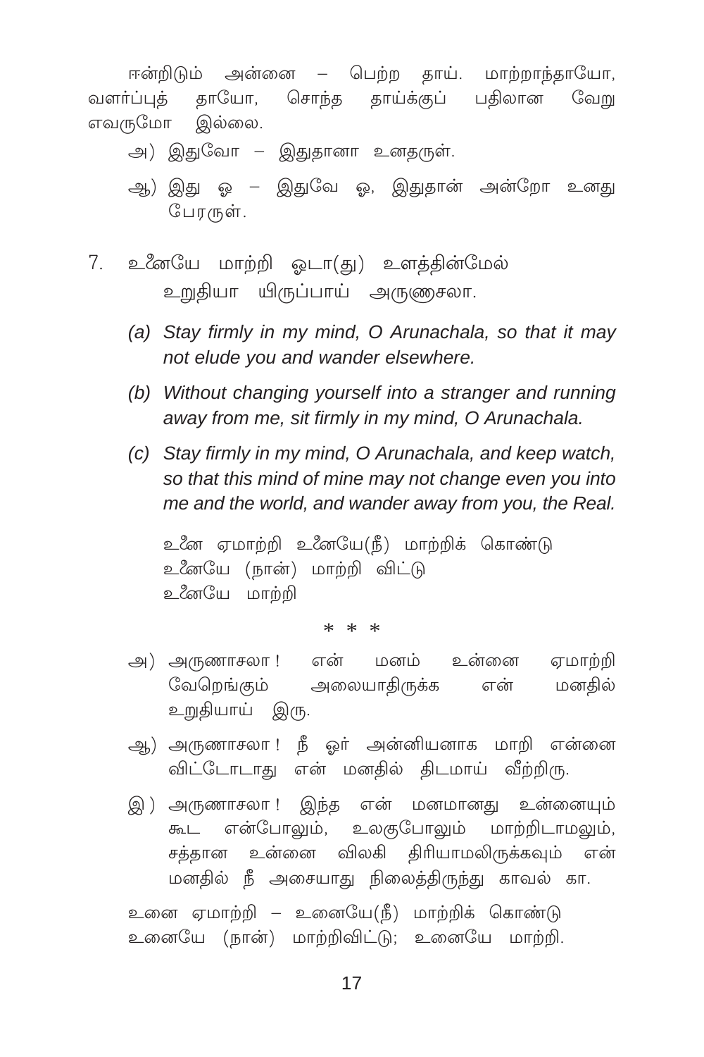ஈன்றிடும் அன்னை – பெற்ற தாய். மாற்றாந்தாயோ, வளர்ப்புத் தாயோ, சொந்த தாய்க்குப் பதிலான வேறு எவருமோ இல்லை.

அ) இதுவோ – இதுதானா உனதருள்.

ஆ) இது ஓ – இதுவே ஓ, இதுதான் அன்றோ உனது பேரருள்.

7. உனேயே மாற்றி ஓடா(து) உளத்தின்மேல்
 உறுதியா யிருப்பாய் அருணசலா.

*(a) Stay firmly in my mind, O Arunachala, so that it may not elude you and wander elsewhere.*

*(b) Without changing yourself into a stranger and running away from me, sit firmly in my mind, O Arunachala.*

*(c) Stay firmly in my mind, O Arunachala, and keep watch, so that this mind of mine may not change even you into me and the world, and wander away from you, the Real.*

உனே ஏமாற்றி உனேயே(நீ) மாற்றிக் கொண்டு
உனேயே (நான்) மாற்றி விட்டு
உனேயே மாற்றி

\* \* \*

அ) அருணாசலா! என் மனம் உன்னை ஏமாற்றி வேறெங்கும் அலையாதிருக்க என் மனதில் உறுதியாய் இரு.

ஆ) அருணாசலா! நீ ஓர் அன்னியனாக மாறி என்னை விட்டோடாது என் மனதில் திடமாய் வீற்றிரு.

இ) அருணாசலா! இந்த என் மனமானது உன்னையும் கூட என்போலும், உலகுபோலும் மாற்றிடாமலும், சத்தான உன்னை விலகி திரியாமலிருக்கவும் என் மனதில் நீ அசையாது நிலைத்திருந்து காவல் கா.

உனை ஏமாற்றி – உனையே(நீ) மாற்றிக் கொண்டு
உனையே (நான்) மாற்றிவிட்டு; உனையே மாற்றி.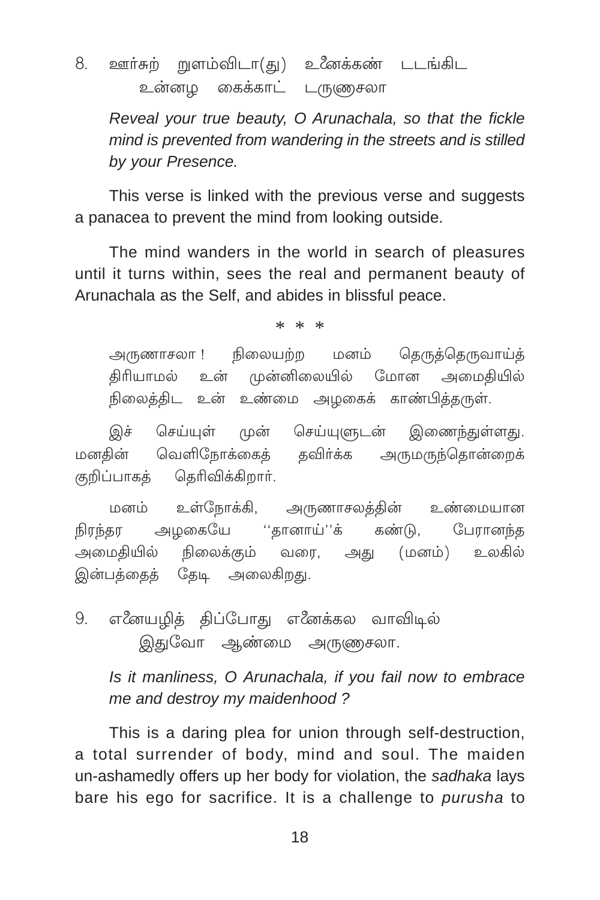8. ஊர்சுற் றுளம்விடா(து) உனைக்கண் டடங்கிட
உன்னழ கைக்காட் டருணாசலா

*Reveal your true beauty, O Arunachala, so that the fickle mind is prevented from wandering in the streets and is stilled by your Presence.*

This verse is linked with the previous verse and suggests a panacea to prevent the mind from looking outside.

The mind wanders in the world in search of pleasures until it turns within, sees the real and permanent beauty of Arunachala as the Self, and abides in blissful peace.

\* \* \*

அருணாசலா ! நிலையற்ற மனம் தெருத்தெருவாய்த் திரியாமல் உன் முன்னிலையில் மோன அமைதியில் நிலைத்திட உன் உண்மை அழகைக் காண்பித்தருள்.

இச் செய்யுள் முன் செய்யுளுடன் இணைந்துள்ளது. மனதின் வெளிநோக்கைத் தவிர்க்க அருமருந்தொன்றைக் குறிப்பாகத் தெரிவிக்கிறார்.

மனம் உள்நோக்கி, அருணாசலத்தின் உண்மையான நிரந்தர அழகையே ''தானாய்''க் கண்டு, பேரானந்த அமைதியில் நிலைக்கும் வரை, அது (மனம்) உலகில் இன்பத்தைத் தேடி அலைகிறது.

9. எனையழித் திப்போது எனைக்கல வாவிடில்
இதுவோ ஆண்மை அருணாசலா.

*Is it manliness, O Arunachala, if you fail now to embrace me and destroy my maidenhood ?*

This is a daring plea for union through self-destruction, a total surrender of body, mind and soul. The maiden un-ashamedly offers up her body for violation, the *sadhaka* lays bare his ego for sacrifice. It is a challenge to *purusha* to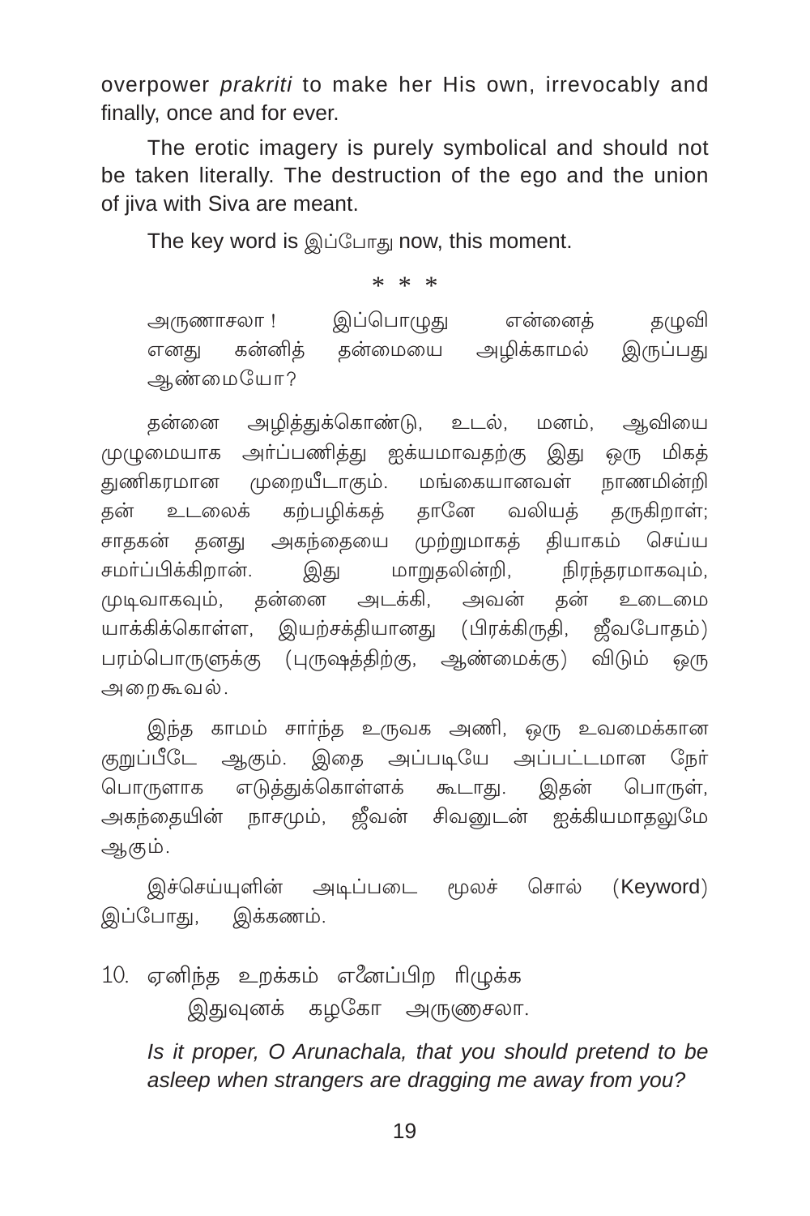overpower *prakriti* to make her His own, irrevocably and finally, once and for ever.

The erotic imagery is purely symbolical and should not be taken literally. The destruction of the ego and the union of jiva with Siva are meant.

The key word is இப்போது now, this moment.

\* \* \*

அருணாசலா ! இப்பொழுது என்னைத் தழுவி எனது கன்னித் தன்மையை அழிக்காமல் இருப்பது ஆண்மையோ?

தன்னை அழித்துக்கொண்டு, உடல், மனம், ஆவியை முழுமையாக அர்ப்பணித்து ஐக்யமாவதற்கு இது ஒரு மிகத் துணிகரமான முறையீடாகும். மங்கையானவள் நாணமின்றி தன் உடலைக் கற்பழிக்கத் தானே வலியத் தருகிறாள்; சாதகன் தனது அகந்தையை முற்றுமாகத் தியாகம் செய்ய சமர்ப்பிக்கிறான். இது மாறுதலின்றி, நிரந்தரமாகவும், முடிவாகவும், தன்னை அடக்கி, அவன் தன் உடைமை யாக்கிக்கொள்ள, இயற்சக்தியானது (பிரக்கிருதி, ஜீவபோதம்) பரம்பொருளுக்கு (புருஷத்திற்கு, ஆண்மைக்கு) விடும் ஒரு அறைகூவல்.

இந்த காமம் சார்ந்த உருவக அணி, ஒரு உவமைக்கான குறுப்பீடே ஆகும். இதை அப்படியே அப்பட்டமான நேர் பொருளாக எடுத்துக்கொள்ளக் கூடாது. இதன் பொருள், அகந்தையின் நாசமும், ஜீவன் சிவனுடன் ஐக்கியமாதலுமே ஆகும்.

இச்செய்யுளின் அடிப்படை மூலச் சொல் (Keyword) இப்போது, இக்கணம்.

10. ஏனிந்த உறக்கம் எனைப்பிற ரிழுக்க
இதுவுனக் கழகோ அருணைசலா.

*Is it proper, O Arunachala, that you should pretend to be asleep when strangers are dragging me away from you?*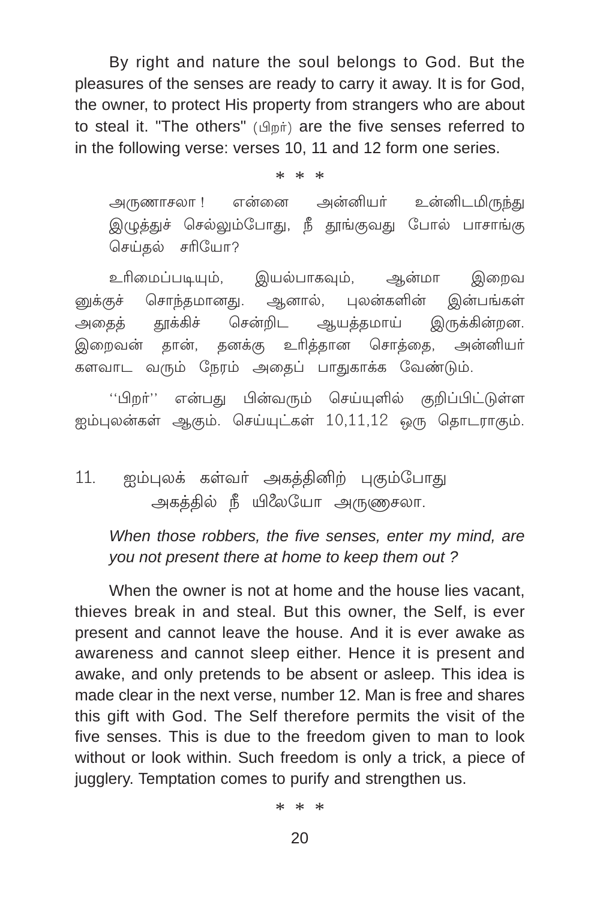By right and nature the soul belongs to God. But the pleasures of the senses are ready to carry it away. It is for God, the owner, to protect His property from strangers who are about to steal it. "The others" (பிறர்) are the five senses referred to in the following verse: verses 10, 11 and 12 form one series.

\* \* \*

அருணாசலா ! என்னை அன்னியர் உன்னிடமிருந்து இழுத்துச் செல்லும்போது, நீ தூங்குவது போல் பாசாங்கு செய்தல் சரியோ?

உரிமைப்படியும், இயல்பாகவும், ஆன்மா இறைவனுக்குச் சொந்தமானது. ஆனால், புலன்களின் இன்பங்கள் அதைத் தூக்கிச் சென்றிட ஆயத்தமாய் இருக்கின்றன. இறைவன் தான், தனக்கு உரித்தான சொத்தை, அன்னியர் களவாட வரும் நேரம் அதைப் பாதுகாக்க வேண்டும்.

''பிறர்'' என்பது பின்வரும் செய்யுளில் குறிப்பிட்டுள்ள ஐம்புலன்கள் ஆகும். செய்யுட்கள் 10,11,12 ஒரு தொடராகும்.

11. ஐம்புலக் கள்வர் அகத்தினிற் புகும்போது
 அகத்தில் நீ யிலேயோ அருணைசலா.

*When those robbers, the five senses, enter my mind, are you not present there at home to keep them out ?*

When the owner is not at home and the house lies vacant, thieves break in and steal. But this owner, the Self, is ever present and cannot leave the house. And it is ever awake as awareness and cannot sleep either. Hence it is present and awake, and only pretends to be absent or asleep. This idea is made clear in the next verse, number 12. Man is free and shares this gift with God. The Self therefore permits the visit of the five senses. This is due to the freedom given to man to look without or look within. Such freedom is only a trick, a piece of jugglery. Temptation comes to purify and strengthen us.

\* \* \*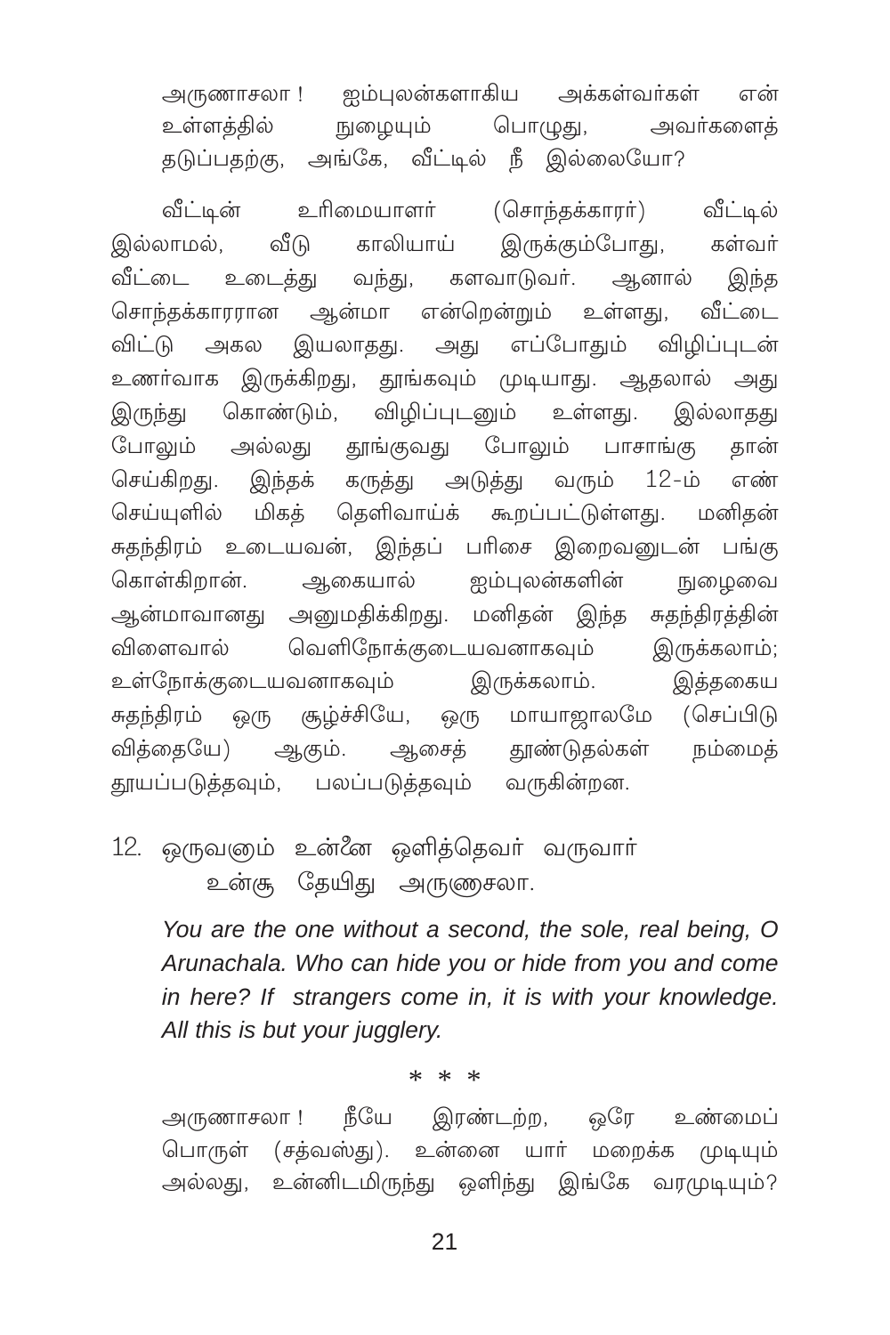அருணாசலா ! ஐம்புலன்களாகிய அக்கள்வர்கள் என் உள்ளத்தில் நுழையும் பொழுது, அவர்களைத் தடுப்பதற்கு, அங்கே, வீட்டில் நீ இல்லையோ?

வீட்டின் உரிமையாளர் (சொந்தக்காரர்) வீட்டில் இல்லாமல், வீடு காலியாய் இருக்கும்போது, கள்வர் வீட்டை உடைத்து வந்து, களவாடுவர். ஆனால் இந்த சொந்தக்காரரான ஆன்மா என்றென்றும் உள்ளது, வீட்டை விட்டு அகல இயலாதது. அது எப்போதும் விழிப்புடன் உணர்வாக இருக்கிறது, தூங்கவும் முடியாது. ஆதலால் அது இருந்து கொண்டும், விழிப்புடனும் உள்ளது. இல்லாதது போலும் அல்லது தூங்குவது போலும் பாசாங்கு தான் செய்கிறது. இந்தக் கருத்து அடுத்து வரும் 12-ம் எண் செய்யுளில் மிகத் தெளிவாய்க் கூறப்பட்டுள்ளது. மனிதன் சுதந்திரம் உடையவன், இந்தப் பரிசை இறைவனுடன் பங்கு கொள்கிறான். ஆகையால் ஐம்புலன்களின் நுழைவை ஆன்மாவானது அனுமதிக்கிறது. மனிதன் இந்த சுதந்திரத்தின் விளைவால் வெளிநோக்குடையவனாகவும் இருக்கலாம்; உள்நோக்குடையவனாகவும் இருக்கலாம். இத்தகைய சுதந்திரம் ஒரு சூழ்ச்சியே, ஒரு மாயாஜாலமே (செப்பிடு வித்தையே) ஆகும். ஆசைத் தூண்டுதல்கள் நம்மைத் தூயப்படுத்தவும், பலப்படுத்தவும் வருகின்றன.

12. ஒருவனும் உன்னை ஒளித்தெவர் வருவார்
உன்சூ தேயிது அருணசலா.

*You are the one without a second, the sole, real being, O Arunachala. Who can hide you or hide from you and come in here? If strangers come in, it is with your knowledge. All this is but your jugglery.*

\* \* \*

அருணாசலா ! நீயே இரண்டற்ற, ஒரே உண்மைப் பொருள் (சத்வஸ்து). உன்னை யார் மறைக்க முடியும் அல்லது, உன்னிடமிருந்து ஒளிந்து இங்கே வரமுடியும்?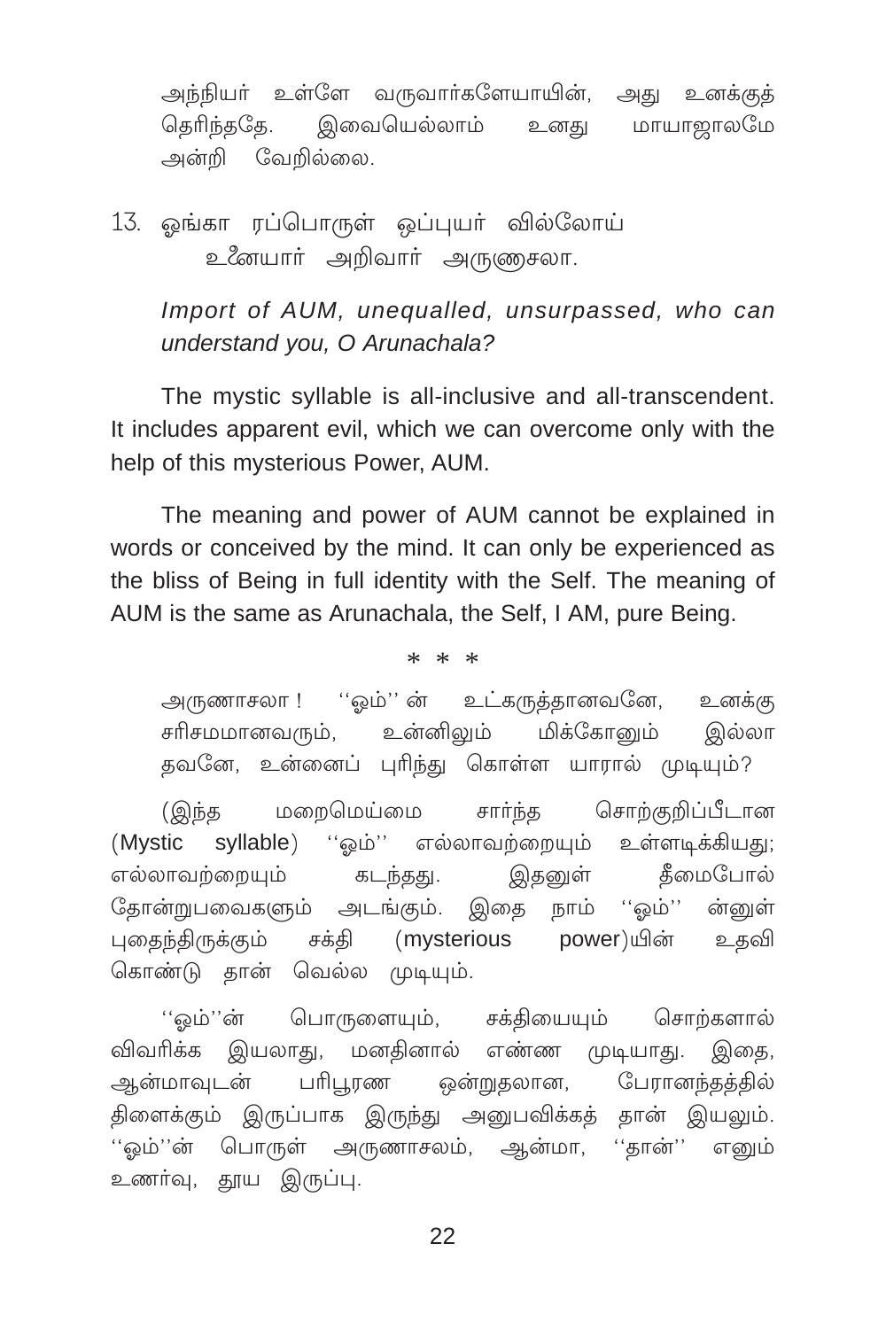அந்நியர் உள்ளே வருவார்களேயாயின், அது உனக்குத் தெரிந்ததே. இவையெல்லாம் உனது மாயாஜாலமே அன்றி வேறில்லை.

13. ஓங்கா ரப்பொருள் ஒப்புயர் வில்லோய்
    உனையார் அறிவார் அருணசலா.

*Import of AUM, unequalled, unsurpassed, who can understand you, O Arunachala?*

The mystic syllable is all-inclusive and all-transcendent. It includes apparent evil, which we can overcome only with the help of this mysterious Power, AUM.

The meaning and power of AUM cannot be explained in words or conceived by the mind. It can only be experienced as the bliss of Being in full identity with the Self. The meaning of AUM is the same as Arunachala, the Self, I AM, pure Being.

\* \* \*

அருணாசலா ! ''ஓம்'' ன் உட்கருத்தானவனே, உனக்கு சரிசமமானவரும், உன்னிலும் மிக்கோனும் இல்லா தவனே, உன்னைப் புரிந்து கொள்ள யாரால் முடியும்?

(இந்த மறைமெய்மை சார்ந்த சொற்குறிப்பீடான (Mystic syllable) ''ஓம்'' எல்லாவற்றையும் உள்ளடிக்கியது; எல்லாவற்றையும் கடந்தது. இதனுள் தீமைபோல் தோன்றுபவைகளும் அடங்கும். இதை நாம் ''ஓம்'' ன்னுள் புதைந்திருக்கும் சக்தி (mysterious power)யின் உதவி கொண்டு தான் வெல்ல முடியும்.

''ஓம்''ன் பொருளையும், சக்தியையும் சொற்களால் விவரிக்க இயலாது, மனதினால் எண்ண முடியாது. இதை, ஆன்மாவுடன் பரிபூரண ஒன்றுதலான, பேரானந்தத்தில் திளைக்கும் இருப்பாக இருந்து அனுபவிக்கத் தான் இயலும். ''ஓம்''ன் பொருள் அருணாசலம், ஆன்மா, ''தான்'' எனும் உணர்வு, தூய இருப்பு.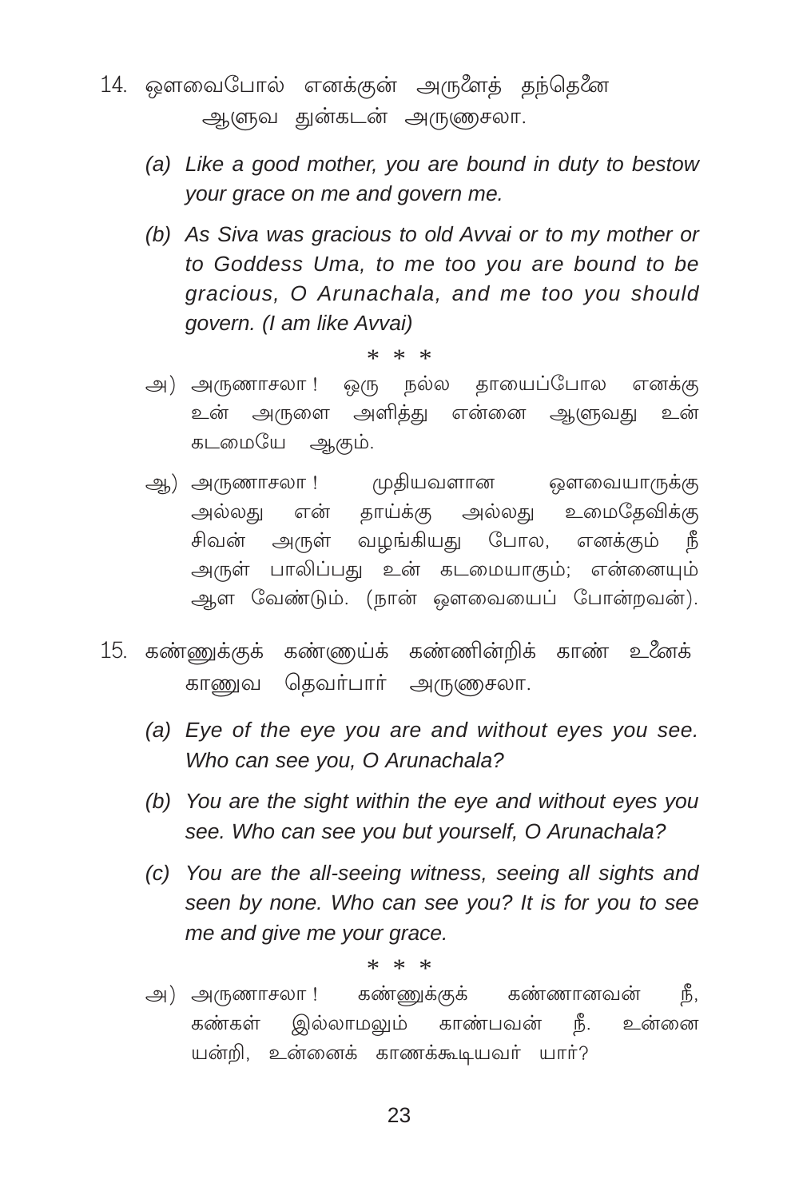14. ஔவைபோல் எனக்குன் அருளைத் தந்தெனை
ஆளுவ துன்கடன் அருணாசலா.

*(a) Like a good mother, you are bound in duty to bestow your grace on me and govern me.*

*(b) As Siva was gracious to old Avvai or to my mother or to Goddess Uma, to me too you are bound to be gracious, O Arunachala, and me too you should govern. (I am like Avvai)*

\* \* \*

அ) அருணாசலா ! ஒரு நல்ல தாயைப்போல எனக்கு உன் அருளை அளித்து என்னை ஆளுவது உன் கடமையே ஆகும்.

ஆ) அருணாசலா ! முதியவளான ஔவையாருக்கு அல்லது என் தாய்க்கு அல்லது உமைதேவிக்கு சிவன் அருள் வழங்கியது போல, எனக்கும் நீ அருள் பாலிப்பது உன் கடமையாகும்; என்னையும் ஆள வேண்டும். (நான் ஔவையைப் போன்றவன்).

15. கண்ணுக்குக் கண்ணாய்க் கண்ணின்றிக் காண் உனைக்
காணுவ தெவர்பார் அருணாசலா.

*(a) Eye of the eye you are and without eyes you see. Who can see you, O Arunachala?*

*(b) You are the sight within the eye and without eyes you see. Who can see you but yourself, O Arunachala?*

*(c) You are the all-seeing witness, seeing all sights and seen by none. Who can see you? It is for you to see me and give me your grace.*

\* \* \*

அ) அருணாசலா ! கண்ணுக்குக் கண்ணானவன் நீ, கண்கள் இல்லாமலும் காண்பவன் நீ. உன்னை யன்றி, உன்னைக் காணக்கூடியவர் யார்?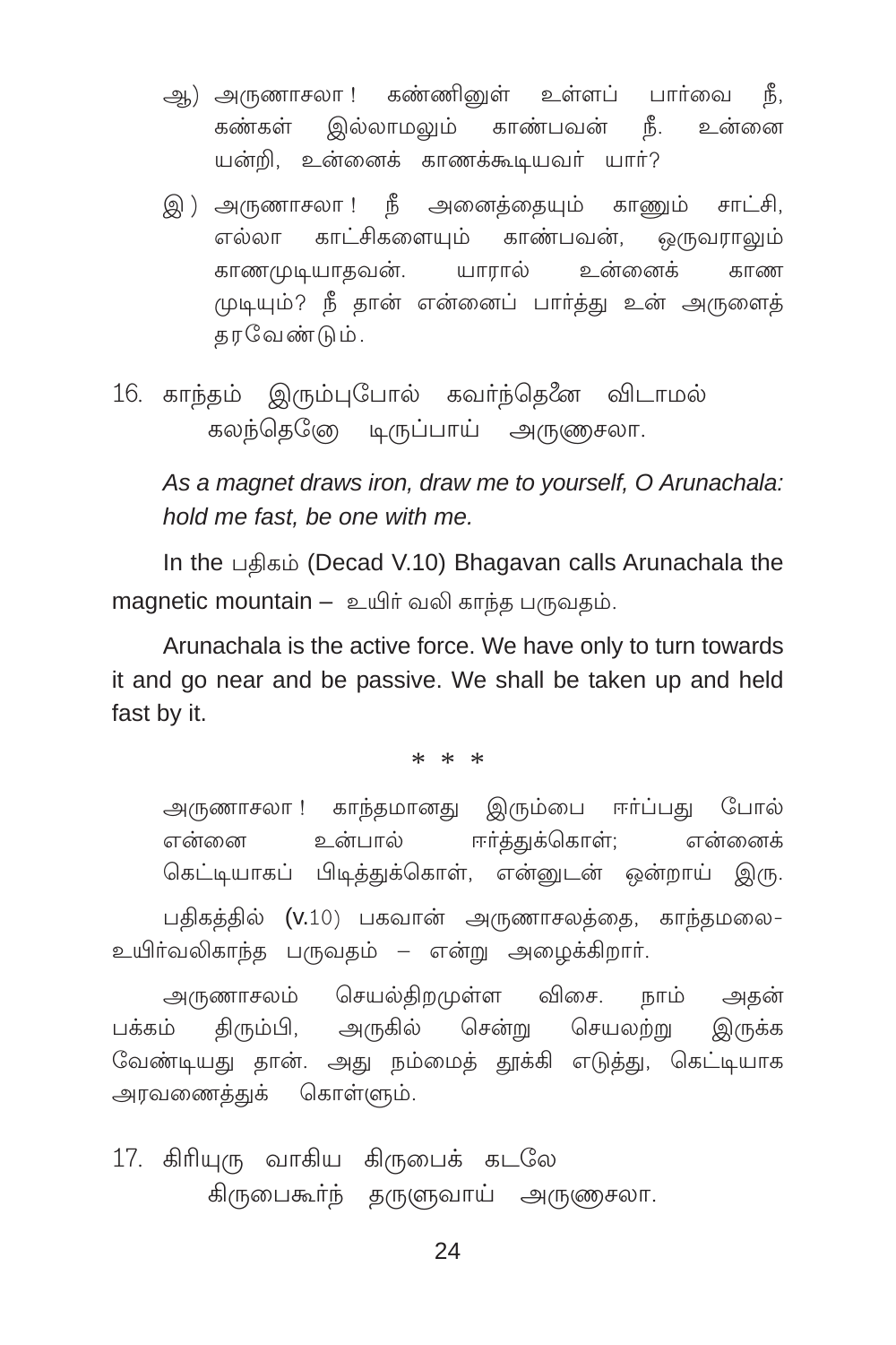ஆ) அருணாசலா ! கண்ணினுள் உள்ளப் பார்வை நீ, கண்கள் இல்லாமலும் காண்பவன் நீ. உன்னை யன்றி, உன்னைக் காணக்கூடியவர் யார்?

இ) அருணாசலா ! நீ அனைத்தையும் காணும் சாட்சி, எல்லா காட்சிகளையும் காண்பவன், ஒருவராலும் காணமுடியாதவன். யாரால் உன்னைக் காண முடியும்? நீ தான் என்னைப் பார்த்து உன் அருளைத் தரவேண்டும்.

16. காந்தம் இரும்புபோல் கவர்ந்தெனை விடாமல்
கலந்தெனோ டிருப்பாய் அருணாசலா.

*As a magnet draws iron, draw me to yourself, O Arunachala: hold me fast, be one with me.*

In the பதிகம் (Decad V.10) Bhagavan calls Arunachala the magnetic mountain – உயிர் வலி காந்த பருவதம்.

Arunachala is the active force. We have only to turn towards it and go near and be passive. We shall be taken up and held fast by it.

\* \* \*

அருணாசலா ! காந்தமானது இரும்பை ஈர்ப்பது போல் என்னை உன்பால் ஈர்த்துக்கொள்; என்னைக் கெட்டியாகப் பிடித்துக்கொள், என்னுடன் ஒன்றாய் இரு.

பதிகத்தில் (V.10) பகவான் அருணாசலத்தை, காந்தமலை- உயிர்வலிகாந்த பருவதம் – என்று அழைக்கிறார்.

அருணாசலம் செயல்திறமுள்ள விசை. நாம் அதன் பக்கம் திரும்பி, அருகில் சென்று செயலற்று இருக்க வேண்டியது தான். அது நம்மைத் தூக்கி எடுத்து, கெட்டியாக அரவணைத்துக் கொள்ளும்.

17. கிரியுரு வாகிய கிருபைக் கடலே
கிருபைகூர்ந் தருளுவாய் அருணாசலா.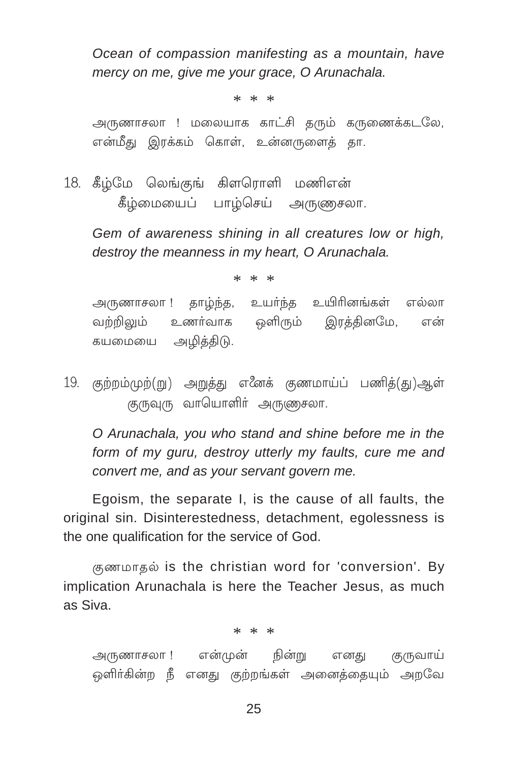*Ocean of compassion manifesting as a mountain, have mercy on me, give me your grace, O Arunachala.*

\* \* \*

அருணாசலா ! மலையாக காட்சி தரும் கருணைக்கடலே, என்மீது இரக்கம் கொள், உன்னருளைத் தா.

18. கீழ்மே லெங்குங் கிளரொளி மணிஎன்
    கீழ்மையைப் பாழ்செய் அருணசலா.

*Gem of awareness shining in all creatures low or high, destroy the meanness in my heart, O Arunachala.*

\* \* \*

அருணாசலா ! தாழ்ந்த, உயர்ந்த உயிரினங்கள் எல்லா வற்றிலும் உணர்வாக ஒளிரும் இரத்தினமே, என் கயமையை அழித்திடு.

19. குற்றம்முற்(று) அறுத்து எனைக் குணமாய்ப் பணித்(து)ஆள்
    குருவுரு வாயொளிர் அருணசலா.

*O Arunachala, you who stand and shine before me in the form of my guru, destroy utterly my faults, cure me and convert me, and as your servant govern me.*

Egoism, the separate I, is the cause of all faults, the original sin. Disinterestedness, detachment, egolessness is the one qualification for the service of God.

குணமாதல் is the christian word for 'conversion'. By implication Arunachala is here the Teacher Jesus, as much as Siva.

\* \* \*

அருணாசலா ! என்முன் நின்று எனது குருவாய் ஒளிர்கின்ற நீ எனது குற்றங்கள் அனைத்தையும் அறவே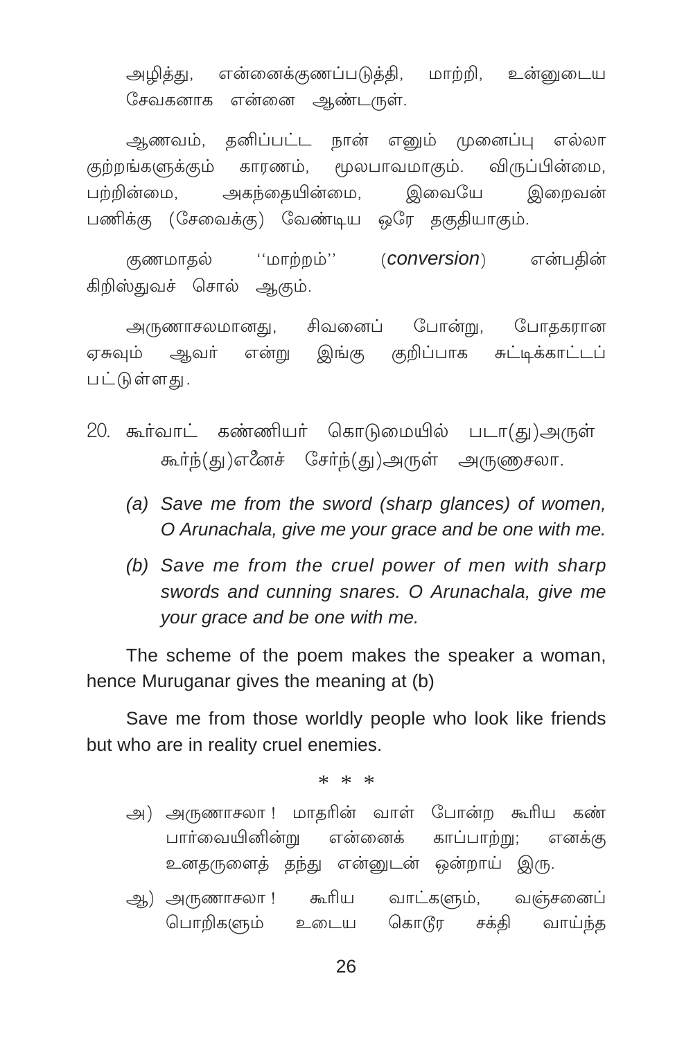அழித்து, என்னைக்குணப்படுத்தி, மாற்றி, உன்னுடைய சேவகனாக என்னை ஆண்டருள்.

ஆணவம், தனிப்பட்ட நான் எனும் முனைப்பு எல்லா குற்றங்களுக்கும் காரணம், மூலபாவமாகும். விருப்பின்மை, பற்றின்மை, அகந்தையின்மை, இவையே இறைவன் பணிக்கு (சேவைக்கு) வேண்டிய ஒரே தகுதியாகும்.

குணமாதல் ''மாற்றம்'' (*conversion*) என்பதின் கிறிஸ்துவச் சொல் ஆகும்.

அருணாசலமானது, சிவனைப் போன்று, போதகரான ஏசுவும் ஆவர் என்று இங்கு குறிப்பாக சுட்டிக்காட்டப் பட்டுள்ளது.

20. கூர்வாட் கண்ணியர் கொடுமையில் படா(து)அருள்
 கூர்ந்(து)எனைச் சேர்ந்(து)அருள் அருணாசலா.

 *(a) Save me from the sword (sharp glances) of women, O Arunachala, give me your grace and be one with me.*

 *(b) Save me from the cruel power of men with sharp swords and cunning snares. O Arunachala, give me your grace and be one with me.*

The scheme of the poem makes the speaker a woman, hence Muruganar gives the meaning at (b)

Save me from those worldly people who look like friends but who are in reality cruel enemies.

\* \* \*

அ) அருணாசலா ! மாதரின் வாள் போன்ற கூரிய கண் பார்வையினின்று என்னைக் காப்பாற்று; எனக்கு உனதருளைத் தந்து என்னுடன் ஒன்றாய் இரு.

ஆ) அருணாசலா ! கூரிய வாட்களும், வஞ்சனைப் பொறிகளும் உடைய கொடூர சக்தி வாய்ந்த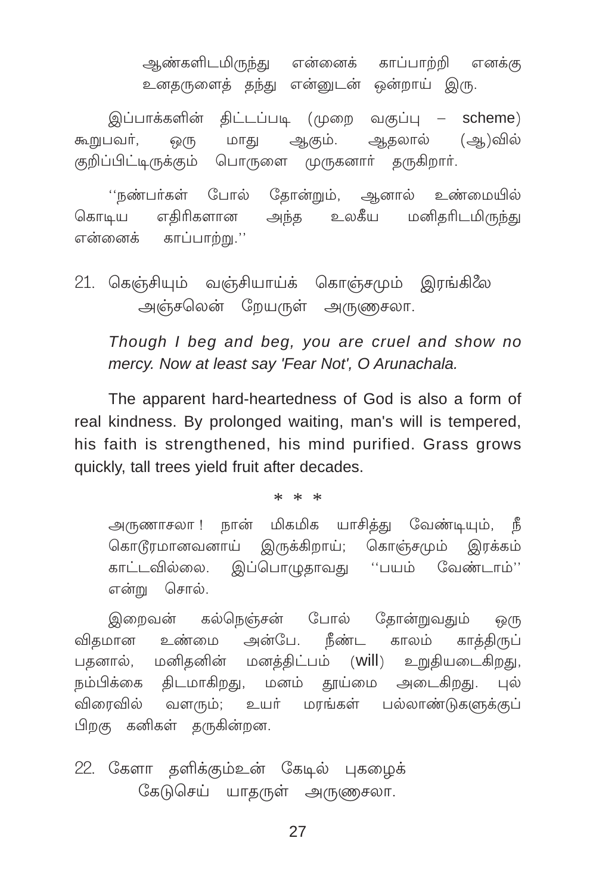ஆண்களிடமிருந்து என்னைக் காப்பாற்றி எனக்கு
உனதருளைத் தந்து என்னுடன் ஒன்றாய் இரு.

இப்பாக்களின் திட்டப்படி (முறை வகுப்பு – scheme) கூறுபவர், ஒரு மாது ஆகும். ஆதலால் (ஆ)வில் குறிப்பிட்டிருக்கும் பொருளை முருகனார் தருகிறார்.

''நண்பர்கள் போல் தோன்றும், ஆனால் உண்மையில் கொடிய எதிரிகளான அந்த உலகீய மனிதரிடமிருந்து என்னைக் காப்பாற்று.''

21. கெஞ்சியும் வஞ்சியாய்க் கொஞ்சமும் இரங்கிலை
அஞ்சலென் றேயருள் அருணசலா.

*Though I beg and beg, you are cruel and show no mercy. Now at least say 'Fear Not', O Arunachala.*

The apparent hard-heartedness of God is also a form of real kindness. By prolonged waiting, man's will is tempered, his faith is strengthened, his mind purified. Grass grows quickly, tall trees yield fruit after decades.

\* \* \*

அருணாசலா ! நான் மிகமிக யாசித்து வேண்டியும், நீ கொடூரமானவனாய் இருக்கிறாய்; கொஞ்சமும் இரக்கம் காட்டவில்லை. இப்பொழுதாவது ''பயம் வேண்டாம்'' என்று சொல்.

இறைவன் கல்நெஞ்சன் போல் தோன்றுவதும் ஒரு விதமான உண்மை அன்பே. நீண்ட காலம் காத்திருப் பதனால், மனிதனின் மனத்திட்பம் (will) உறுதியடைகிறது, நம்பிக்கை திடமாகிறது, மனம் தூய்மை அடைகிறது. புல் விரைவில் வளரும்; உயர் மரங்கள் பல்லாண்டுகளுக்குப் பிறகு கனிகள் தருகின்றன.

22. கேளா தளிக்கும்உன் கேடில் புகழைக்
கேடுசெய் யாதருள் அருணசலா.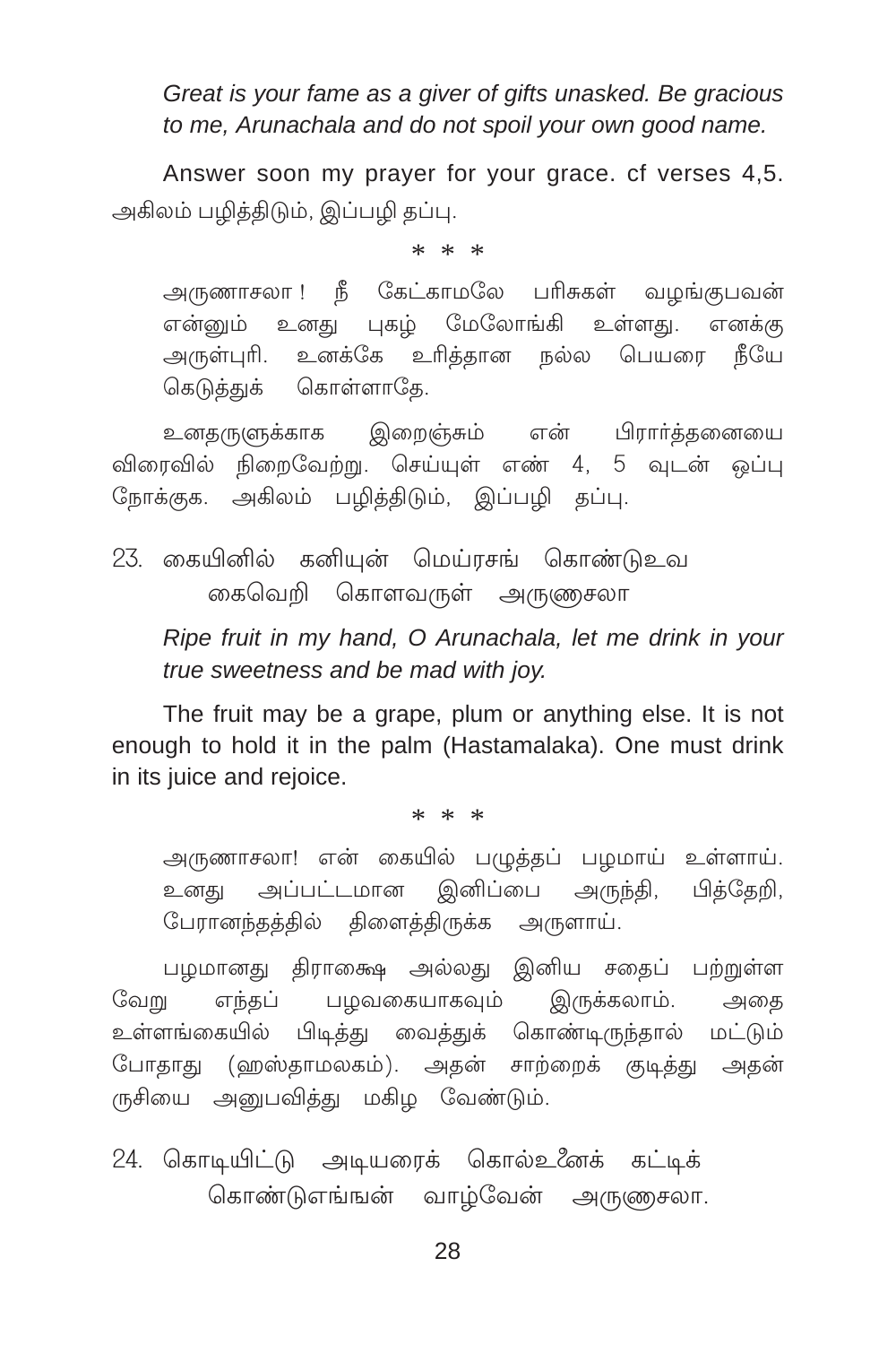*Great is your fame as a giver of gifts unasked. Be gracious to me, Arunachala and do not spoil your own good name.*

Answer soon my prayer for your grace. cf verses 4,5. அகிலம் பழித்திடும், இப்பழி தப்பு.

\* \* \*

அருணாசலா ! நீ கேட்காமலே பரிசுகள் வழங்குபவன் என்னும் உனது புகழ் மேலோங்கி உள்ளது. எனக்கு அருள்புரி. உனக்கே உரித்தான நல்ல பெயரை நீயே கெடுத்துக் கொள்ளாதே.

உனதருளுக்காக இறைஞ்சும் என் பிரார்த்தனையை விரைவில் நிறைவேற்று. செய்யுள் எண் 4, 5 வுடன் ஒப்பு நோக்குக. அகிலம் பழித்திடும், இப்பழி தப்பு.

23. கையினில் கனியுன் மெய்ரசங் கொண்டுஉவ
கைவெறி கொளவருள் அருணாசலா

*Ripe fruit in my hand, O Arunachala, let me drink in your true sweetness and be mad with joy.*

The fruit may be a grape, plum or anything else. It is not enough to hold it in the palm (Hastamalaka). One must drink in its juice and rejoice.

\* \* \*

அருணாசலா! என் கையில் பழுத்தப் பழமாய் உள்ளாய். உனது அப்பட்டமான இனிப்பை அருந்தி, பித்தேறி, பேரானந்தத்தில் திளைத்திருக்க அருளாய்.

பழமானது திராக்ஷை அல்லது இனிய சதைப் பற்றுள்ள வேறு எந்தப் பழவகையாகவும் இருக்கலாம். அதை உள்ளங்கையில் பிடித்து வைத்துக் கொண்டிருந்தால் மட்டும் போதாது (ஹஸ்தாமலகம்). அதன் சாற்றைக் குடித்து அதன் ருசியை அனுபவித்து மகிழ வேண்டும்.

24. கொடியிட்டு அடியரைக் கொல்உனைக் கட்டிக்
கொண்டுஎங்ஙன் வாழ்வேன் அருணாசலா.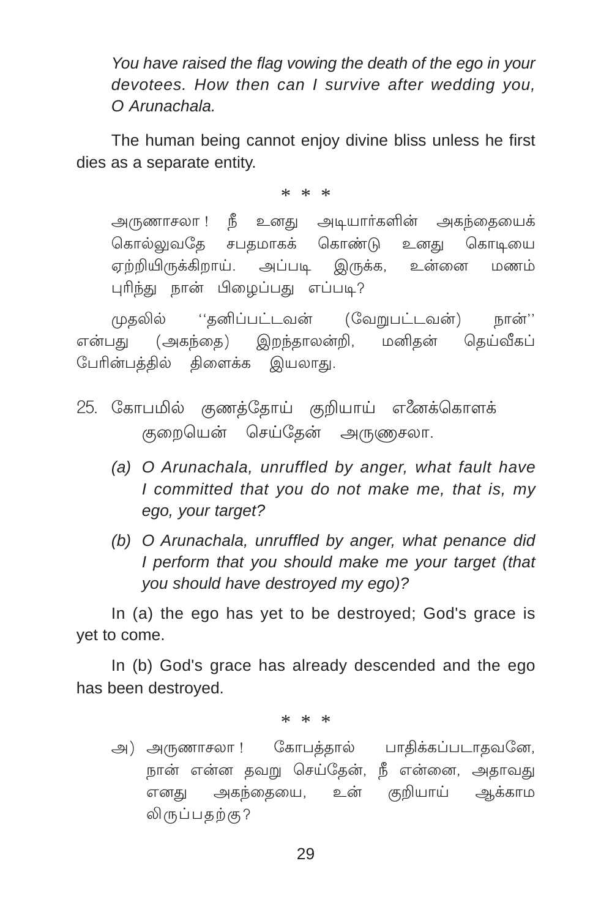*You have raised the flag vowing the death of the ego in your devotees. How then can I survive after wedding you, O Arunachala.*

The human being cannot enjoy divine bliss unless he first dies as a separate entity.

\* \* \*

அருணாசலா ! நீ உனது அடியார்களின் அகந்தையைக் கொல்லுவதே சபதமாகக் கொண்டு உனது கொடியை ஏற்றியிருக்கிறாய். அப்படி இருக்க, உன்னை மணம் புரிந்து நான் பிழைப்பது எப்படி?

முதலில் ''தனிப்பட்டவன் (வேறுபட்டவன்) நான்'' என்பது (அகந்தை) இறந்தாலன்றி, மனிதன் தெய்வீகப் பேரின்பத்தில் திளைக்க இயலாது.

25. கோபமில் குணத்தோய் குறியாய் எனைக்கொளக்
    குறையென் செய்தேன் அருணாசலா.

(a) *O Arunachala, unruffled by anger, what fault have I committed that you do not make me, that is, my ego, your target?*

(b) *O Arunachala, unruffled by anger, what penance did I perform that you should make me your target (that you should have destroyed my ego)?*

In (a) the ego has yet to be destroyed; God's grace is yet to come.

In (b) God's grace has already descended and the ego has been destroyed.

\* \* \*

அ) அருணாசலா ! கோபத்தால் பாதிக்கப்படாதவனே, நான் என்ன தவறு செய்தேன், நீ என்னை, அதாவது எனது அகந்தையை, உன் குறியாய் ஆக்காமலிருப்பதற்கு?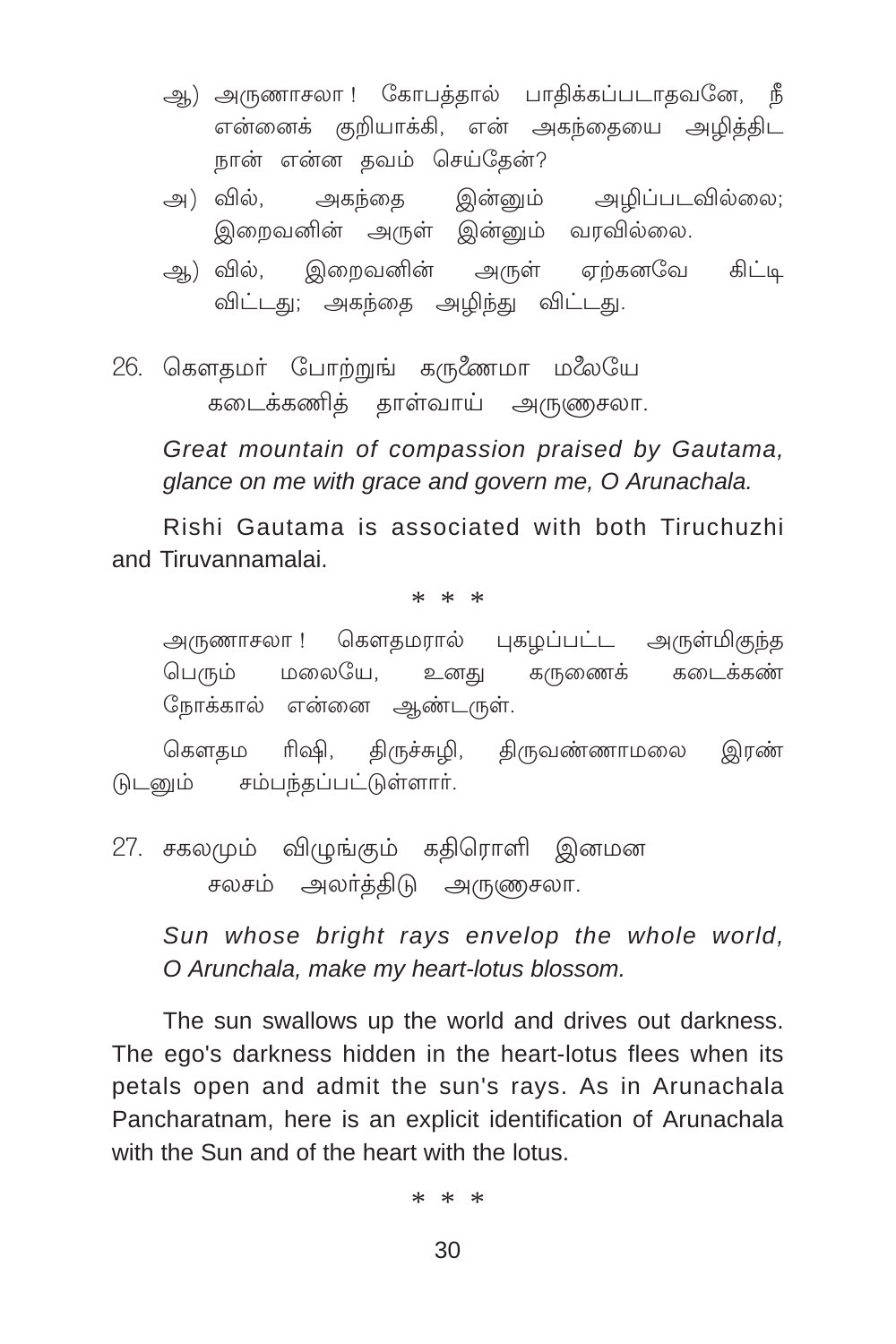ஆ) அருணாசலா ! கோபத்தால் பாதிக்கப்படாதவனே, நீ என்னைக் குறியாக்கி, என் அகந்தையை அழித்திட நான் என்ன தவம் செய்தேன்?

அ) வில், அகந்தை இன்னும் அழிப்படவில்லை; இறைவனின் அருள் இன்னும் வரவில்லை.

ஆ) வில், இறைவனின் அருள் ஏற்கனவே கிட்டி விட்டது; அகந்தை அழிந்து விட்டது.

26. கௌதமர் போற்றுங் கருணைமா மலையே
    கடைக்கணித் தாள்வாய் அருணாசலா.

*Great mountain of compassion praised by Gautama, glance on me with grace and govern me, O Arunachala.*

Rishi Gautama is associated with both Tiruchuzhi and Tiruvannamalai.

\* \* \*

அருணாசலா ! கௌதமரால் புகழப்பட்ட அருள்மிகுந்த பெரும் மலையே, உனது கருணைக் கடைக்கண் நோக்கால் என்னை ஆண்டருள்.

கௌதம ரிஷி, திருச்சுழி, திருவண்ணாமலை இரண்டுடனும் சம்பந்தப்பட்டுள்ளார்.

27. சகலமும் விழுங்கும் கதிரொளி இனமன
    சலசம் அலர்த்திடு அருணாசலா.

*Sun whose bright rays envelop the whole world, O Arunchala, make my heart-lotus blossom.*

The sun swallows up the world and drives out darkness. The ego's darkness hidden in the heart-lotus flees when its petals open and admit the sun's rays. As in Arunachala Pancharatnam, here is an explicit identification of Arunachala with the Sun and of the heart with the lotus.

\* \* \*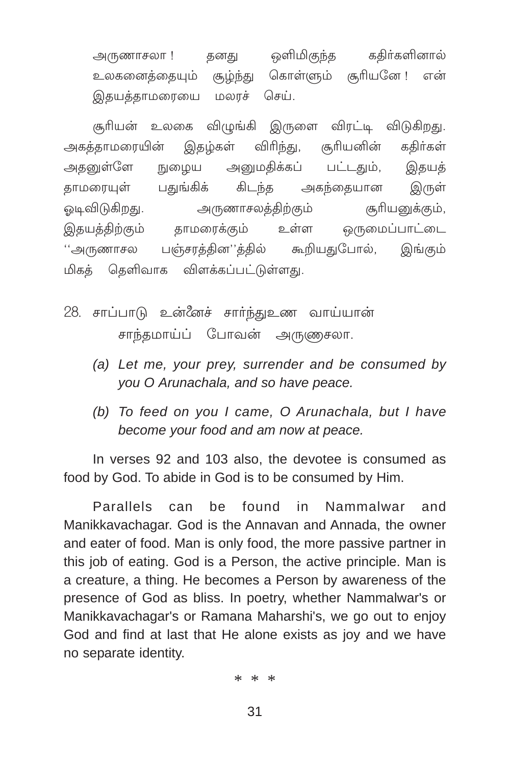அருணாசலா ! தனது ஒளிமிகுந்த கதிர்களினால் உலகனைத்தையும் சூழ்ந்து கொள்ளும் சூரியனே ! என் இதயத்தாமரையை மலரச் செய்.

சூரியன் உலகை விழுங்கி இருளை விரட்டி விடுகிறது. அகத்தாமரையின் இதழ்கள் விரிந்து, சூரியனின் கதிர்கள் அதனுள்ளே நுழைய அனுமதிக்கப் பட்டதும், இதயத் தாமரையுள் பதுங்கிக் கிடந்த அகந்தையான இருள் ஓடிவிடுகிறது. அருணாசலத்திற்கும் சூரியனுக்கும், இதயத்திற்கும் தாமரைக்கும் உள்ள ஒருமைப்பாட்டை ''அருணாசல பஞ்சரத்தின''த்தில் கூறியதுபோல், இங்கும் மிகத் தெளிவாக விளக்கப்பட்டுள்ளது.

28. சாப்பாடு உன்னைச் சார்ந்துஉண வாய்யான்
 சாந்தமாய்ப் போவன் அருணசலா.

*(a) Let me, your prey, surrender and be consumed by you O Arunachala, and so have peace.*

*(b) To feed on you I came, O Arunachala, but I have become your food and am now at peace.*

In verses 92 and 103 also, the devotee is consumed as food by God. To abide in God is to be consumed by Him.

Parallels can be found in Nammalwar and Manikkavachagar. God is the Annavan and Annada, the owner and eater of food. Man is only food, the more passive partner in this job of eating. God is a Person, the active principle. Man is a creature, a thing. He becomes a Person by awareness of the presence of God as bliss. In poetry, whether Nammalwar's or Manikkavachagar's or Ramana Maharshi's, we go out to enjoy God and find at last that He alone exists as joy and we have no separate identity.

\* \* \*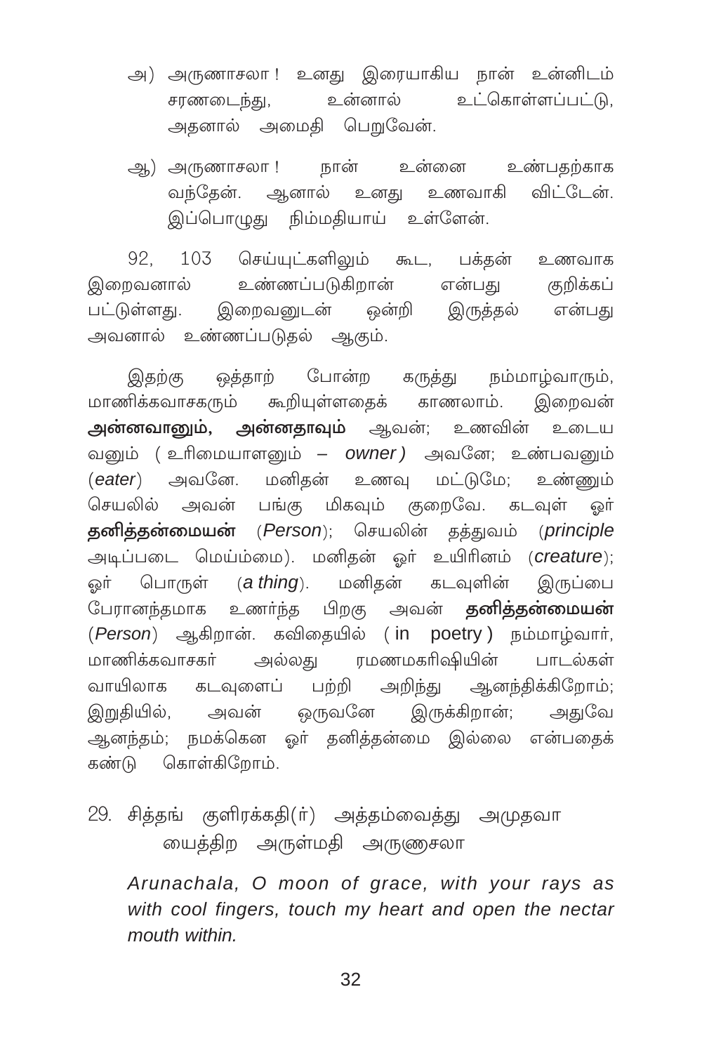அ) அருணாசலா ! உனது இரையாகிய நான் உன்னிடம் சரணடைந்து, உன்னால் உட்கொள்ளப்பட்டு, அதனால் அமைதி பெறுவேன்.

ஆ) அருணாசலா ! நான் உன்னை உண்பதற்காக வந்தேன். ஆனால் உனது உணவாகி விட்டேன். இப்பொழுது நிம்மதியாய் உள்ளேன்.

92, 103 செய்யுட்களிலும் கூட, பக்தன் உணவாக இறைவனால் உண்ணப்படுகிறான் என்பது குறிக்கப் பட்டுள்ளது. இறைவனுடன் ஒன்றி இருத்தல் என்பது அவனால் உண்ணப்படுதல் ஆகும்.

இதற்கு ஒத்தாற் போன்ற கருத்து நம்மாழ்வாரும், மாணிக்கவாசகரும் கூறியுள்ளதைக் காணலாம். இறைவன் **அன்னவானும், அன்னதாவும்** ஆவன்; உணவின் உடைய வனும் ( உரிமையாளனும் – *owner* ) அவனே; உண்பவனும் (*eater*) அவனே. மனிதன் உணவு மட்டுமே; உண்ணும் செயலில் அவன் பங்கு மிகவும் குறைவே. கடவுள் ஓர் **தனித்தன்மையன்** (*Person*); செயலின் தத்துவம் (*principle* அடிப்படை மெய்ம்மை). மனிதன் ஓர் உயிரினம் (*creature*); ஓர் பொருள் (*a thing*). மனிதன் கடவுளின் இருப்பை பேரானந்தமாக உணர்ந்த பிறகு அவன் **தனித்தன்மையன்** (*Person*) ஆகிறான். கவிதையில் ( in poetry ) நம்மாழ்வார், மாணிக்கவாசகர் அல்லது ரமணமகரிஷியின் பாடல்கள் வாயிலாக கடவுளைப் பற்றி அறிந்து ஆனந்திக்கிறோம்; இறுதியில், அவன் ஒருவனே இருக்கிறான்; அதுவே ஆனந்தம்; நமக்கென ஓர் தனித்தன்மை இல்லை என்பதைக் கண்டு கொள்கிறோம்.

29. சித்தங் குளிரக்கதி(ர்) அத்தம்வைத்து அமுதவா
யைத்திற அருள்மதி அருணசலா

*Arunachala, O moon of grace, with your rays as with cool fingers, touch my heart and open the nectar mouth within.*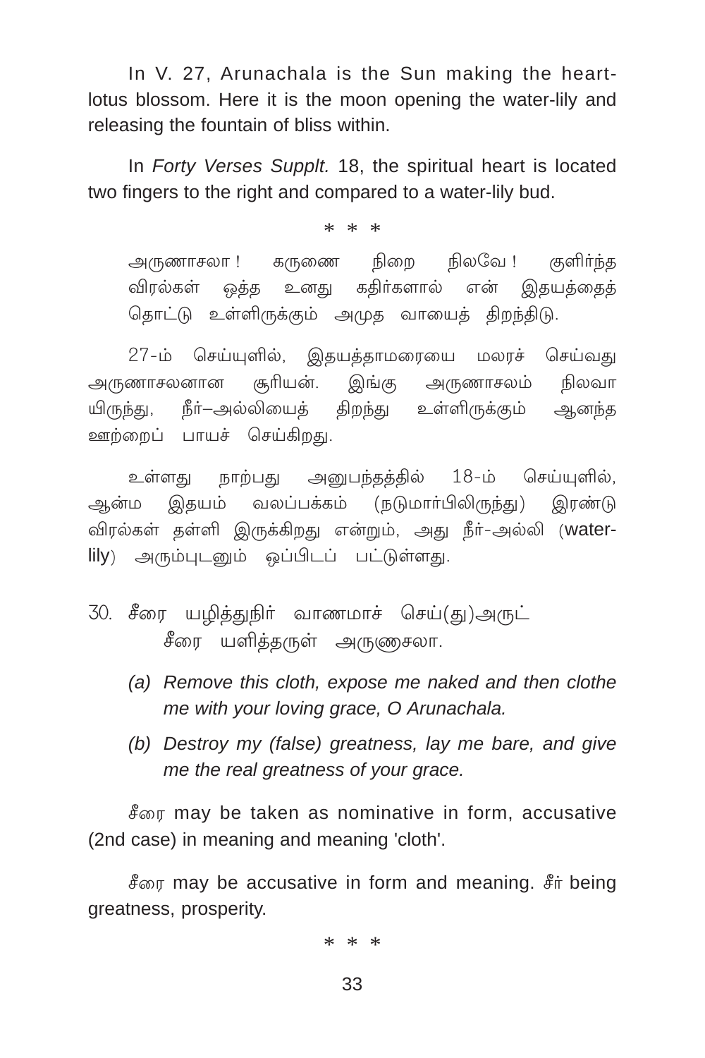In V. 27, Arunachala is the Sun making the heart-lotus blossom. Here it is the moon opening the water-lily and releasing the fountain of bliss within.

In *Forty Verses Supplt.* 18, the spiritual heart is located two fingers to the right and compared to a water-lily bud.

\* \* \*

அருணாசலா ! கருணை நிறை நிலவே ! குளிர்ந்த விரல்கள் ஒத்த உனது கதிர்களால் என் இதயத்தைத் தொட்டு உள்ளிருக்கும் அமுத வாயைத் திறந்திடு.

27-ம் செய்யுளில், இதயத்தாமரையை மலரச் செய்வது அருணாசலனான சூரியன். இங்கு அருணாசலம் நிலவாயிருந்து, நீர்–அல்லியைத் திறந்து உள்ளிருக்கும் ஆனந்த ஊற்றைப் பாயச் செய்கிறது.

உள்ளது நாற்பது அனுபந்தத்தில் 18-ம் செய்யுளில், ஆன்ம இதயம் வலப்பக்கம் (நடுமார்பிலிருந்து) இரண்டு விரல்கள் தள்ளி இருக்கிறது என்றும், அது நீர்-அல்லி (water-lily) அரும்புடனும் ஒப்பிடப் பட்டுள்ளது.

30. சீரை யழித்துநிர் வாணமாச் செய்(து)அருட்
   சீரை யளித்தருள் அருணைசலா.

   *(a) Remove this cloth, expose me naked and then clothe me with your loving grace, O Arunachala.*

   *(b) Destroy my (false) greatness, lay me bare, and give me the real greatness of your grace.*

சீரை may be taken as nominative in form, accusative (2nd case) in meaning and meaning 'cloth'.

சீரை may be accusative in form and meaning. சீர் being greatness, prosperity.

\* \* \*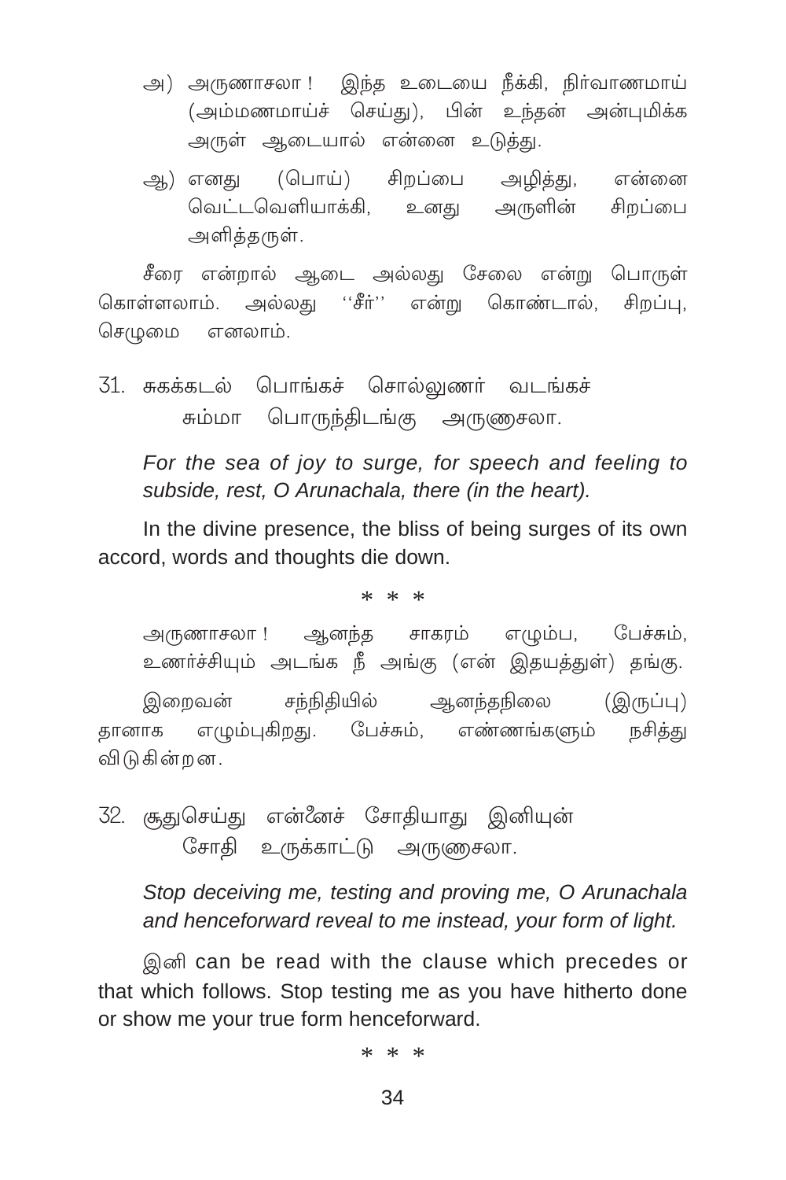அ) அருணாசலா! இந்த உடையை நீக்கி, நிர்வாணமாய் (அம்மணமாய்ச் செய்து), பின் உந்தன் அன்புமிக்க அருள் ஆடையால் என்னை உடுத்து.

ஆ) எனது (பொய்) சிறப்பை அழித்து, என்னை வெட்டவெளியாக்கி, உனது அருளின் சிறப்பை அளித்தருள்.

சீரை என்றால் ஆடை அல்லது சேலை என்று பொருள் கொள்ளலாம். அல்லது ''சீர்'' என்று கொண்டால், சிறப்பு, செழுமை எனலாம்.

31. சுகக்கடல் பொங்கச் சொல்லுணர் வடங்கச்
 சும்மா பொருந்திடங்கு அருணசலா.

*For the sea of joy to surge, for speech and feeling to subside, rest, O Arunachala, there (in the heart).*

In the divine presence, the bliss of being surges of its own accord, words and thoughts die down.

\* \* \*

அருணாசலா! ஆனந்த சாகரம் எழும்ப, பேச்சும், உணர்ச்சியும் அடங்க நீ அங்கு (என் இதயத்துள்) தங்கு.

இறைவன் சந்நிதியில் ஆனந்தநிலை (இருப்பு) தானாக எழும்புகிறது. பேச்சும், எண்ணங்களும் நசித்து விடுகின்றன.

32. சூதுசெய்து என்னைச் சோதியாது இனியுன்
 சோதி உருக்காட்டு அருணசலா.

*Stop deceiving me, testing and proving me, O Arunachala and henceforward reveal to me instead, your form of light.*

இனி can be read with the clause which precedes or that which follows. Stop testing me as you have hitherto done or show me your true form henceforward.

\* \* \*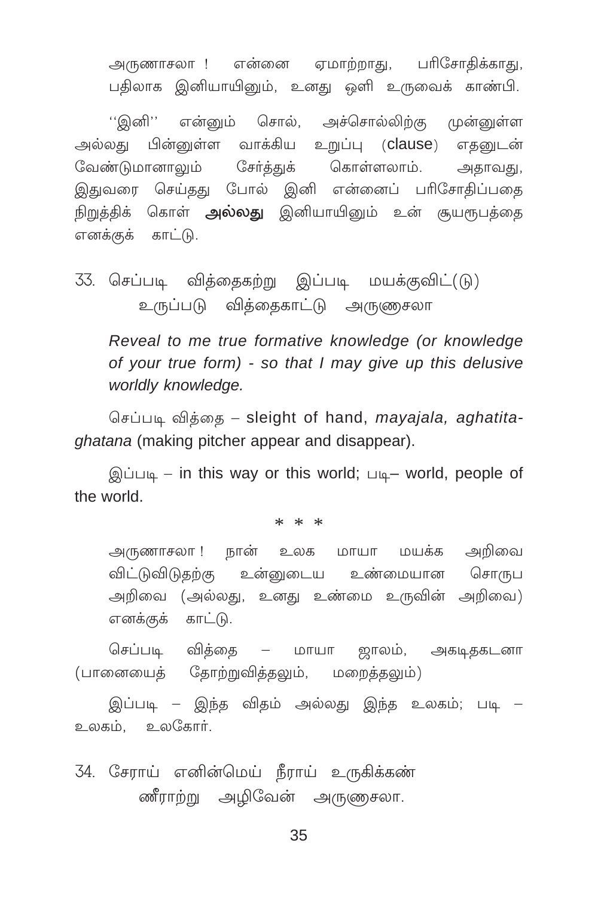அருணாசலா ! என்னை ஏமாற்றாது, பரிசோதிக்காது, பதிலாக இனியாயினும், உனது ஒளி உருவைக் காண்பி.

''இனி'' என்னும் சொல், அச்சொல்லிற்கு முன்னுள்ள அல்லது பின்னுள்ள வாக்கிய உறுப்பு (clause) எதனுடன் வேண்டுமானாலும் சேர்த்துக் கொள்ளலாம். அதாவது, இதுவரை செய்தது போல் இனி என்னைப் பரிசோதிப்பதை நிறுத்திக் கொள் **அல்லது** இனியாயினும் உன் சுயரூபத்தை எனக்குக் காட்டு.

33. செப்படி வித்தைகற்று இப்படி மயக்குவிட்(டு)
    உருப்படு வித்தைகாட்டு அருணாசலா

*Reveal to me true formative knowledge (or knowledge of your true form) - so that I may give up this delusive worldly knowledge.*

செப்படி வித்தை – sleight of hand, *mayajala, aghatita-ghatana* (making pitcher appear and disappear).

இப்படி – in this way or this world; படி– world, people of the world.

\* \* \*

அருணாசலா ! நான் உலக மாயா மயக்க அறிவை விட்டுவிடுதற்கு உன்னுடைய உண்மையான சொருப அறிவை (அல்லது, உனது உண்மை உருவின் அறிவை) எனக்குக் காட்டு.

செப்படி வித்தை – மாயா ஜாலம், அகடிதகடனா (பானையைத் தோற்றுவித்தலும், மறைத்தலும்)

இப்படி – இந்த விதம் அல்லது இந்த உலகம்; படி – உலகம், உலகோர்.

34. சேராய் எனின்மெய் நீராய் உருகிக்கண்
    ணீராற்று அழிவேன் அருணாசலா.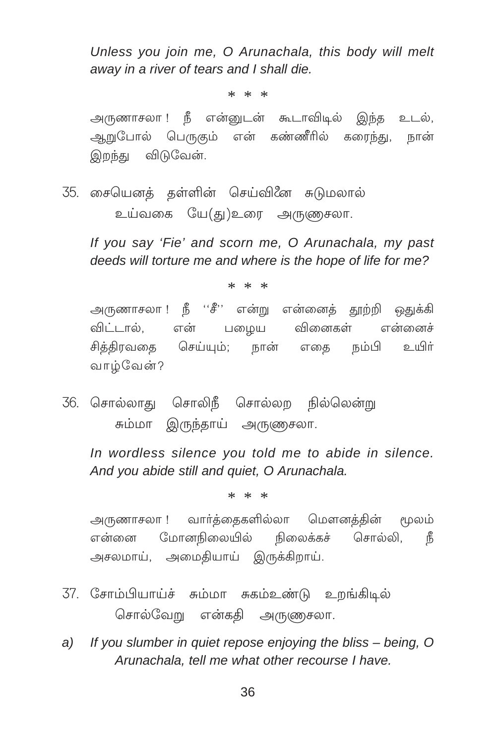*Unless you join me, O Arunachala, this body will melt away in a river of tears and I shall die.*

\* \* \*

அருணாசலா ! நீ என்னுடன் கூடாவிடில் இந்த உடல், ஆறுபோல் பெருகும் என் கண்ணீரில் கரைந்து, நான் இறந்து விடுவேன்.

35. சையெனத் தள்ளின் செய்வினை சுடுமலால்
    உய்வகை யே(து)உரை அருணாசலா.

*If you say 'Fie' and scorn me, O Arunachala, my past deeds will torture me and where is the hope of life for me?*

\* \* \*

அருணாசலா ! நீ ''சீ'' என்று என்னைத் தூற்றி ஒதுக்கி விட்டால், என் பழைய வினைகள் என்னைச் சித்திரவதை செய்யும்; நான் எதை நம்பி உயிர் வாழ்வேன்?

36. சொல்லாது சொலிநீ சொல்லற நில்லென்று
    சும்மா இருந்தாய் அருணாசலா.

*In wordless silence you told me to abide in silence. And you abide still and quiet, O Arunachala.*

\* \* \*

அருணாசலா ! வார்த்தைகளில்லா மௌனத்தின் மூலம் என்னை மோனநிலையில் நிலைக்கச் சொல்லி, நீ அசலமாய், அமைதியாய் இருக்கிறாய்.

37. சோம்பியாய்ச் சும்மா சுகம்உண்டு உறங்கிடில்
    சொல்வேறு என்கதி அருணாசலா.

a) *If you slumber in quiet repose enjoying the bliss – being, O Arunachala, tell me what other recourse I have.*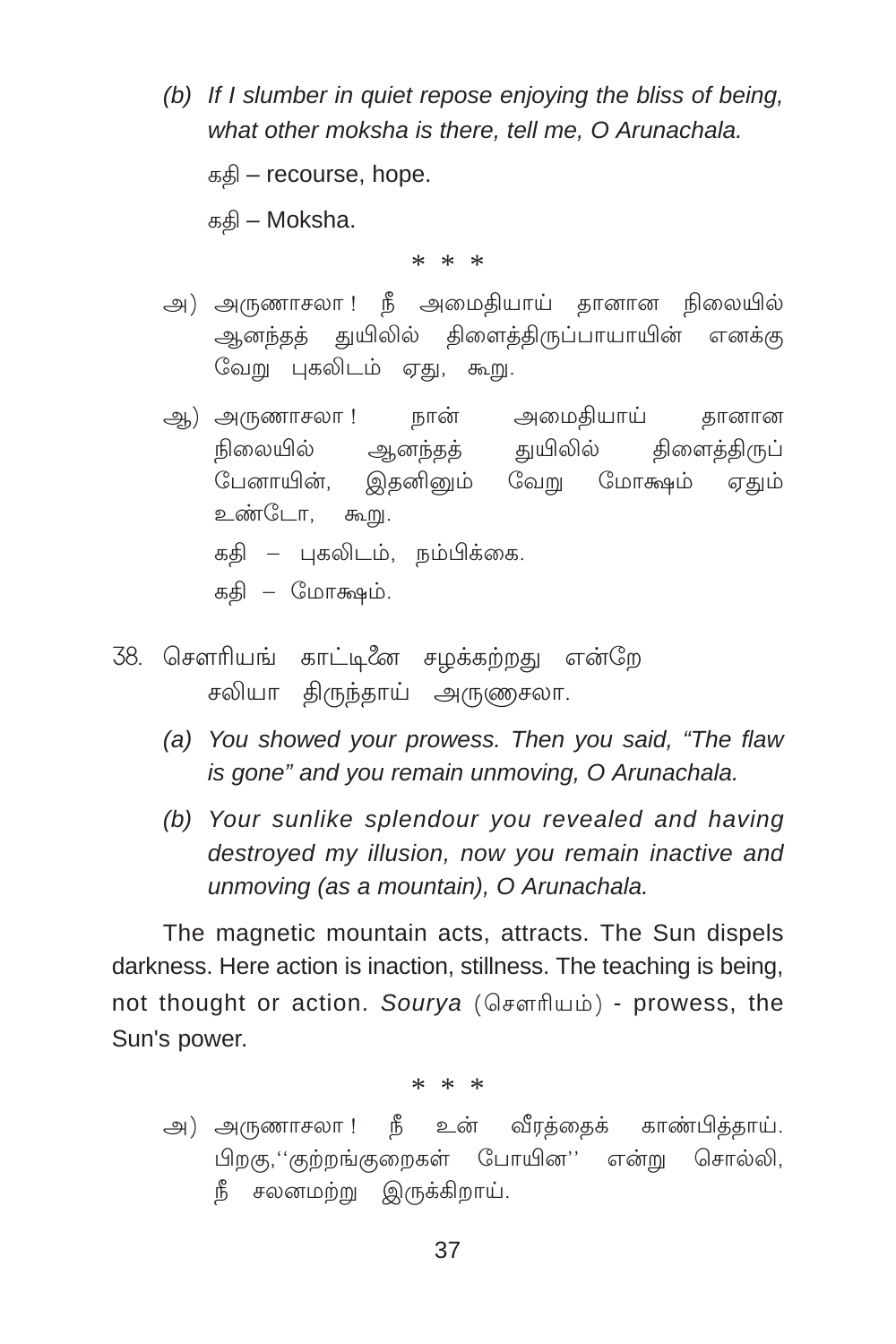(b) *If I slumber in quiet repose enjoying the bliss of being, what other moksha is there, tell me, O Arunachala.*

கதி – recourse, hope.

கதி – Moksha.

\* \* \*

அ) அருணாசலா ! நீ அமைதியாய் தானான நிலையில் ஆனந்தத் துயிலில் திளைத்திருப்பாயாயின் எனக்கு வேறு புகலிடம் ஏது, கூறு.

ஆ) அருணாசலா ! நான் அமைதியாய் தானான நிலையில் ஆனந்தத் துயிலில் திளைத்திருப் பேனாயின், இதனினும் வேறு மோக்ஷம் ஏதும் உண்டோ, கூறு.

கதி – புகலிடம், நம்பிக்கை.

கதி – மோக்ஷம்.

38. சௌரியங் காட்டினை சழக்கற்றது என்றே
சலியா திருந்தாய் அருணசலா.

(a) *You showed your prowess. Then you said, "The flaw is gone" and you remain unmoving, O Arunachala.*

(b) *Your sunlike splendour you revealed and having destroyed my illusion, now you remain inactive and unmoving (as a mountain), O Arunachala.*

The magnetic mountain acts, attracts. The Sun dispels darkness. Here action is inaction, stillness. The teaching is being, not thought or action. *Sourya* (சௌரியம்) - prowess, the Sun's power.

\* \* \*

அ) அருணாசலா ! நீ உன் வீரத்தைக் காண்பித்தாய். பிறகு,''குற்றங்குறைகள் போயின'' என்று சொல்லி, நீ சலனமற்று இருக்கிறாய்.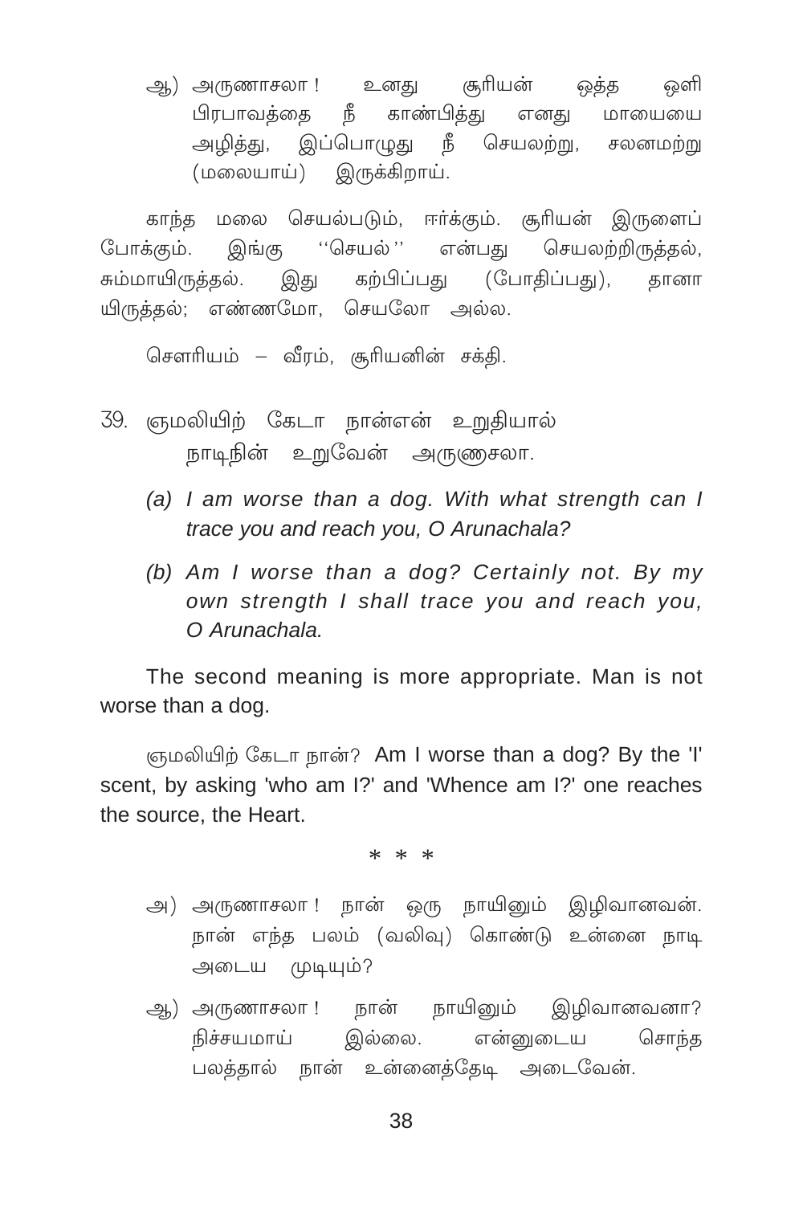ஆ) அருணாசலா ! உனது சூரியன் ஒத்த ஒளி பிரபாவத்தை நீ காண்பித்து எனது மாயையை அழித்து, இப்பொழுது நீ செயலற்று, சலனமற்று (மலையாய்) இருக்கிறாய்.

காந்த மலை செயல்படும், ஈர்க்கும். சூரியன் இருளைப் போக்கும். இங்கு ''செயல்'' என்பது செயலற்றிருத்தல், சும்மாயிருத்தல். இது கற்பிப்பது (போதிப்பது), தானா யிருத்தல்; எண்ணமோ, செயலோ அல்ல.

சௌரியம் – வீரம், சூரியனின் சக்தி.

39. ஞமலியிற் கேடா நான்என் உறுதியால்
நாடிநின் உறுவேன் அருணசலா.

*(a) I am worse than a dog. With what strength can I trace you and reach you, O Arunachala?*

*(b) Am I worse than a dog? Certainly not. By my own strength I shall trace you and reach you, O Arunachala.*

The second meaning is more appropriate. Man is not worse than a dog.

ஞமலியிற் கேடா நான்? Am I worse than a dog? By the 'I' scent, by asking 'who am I?' and 'Whence am I?' one reaches the source, the Heart.

\* \* \*

அ) அருணாசலா ! நான் ஒரு நாயினும் இழிவானவன். நான் எந்த பலம் (வலிவு) கொண்டு உன்னை நாடி அடைய முடியும்?

ஆ) அருணாசலா ! நான் நாயினும் இழிவானவனா? நிச்சயமாய் இல்லை. என்னுடைய சொந்த பலத்தால் நான் உன்னைத்தேடி அடைவேன்.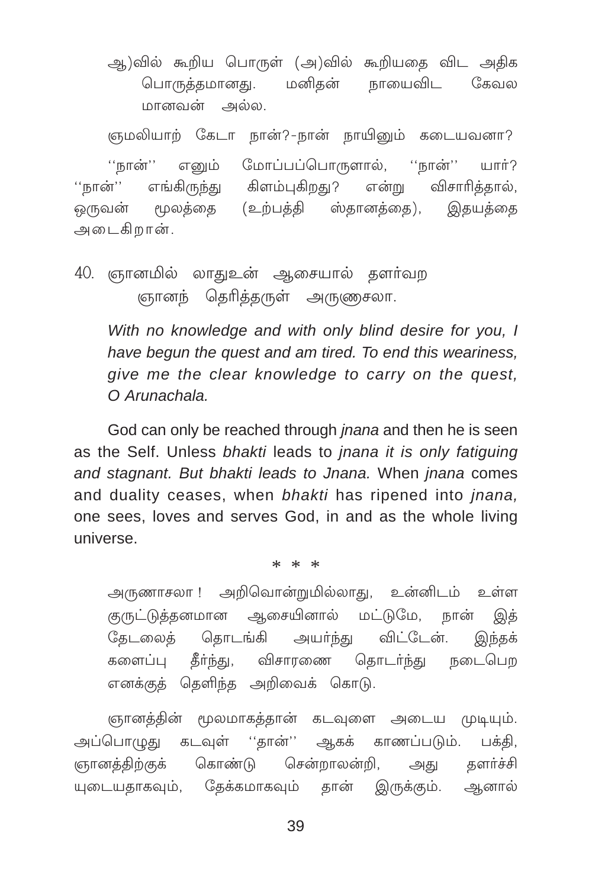ஆ)வில் கூறிய பொருள் (அ)வில் கூறியதை விட அதிக பொருத்தமானது. மனிதன் நாயைவிட கேவல மானவன் அல்ல.

ஞமலியாற் கேடா நான்?-நான் நாயினும் கடையவனா?

''நான்'' எனும் மோப்பப்பொருளால், ''நான்'' யார்? ''நான்'' எங்கிருந்து கிளம்புகிறது? என்று விசாரித்தால், ஒருவன் மூலத்தை (உற்பத்தி ஸ்தானத்தை), இதயத்தை அடைகிறான்.

40. ஞானமில் லாதுஉன் ஆசையால் தளர்வற
ஞானந் தெரித்தருள் அருணசலா.

*With no knowledge and with only blind desire for you, I have begun the quest and am tired. To end this weariness, give me the clear knowledge to carry on the quest, O Arunachala.*

God can only be reached through *jnana* and then he is seen as the Self. Unless *bhakti* leads to *jnana it is only fatiguing and stagnant. But bhakti leads to Jnana.* When *jnana* comes and duality ceases, when *bhakti* has ripened into *jnana,* one sees, loves and serves God, in and as the whole living universe.

\* \* \*

அருணாசலா ! அறிவொன்றுமில்லாது, உன்னிடம் உள்ள குருட்டுத்தனமான ஆசையினால் மட்டுமே, நான் இத் தேடலைத் தொடங்கி அயர்ந்து விட்டேன். இந்தக் களைப்பு தீர்ந்து, விசாரணை தொடர்ந்து நடைபெற எனக்குத் தெளிந்த அறிவைக் கொடு.

ஞானத்தின் மூலமாகத்தான் கடவுளை அடைய முடியும். அப்பொழுது கடவுள் ''தான்'' ஆகக் காணப்படும். பக்தி, ஞானத்திற்குக் கொண்டு சென்றாலன்றி, அது தளர்ச்சி யுடையதாகவும், தேக்கமாகவும் தான் இருக்கும். ஆனால்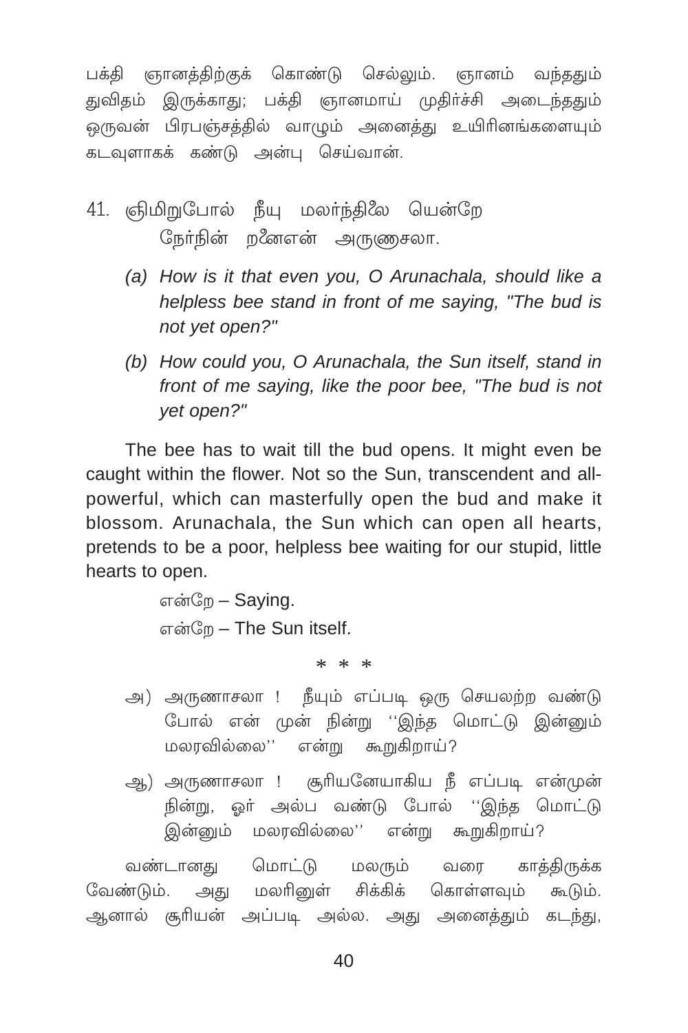பக்தி ஞானத்திற்குக் கொண்டு செல்லும். ஞானம் வந்ததும் துவிதம் இருக்காது; பக்தி ஞானமாய் முதிர்ச்சி அடைந்ததும் ஒருவன் பிரபஞ்சத்தில் வாழும் அனைத்து உயிரினங்களையும் கடவுளாகக் கண்டு அன்பு செய்வான்.

41. ஞிமிறுபோல் நீயு மலர்ந்திலே யென்றே
    நேர்நின் றனைஎன் அருணசலா.

*(a) How is it that even you, O Arunachala, should like a helpless bee stand in front of me saying, "The bud is not yet open?"*

*(b) How could you, O Arunachala, the Sun itself, stand in front of me saying, like the poor bee, "The bud is not yet open?"*

The bee has to wait till the bud opens. It might even be caught within the flower. Not so the Sun, transcendent and all-powerful, which can masterfully open the bud and make it blossom. Arunachala, the Sun which can open all hearts, pretends to be a poor, helpless bee waiting for our stupid, little hearts to open.

என்றே – Saying.

என்றே – The Sun itself.

\* \* \*

அ) அருணாசலா ! நீயும் எப்படி ஒரு செயலற்ற வண்டு போல் என் முன் நின்று ''இந்த மொட்டு இன்னும் மலரவில்லை'' என்று கூறுகிறாய்?

ஆ) அருணாசலா ! சூரியனேயாகிய நீ எப்படி என்முன் நின்று, ஓர் அல்ப வண்டு போல் ''இந்த மொட்டு இன்னும் மலரவில்லை'' என்று கூறுகிறாய்?

வண்டானது மொட்டு மலரும் வரை காத்திருக்க வேண்டும். அது மலரினுள் சிக்கிக் கொள்ளவும் கூடும். ஆனால் சூரியன் அப்படி அல்ல. அது அனைத்தும் கடந்து,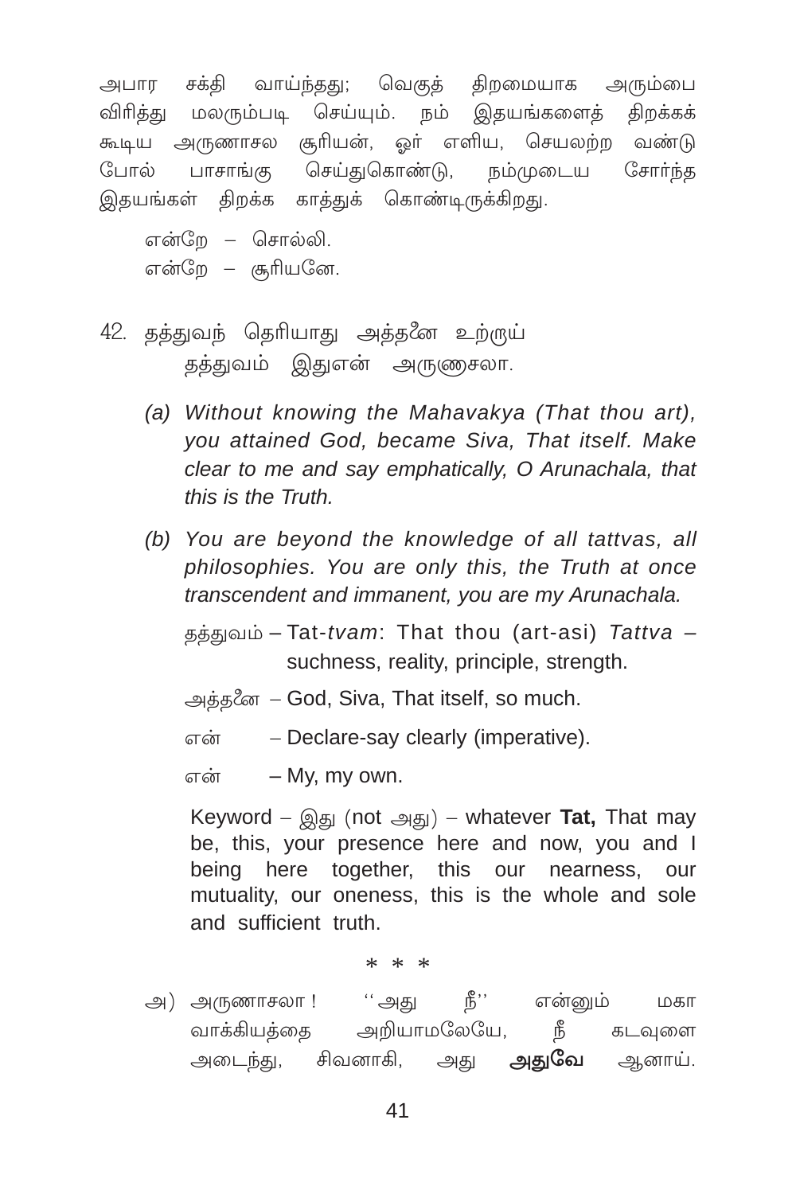அபார சக்தி வாய்ந்தது; வெகுத் திறமையாக அரும்பை விரித்து மலரும்படி செய்யும். நம் இதயங்களைத் திறக்கக் கூடிய அருணாசல சூரியன், ஓர் எளிய, செயலற்ற வண்டு போல் பாசாங்கு செய்துகொண்டு, நம்முடைய சோர்ந்த இதயங்கள் திறக்க காத்துக் கொண்டிருக்கிறது.

என்றே – சொல்லி.
என்றே – சூரியனே.

42. தத்துவந் தெரியாது அத்தனை உற்றுய்
 தத்துவம் இதுஎன் அருணசலா.

*(a) Without knowing the Mahavakya (That thou art), you attained God, became Siva, That itself. Make clear to me and say emphatically, O Arunachala, that this is the Truth.*

*(b) You are beyond the knowledge of all tattvas, all philosophies. You are only this, the Truth at once transcendent and immanent, you are my Arunachala.*

தத்துவம் – Tat-*tvam*: That thou (art-asi) *Tattva* – suchness, reality, principle, strength.

அத்தனை – God, Siva, That itself, so much.

என் – Declare-say clearly (imperative).

என் – My, my own.

Keyword – இது (not அது) – whatever **Tat,** That may be, this, your presence here and now, you and I being here together, this our nearness, our mutuality, our oneness, this is the whole and sole and sufficient truth.

* * *

அ) அருணாசலா ! ''அது நீ'' என்னும் மகா வாக்கியத்தை அறியாமலேயே, நீ கடவுளை அடைந்து, சிவனாகி, அது **அதுவே** ஆனாய்.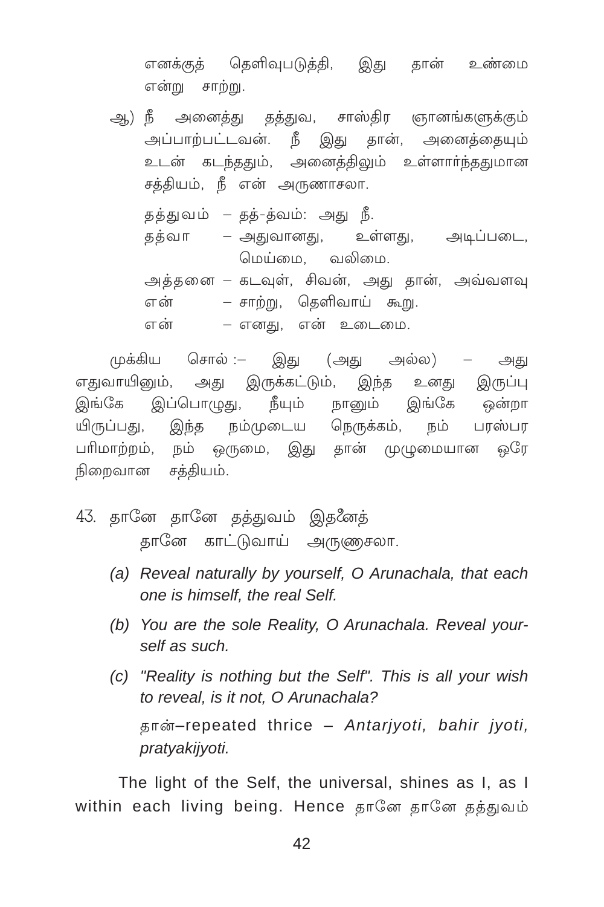எனக்குத் தெளிவுபடுத்தி, இது தான் உண்மை என்று சாற்று.

ஆ) நீ அனைத்து தத்துவ, சாஸ்திர ஞானங்களுக்கும் அப்பாற்பட்டவன். நீ இது தான், அனைத்தையும் உடன் கடந்ததும், அனைத்திலும் உள்ளார்ந்ததுமான சத்தியம், நீ என் அருணாசலா.

தத்துவம் – தத்-த்வம்: அது நீ.
தத்வா – அதுவானது, உள்ளது, அடிப்படை, மெய்மை, வலிமை.
அத்தனை – கடவுள், சிவன், அது தான், அவ்வளவு
என் – சாற்று, தெளிவாய் கூறு.
என் – எனது, என் உடைமை.

முக்கிய சொல் :– இது (அது அல்ல) – அது எதுவாயினும், அது இருக்கட்டும், இந்த உனது இருப்பு இங்கே இப்பொழுது, நீயும் நானும் இங்கே ஒன்றாயிருப்பது, இந்த நம்முடைய நெருக்கம், நம் பரஸ்பர பரிமாற்றம், நம் ஒருமை, இது தான் முழுமையான ஒரே நிறைவான சத்தியம்.

43. தானே தானே தத்துவம் இதனைத்
தானே காட்டுவாய் அருணசலா.

*(a) Reveal naturally by yourself, O Arunachala, that each one is himself, the real Self.*

*(b) You are the sole Reality, O Arunachala. Reveal yourself as such.*

*(c) "Reality is nothing but the Self". This is all your wish to reveal, is it not, O Arunachala?*

தான்–repeated thrice – *Antarjyoti, bahir jyoti, pratyakijyoti.*

The light of the Self, the universal, shines as I, as I within each living being. Hence தானே தானே தத்துவம்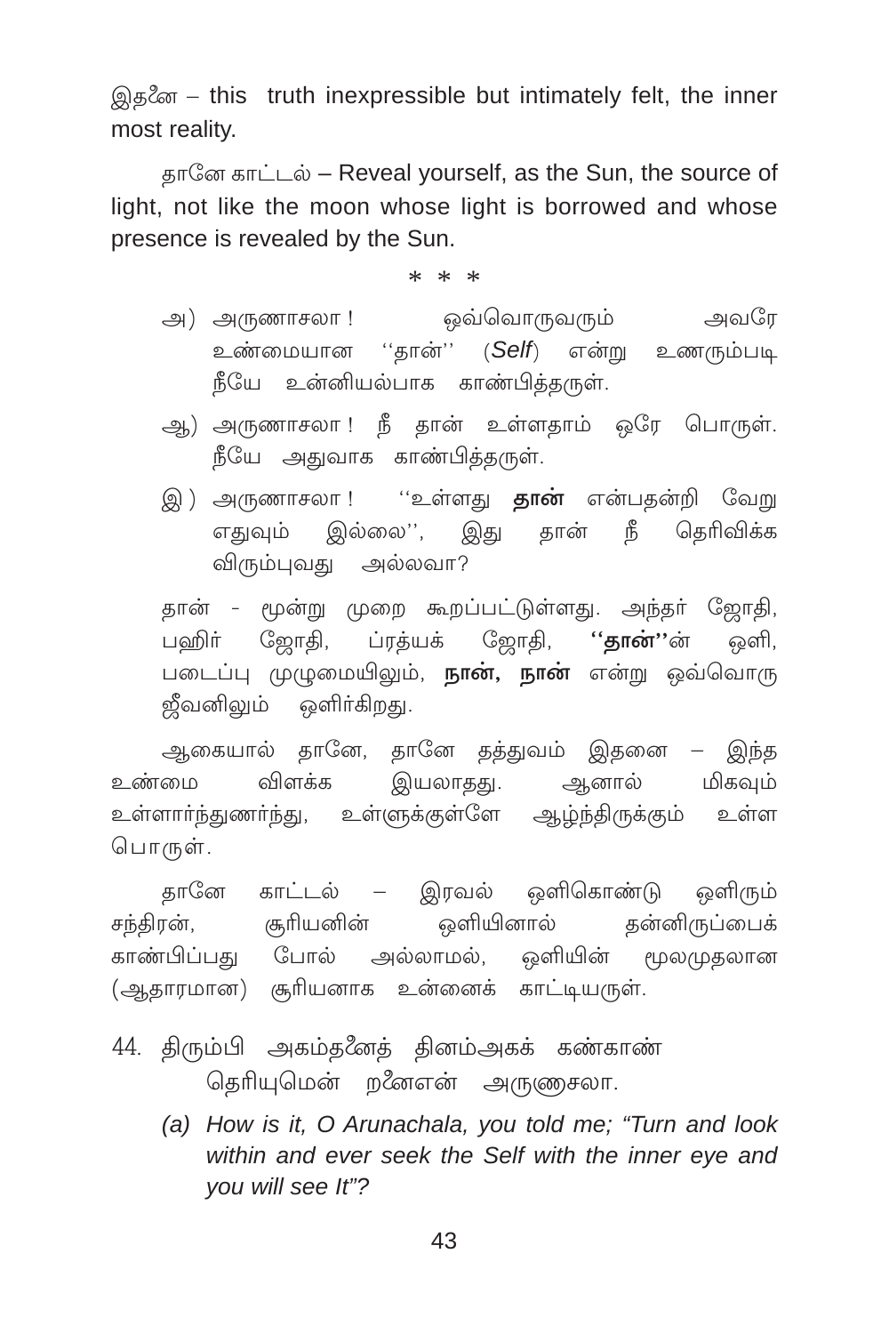இதனை – this truth inexpressible but intimately felt, the inner most reality.

தானே காட்டல் – Reveal yourself, as the Sun, the source of light, not like the moon whose light is borrowed and whose presence is revealed by the Sun.

\* \* \*

அ) அருணாசலா ! ஒவ்வொருவரும் அவரே உண்மையான ''தான்'' (*Self*) என்று உணரும்படி நீயே உன்னியல்பாக காண்பித்தருள்.

ஆ) அருணாசலா ! நீ தான் உள்ளதாம் ஒரே பொருள். நீயே அதுவாக காண்பித்தருள்.

இ) அருணாசலா ! ''உள்ளது **தான்** என்பதன்றி வேறு எதுவும் இல்லை'', இது தான் நீ தெரிவிக்க விரும்புவது அல்லவா?

தான் - மூன்று முறை கூறப்பட்டுள்ளது. அந்தர் ஜோதி, பஹிர் ஜோதி, ப்ரத்யக் ஜோதி, **''தான்''**ன் ஒளி, படைப்பு முழுமையிலும், **நான், நான்** என்று ஒவ்வொரு ஜீவனிலும் ஒளிர்கிறது.

ஆகையால் தானே, தானே தத்துவம் இதனை – இந்த உண்மை விளக்க இயலாதது. ஆனால் மிகவும் உள்ளார்ந்துணர்ந்து, உள்ளுக்குள்ளே ஆழ்ந்திருக்கும் உள்ள பொருள்.

தானே காட்டல் – இரவல் ஒளிகொண்டு ஒளிரும் சந்திரன், சூரியனின் ஒளியினால் தன்னிருப்பைக் காண்பிப்பது போல் அல்லாமல், ஒளியின் மூலமுதலான (ஆதாரமான) சூரியனாக உன்னைக் காட்டியருள்.

44. திரும்பி அகம்தனைத் தினம்அகக் கண்காண்
தெரியுமென் றனைஎன் அருணசலா.

*(a) How is it, O Arunachala, you told me; "Turn and look within and ever seek the Self with the inner eye and you will see It"?*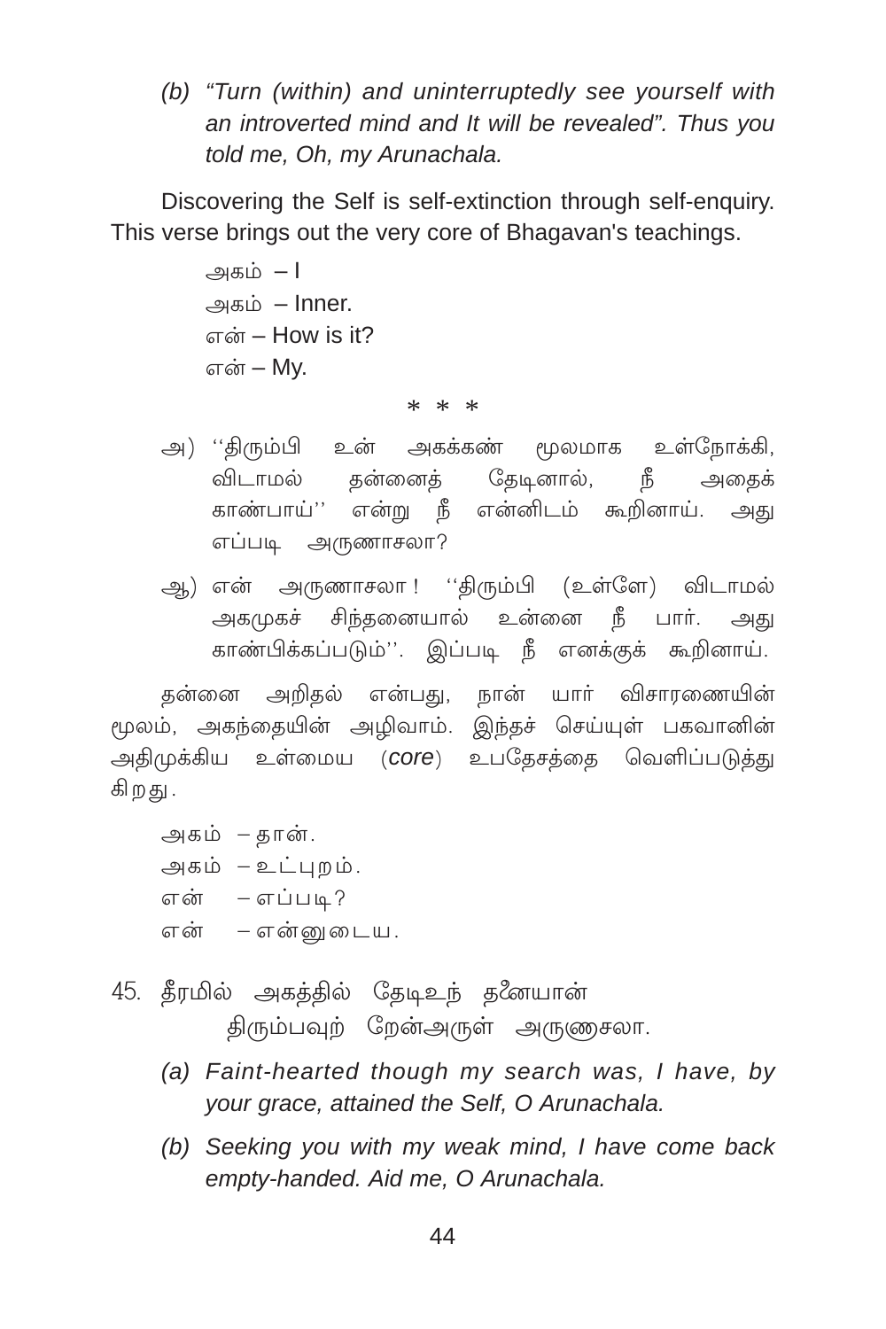(b) *"Turn (within) and uninterruptedly see yourself with an introverted mind and It will be revealed". Thus you told me, Oh, my Arunachala.*

Discovering the Self is self-extinction through self-enquiry. This verse brings out the very core of Bhagavan's teachings.

அகம் – I
அகம் – Inner.
என் – How is it?
என் – My.

\* \* \*

அ) ''திரும்பி உன் அகக்கண் மூலமாக உள்நோக்கி, விடாமல் தன்னைத் தேடினால், நீ அதைக் காண்பாய்'' என்று நீ என்னிடம் கூறினாய். அது எப்படி அருணாசலா?

ஆ) என் அருணாசலா ! ''திரும்பி (உள்ளே) விடாமல் அகமுகச் சிந்தனையால் உன்னை நீ பார். அது காண்பிக்கப்படும்''. இப்படி நீ எனக்குக் கூறினாய்.

தன்னை அறிதல் என்பது, நான் யார் விசாரணையின் மூலம், அகந்தையின் அழிவாம். இந்தச் செய்யுள் பகவானின் அதிமுக்கிய உள்மைய (*core*) உபதேசத்தை வெளிப்படுத்து கிறது.

அகம் – தான்.
அகம் – உட்புறம்.
என் – எப்படி?
என் – என்னுடைய.

45. தீரமில் அகத்தில் தேடிஉந் தனேயான்
திரும்பவுற் றேன்அருள் அருணைசலா.

(a) *Faint-hearted though my search was, I have, by your grace, attained the Self, O Arunachala.*

(b) *Seeking you with my weak mind, I have come back empty-handed. Aid me, O Arunachala.*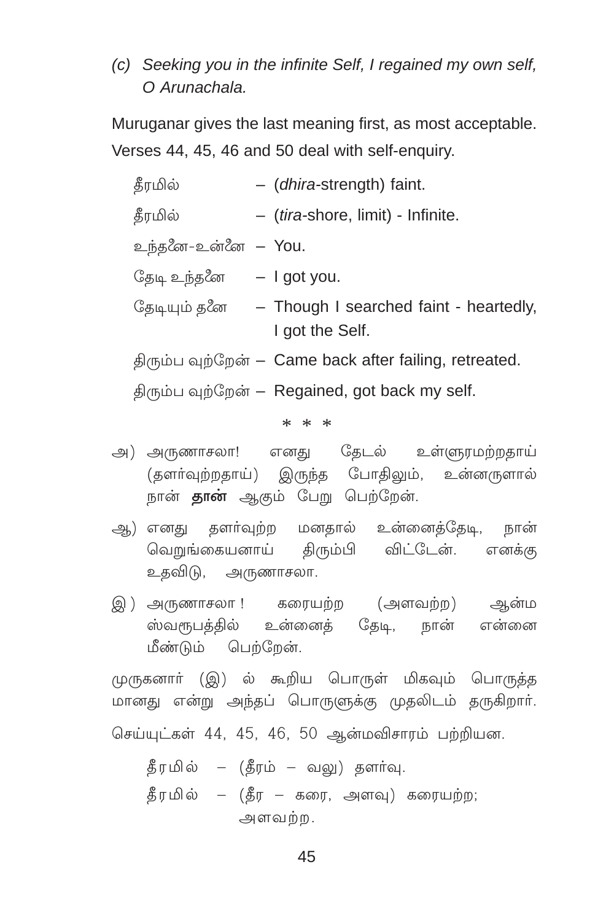(c) *Seeking you in the infinite Self, I regained my own self, O Arunachala.*

Muruganar gives the last meaning first, as most acceptable. Verses 44, 45, 46 and 50 deal with self-enquiry.

| | | |
|---|---|---|
| தீரமில் | – | (*dhira*-strength) faint. |
| தீரமில் | – | (*tira*-shore, limit) - Infinite. |
| உந்தனே-உன்னே | – | You. |
| தேடி உந்தனே | – | I got you. |
| தேடியும் தனே | – | Though I searched faint - heartedly, I got the Self. |
| திரும்ப வுற்றேன் | – | Came back after failing, retreated. |
| திரும்ப வுற்றேன் | – | Regained, got back my self. |

\* \* \*

அ) அருணாசலா! எனது தேடல் உள்ளுரமற்றதாய் (தளர்வுற்றதாய்) இருந்த போதிலும், உன்னருளால் நான் **தான்** ஆகும் பேறு பெற்றேன்.

ஆ) எனது தளர்வுற்ற மனதால் உன்னைத்தேடி, நான் வெறுங்கையனாய் திரும்பி விட்டேன். எனக்கு உதவிடு, அருணாசலா.

இ) அருணாசலா ! கரையற்ற (அளவற்ற) ஆன்ம ஸ்வரூபத்தில் உன்னைத் தேடி, நான் என்னை மீண்டும் பெற்றேன்.

முருகனார் (இ) ல் கூறிய பொருள் மிகவும் பொருத்த மானது என்று அந்தப் பொருளுக்கு முதலிடம் தருகிறார்.

செய்யுட்கள் 44, 45, 46, 50 ஆன்மவிசாரம் பற்றியன.

| | | |
|---|---|---|
| தீரமில் | – | (தீரம் – வலு) தளர்வு. |
| தீரமில் | – | (தீர – கரை, அளவு) கரையற்ற; அளவற்ற. |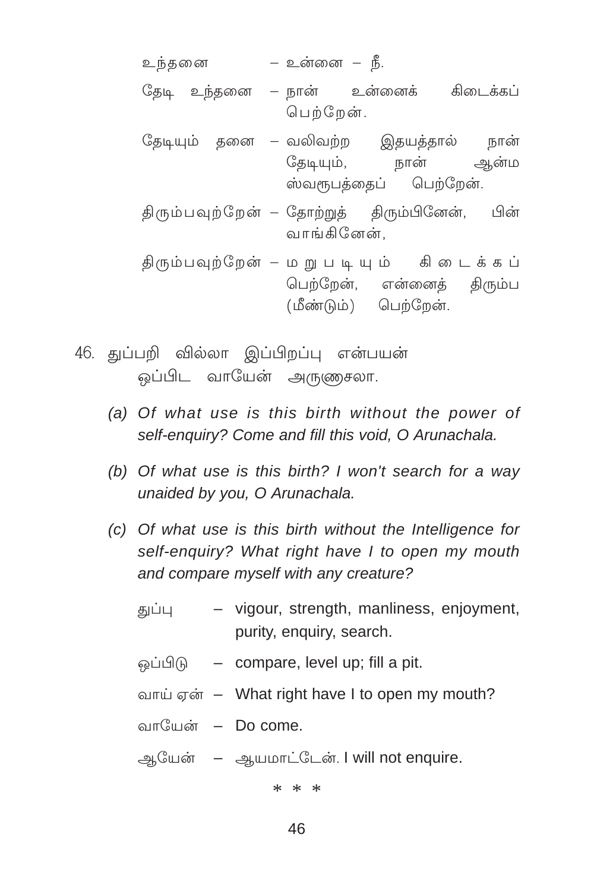உந்தனை – உன்னை – நீ.

தேடி உந்தனை – நான் உன்னைக் கிடைக்கப் பெற்றேன்.

தேடியும் தனை – வலிவற்ற இதயத்தால் நான் தேடியும், நான் ஆன்ம ஸ்வரூபத்தைப் பெற்றேன்.

திரும்பவுற்றேன் – தோற்றுத் திரும்பினேன், பின் வாங்கினேன்,

திரும்பவுற்றேன் – மறுபடியும் கிடைக்கப் பெற்றேன், என்னைத் திரும்ப (மீண்டும்) பெற்றேன்.

46. துப்பறி வில்லா இப்பிறப்பு என்பயன்
    ஒப்பிட வாயேன் அருணாசலா.

(a) *Of what use is this birth without the power of self-enquiry? Come and fill this void, O Arunachala.*

(b) *Of what use is this birth? I won't search for a way unaided by you, O Arunachala.*

(c) *Of what use is this birth without the Intelligence for self-enquiry? What right have I to open my mouth and compare myself with any creature?*

துப்பு – vigour, strength, manliness, enjoyment, purity, enquiry, search.

ஒப்பிடு – compare, level up; fill a pit.

வாய் ஏன் – What right have I to open my mouth?

வாயேன் – Do come.

ஆயேன் – ஆயமாட்டேன். I will not enquire.

\* \* \*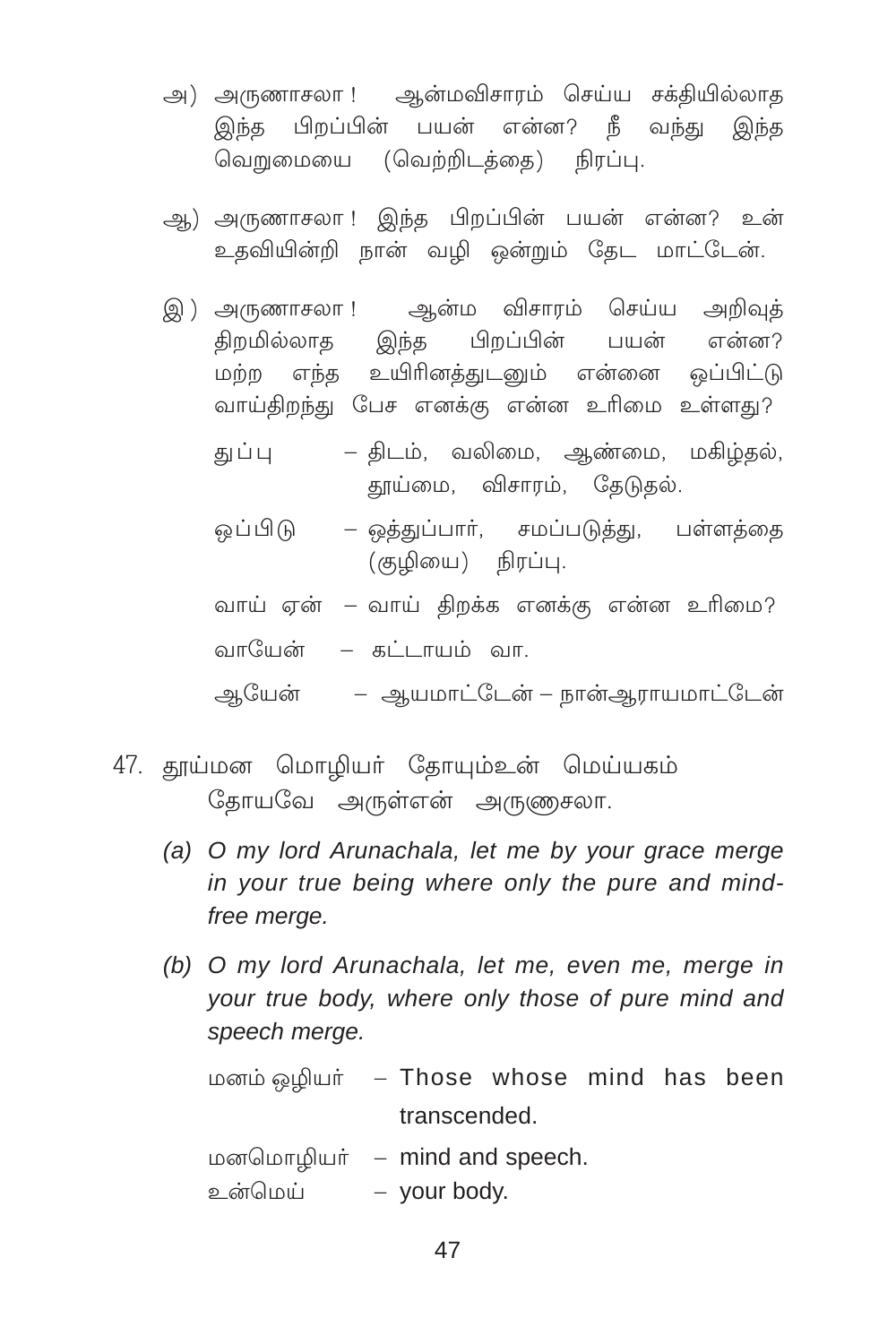அ) அருணாசலா ! ஆன்மவிசாரம் செய்ய சக்தியில்லாத இந்த பிறப்பின் பயன் என்ன? நீ வந்து இந்த வெறுமையை (வெற்றிடத்தை) நிரப்பு.

ஆ) அருணாசலா ! இந்த பிறப்பின் பயன் என்ன? உன் உதவியின்றி நான் வழி ஒன்றும் தேட மாட்டேன்.

இ) அருணாசலா ! ஆன்ம விசாரம் செய்ய அறிவுத் திறமில்லாத இந்த பிறப்பின் பயன் என்ன? மற்ற எந்த உயிரினத்துடனும் என்னை ஒப்பிட்டு வாய்திறந்து பேச எனக்கு என்ன உரிமை உள்ளது?

துப்பு – திடம், வலிமை, ஆண்மை, மகிழ்தல், தூய்மை, விசாரம், தேடுதல்.

ஒப்பிடு – ஒத்துப்பார், சமப்படுத்து, பள்ளத்தை (குழியை) நிரப்பு.

வாய் ஏன் – வாய் திறக்க எனக்கு என்ன உரிமை?

வாயேன் – கட்டாயம் வா.

ஆயேன் – ஆயமாட்டேன் – நான்ஆராயமாட்டேன்

47. தூய்மன மொழியர் தோயும்உன் மெய்யகம்
தோயவே அருள்என் அருணசலா.

*(a) O my lord Arunachala, let me by your grace merge in your true being where only the pure and mind-free merge.*

*(b) O my lord Arunachala, let me, even me, merge in your true body, where only those of pure mind and speech merge.*

மனம் ஒழியர் – Those whose mind has been transcended.

மனமொழியர் – mind and speech.

உன்மெய் – your body.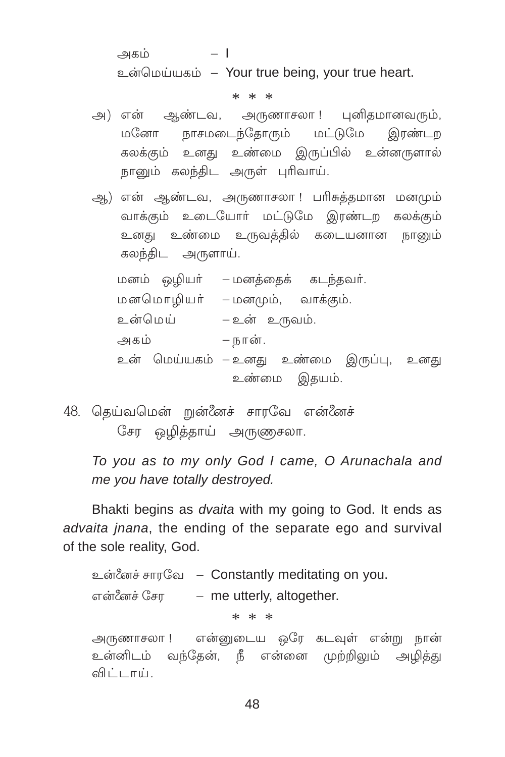அகம் – I

உன்மெய்யகம் – Your true being, your true heart.

\* \* \*

அ) என் ஆண்டவ, அருணாசலா ! புனிதமானவரும், மனோ நாசமடைந்தோரும் மட்டுமே இரண்டற கலக்கும் உனது உண்மை இருப்பில் உன்னருளால் நானும் கலந்திட அருள் புரிவாய்.

ஆ) என் ஆண்டவ, அருணாசலா ! பரிசுத்தமான மனமும் வாக்கும் உடையோர் மட்டுமே இரண்டற கலக்கும் உனது உண்மை உருவத்தில் கடையனான நானும் கலந்திட அருளாய்.

மனம் ஒழியர் – மனத்தைக் கடந்தவர்.

மனமொழியர் – மனமும், வாக்கும்.

உன்மெய் – உன் உருவம்.

அகம் – நான்.

உன் மெய்யகம் – உனது உண்மை இருப்பு, உனது உண்மை இதயம்.

48. தெய்வமென் றுன்னைச் சாரவே என்னைச்
சேர ஒழித்தாய் அருணாசலா.

*To you as to my only God I came, O Arunachala and me you have totally destroyed.*

Bhakti begins as *dvaita* with my going to God. It ends as *advaita jnana*, the ending of the separate ego and survival of the sole reality, God.

உன்னைச் சாரவே – Constantly meditating on you.

என்னைச் சேர – me utterly, altogether.

\* \* \*

அருணாசலா ! என்னுடைய ஒரே கடவுள் என்று நான் உன்னிடம் வந்தேன், நீ என்னை முற்றிலும் அழித்து விட்டாய்.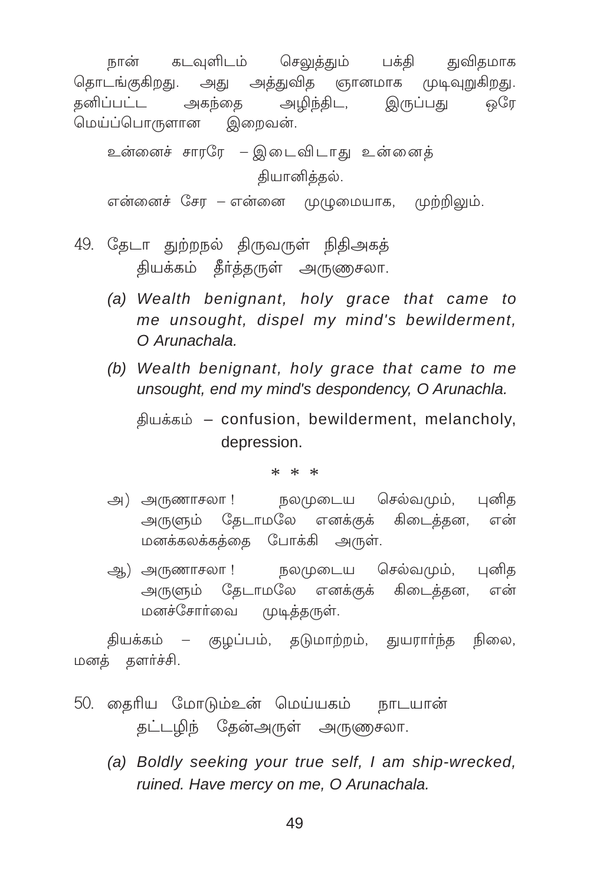நான் கடவுளிடம் செலுத்தும் பக்தி துவிதமாக தொடங்குகிறது. அது அத்துவித ஞானமாக முடிவுறுகிறது. தனிப்பட்ட அகந்தை அழிந்திட, இருப்பது ஒரே மெய்ப்பொருளான இறைவன்.

உன்னைச் சாரரே – இடைவிடாது உன்னைத் தியானித்தல்.

என்னைச் சேர – என்னை முழுமையாக, முற்றிலும்.

49. தேடா துற்றநல் திருவருள் நிதிஅகத்
 தியக்கம் தீர்த்தருள் அருணைசலா.

*(a) Wealth benignant, holy grace that came to me unsought, dispel my mind's bewilderment, O Arunachala.*

*(b) Wealth benignant, holy grace that came to me unsought, end my mind's despondency, O Arunachla.*

தியக்கம் – confusion, bewilderment, melancholy, depression.

\* \* \*

அ) அருணாசலா ! நலமுடைய செல்வமும், புனித அருளும் தேடாமலே எனக்குக் கிடைத்தன, என் மனக்கலக்கத்தை போக்கி அருள்.

ஆ) அருணாசலா ! நலமுடைய செல்வமும், புனித அருளும் தேடாமலே எனக்குக் கிடைத்தன, என் மனச்சோர்வை முடித்தருள்.

தியக்கம் – குழப்பம், தடுமாற்றம், துயரார்ந்த நிலை, மனத் தளர்ச்சி.

50. தைரிய மோடும்உன் மெய்யகம் நாடயான்
 தட்டழிந் தேன்அருள் அருணைசலா.

*(a) Boldly seeking your true self, I am ship-wrecked, ruined. Have mercy on me, O Arunachala.*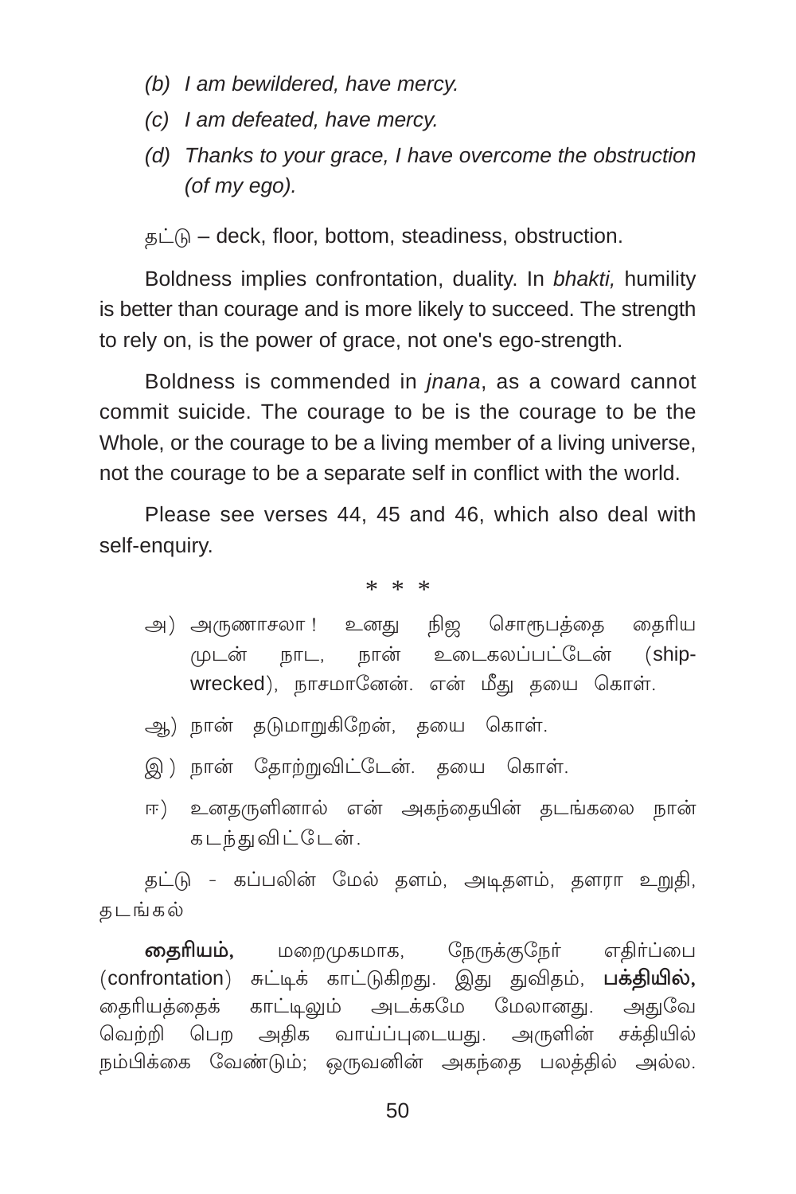(b) *I am bewildered, have mercy.*

(c) *I am defeated, have mercy.*

(d) *Thanks to your grace, I have overcome the obstruction (of my ego).*

தட்டு – deck, floor, bottom, steadiness, obstruction.

Boldness implies confrontation, duality. In *bhakti,* humility is better than courage and is more likely to succeed. The strength to rely on, is the power of grace, not one's ego-strength.

Boldness is commended in *jnana*, as a coward cannot commit suicide. The courage to be is the courage to be the Whole, or the courage to be a living member of a living universe, not the courage to be a separate self in conflict with the world.

Please see verses 44, 45 and 46, which also deal with self-enquiry.

\* \* \*

அ) அருணாசலா ! உனது நிஜ சொரூபத்தை தைரிய முடன் நாட, நான் உடைகலப்பட்டேன் (ship-wrecked), நாசமானேன். என் மீது தயை கொள்.

ஆ) நான் தடுமாறுகிறேன், தயை கொள்.

இ) நான் தோற்றுவிட்டேன். தயை கொள்.

ஈ) உனதருளினால் என் அகந்தையின் தடங்கலை நான் கடந்துவிட்டேன்.

தட்டு - கப்பலின் மேல் தளம், அடிதளம், தளரா உறுதி, தடங்கல்

**தைரியம்,** மறைமுகமாக, நேருக்குநேர் எதிர்ப்பை (confrontation) சுட்டிக் காட்டுகிறது. இது துவிதம், **பக்தியில்,** தைரியத்தைக் காட்டிலும் அடக்கமே மேலானது. அதுவே வெற்றி பெற அதிக வாய்ப்புடையது. அருளின் சக்தியில் நம்பிக்கை வேண்டும்; ஒருவனின் அகந்தை பலத்தில் அல்ல.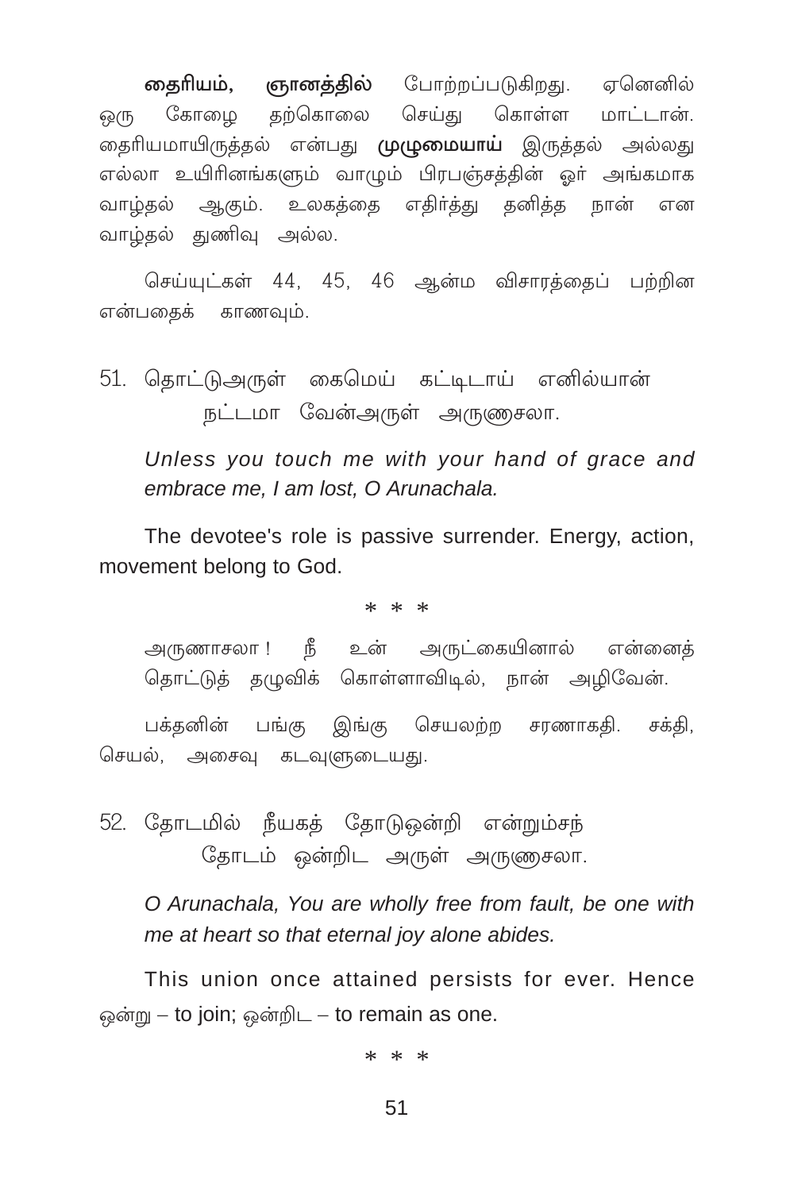**தைரியம், ஞானத்தில்** போற்றப்படுகிறது. ஏனெனில் ஒரு கோழை தற்கொலை செய்து கொள்ள மாட்டான். தைரியமாயிருத்தல் என்பது **முழுமையாய்** இருத்தல் அல்லது எல்லா உயிரினங்களும் வாழும் பிரபஞ்சத்தின் ஓர் அங்கமாக வாழ்தல் ஆகும். உலகத்தை எதிர்த்து தனித்த நான் என வாழ்தல் துணிவு அல்ல.

செய்யுட்கள் 44, 45, 46 ஆன்ம விசாரத்தைப் பற்றின என்பதைக் காணவும்.

51. தொட்டுஅருள் கைமெய் கட்டிடாய் எனில்யான்
 நட்டமா வேன்அருள் அருணாசலா.

*Unless you touch me with your hand of grace and embrace me, I am lost, O Arunachala.*

The devotee's role is passive surrender. Energy, action, movement belong to God.

\* \* \*

அருணாசலா ! நீ உன் அருட்கையினால் என்னைத் தொட்டுத் தழுவிக் கொள்ளாவிடில், நான் அழிவேன்.

பக்தனின் பங்கு இங்கு செயலற்ற சரணாகதி. சக்தி, செயல், அசைவு கடவுளுடையது.

52. தோடமில் நீயகத் தோடுஒன்றி என்றும்சந்
 தோடம் ஒன்றிட அருள் அருணாசலா.

*O Arunachala, You are wholly free from fault, be one with me at heart so that eternal joy alone abides.*

This union once attained persists for ever. Hence ஒன்று – to join; ஒன்றிட – to remain as one.

\* \* \*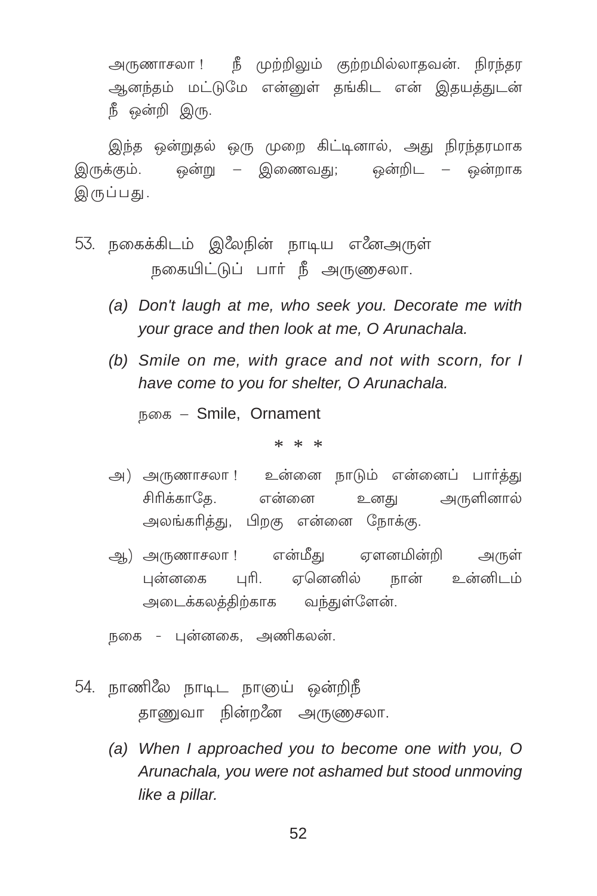அருணாசலா ! நீ முற்றிலும் குற்றமில்லாதவன். நிரந்தர ஆனந்தம் மட்டுமே என்னுள் தங்கிட என் இதயத்துடன் நீ ஒன்றி இரு.

இந்த ஒன்றுதல் ஒரு முறை கிட்டினால், அது நிரந்தரமாக இருக்கும். ஒன்று – இணைவது; ஒன்றிட – ஒன்றாக இருப்பது.

53. நகைக்கிடம் இலேநின் நாடிய எனேஅருள்
    நகையிட்டுப் பார் நீ அருணாசலா.

   *(a) Don't laugh at me, who seek you. Decorate me with your grace and then look at me, O Arunachala.*

   *(b) Smile on me, with grace and not with scorn, for I have come to you for shelter, O Arunachala.*

   நகை – Smile, Ornament

   \* \* \*

   அ) அருணாசலா ! உன்னை நாடும் என்னைப் பார்த்து சிரிக்காதே. என்னை உனது அருளினால் அலங்கரித்து, பிறகு என்னை நோக்கு.

   ஆ) அருணாசலா ! என்மீது ஏளனமின்றி அருள் புன்னகை புரி. ஏனெனில் நான் உன்னிடம் அடைக்கலத்திற்காக வந்துள்ளேன்.

   நகை - புன்னகை, அணிகலன்.

54. நாணிலே நாடிட நானுய் ஒன்றிநீ
    தாணுவா நின்றனே அருணாசலா.

   *(a) When I approached you to become one with you, O Arunachala, you were not ashamed but stood unmoving like a pillar.*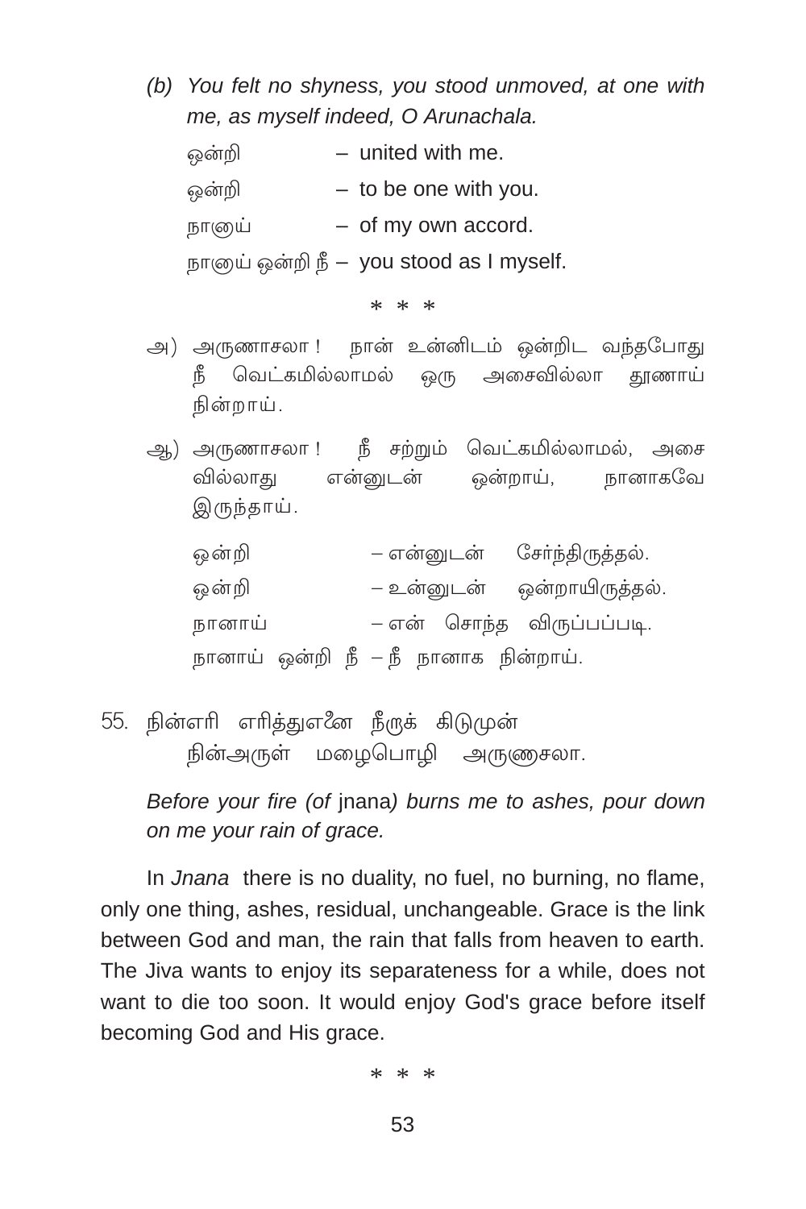(b) *You felt no shyness, you stood unmoved, at one with me, as myself indeed, O Arunachala.*

ஒன்றி – united with me.

ஒன்றி – to be one with you.

நானுய் – of my own accord.

நானுய் ஒன்றி நீ – you stood as I myself.

\* \* \*

அ) அருணாசலா ! நான் உன்னிடம் ஒன்றிட வந்தபோது நீ வெட்கமில்லாமல் ஒரு அசைவில்லா தூணாய் நின்றாய்.

ஆ) அருணாசலா ! நீ சற்றும் வெட்கமில்லாமல், அசைவில்லாது என்னுடன் ஒன்றாய், நானாகவே இருந்தாய்.

ஒன்றி – என்னுடன் சேர்ந்திருத்தல்.

ஒன்றி – உன்னுடன் ஒன்றாயிருத்தல்.

நானாய் – என் சொந்த விருப்பப்படி.

நானாய் ஒன்றி நீ – நீ நானாக நின்றாய்.

55. நின்எரி எரித்துஎனை நீருக் கிடுமுன்
    நின்அருள் மழைபொழி அருணசலா.

*Before your fire (of* jnana*) burns me to ashes, pour down on me your rain of grace.*

In *Jnana* there is no duality, no fuel, no burning, no flame, only one thing, ashes, residual, unchangeable. Grace is the link between God and man, the rain that falls from heaven to earth. The Jiva wants to enjoy its separateness for a while, does not want to die too soon. It would enjoy God's grace before itself becoming God and His grace.

\* \* \*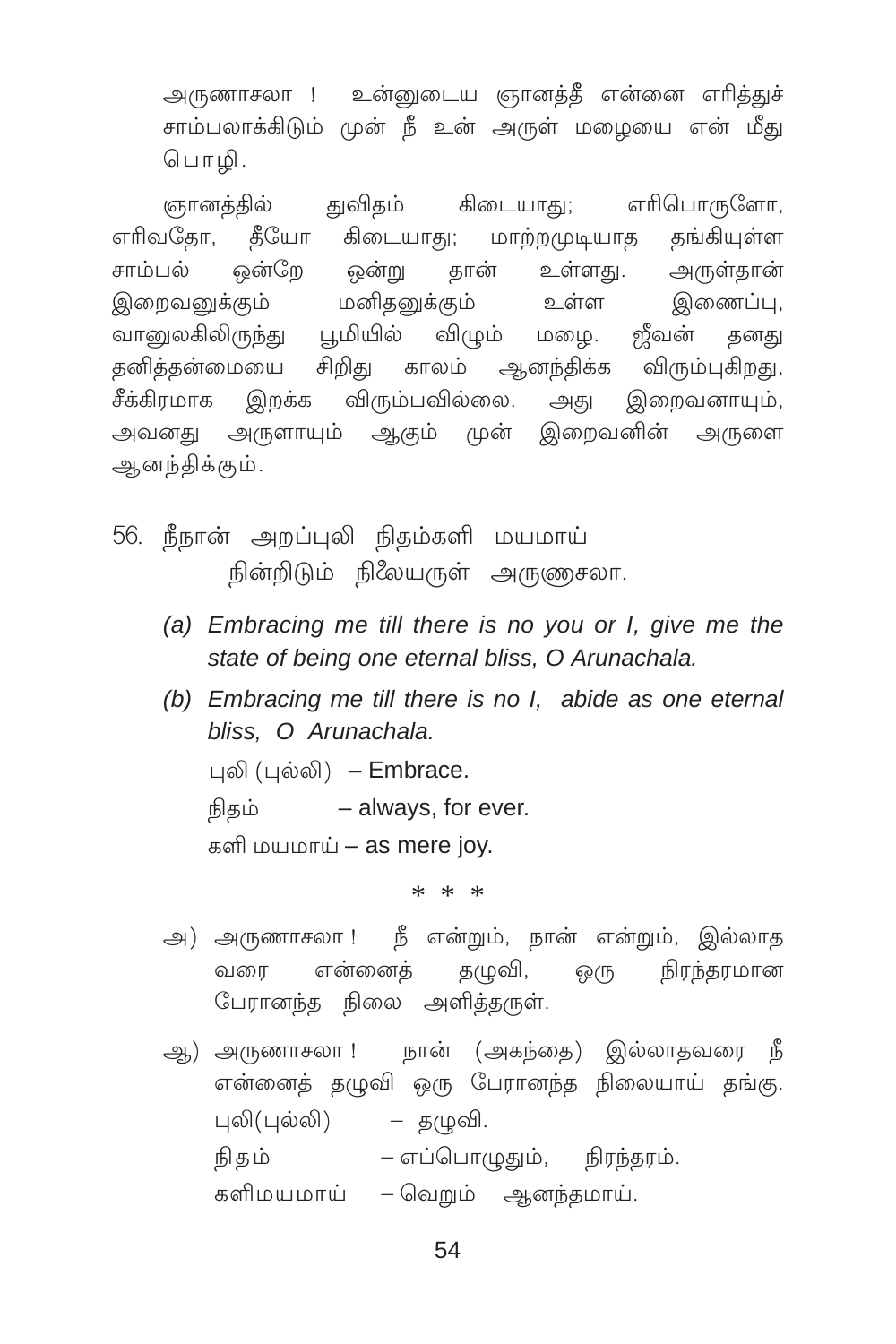அருணாசலா ! உன்னுடைய ஞானத்தீ என்னை எரித்துச் சாம்பலாக்கிடும் முன் நீ உன் அருள் மழையை என் மீது பொழி.

ஞானத்தில் துவிதம் கிடையாது; எரிபொருளோ, எரிவதோ, தீயோ கிடையாது; மாற்றமுடியாத தங்கியுள்ள சாம்பல் ஒன்றே ஒன்று தான் உள்ளது. அருள்தான் இறைவனுக்கும் மனிதனுக்கும் உள்ள இணைப்பு, வானுலகிலிருந்து பூமியில் விழும் மழை. ஜீவன் தனது தனித்தன்மையை சிறிது காலம் ஆனந்திக்க விரும்புகிறது, சீக்கிரமாக இறக்க விரும்பவில்லை. அது இறைவனாயும், அவனது அருளாயும் ஆகும் முன் இறைவனின் அருளை ஆனந்திக்கும்.

56. நீநான் அறப்புலி நிதம்களி மயமாய்
நின்றிடும் நிலையருள் அருணசலா.

*(a) Embracing me till there is no you or I, give me the state of being one eternal bliss, O Arunachala.*

*(b) Embracing me till there is no I, abide as one eternal bliss, O Arunachala.*

புலி (புல்லி) – Embrace.

நிதம் – always, for ever.

களி மயமாய் – as mere joy.

\* \* \*

அ) அருணாசலா ! நீ என்றும், நான் என்றும், இல்லாத வரை என்னைத் தழுவி, ஒரு நிரந்தரமான பேரானந்த நிலை அளித்தருள்.

ஆ) அருணாசலா ! நான் (அகந்தை) இல்லாதவரை நீ என்னைத் தழுவி ஒரு பேரானந்த நிலையாய் தங்கு.

புலி(புல்லி) – தழுவி.

நிதம் – எப்பொழுதும், நிரந்தரம்.

களிமயமாய் – வெறும் ஆனந்தமாய்.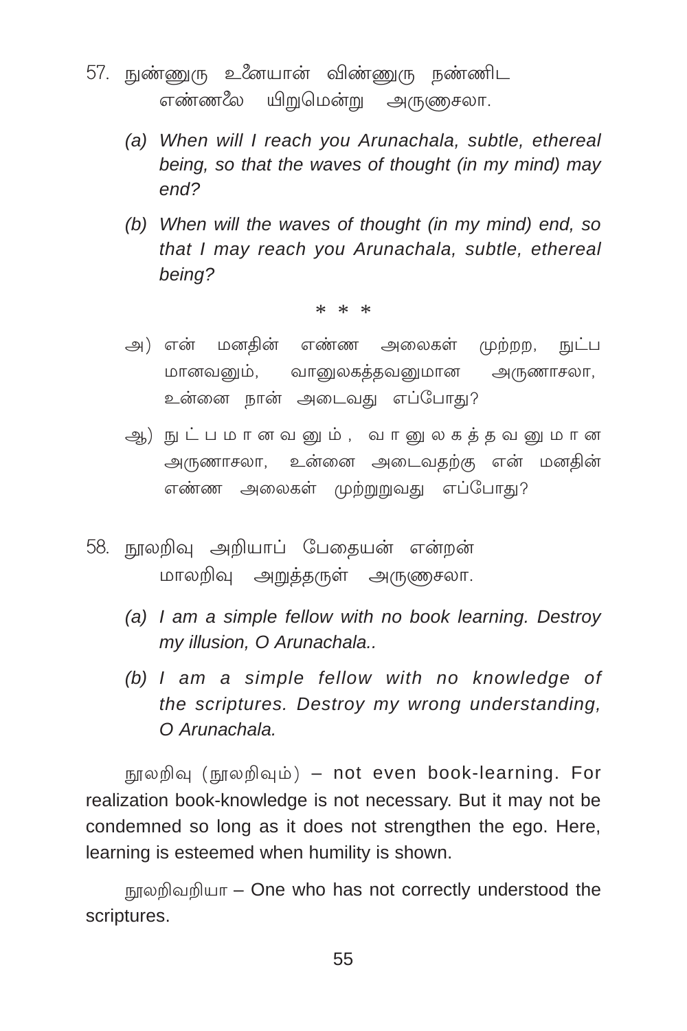57. நுண்ணுரு உனையான் விண்ணுரு நண்ணிட
    எண்ணலை யிறுமென்று அருணாசலா.

    *(a) When will I reach you Arunachala, subtle, ethereal being, so that the waves of thought (in my mind) may end?*

    *(b) When will the waves of thought (in my mind) end, so that I may reach you Arunachala, subtle, ethereal being?*

\* \* \*

அ) என் மனதின் எண்ண அலைகள் முற்றற, நுட்ப மானவனும், வானுலகத்தவனுமான அருணாசலா, உன்னை நான் அடைவது எப்போது?

ஆ) நுட்பமானவனும், வானுலகத்தவனுமான அருணாசலா, உன்னை அடைவதற்கு என் மனதின் எண்ண அலைகள் முற்றுறுவது எப்போது?

58. நூலறிவு அறியாப் பேதையன் என்றன்
    மாலறிவு அறுத்தருள் அருணாசலா.

    *(a) I am a simple fellow with no book learning. Destroy my illusion, O Arunachala..*

    *(b) I am a simple fellow with no knowledge of the scriptures. Destroy my wrong understanding, O Arunachala.*

நூலறிவு (நூலறிவும்) – not even book-learning. For realization book-knowledge is not necessary. But it may not be condemned so long as it does not strengthen the ego. Here, learning is esteemed when humility is shown.

நூலறிவறியா – One who has not correctly understood the scriptures.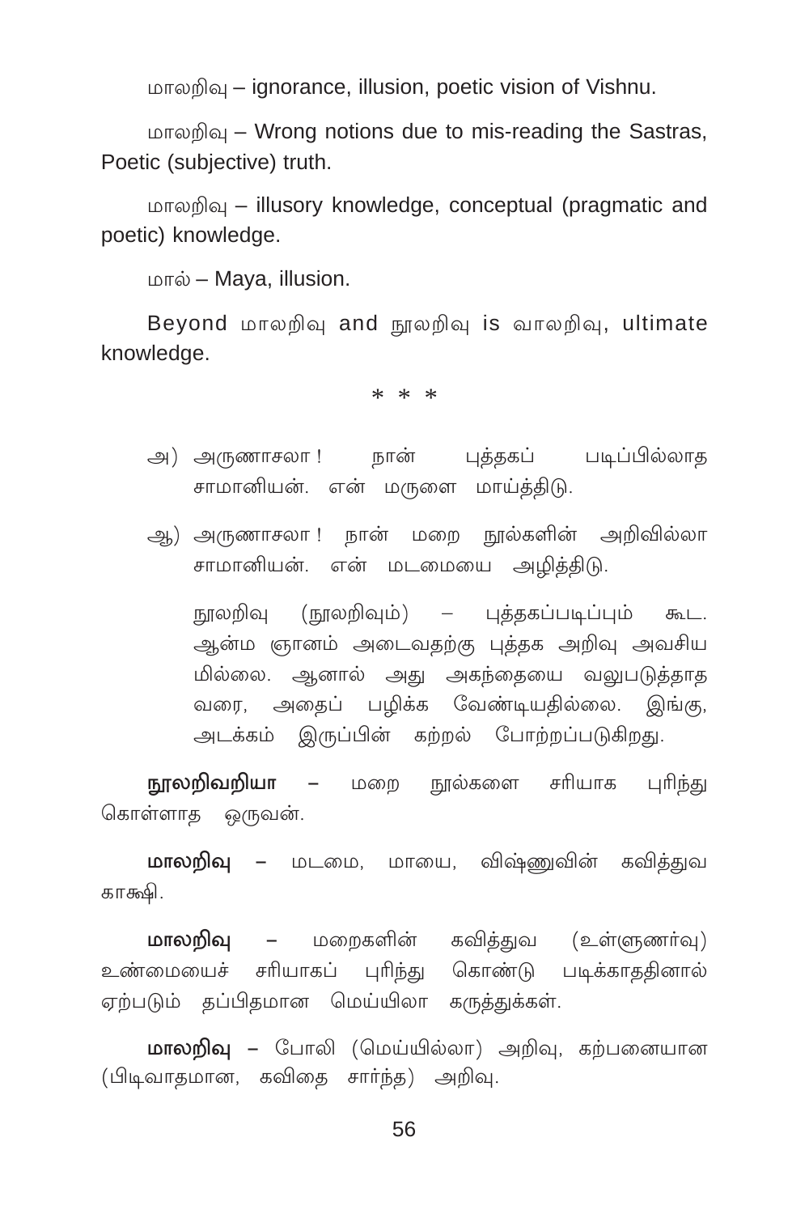மாலறிவு – ignorance, illusion, poetic vision of Vishnu.

மாலறிவு – Wrong notions due to mis-reading the Sastras, Poetic (subjective) truth.

மாலறிவு – illusory knowledge, conceptual (pragmatic and poetic) knowledge.

மால் – Maya, illusion.

Beyond மாலறிவு and நூலறிவு is வாலறிவு, ultimate knowledge.

\* \* \*

அ) அருணாசலா ! நான் புத்தகப் படிப்பில்லாத சாமானியன். என் மருளை மாய்த்திடு.

ஆ) அருணாசலா ! நான் மறை நூல்களின் அறிவில்லா சாமானியன். என் மடமையை அழித்திடு.

நூலறிவு (நூலறிவும்) – புத்தகப்படிப்பும் கூட. ஆன்ம ஞானம் அடைவதற்கு புத்தக அறிவு அவசிய மில்லை. ஆனால் அது அகந்தையை வலுபடுத்தாத வரை, அதைப் பழிக்க வேண்டியதில்லை. இங்கு, அடக்கம் இருப்பின் கற்றல் போற்றப்படுகிறது.

**நூலறிவறியா** – மறை நூல்களை சரியாக புரிந்து கொள்ளாத ஒருவன்.

**மாலறிவு** – மடமை, மாயை, விஷ்ணுவின் கவித்துவ காக்ஷி.

**மாலறிவு** – மறைகளின் கவித்துவ (உள்ளுணர்வு) உண்மையைச் சரியாகப் புரிந்து கொண்டு படிக்காததினால் ஏற்படும் தப்பிதமான மெய்யிலா கருத்துக்கள்.

**மாலறிவு** – போலி (மெய்யில்லா) அறிவு, கற்பனையான (பிடிவாதமான, கவிதை சார்ந்த) அறிவு.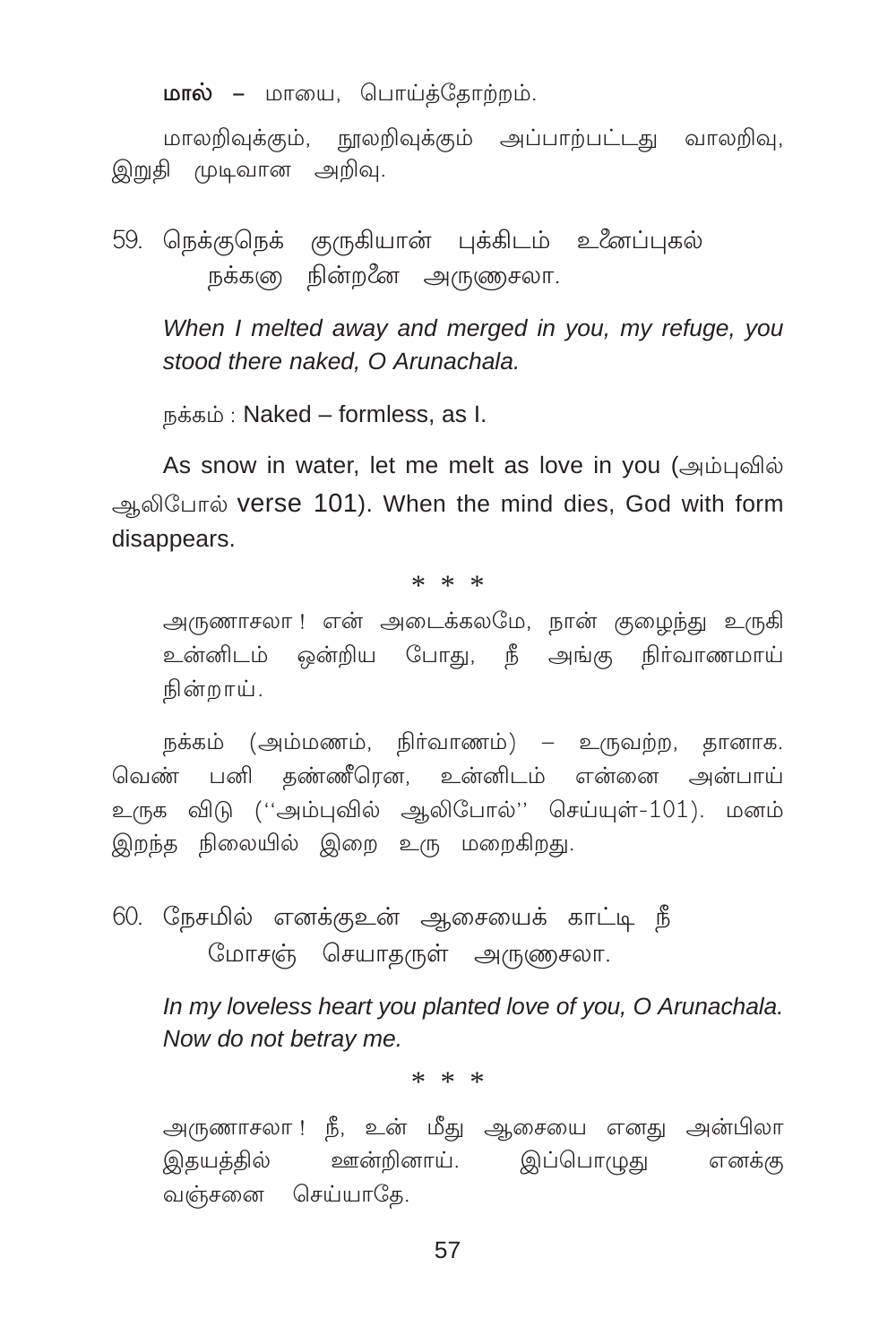**மால்** – மாயை, பொய்த்தோற்றம்.

மாலறிவுக்கும், நூலறிவுக்கும் அப்பாற்பட்டது வாலறிவு, இறுதி முடிவான அறிவு.

59. நெக்குநெக் குருகியான் புக்கிடம் உனைப்புகல்
  நக்கனு நின்றனை அருணசலா.

*When I melted away and merged in you, my refuge, you stood there naked, O Arunachala.*

நக்கம் : Naked – formless, as I.

As snow in water, let me melt as love in you (அம்புவில் ஆலிபோல் verse 101). When the mind dies, God with form disappears.

\* \* \*

அருணாசலா ! என் அடைக்கலமே, நான் குழைந்து உருகி உன்னிடம் ஒன்றிய போது, நீ அங்கு நிர்வாணமாய் நின்றாய்.

நக்கம் (அம்மணம், நிர்வாணம்) – உருவற்ற, தானாக. வெண் பனி தண்ணீரென, உன்னிடம் என்னை அன்பாய் உருக விடு (''அம்புவில் ஆலிபோல்'' செய்யுள்-101). மனம் இறந்த நிலையில் இறை உரு மறைகிறது.

60. நேசமில் எனக்குஉன் ஆசையைக் காட்டி நீ
  மோசஞ் செயாதருள் அருணசலா.

*In my loveless heart you planted love of you, O Arunachala. Now do not betray me.*

\* \* \*

அருணாசலா ! நீ, உன் மீது ஆசையை எனது அன்பிலா இதயத்தில் ஊன்றினாய். இப்பொழுது எனக்கு வஞ்சனை செய்யாதே.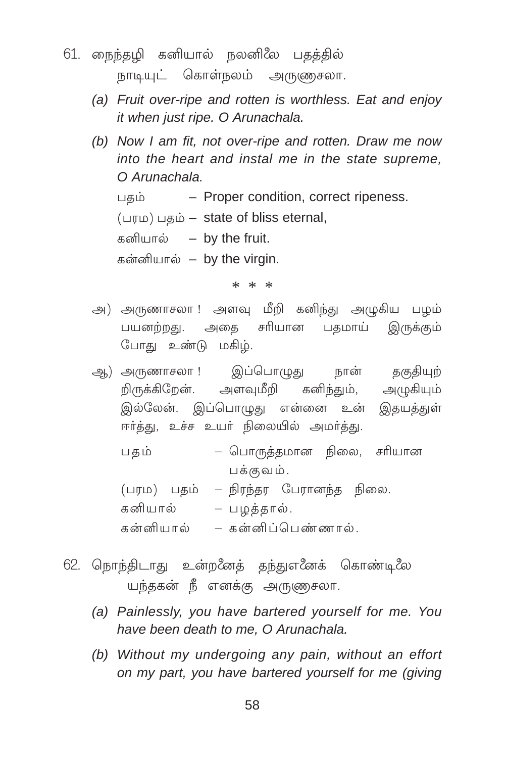61. நைந்தழி கனியால் நலனிலை பதத்தில்
    நாடியுட் கொள்நலம் அருணாசலா.

(a) *Fruit over-ripe and rotten is worthless. Eat and enjoy it when just ripe. O Arunachala.*

(b) *Now I am fit, not over-ripe and rotten. Draw me now into the heart and instal me in the state supreme, O Arunachala.*

பதம் – Proper condition, correct ripeness.
(பரம) பதம் – state of bliss eternal,
கனியால் – by the fruit.
கன்னியால் – by the virgin.

\* \* \*

அ) அருணாசலா ! அளவு மீறி கனிந்து அழுகிய பழம் பயனற்றது. அதை சரியான பதமாய் இருக்கும் போது உண்டு மகிழ்.

ஆ) அருணாசலா ! இப்பொழுது நான் தகுதியுற் றிருக்கிறேன். அளவுமீறி கனிந்தும், அழுகியும் இல்லேன். இப்பொழுது என்னை உன் இதயத்துள் ஈர்த்து, உச்ச உயர் நிலையில் அமர்த்து.

பதம் – பொருத்தமான நிலை, சரியான பக்குவம்.
(பரம) பதம் – நிரந்தர பேரானந்த நிலை.
கனியால் – பழத்தால்.
கன்னியால் – கன்னிப்பெண்ணால்.

62. நொந்திடாது உன்றனைத் தந்துஎனைக் கொண்டிலை
    யந்தகன் நீ எனக்கு அருணாசலா.

(a) *Painlessly, you have bartered yourself for me. You have been death to me, O Arunachala.*

(b) *Without my undergoing any pain, without an effort on my part, you have bartered yourself for me (giving*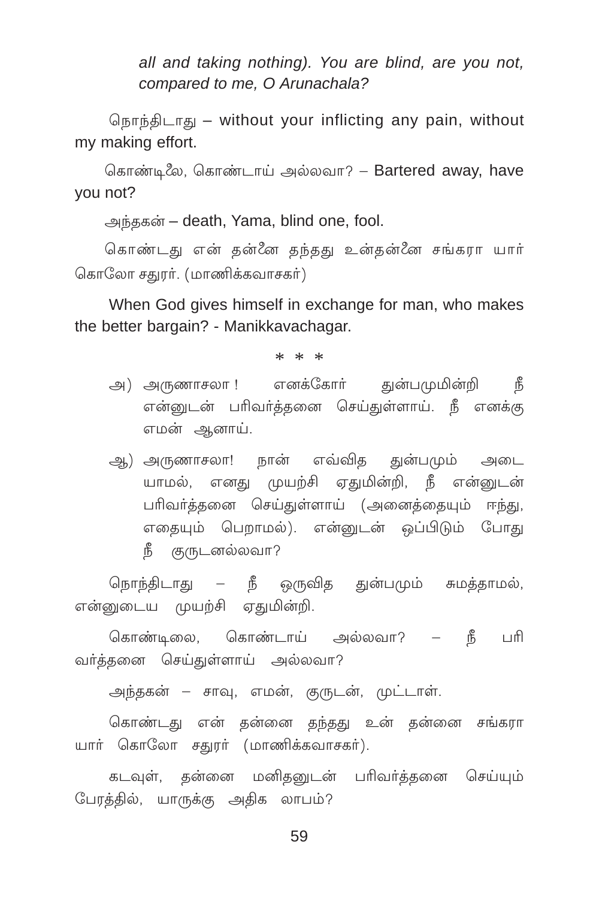*all and taking nothing). You are blind, are you not, compared to me, O Arunachala?*

நொந்திடாது – without your inflicting any pain, without my making effort.

கொண்டிலே, கொண்டாய் அல்லவா? – Bartered away, have you not?

அந்தகன் – death, Yama, blind one, fool.

கொண்டது என் தன்னே தந்தது உன்தன்னே சங்கரா யார் கொலோ சதுரர். (மாணிக்கவாசகர்)

When God gives himself in exchange for man, who makes the better bargain? - Manikkavachagar.

\* \* \*

அ) அருணாசலா ! எனக்கோர் துன்பமுமின்றி நீ என்னுடன் பரிவர்த்தனை செய்துள்ளாய். நீ எனக்கு எமன் ஆனாய்.

ஆ) அருணாசலா! நான் எவ்வித துன்பமும் அடையாமல், எனது முயற்சி ஏதுமின்றி, நீ என்னுடன் பரிவர்த்தனை செய்துள்ளாய் (அனைத்தையும் ஈந்து, எதையும் பெறாமல்). என்னுடன் ஒப்பிடும் போது நீ குருடனல்லவா?

நொந்திடாது – நீ ஒருவித துன்பமும் சுமத்தாமல், என்னுடைய முயற்சி ஏதுமின்றி.

கொண்டிலை, கொண்டாய் அல்லவா? – நீ பரிவர்த்தனை செய்துள்ளாய் அல்லவா?

அந்தகன் – சாவு, எமன், குருடன், முட்டாள்.

கொண்டது என் தன்னை தந்தது உன் தன்னை சங்கரா யார் கொலோ சதுரர் (மாணிக்கவாசகர்).

கடவுள், தன்னை மனிதனுடன் பரிவர்த்தனை செய்யும் பேரத்தில், யாருக்கு அதிக லாபம்?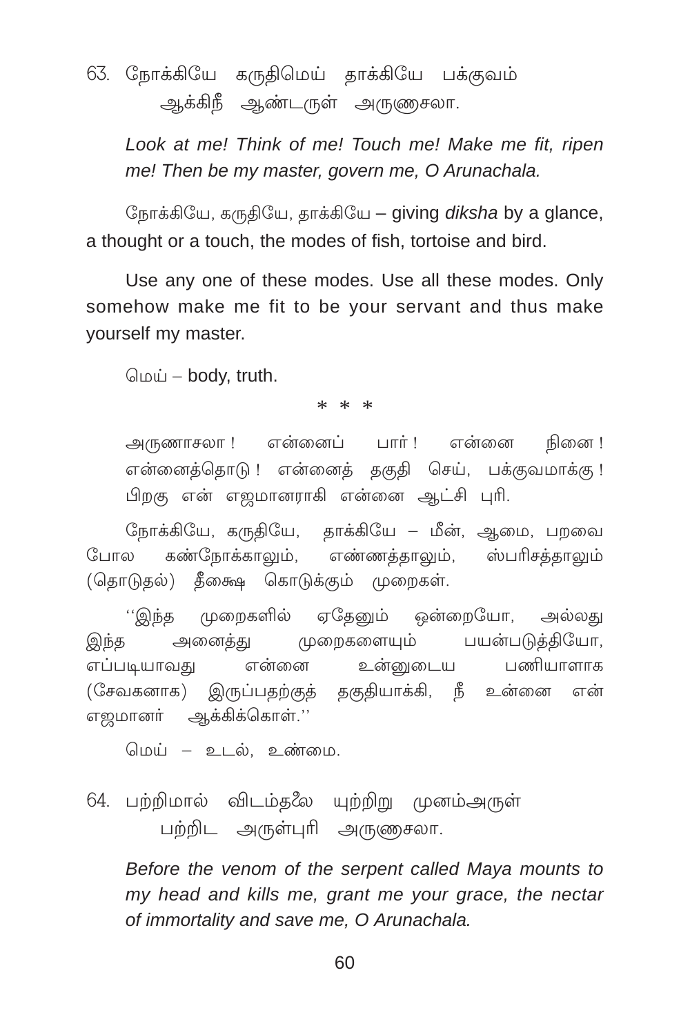63. நோக்கியே கருதிமெய் தாக்கியே பக்குவம்
    ஆக்கிநீ ஆண்டருள் அருணாசலா.

*Look at me! Think of me! Touch me! Make me fit, ripen me! Then be my master, govern me, O Arunachala.*

நோக்கியே, கருதியே, தாக்கியே – giving *diksha* by a glance, a thought or a touch, the modes of fish, tortoise and bird.

Use any one of these modes. Use all these modes. Only somehow make me fit to be your servant and thus make yourself my master.

மெய் – body, truth.

\* \* \*

அருணாசலா ! என்னைப் பார் ! என்னை நினை ! என்னைத்தொடு ! என்னைத் தகுதி செய், பக்குவமாக்கு ! பிறகு என் எஜமானராகி என்னை ஆட்சி புரி.

நோக்கியே, கருதியே, தாக்கியே – மீன், ஆமை, பறவை போல கண்நோக்காலும், எண்ணத்தாலும், ஸ்பரிசத்தாலும் (தொடுதல்) தீக்ஷை கொடுக்கும் முறைகள்.

''இந்த முறைகளில் ஏதேனும் ஒன்றையோ, அல்லது இந்த அனைத்து முறைகளையும் பயன்படுத்தியோ, எப்படியாவது என்னை உன்னுடைய பணியாளாக (சேவகனாக) இருப்பதற்குத் தகுதியாக்கி, நீ உன்னை என் எஜமானர் ஆக்கிக்கொள்.''

மெய் – உடல், உண்மை.

64. பற்றிமால் விடம்தலை யுற்றிறு முனம்அருள்
    பற்றிட அருள்புரி அருணாசலா.

*Before the venom of the serpent called Maya mounts to my head and kills me, grant me your grace, the nectar of immortality and save me, O Arunachala.*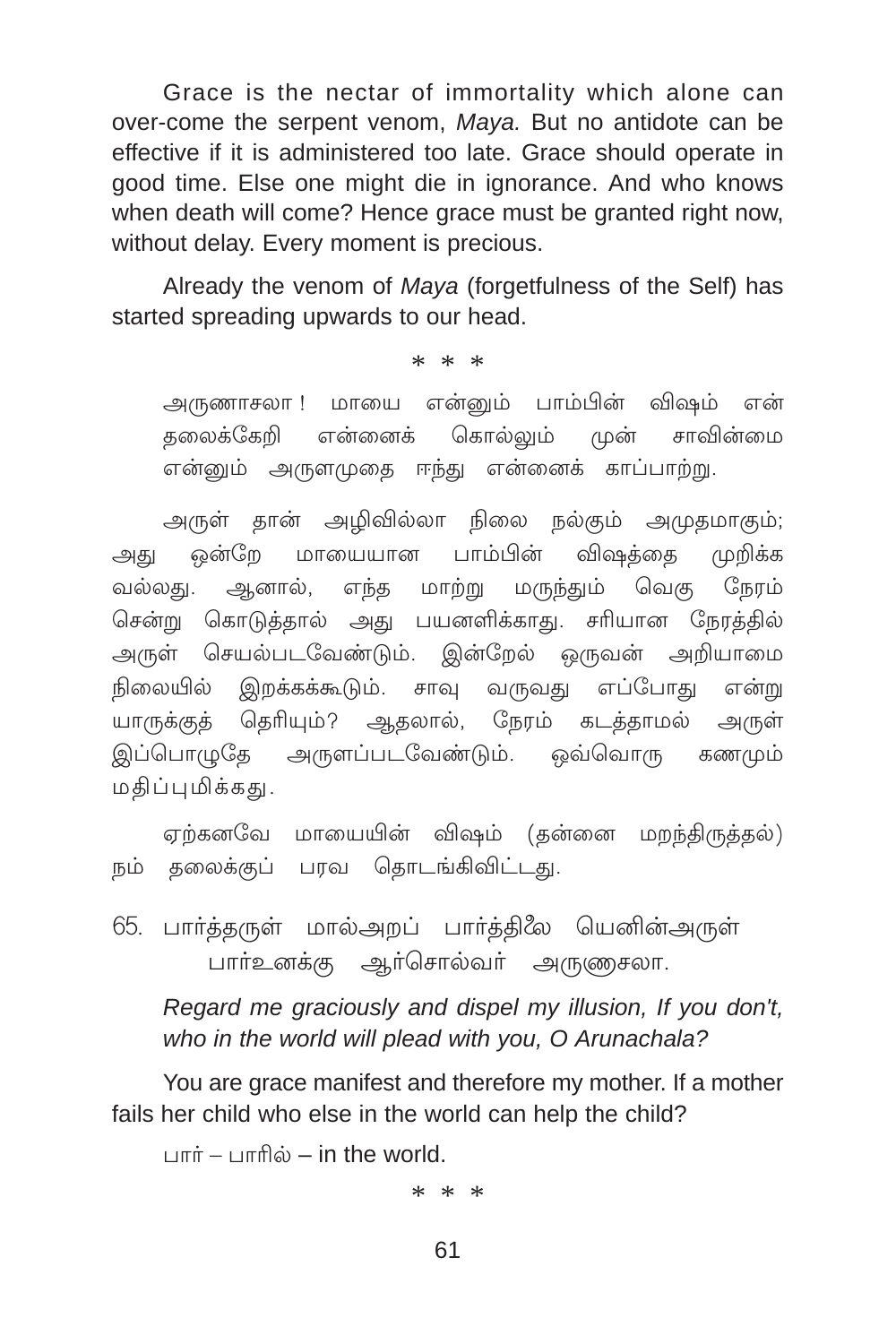Grace is the nectar of immortality which alone can over-come the serpent venom, *Maya.* But no antidote can be effective if it is administered too late. Grace should operate in good time. Else one might die in ignorance. And who knows when death will come? Hence grace must be granted right now, without delay. Every moment is precious.

Already the venom of *Maya* (forgetfulness of the Self) has started spreading upwards to our head.

\* \* \*

அருணாசலா ! மாயை என்னும் பாம்பின் விஷம் என் தலைக்கேறி என்னைக் கொல்லும் முன் சாவின்மை என்னும் அருளமுதை ஈந்து என்னைக் காப்பாற்று.

அருள் தான் அழிவில்லா நிலை நல்கும் அமுதமாகும்; அது ஒன்றே மாயையான பாம்பின் விஷத்தை முறிக்க வல்லது. ஆனால், எந்த மாற்று மருந்தும் வெகு நேரம் சென்று கொடுத்தால் அது பயனளிக்காது. சரியான நேரத்தில் அருள் செயல்படவேண்டும். இன்றேல் ஒருவன் அறியாமை நிலையில் இறக்கக்கூடும். சாவு வருவது எப்போது என்று யாருக்குத் தெரியும்? ஆதலால், நேரம் கடத்தாமல் அருள் இப்பொழுதே அருளப்படவேண்டும். ஒவ்வொரு கணமும் மதிப்புமிக்கது.

ஏற்கனவே மாயையின் விஷம் (தன்னை மறந்திருத்தல்) நம் தலைக்குப் பரவ தொடங்கிவிட்டது.

65. பார்த்தருள் மால்அறப் பார்த்திலை யெனின்அருள்
 பார்உனக்கு ஆர்சொல்வர் அருணசலா.

*Regard me graciously and dispel my illusion, If you don't, who in the world will plead with you, O Arunachala?*

You are grace manifest and therefore my mother. If a mother fails her child who else in the world can help the child?

பார் – பாரில் – in the world.

\* \* \*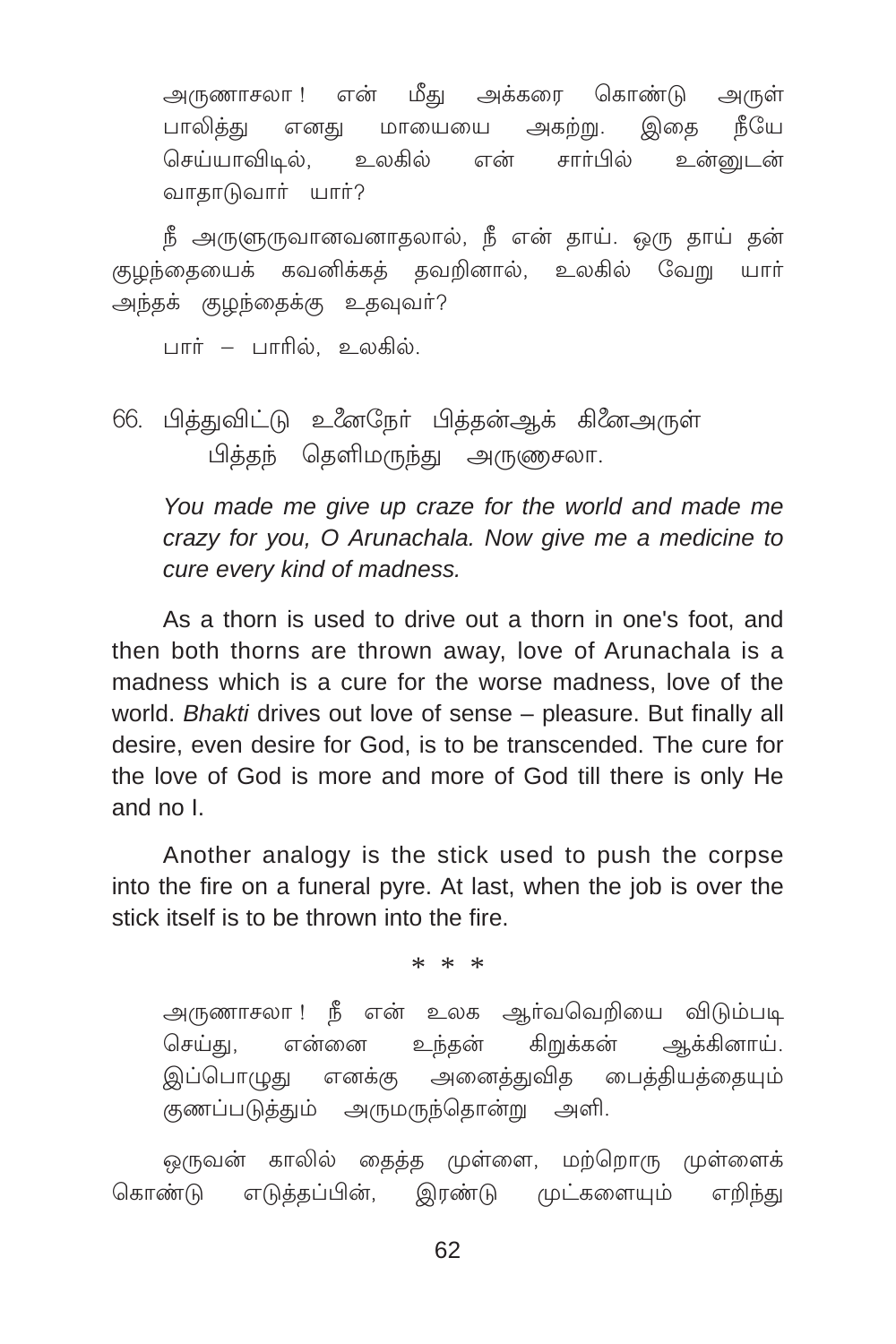அருணாசலா ! என் மீது அக்கரை கொண்டு அருள் பாலித்து எனது மாயையை அகற்று. இதை நீயே செய்யாவிடில், உலகில் என் சார்பில் உன்னுடன் வாதாடுவார் யார்?

நீ அருளுருவானவனாதலால், நீ என் தாய். ஒரு தாய் தன் குழந்தையைக் கவனிக்கத் தவறினால், உலகில் வேறு யார் அந்தக் குழந்தைக்கு உதவுவர்?

பார் – பாரில், உலகில்.

66. பித்துவிட்டு உனைநேர் பித்தன்ஆக் கினைஅருள்
 பித்தந் தெளிமருந்து அருணாசலா.

*You made me give up craze for the world and made me crazy for you, O Arunachala. Now give me a medicine to cure every kind of madness.*

As a thorn is used to drive out a thorn in one's foot, and then both thorns are thrown away, love of Arunachala is a madness which is a cure for the worse madness, love of the world. *Bhakti* drives out love of sense – pleasure. But finally all desire, even desire for God, is to be transcended. The cure for the love of God is more and more of God till there is only He and no I.

Another analogy is the stick used to push the corpse into the fire on a funeral pyre. At last, when the job is over the stick itself is to be thrown into the fire.

\* \* \*

அருணாசலா ! நீ என் உலக ஆர்வவெறியை விடும்படி செய்து, என்னை உந்தன் கிறுக்கன் ஆக்கினாய். இப்பொழுது எனக்கு அனைத்துவித பைத்தியத்தையும் குணப்படுத்தும் அருமருந்தொன்று அளி.

ஒருவன் காலில் தைத்த முள்ளை, மற்றொரு முள்ளைக் கொண்டு எடுத்தப்பின், இரண்டு முட்களையும் எறிந்து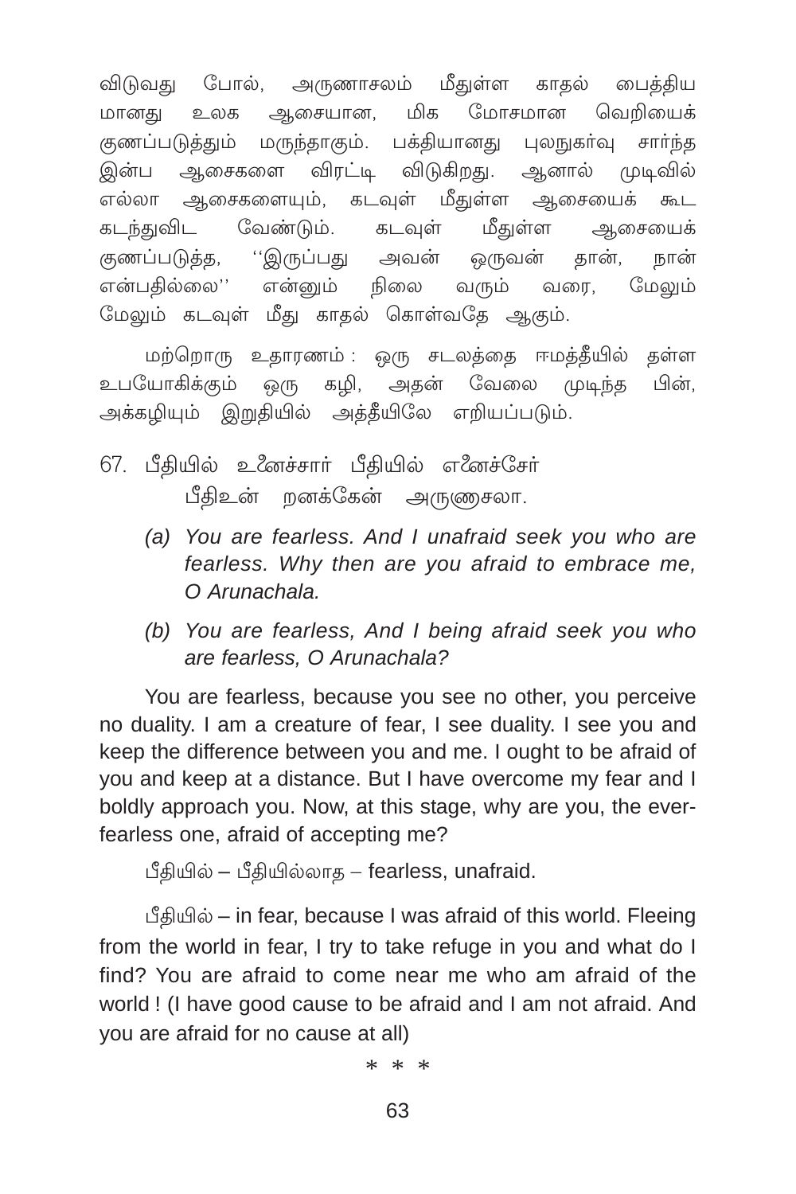விடுவது போல், அருணாசலம் மீதுள்ள காதல் பைத்திய மானது உலக ஆசையான, மிக மோசமான வெறியைக் குணப்படுத்தும் மருந்தாகும். பக்தியானது புலநுகர்வு சார்ந்த இன்ப ஆசைகளை விரட்டி விடுகிறது. ஆனால் முடிவில் எல்லா ஆசைகளையும், கடவுள் மீதுள்ள ஆசையைக் கூட கடந்துவிட வேண்டும். கடவுள் மீதுள்ள ஆசையைக் குணப்படுத்த, ''இருப்பது அவன் ஒருவன் தான், நான் என்பதில்லை'' என்னும் நிலை வரும் வரை, மேலும் மேலும் கடவுள் மீது காதல் கொள்வதே ஆகும்.

மற்றொரு உதாரணம் : ஒரு சடலத்தை ஈமத்தீயில் தள்ள உபயோகிக்கும் ஒரு கழி, அதன் வேலை முடிந்த பின், அக்கழியும் இறுதியில் அத்தீயிலே எறியப்படும்.

67. பீதியில் உனைச்சார் பீதியில் எனைச்சேர்
பீதிஉன் றனக்கேன் அருணசலா.

(a) *You are fearless. And I unafraid seek you who are fearless. Why then are you afraid to embrace me, O Arunachala.*

(b) *You are fearless, And I being afraid seek you who are fearless, O Arunachala?*

You are fearless, because you see no other, you perceive no duality. I am a creature of fear, I see duality. I see you and keep the difference between you and me. I ought to be afraid of you and keep at a distance. But I have overcome my fear and I boldly approach you. Now, at this stage, why are you, the ever-fearless one, afraid of accepting me?

பீதியில் – பீதியில்லாத – fearless, unafraid.

பீதியில் – in fear, because I was afraid of this world. Fleeing from the world in fear, I try to take refuge in you and what do I find? You are afraid to come near me who am afraid of the world ! (I have good cause to be afraid and I am not afraid. And you are afraid for no cause at all)

\* \* \*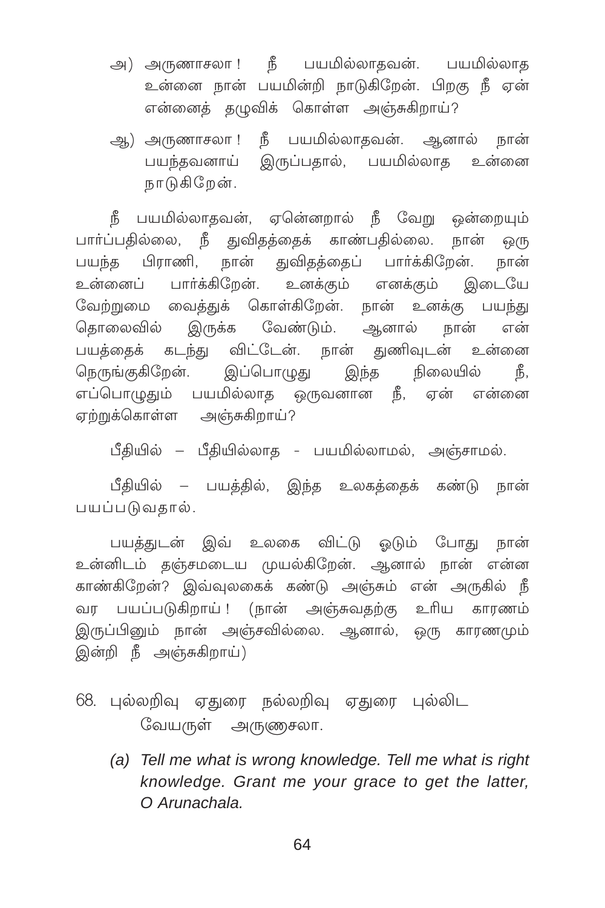அ) அருணாசலா ! நீ பயமில்லாதவன். பயமில்லாத உன்னை நான் பயமின்றி நாடுகிறேன். பிறகு நீ ஏன் என்னைத் தழுவிக் கொள்ள அஞ்சுகிறாய்?

ஆ) அருணாசலா ! நீ பயமில்லாதவன். ஆனால் நான் பயந்தவனாய் இருப்பதால், பயமில்லாத உன்னை நாடுகிறேன்.

நீ பயமில்லாதவன், ஏனென்றால் நீ வேறு ஒன்றையும் பார்ப்பதில்லை, நீ துவிதத்தைக் காண்பதில்லை. நான் ஒரு பயந்த பிராணி, நான் துவிதத்தைப் பார்க்கிறேன். நான் உன்னைப் பார்க்கிறேன். உனக்கும் எனக்கும் இடையே வேற்றுமை வைத்துக் கொள்கிறேன். நான் உனக்கு பயந்து தொலைவில் இருக்க வேண்டும். ஆனால் நான் என் பயத்தைக் கடந்து விட்டேன். நான் துணிவுடன் உன்னை நெருங்குகிறேன். இப்பொழுது இந்த நிலையில் நீ, எப்பொழுதும் பயமில்லாத ஒருவனான நீ, ஏன் என்னை ஏற்றுக்கொள்ள அஞ்சுகிறாய்?

பீதியில் – பீதியில்லாத - பயமில்லாமல், அஞ்சாமல்.

பீதியில் – பயத்தில், இந்த உலகத்தைக் கண்டு நான் பயப்படுவதால்.

பயத்துடன் இவ் உலகை விட்டு ஓடும் போது நான் உன்னிடம் தஞ்சமடைய முயல்கிறேன். ஆனால் நான் என்ன காண்கிறேன்? இவ்வுலகைக் கண்டு அஞ்சும் என் அருகில் நீ வர பயப்படுகிறாய் ! (நான் அஞ்சுவதற்கு உரிய காரணம் இருப்பினும் நான் அஞ்சவில்லை. ஆனால், ஒரு காரணமும் இன்றி நீ அஞ்சுகிறாய்)

68. புல்லறிவு ஏதுரை நல்லறிவு ஏதுரை புல்லிட
வேயருள் அருணசலா.

*(a) Tell me what is wrong knowledge. Tell me what is right knowledge. Grant me your grace to get the latter, O Arunachala.*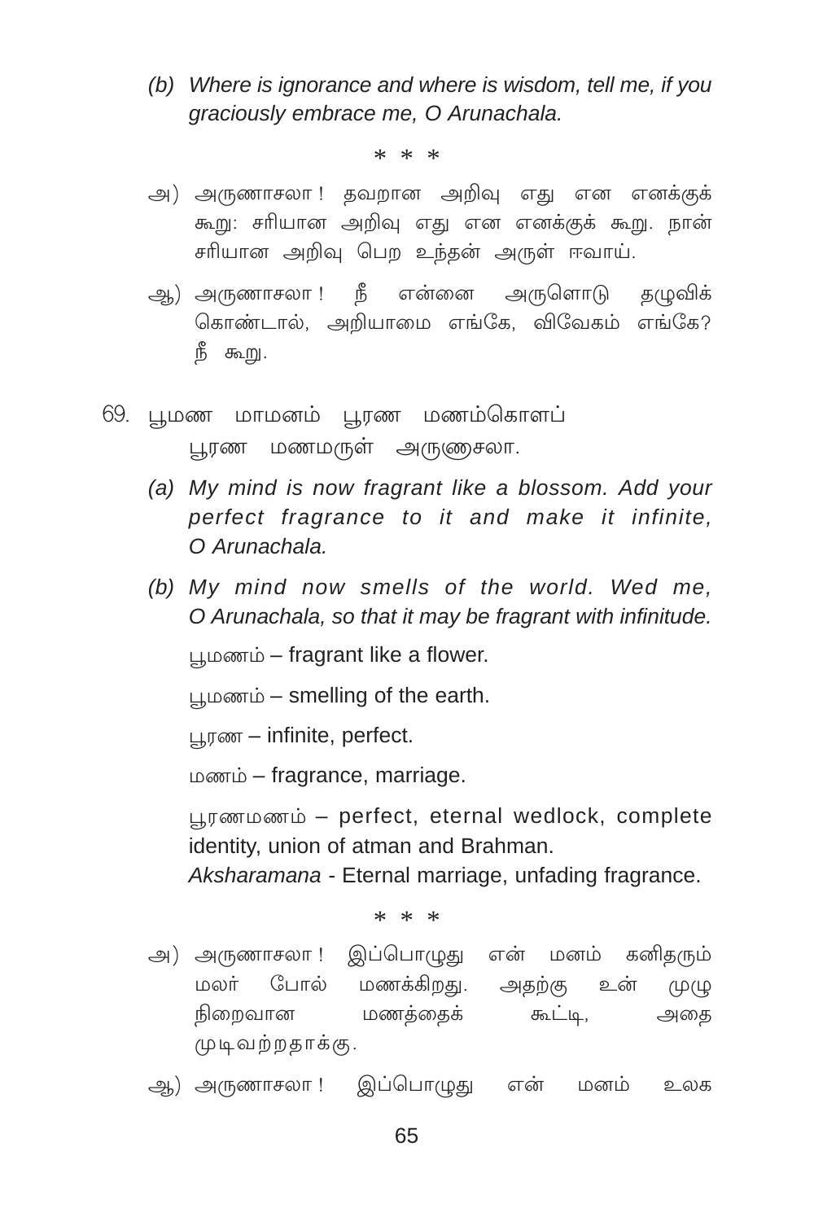*(b) Where is ignorance and where is wisdom, tell me, if you graciously embrace me, O Arunachala.*

\* \* \*

அ) அருணாசலா ! தவறான அறிவு எது என எனக்குக் கூறு: சரியான அறிவு எது என எனக்குக் கூறு. நான் சரியான அறிவு பெற உந்தன் அருள் ஈவாய்.

ஆ) அருணாசலா ! நீ என்னை அருளொடு தழுவிக் கொண்டால், அறியாமை எங்கே, விவேகம் எங்கே? நீ கூறு.

69. பூமண மாமனம் பூரண மணம்கொளப்
    பூரண மணமருள் அருணசலா.

*(a) My mind is now fragrant like a blossom. Add your perfect fragrance to it and make it infinite, O Arunachala.*

*(b) My mind now smells of the world. Wed me, O Arunachala, so that it may be fragrant with infinitude.*

பூமணம் – fragrant like a flower.

பூமணம் – smelling of the earth.

பூரண – infinite, perfect.

மணம் – fragrance, marriage.

பூரணமணம் – perfect, eternal wedlock, complete identity, union of atman and Brahman.
*Aksharamana* - Eternal marriage, unfading fragrance.

\* \* \*

அ) அருணாசலா ! இப்பொழுது என் மனம் கனிதரும் மலர் போல் மணக்கிறது. அதற்கு உன் முழு நிறைவான மணத்தைக் கூட்டி, அதை முடிவற்றதாக்கு.

ஆ) அருணாசலா ! இப்பொழுது என் மனம் உலக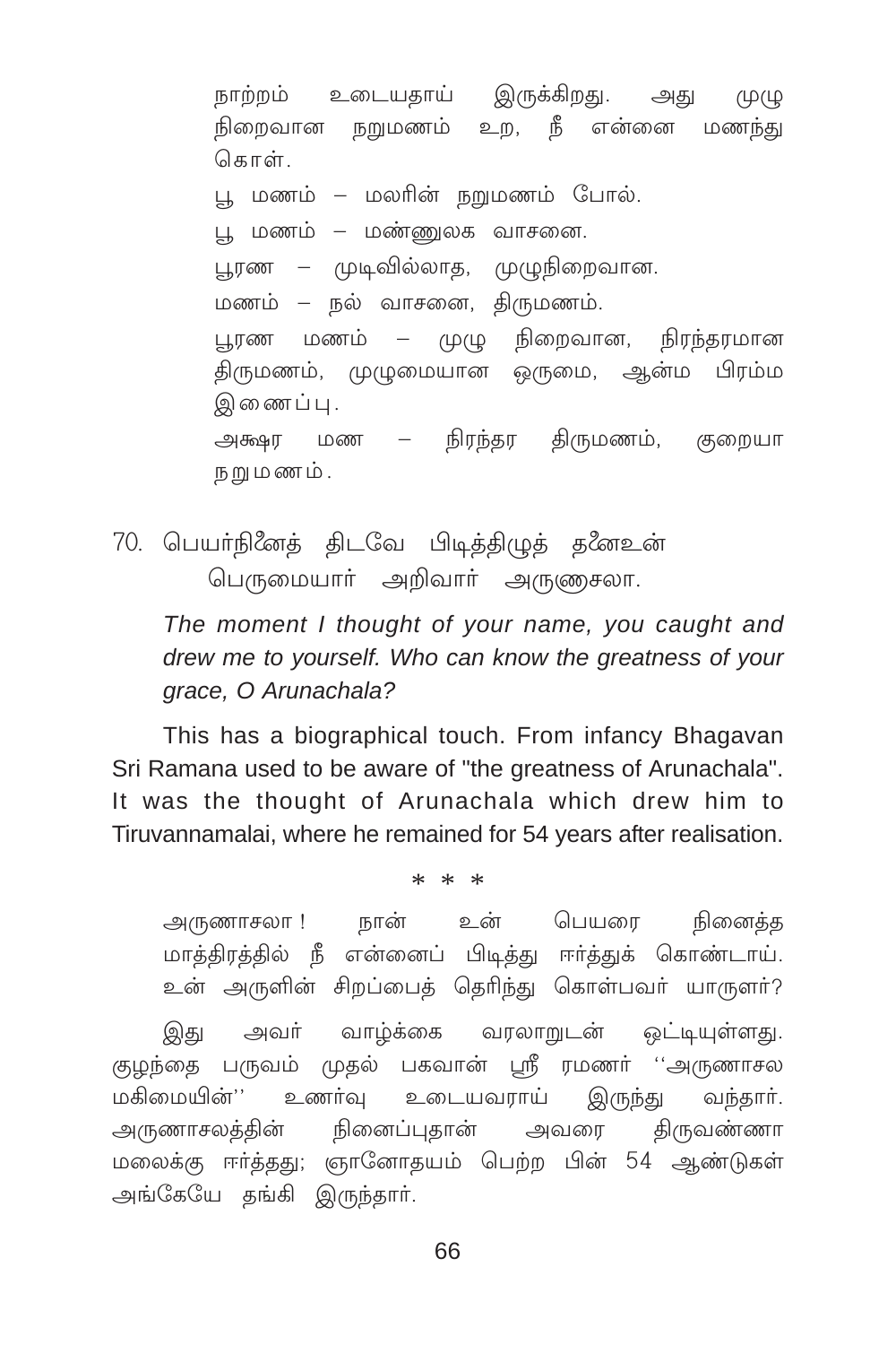நாற்றம் உடையதாய் இருக்கிறது. அது முழு நிறைவான நறுமணம் உற, நீ என்னை மணந்து கொள்.

பூ மணம் – மலரின் நறுமணம் போல்.

பூ மணம் – மண்ணுலக வாசனை.

பூரண – முடிவில்லாத, முழுநிறைவான.

மணம் – நல் வாசனை, திருமணம்.

பூரண மணம் – முழு நிறைவான, நிரந்தரமான திருமணம், முழுமையான ஒருமை, ஆன்ம பிரம்ம இணைப்பு.

அக்ஷர மண – நிரந்தர திருமணம், குறையா நறுமணம்.

70. பெயர்நினைத் திடவே பிடித்திழுத் தனைஉன்
 பெருமையார் அறிவார் அருணாசலா.

*The moment I thought of your name, you caught and drew me to yourself. Who can know the greatness of your grace, O Arunachala?*

This has a biographical touch. From infancy Bhagavan Sri Ramana used to be aware of "the greatness of Arunachala". It was the thought of Arunachala which drew him to Tiruvannamalai, where he remained for 54 years after realisation.

\* \* \*

அருணாசலா ! நான் உன் பெயரை நினைத்த மாத்திரத்தில் நீ என்னைப் பிடித்து ஈர்த்துக் கொண்டாய். உன் அருளின் சிறப்பைத் தெரிந்து கொள்பவர் யாருளர்?

இது அவர் வாழ்க்கை வரலாறுடன் ஒட்டியுள்ளது. குழந்தை பருவம் முதல் பகவான் ஸ்ரீ ரமணர் ''அருணாசல மகிமையின்'' உணர்வு உடையவராய் இருந்து வந்தார். அருணாசலத்தின் நினைப்புதான் அவரை திருவண்ணா மலைக்கு ஈர்த்தது; ஞானோதயம் பெற்ற பின் 54 ஆண்டுகள் அங்கேயே தங்கி இருந்தார்.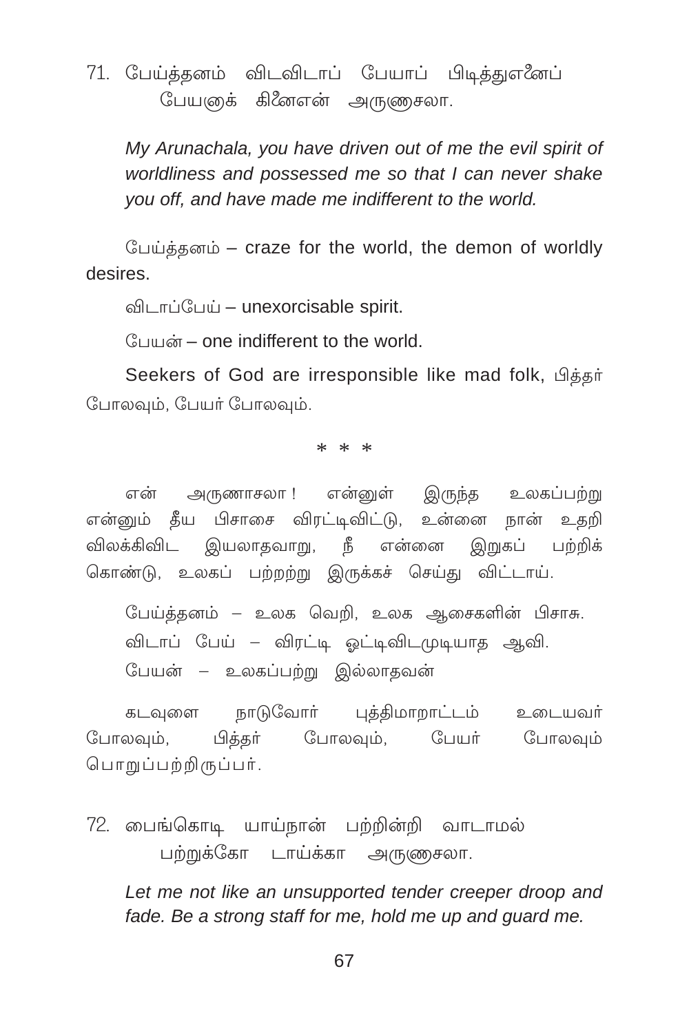71. பேய்த்தனம் விடவிடாப் பேயாப் பிடித்துஎனைப்
 பேயனாக் கினைஎன் அருணாசலா.

*My Arunachala, you have driven out of me the evil spirit of worldliness and possessed me so that I can never shake you off, and have made me indifferent to the world.*

பேய்த்தனம் – craze for the world, the demon of worldly desires.

விடாப்பேய் – unexorcisable spirit.

பேயன் – one indifferent to the world.

Seekers of God are irresponsible like mad folk, பித்தர் போலவும், பேயர் போலவும்.

\* \* \*

என் அருணாசலா ! என்னுள் இருந்த உலகப்பற்று என்னும் தீய பிசாசை விரட்டிவிட்டு, உன்னை நான் உதறி விலக்கிவிட இயலாதவாறு, நீ என்னை இறுகப் பற்றிக் கொண்டு, உலகப் பற்றற்று இருக்கச் செய்து விட்டாய்.

பேய்த்தனம் – உலக வெறி, உலக ஆசைகளின் பிசாசு.

விடாப் பேய் – விரட்டி ஓட்டிவிடமுடியாத ஆவி.

பேயன் – உலகப்பற்று இல்லாதவன்

கடவுளை நாடுவோர் புத்திமாறாட்டம் உடையவர் போலவும், பித்தர் போலவும், பேயர் போலவும் பொறுப்பற்றிருப்பர்.

72. பைங்கொடி யாய்நான் பற்றின்றி வாடாமல்
 பற்றுக்கோ டாய்க்கா அருணாசலா.

*Let me not like an unsupported tender creeper droop and fade. Be a strong staff for me, hold me up and guard me.*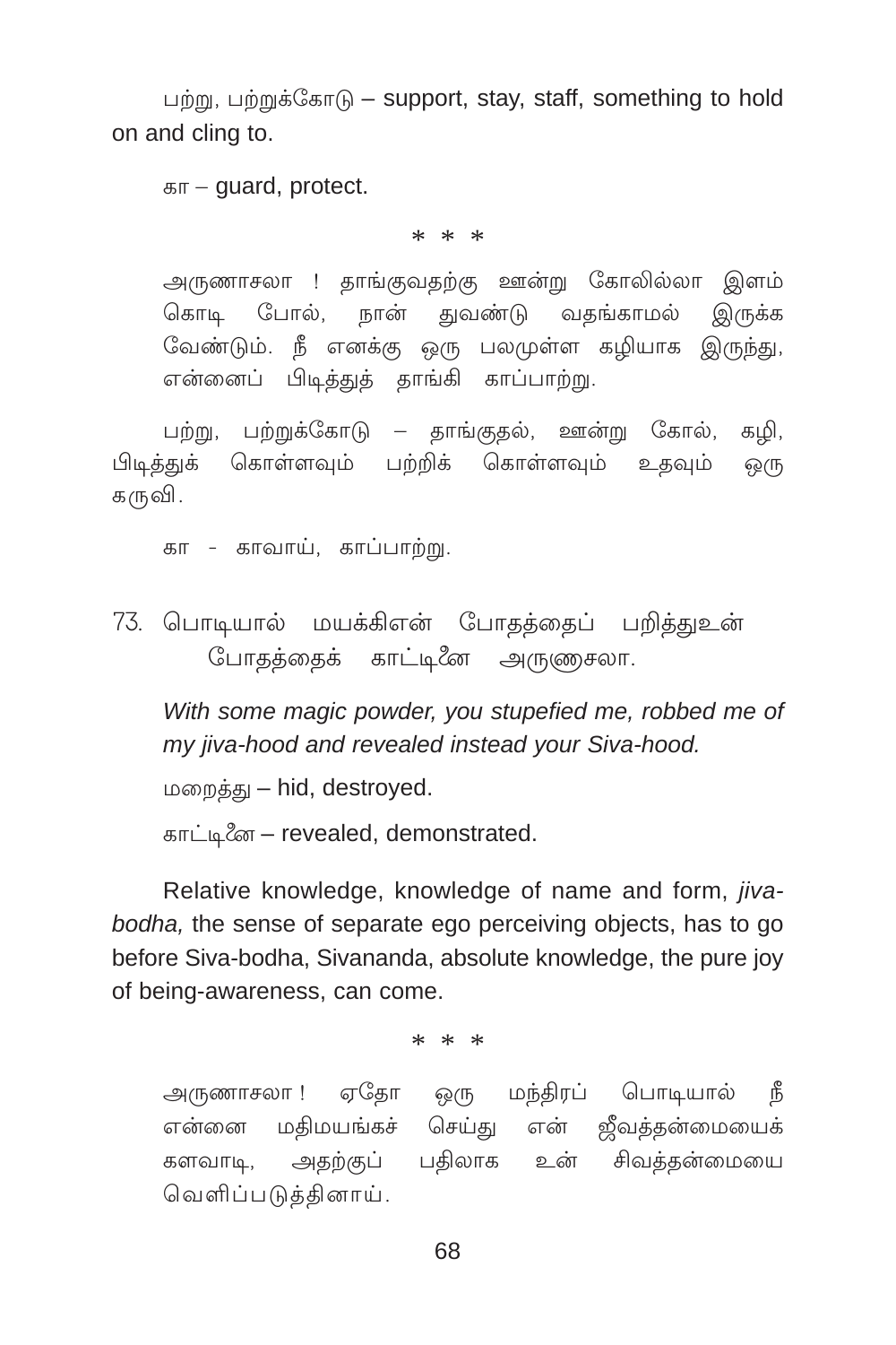பற்று, பற்றுக்கோடு – support, stay, staff, something to hold on and cling to.

கா – guard, protect.

\* \* \*

அருணாசலா ! தாங்குவதற்கு ஊன்று கோலில்லா இளம் கொடி போல், நான் துவண்டு வதங்காமல் இருக்க வேண்டும். நீ எனக்கு ஒரு பலமுள்ள கழியாக இருந்து, என்னைப் பிடித்துத் தாங்கி காப்பாற்று.

பற்று, பற்றுக்கோடு – தாங்குதல், ஊன்று கோல், கழி, பிடித்துக் கொள்ளவும் பற்றிக் கொள்ளவும் உதவும் ஒரு கருவி.

கா - காவாய், காப்பாற்று.

73. பொடியால் மயக்கிஎன் போதத்தைப் பறித்துஉன்
    போதத்தைக் காட்டினை அருணாசலா.

*With some magic powder, you stupefied me, robbed me of my jiva-hood and revealed instead your Siva-hood.*

மறைத்து – hid, destroyed.

காட்டினை – revealed, demonstrated.

Relative knowledge, knowledge of name and form, *jiva-bodha,* the sense of separate ego perceiving objects, has to go before Siva-bodha, Sivananda, absolute knowledge, the pure joy of being-awareness, can come.

\* \* \*

அருணாசலா ! ஏதோ ஒரு மந்திரப் பொடியால் நீ என்னை மதிமயங்கச் செய்து என் ஜீவத்தன்மையைக் களவாடி, அதற்குப் பதிலாக உன் சிவத்தன்மையை வெளிப்படுத்தினாய்.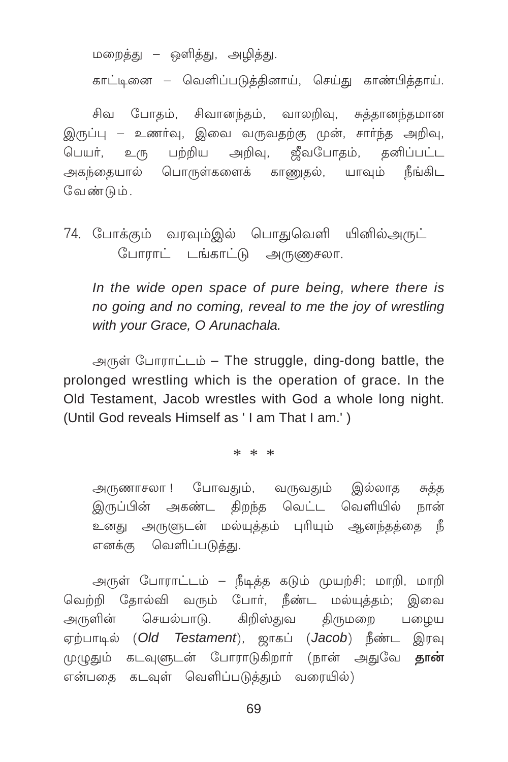மறைத்து – ஒளித்து, அழித்து.

காட்டினை – வெளிப்படுத்தினாய், செய்து காண்பித்தாய்.

சிவ போதம், சிவானந்தம், வாலறிவு, சுத்தானந்தமான இருப்பு – உணர்வு, இவை வருவதற்கு முன், சார்ந்த அறிவு, பெயர், உரு பற்றிய அறிவு, ஜீவபோதம், தனிப்பட்ட அகந்தையால் பொருள்களைக் காணுதல், யாவும் நீங்கிட வேண்டும்.

74. போக்கும் வரவும்இல் பொதுவெளி யினில்அருட்
 போராட் டங்காட்டு அருணசலா.

*In the wide open space of pure being, where there is no going and no coming, reveal to me the joy of wrestling with your Grace, O Arunachala.*

அருள் போராட்டம் – The struggle, ding-dong battle, the prolonged wrestling which is the operation of grace. In the Old Testament, Jacob wrestles with God a whole long night. (Until God reveals Himself as ' I am That I am.' )

\* \* \*

அருணாசலா ! போவதும், வருவதும் இல்லாத சுத்த இருப்பின் அகண்ட திறந்த வெட்ட வெளியில் நான் உனது அருளுடன் மல்யுத்தம் புரியும் ஆனந்தத்தை நீ எனக்கு வெளிப்படுத்து.

அருள் போராட்டம் – நீடித்த கடும் முயற்சி; மாறி, மாறி வெற்றி தோல்வி வரும் போர், நீண்ட மல்யுத்தம்; இவை அருளின் செயல்பாடு. கிறிஸ்துவ திருமறை பழைய ஏற்பாடில் (*Old Testament*), ஜாகப் (*Jacob*) நீண்ட இரவு முழுதும் கடவுளுடன் போராடுகிறார் (நான் அதுவே **தான்** என்பதை கடவுள் வெளிப்படுத்தும் வரையில்)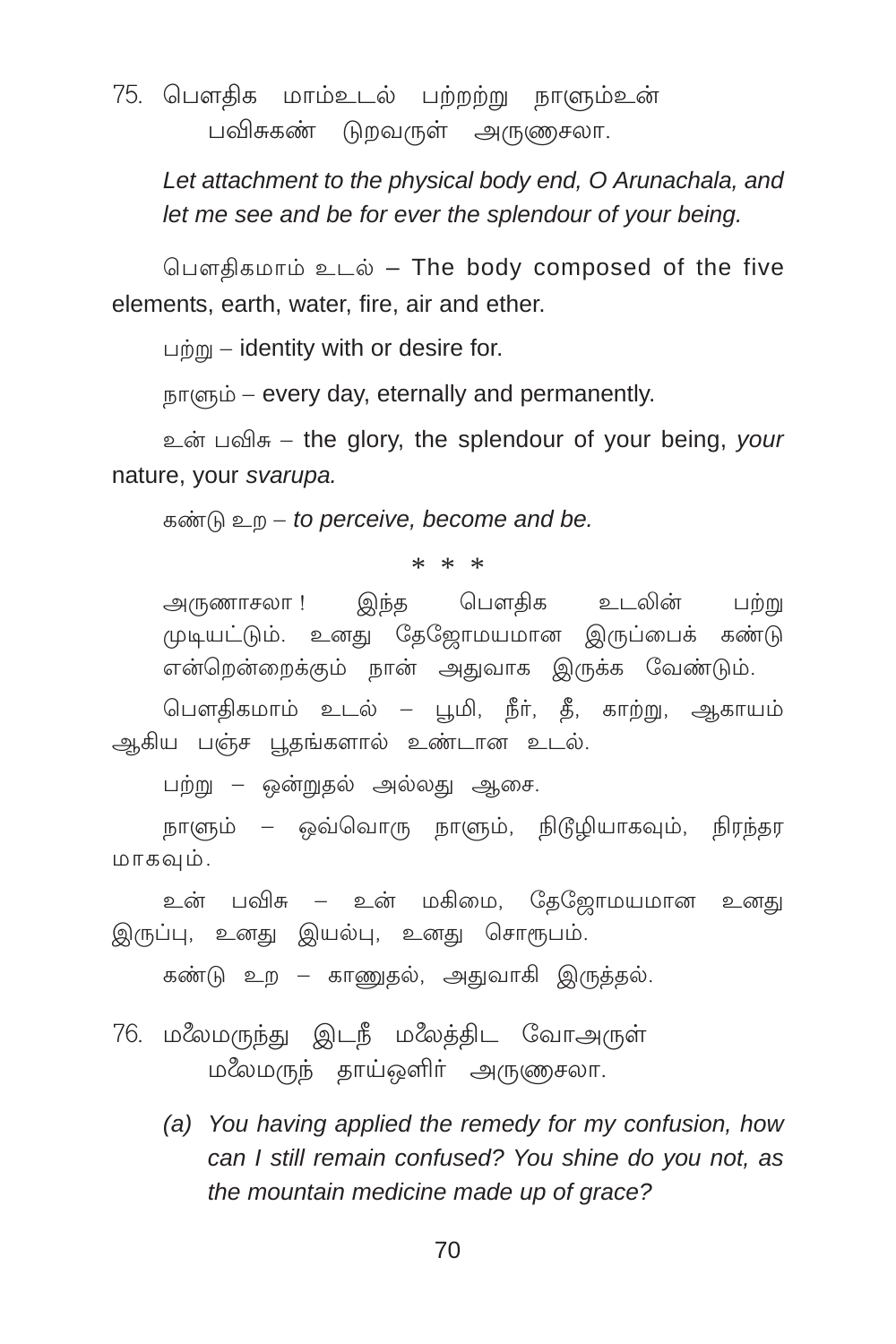75. பௌதிக மாம்உடல் பற்றற்று நாளும்உன்
    பவிசுகண் டுறவருள் அருணைசலா.

*Let attachment to the physical body end, O Arunachala, and let me see and be for ever the splendour of your being.*

பௌதிகமாம் உடல் – The body composed of the five elements, earth, water, fire, air and ether.

பற்று – identity with or desire for.

நாளும் – every day, eternally and permanently.

உன் பவிசு – the glory, the splendour of your being, *your* nature, your *svarupa.*

கண்டு உற – *to perceive, become and be.*

\* \* \*

அருணாசலா ! இந்த பௌதிக உடலின் பற்று முடியட்டும். உனது தேஜோமயமான இருப்பைக் கண்டு என்றென்றைக்கும் நான் அதுவாக இருக்க வேண்டும்.

பௌதிகமாம் உடல் – பூமி, நீர், தீ, காற்று, ஆகாயம் ஆகிய பஞ்ச பூதங்களால் உண்டான உடல்.

பற்று – ஒன்றுதல் அல்லது ஆசை.

நாளும் – ஒவ்வொரு நாளும், நிடூழியாகவும், நிரந்தர மாகவும்.

உன் பவிசு – உன் மகிமை, தேஜோமயமான உனது இருப்பு, உனது இயல்பு, உனது சொரூபம்.

கண்டு உற – காணுதல், அதுவாகி இருத்தல்.

76. மலைமருந்து இடநீ மலைத்திட வோஅருள்
    மலைமருந் தாய்ஒளிர் அருணைசலா.

(a) *You having applied the remedy for my confusion, how can I still remain confused? You shine do you not, as the mountain medicine made up of grace?*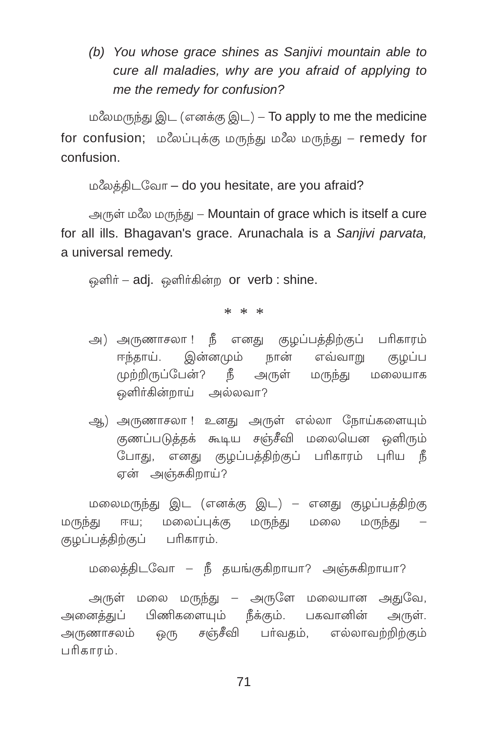(b) *You whose grace shines as Sanjivi mountain able to cure all maladies, why are you afraid of applying to me the remedy for confusion?*

மலைமருந்து இட (எனக்கு இட) – To apply to me the medicine for confusion; மலைப்புக்கு மருந்து மலை மருந்து – remedy for confusion.

மலைத்திடவோ – do you hesitate, are you afraid?

அருள் மலை மருந்து – Mountain of grace which is itself a cure for all ills. Bhagavan's grace. Arunachala is a *Sanjivi parvata,* a universal remedy.

ஒளிர் – adj. ஒளிர்கின்ற or verb : shine.

\* \* \*

அ) அருணாசலா ! நீ எனது குழப்பத்திற்குப் பரிகாரம் ஈந்தாய். இன்னமும் நான் எவ்வாறு குழப்ப முற்றிருப்பேன்? நீ அருள் மருந்து மலையாக ஒளிர்கின்றாய் அல்லவா?

ஆ) அருணாசலா ! உனது அருள் எல்லா நோய்களையும் குணப்படுத்தக் கூடிய சஞ்சீவி மலையென ஒளிரும் போது, எனது குழப்பத்திற்குப் பரிகாரம் புரிய நீ ஏன் அஞ்சுகிறாய்?

மலைமருந்து இட (எனக்கு இட) – எனது குழப்பத்திற்கு மருந்து ஈய; மலைப்புக்கு மருந்து மலை மருந்து – குழப்பத்திற்குப் பரிகாரம்.

மலைத்திடவோ – நீ தயங்குகிறாயா? அஞ்சுகிறாயா?

அருள் மலை மருந்து – அருளே மலையான அதுவே, அனைத்துப் பிணிகளையும் நீக்கும். பகவானின் அருள். அருணாசலம் ஒரு சஞ்சீவி பர்வதம், எல்லாவற்றிற்கும் பரிகாரம்.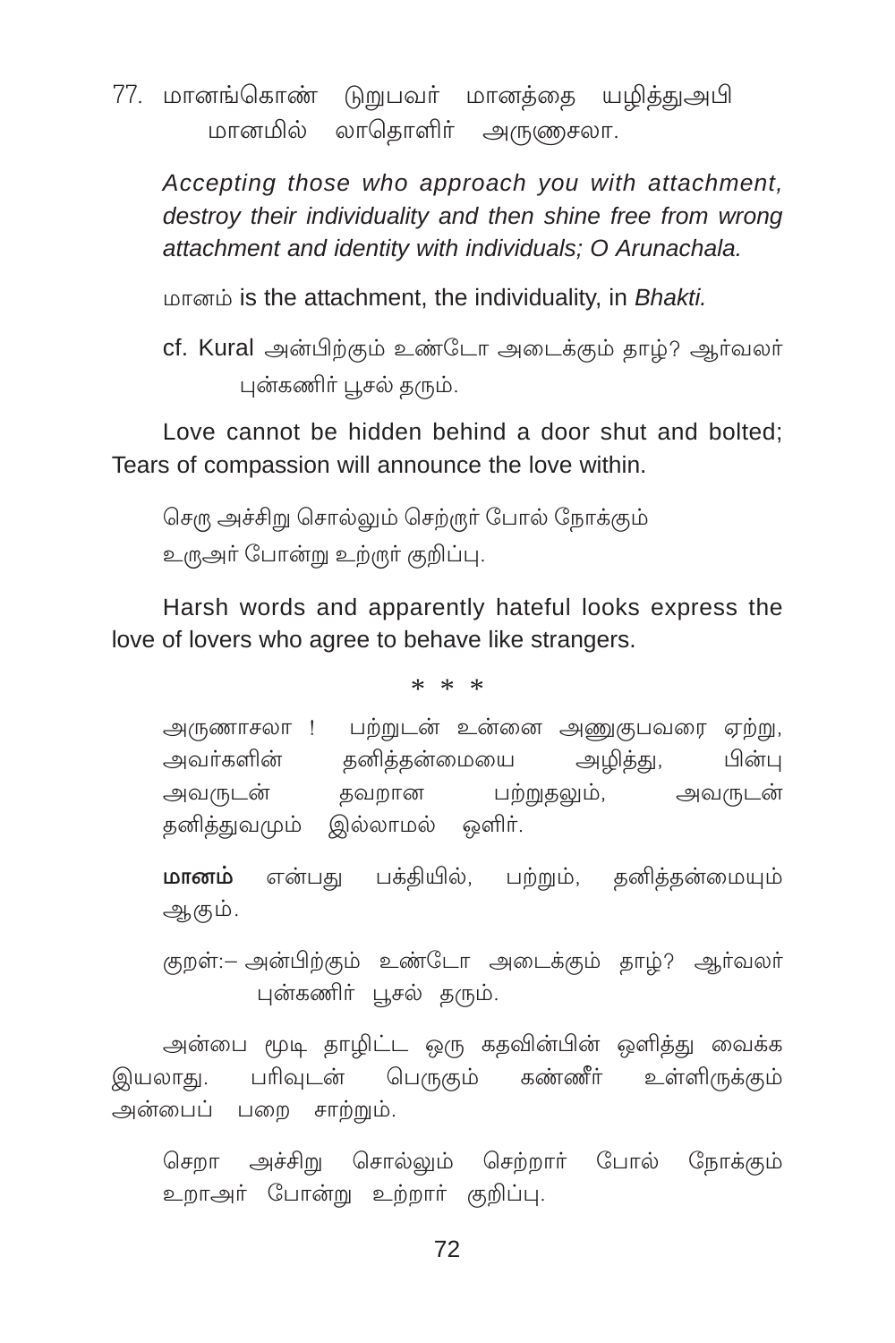77. மானங்கொண் டுறுபவர் மானத்தை யழித்துஅபி
மானமில் லாதொளிர் அருணாசலா.

*Accepting those who approach you with attachment, destroy their individuality and then shine free from wrong attachment and identity with individuals; O Arunachala.*

மானம் is the attachment, the individuality, in *Bhakti.*

cf. Kural அன்பிற்கும் உண்டோ அடைக்கும் தாழ்? ஆர்வலர்
புன்கணிர் பூசல் தரும்.

Love cannot be hidden behind a door shut and bolted; Tears of compassion will announce the love within.

செரு அச்சிறு சொல்லும் செற்ருர் போல் நோக்கும்
உருஅர் போன்று உற்ருர் குறிப்பு.

Harsh words and apparently hateful looks express the love of lovers who agree to behave like strangers.

\* \* \*

அருணாசலா ! பற்றுடன் உன்னை அணுகுபவரை ஏற்று, அவர்களின் தனித்தன்மையை அழித்து, பின்பு அவருடன் தவறான பற்றுதலும், அவருடன் தனித்துவமும் இல்லாமல் ஒளிர்.

**மானம்** என்பது பக்தியில், பற்றும், தனித்தன்மையும் ஆகும்.

குறள்:– அன்பிற்கும் உண்டோ அடைக்கும் தாழ்? ஆர்வலர்
புன்கணிர் பூசல் தரும்.

அன்பை மூடி தாழிட்ட ஒரு கதவின்பின் ஒளித்து வைக்க இயலாது. பரிவுடன் பெருகும் கண்ணீர் உள்ளிருக்கும் அன்பைப் பறை சாற்றும்.

செறா அச்சிறு சொல்லும் செற்றார் போல் நோக்கும்
உறாஅர் போன்று உற்றார் குறிப்பு.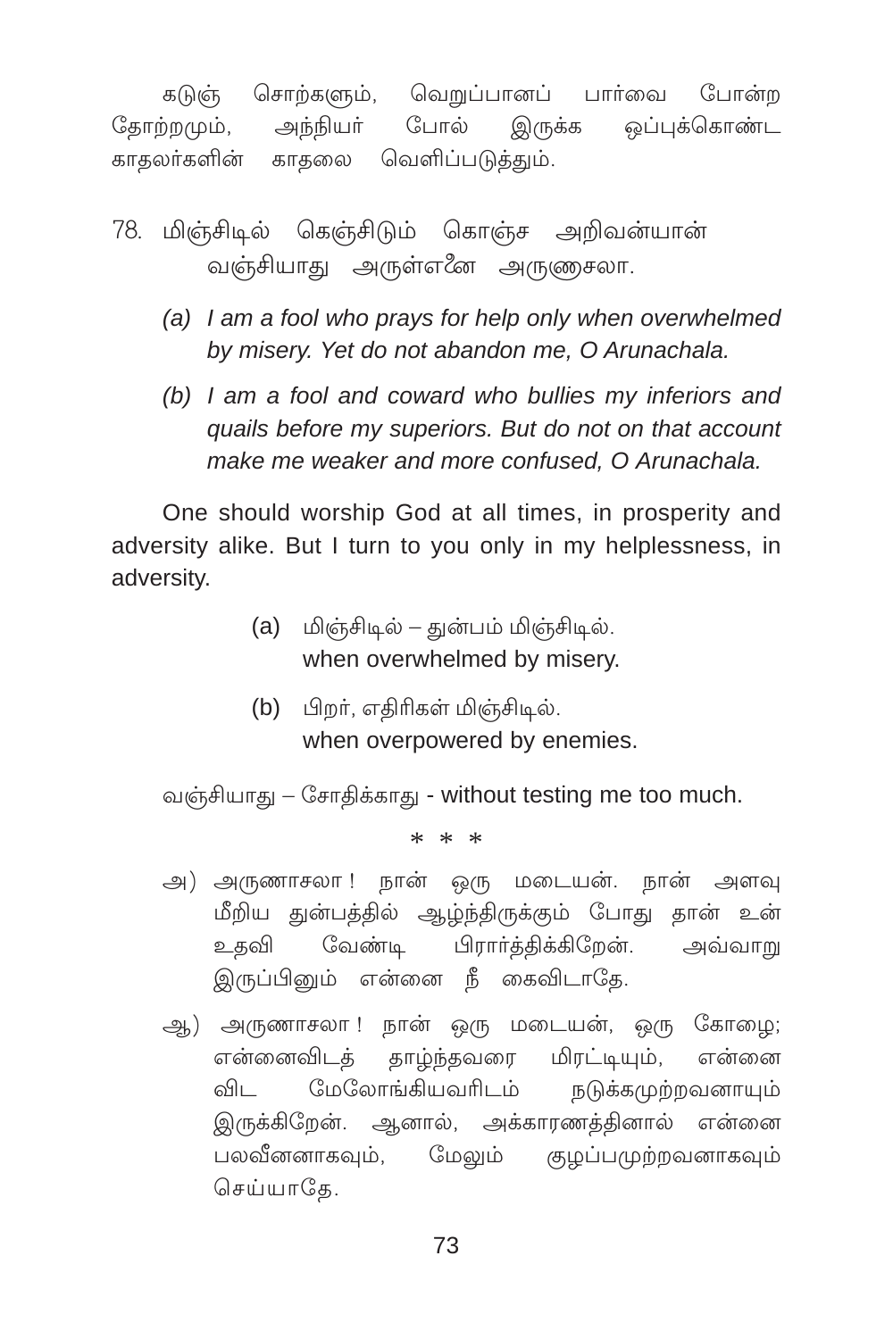கடுஞ் சொற்களும், வெறுப்பானப் பார்வை போன்ற தோற்றமும், அந்நியர் போல் இருக்க ஒப்புக்கொண்ட காதலர்களின் காதலை வெளிப்படுத்தும்.

78. மிஞ்சிடில் கெஞ்சிடும் கொஞ்ச அறிவன்யான்
 வஞ்சியாது அருள்எனை அருணசலா.

 (a) *I am a fool who prays for help only when overwhelmed by misery. Yet do not abandon me, O Arunachala.*

 (b) *I am a fool and coward who bullies my inferiors and quails before my superiors. But do not on that account make me weaker and more confused, O Arunachala.*

One should worship God at all times, in prosperity and adversity alike. But I turn to you only in my helplessness, in adversity.

(a) மிஞ்சிடில் – துன்பம் மிஞ்சிடில்.
 when overwhelmed by misery.

(b) பிறர், எதிரிகள் மிஞ்சிடில்.
 when overpowered by enemies.

வஞ்சியாது – சோதிக்காது - without testing me too much.

\* \* \*

அ) அருணாசலா ! நான் ஒரு மடையன். நான் அளவு மீறிய துன்பத்தில் ஆழ்ந்திருக்கும் போது தான் உன் உதவி வேண்டி பிரார்த்திக்கிறேன். அவ்வாறு இருப்பினும் என்னை நீ கைவிடாதே.

ஆ) அருணாசலா ! நான் ஒரு மடையன், ஒரு கோழை; என்னைவிடத் தாழ்ந்தவரை மிரட்டியும், என்னை விட மேலோங்கியவரிடம் நடுக்கமுற்றவனாயும் இருக்கிறேன். ஆனால், அக்காரணத்தினால் என்னை பலவீனனாகவும், மேலும் குழப்பமுற்றவனாகவும் செய்யாதே.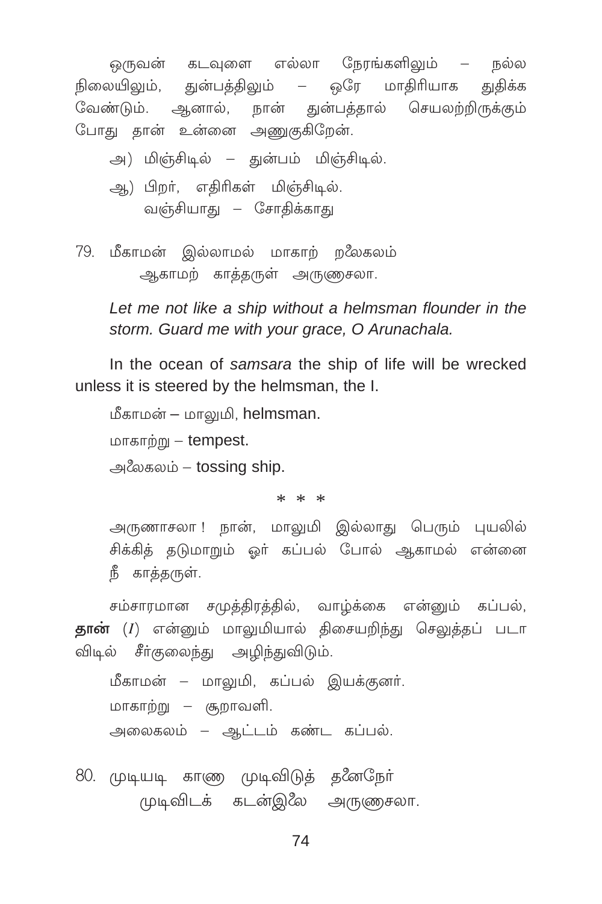ஒருவன் கடவுளை எல்லா நேரங்களிலும் – நல்ல நிலையிலும், துன்பத்திலும் – ஒரே மாதிரியாக துதிக்க வேண்டும். ஆனால், நான் துன்பத்தால் செயலற்றிருக்கும் போது தான் உன்னை அணுகுகிறேன்.

அ) மிஞ்சிடில் – துன்பம் மிஞ்சிடில்.

ஆ) பிறர், எதிரிகள் மிஞ்சிடில்.
  வஞ்சியாது – சோதிக்காது

79. மீகாமன் இல்லாமல் மாகாற் றலைகலம்
  ஆகாமற் காத்தருள் அருணாசலா.

*Let me not like a ship without a helmsman flounder in the storm. Guard me with your grace, O Arunachala.*

In the ocean of *samsara* the ship of life will be wrecked unless it is steered by the helmsman, the I.

மீகாமன் – மாலுமி, helmsman.

மாகாற்று – tempest.

அலைகலம் – tossing ship.

\* \* \*

அருணாசலா ! நான், மாலுமி இல்லாது பெரும் புயலில் சிக்கித் தடுமாறும் ஓர் கப்பல் போல் ஆகாமல் என்னை நீ காத்தருள்.

சம்சாரமான சமுத்திரத்தில், வாழ்க்கை என்னும் கப்பல், **தான்** (*I*) என்னும் மாலுமியால் திசையறிந்து செலுத்தப் படா விடில் சீர்குலைந்து அழிந்துவிடும்.

மீகாமன் – மாலுமி, கப்பல் இயக்குனர்.

மாகாற்று – சூறாவளி.

அலைகலம் – ஆட்டம் கண்ட கப்பல்.

80. முடியடி காணு முடிவிடுத் தனைநேர்
  முடிவிடக் கடன்இலை அருணாசலா.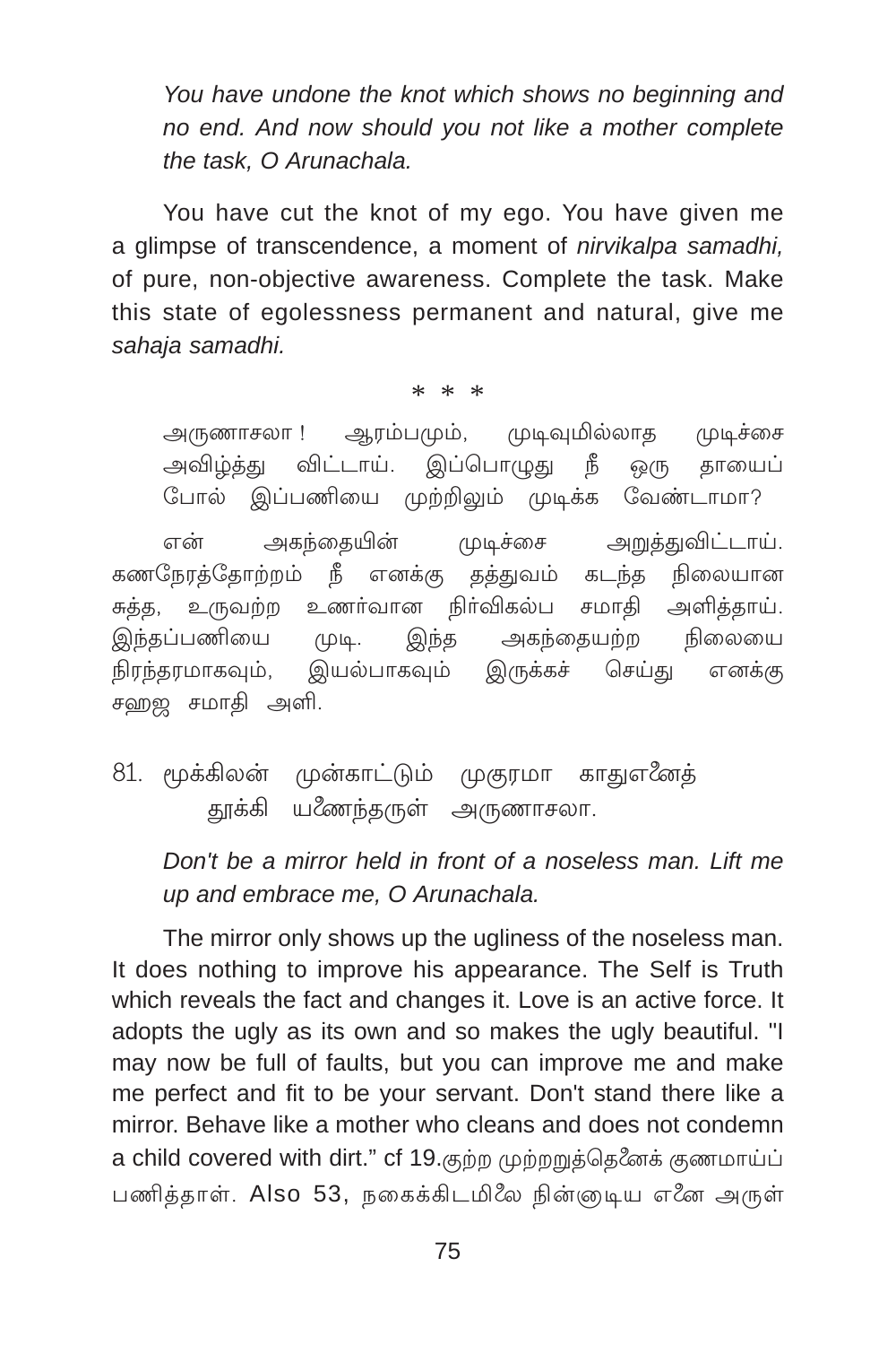*You have undone the knot which shows no beginning and no end. And now should you not like a mother complete the task, O Arunachala.*

You have cut the knot of my ego. You have given me a glimpse of transcendence, a moment of *nirvikalpa samadhi,* of pure, non-objective awareness. Complete the task. Make this state of egolessness permanent and natural, give me *sahaja samadhi.*

\* \* \*

அருணாசலா ! ஆரம்பமும், முடிவுமில்லாத முடிச்சை அவிழ்த்து விட்டாய். இப்பொழுது நீ ஒரு தாயைப் போல் இப்பணியை முற்றிலும் முடிக்க வேண்டாமா?

என் அகந்தையின் முடிச்சை அறுத்துவிட்டாய். கணநேரத்தோற்றம் நீ எனக்கு தத்துவம் கடந்த நிலையான சுத்த, உருவற்ற உணர்வான நிர்விகல்ப சமாதி அளித்தாய். இந்தப்பணியை முடி. இந்த அகந்தையற்ற நிலையை நிரந்தரமாகவும், இயல்பாகவும் இருக்கச் செய்து எனக்கு சஹஜ சமாதி அளி.

81. மூக்கிலன் முன்காட்டும் முகுரமா காதுளனைத்
 தூக்கி யணைந்தருள் அருணாசலா.

*Don't be a mirror held in front of a noseless man. Lift me up and embrace me, O Arunachala.*

The mirror only shows up the ugliness of the noseless man. It does nothing to improve his appearance. The Self is Truth which reveals the fact and changes it. Love is an active force. It adopts the ugly as its own and so makes the ugly beautiful. "I may now be full of faults, but you can improve me and make me perfect and fit to be your servant. Don't stand there like a mirror. Behave like a mother who cleans and does not condemn a child covered with dirt." cf 19.குற்ற முற்றறுத்தெனைக் குணமாய்ப் பணித்தாள். Also 53, நகைக்கிடமிலை நின்னுடிய எனை அருள்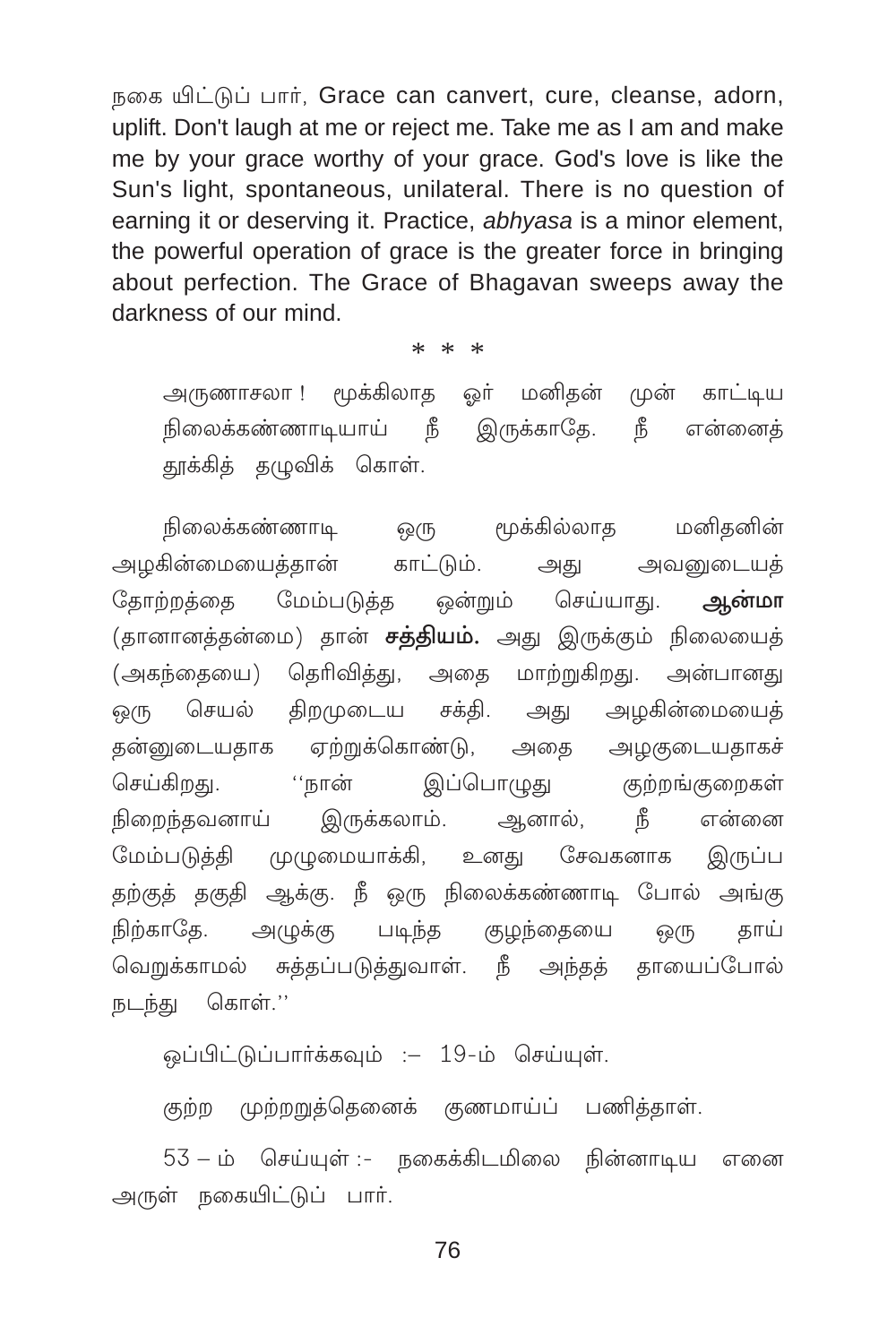நகை யிட்டுப் பார், Grace can canvert, cure, cleanse, adorn, uplift. Don't laugh at me or reject me. Take me as I am and make me by your grace worthy of your grace. God's love is like the Sun's light, spontaneous, unilateral. There is no question of earning it or deserving it. Practice, *abhyasa* is a minor element, the powerful operation of grace is the greater force in bringing about perfection. The Grace of Bhagavan sweeps away the darkness of our mind.

\* \* \*

அருணாசலா ! மூக்கிலாத ஓர் மனிதன் முன் காட்டிய நிலைக்கண்ணாடியாய் நீ இருக்காதே. நீ என்னைத் தூக்கித் தழுவிக் கொள்.

நிலைக்கண்ணாடி ஒரு மூக்கில்லாத மனிதனின் அழகின்மையைத்தான் காட்டும். அது அவனுடையத் தோற்றத்தை மேம்படுத்த ஒன்றும் செய்யாது. **ஆன்மா** (தானானத்தன்மை) தான் **சத்தியம்.** அது இருக்கும் நிலையைத் (அகந்தையை) தெரிவித்து, அதை மாற்றுகிறது. அன்பானது ஒரு செயல் திறமுடைய சக்தி. அது அழகின்மையைத் தன்னுடையதாக ஏற்றுக்கொண்டு, அதை அழகுடையதாகச் செய்கிறது. ''நான் இப்பொழுது குற்றங்குறைகள் நிறைந்தவனாய் இருக்கலாம். ஆனால், நீ என்னை மேம்படுத்தி முழுமையாக்கி, உனது சேவகனாக இருப்ப தற்குத் தகுதி ஆக்கு. நீ ஒரு நிலைக்கண்ணாடி போல் அங்கு நிற்காதே. அழுக்கு படிந்த குழந்தையை ஒரு தாய் வெறுக்காமல் சுத்தப்படுத்துவாள். நீ அந்தத் தாயைப்போல் நடந்து கொள்.''

ஒப்பிட்டுப்பார்க்கவும் :– 19-ம் செய்யுள்.

குற்ற முற்றறுத்தெனைக் குணமாய்ப் பணித்தாள்.

53 – ம் செய்யுள் :- நகைக்கிடமிலை நின்னாடிய எனை அருள் நகையிட்டுப் பார்.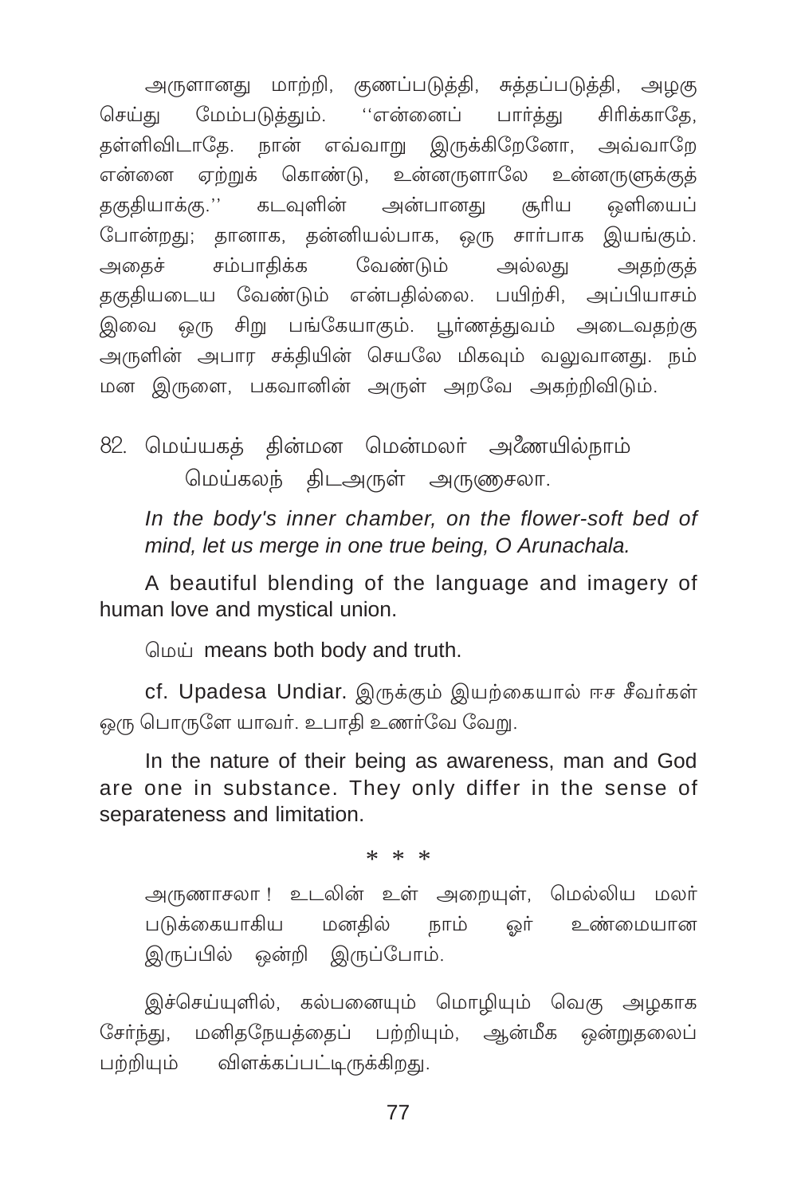அருளானது மாற்றி, குணப்படுத்தி, சுத்தப்படுத்தி, அழகு செய்து மேம்படுத்தும். ''என்னைப் பார்த்து சிரிக்காதே, தள்ளிவிடாதே. நான் எவ்வாறு இருக்கிறேனோ, அவ்வாறே என்னை ஏற்றுக் கொண்டு, உன்னருளாலே உன்னருளுக்குத் தகுதியாக்கு.'' கடவுளின் அன்பானது சூரிய ஒளியைப் போன்றது; தானாக, தன்னியல்பாக, ஒரு சார்பாக இயங்கும். அதைச் சம்பாதிக்க வேண்டும் அல்லது அதற்குத் தகுதியடைய வேண்டும் என்பதில்லை. பயிற்சி, அப்பியாசம் இவை ஒரு சிறு பங்கேயாகும். பூர்ணத்துவம் அடைவதற்கு அருளின் அபார சக்தியின் செயலே மிகவும் வலுவானது. நம் மன இருளை, பகவானின் அருள் அறவே அகற்றிவிடும்.

82. மெய்யகத் தின்மன மென்மலர் அணையில்நாம்
மெய்கலந் திடஅருள் அருணாசலா.

*In the body's inner chamber, on the flower-soft bed of mind, let us merge in one true being, O Arunachala.*

A beautiful blending of the language and imagery of human love and mystical union.

மெய் means both body and truth.

cf. Upadesa Undiar. இருக்கும் இயற்கையால் ஈச சீவர்கள் ஒரு பொருளே யாவர். உபாதி உணர்வே வேறு.

In the nature of their being as awareness, man and God are one in substance. They only differ in the sense of separateness and limitation.

\* \* \*

அருணாசலா ! உடலின் உள் அறையுள், மெல்லிய மலர் படுக்கையாகிய மனதில் நாம் ஓர் உண்மையான இருப்பில் ஒன்றி இருப்போம்.

இச்செய்யுளில், கல்பனையும் மொழியும் வெகு அழகாக சேர்ந்து, மனிதநேயத்தைப் பற்றியும், ஆன்மீக ஒன்றுதலைப் பற்றியும் விளக்கப்பட்டிருக்கிறது.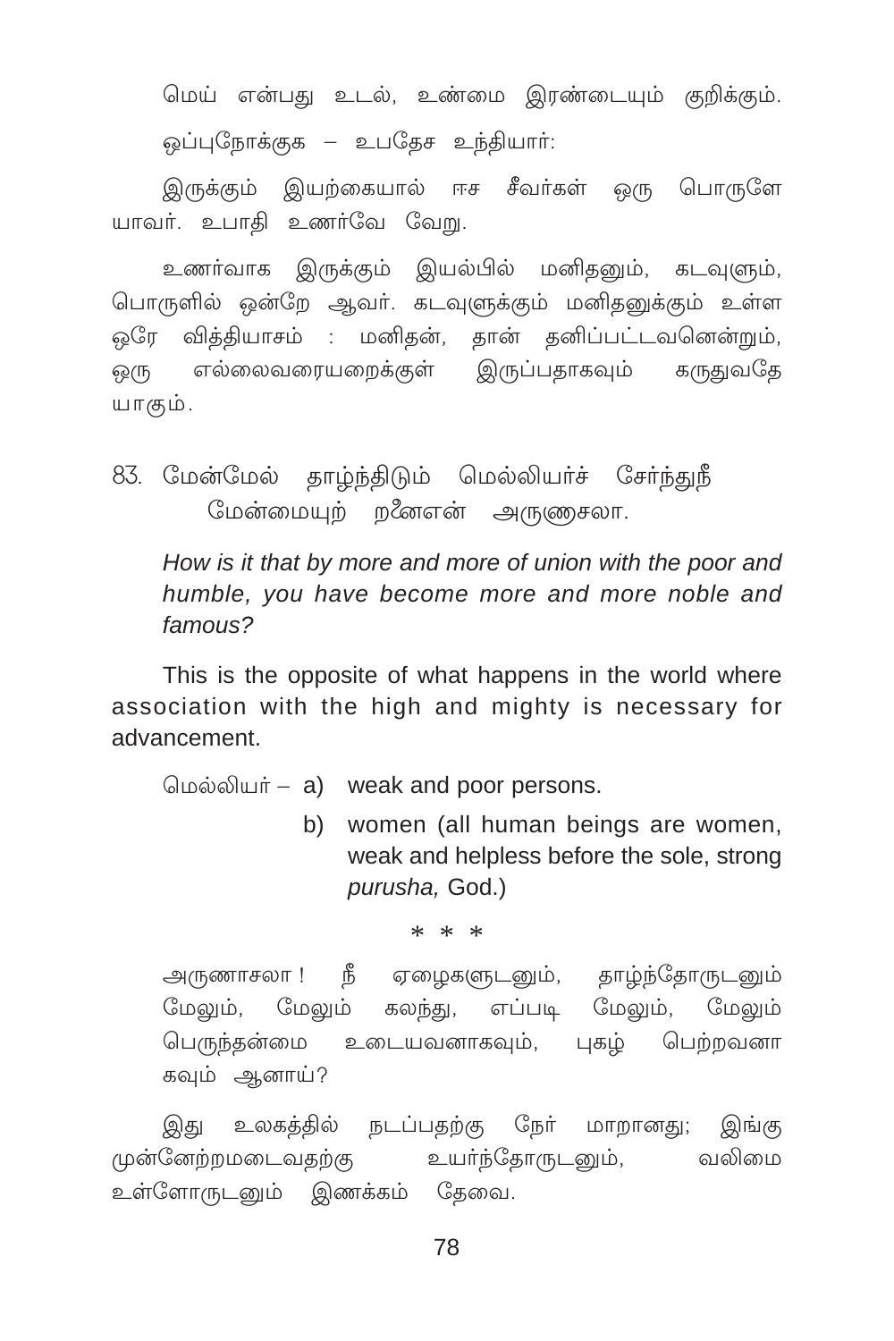மெய் என்பது உடல், உண்மை இரண்டையும் குறிக்கும்.

ஒப்புநோக்குக – உபதேச உந்தியார்:

இருக்கும் இயற்கையால் ஈச சீவர்கள் ஒரு பொருளே யாவர். உபாதி உணர்வே வேறு.

உணர்வாக இருக்கும் இயல்பில் மனிதனும், கடவுளும், பொருளில் ஒன்றே ஆவர். கடவுளுக்கும் மனிதனுக்கும் உள்ள ஒரே வித்தியாசம் : மனிதன், தான் தனிப்பட்டவனென்றும், ஒரு எல்லைவரையறைக்குள் இருப்பதாகவும் கருதுவதே யாகும்.

83. மேன்மேல் தாழ்ந்திடும் மெல்லியர்ச் சேர்ந்துநீ
மேன்மையுற் றனீஎன் அருணாசலா.

*How is it that by more and more of union with the poor and humble, you have become more and more noble and famous?*

This is the opposite of what happens in the world where association with the high and mighty is necessary for advancement.

மெல்லியர் – a) weak and poor persons.

b) women (all human beings are women, weak and helpless before the sole, strong *purusha,* God.)

\* \* \*

அருணாசலா ! நீ ஏழைகளுடனும், தாழ்ந்தோருடனும் மேலும், மேலும் கலந்து, எப்படி மேலும், மேலும் பெருந்தன்மை உடையவனாகவும், புகழ் பெற்றவனா கவும் ஆனாய்?

இது உலகத்தில் நடப்பதற்கு நேர் மாறானது; இங்கு முன்னேற்றமடைவதற்கு உயர்ந்தோருடனும், வலிமை உள்ளோருடனும் இணக்கம் தேவை.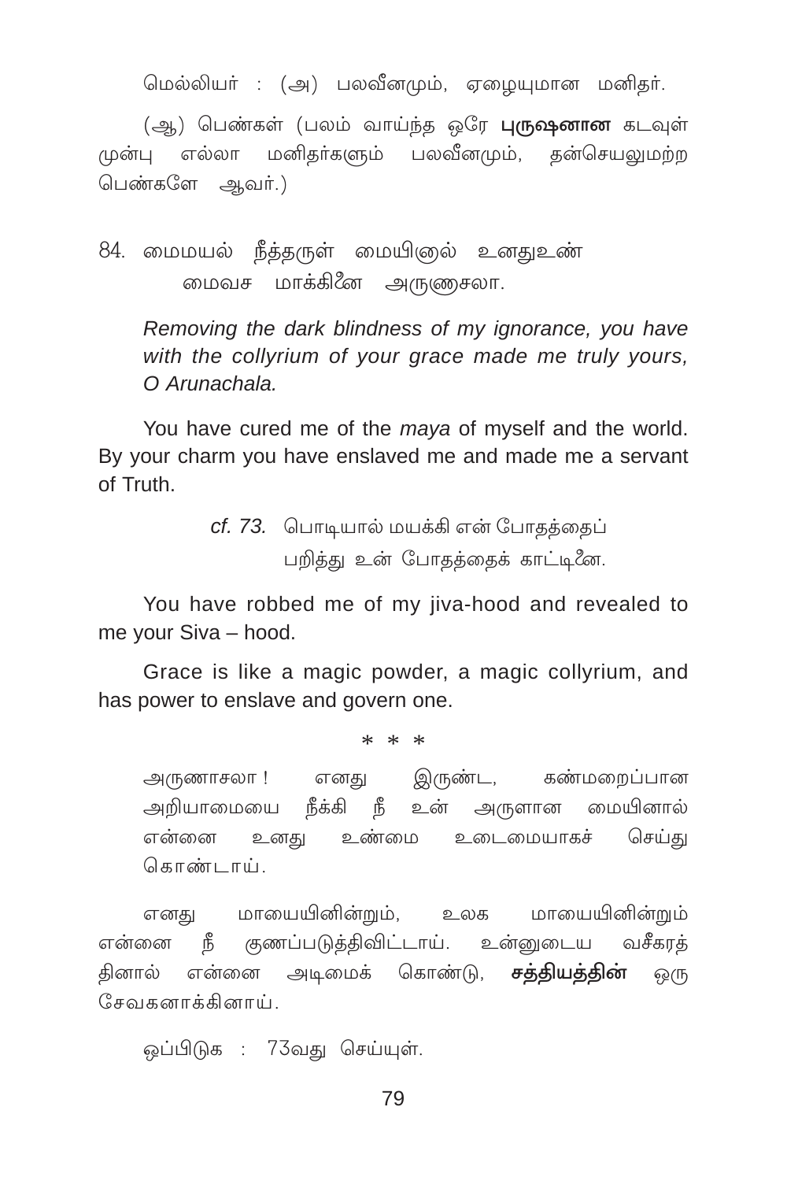மெல்லியர் : (அ) பலவீனமும், ஏழையுமான மனிதர்.

(ஆ) பெண்கள் (பலம் வாய்ந்த ஒரே **புருஷனான** கடவுள் முன்பு எல்லா மனிதர்களும் பலவீனமும், தன்செயலுமற்ற பெண்களே ஆவர்.)

84. மைமயல் நீத்தருள் மையினல் உனதுஉண்
　　மைவச மாக்கினே அருணசலா.

*Removing the dark blindness of my ignorance, you have with the collyrium of your grace made me truly yours, O Arunachala.*

You have cured me of the *maya* of myself and the world. By your charm you have enslaved me and made me a servant of Truth.

*cf. 73.* பொடியால் மயக்கி என் போதத்தைப்
　　பறித்து உன் போதத்தைக் காட்டினே.

You have robbed me of my jiva-hood and revealed to me your Siva – hood.

Grace is like a magic powder, a magic collyrium, and has power to enslave and govern one.

\* \* \*

அருணாசலா ! எனது இருண்ட, கண்மறைப்பான அறியாமையை நீக்கி நீ உன் அருளான மையினால் என்னை உனது உண்மை உடைமையாகச் செய்து கொண்டாய்.

எனது மாயையினின்றும், உலக மாயையினின்றும் என்னை நீ குணப்படுத்திவிட்டாய். உன்னுடைய வசீகரத்தினால் என்னை அடிமைக் கொண்டு, **சத்தியத்தின்** ஒரு சேவகனாக்கினாய்.

ஒப்பிடுக : 73வது செய்யுள்.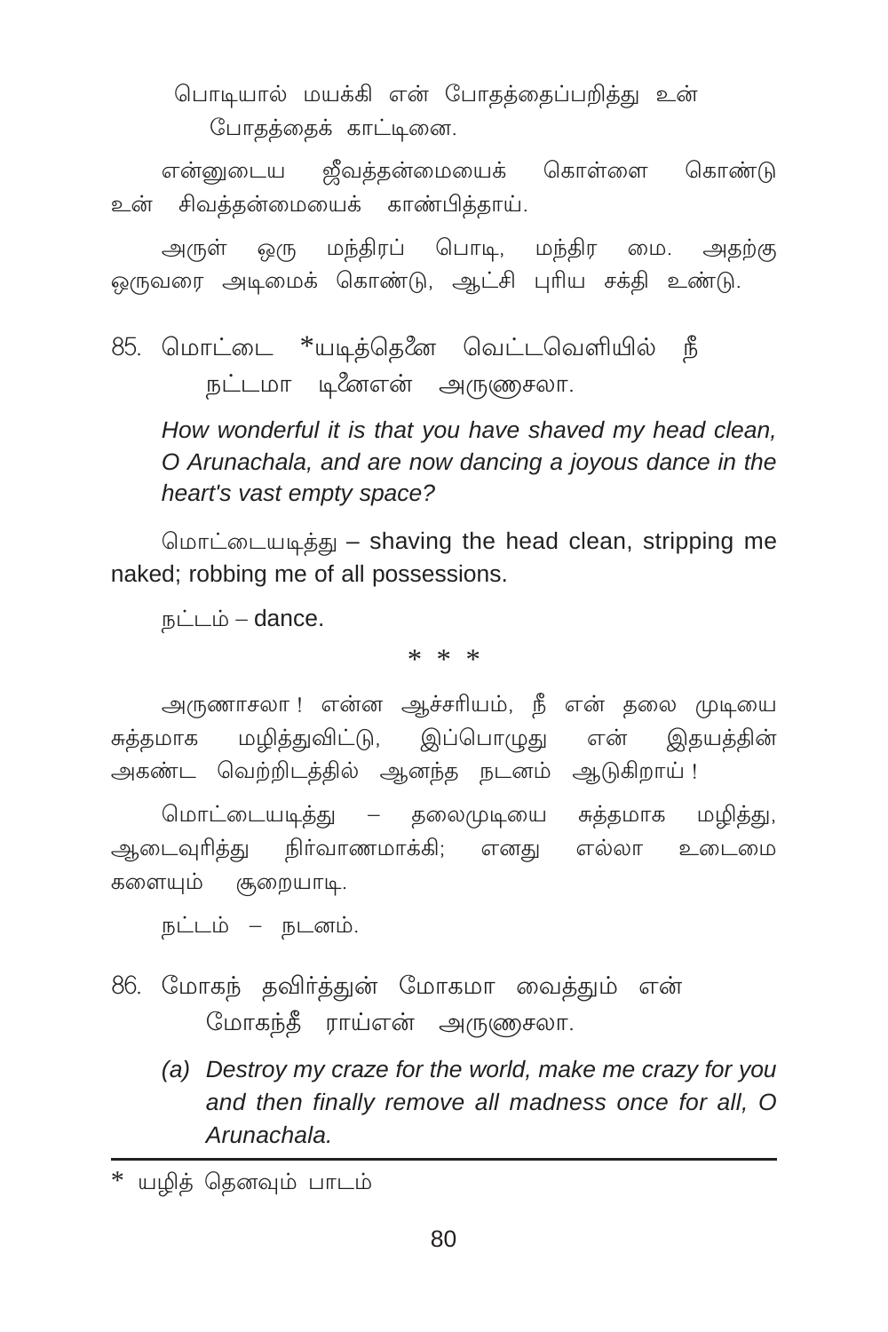பொடியால் மயக்கி என் போதத்தைப்பறித்து உன்
போதத்தைக் காட்டினை.

என்னுடைய ஜீவத்தன்மையைக் கொள்ளை கொண்டு உன் சிவத்தன்மையைக் காண்பித்தாய்.

அருள் ஒரு மந்திரப் பொடி, மந்திர மை. அதற்கு ஒருவரை அடிமைக் கொண்டு, ஆட்சி புரிய சக்தி உண்டு.

85. மொட்டை *யடித்தெனே வெட்டவெளியில் நீ
நட்டமா டினைஎன் அருணாசலா.

*How wonderful it is that you have shaved my head clean, O Arunachala, and are now dancing a joyous dance in the heart's vast empty space?*

மொட்டையடித்து – shaving the head clean, stripping me naked; robbing me of all possessions.

நட்டம் – dance.

\* \* \*

அருணாசலா ! என்ன ஆச்சரியம், நீ என் தலை முடியை சுத்தமாக மழித்துவிட்டு, இப்பொழுது என் இதயத்தின் அகண்ட வெற்றிடத்தில் ஆனந்த நடனம் ஆடுகிறாய் !

மொட்டையடித்து – தலைமுடியை சுத்தமாக மழித்து, ஆடைவுரித்து நிர்வாணமாக்கி; எனது எல்லா உடைமை களையும் சூறையாடி.

நட்டம் – நடனம்.

86. மோகந் தவிர்த்துன் மோகமா வைத்தும் என்
மோகந்தீ ராய்என் அருணாசலா.

(a) *Destroy my craze for the world, make me crazy for you and then finally remove all madness once for all, O Arunachala.*

---

\* யழித் தெனவும் பாடம்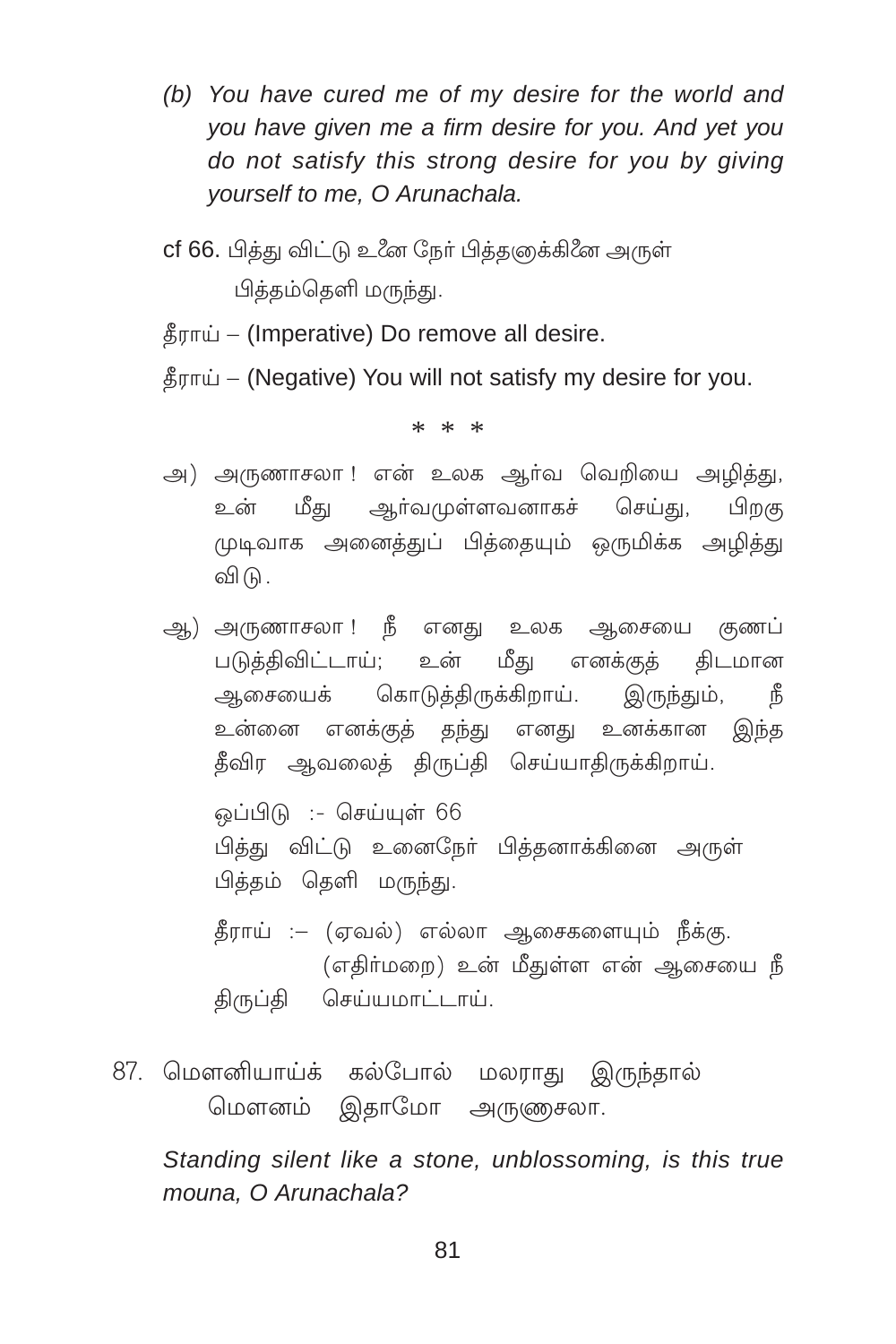(b) *You have cured me of my desire for the world and you have given me a firm desire for you. And yet you do not satisfy this strong desire for you by giving yourself to me, O Arunachala.*

cf 66. பித்து விட்டு உனை நேர் பித்தனுக்கினை அருள்
பித்தம்தெளி மருந்து.

தீராய் – (Imperative) Do remove all desire.

தீராய் – (Negative) You will not satisfy my desire for you.

\* \* \*

அ) அருணாசலா ! என் உலக ஆர்வ வெறியை அழித்து, உன் மீது ஆர்வமுள்ளவனாகச் செய்து, பிறகு முடிவாக அனைத்துப் பித்தையும் ஒருமிக்க அழித்து விடு.

ஆ) அருணாசலா ! நீ எனது உலக ஆசையை குணப் படுத்திவிட்டாய்; உன் மீது எனக்குத் திடமான ஆசையைக் கொடுத்திருக்கிறாய். இருந்தும், நீ உன்னை எனக்குத் தந்து எனது உனக்கான இந்த தீவிர ஆவலைத் திருப்தி செய்யாதிருக்கிறாய்.

ஒப்பிடு :- செய்யுள் 66
பித்து விட்டு உனைநேர் பித்தனாக்கினை அருள்
பித்தம் தெளி மருந்து.

தீராய் :– (ஏவல்) எல்லா ஆசைகளையும் நீக்கு.
(எதிர்மறை) உன் மீதுள்ள என் ஆசையை நீ திருப்தி செய்யமாட்டாய்.

87. மௌனியாய்க் கல்போல் மலராது இருந்தால்
மௌனம் இதாமோ அருணசலா.

*Standing silent like a stone, unblossoming, is this true mouna, O Arunachala?*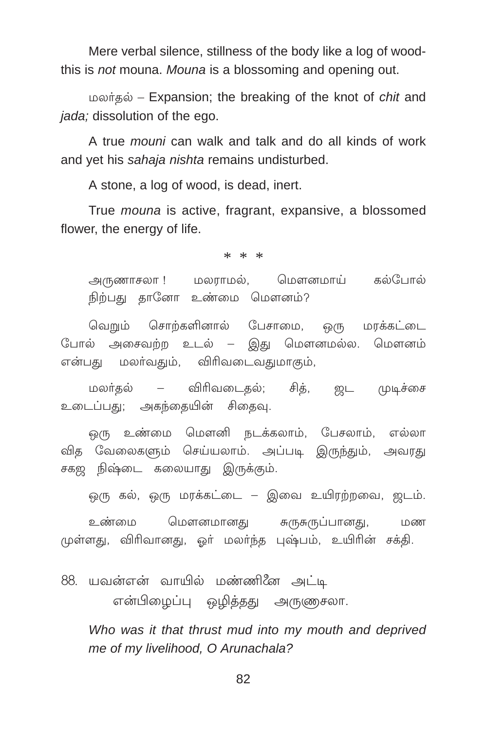Mere verbal silence, stillness of the body like a log of wood- this is *not* mouna. *Mouna* is a blossoming and opening out.

மலர்தல் – Expansion; the breaking of the knot of *chit* and *jada;* dissolution of the ego.

A true *mouni* can walk and talk and do all kinds of work and yet his *sahaja nishta* remains undisturbed.

A stone, a log of wood, is dead, inert.

True *mouna* is active, fragrant, expansive, a blossomed flower, the energy of life.

\* \* \*

அருணாசலா ! மலராமல், மௌனமாய் கல்போல் நிற்பது தானோ உண்மை மௌனம்?

வெறும் சொற்களினால் பேசாமை, ஒரு மரக்கட்டை போல் அசைவற்ற உடல் – இது மௌனமல்ல. மௌனம் என்பது மலர்வதும், விரிவடைவதுமாகும்,

மலர்தல் – விரிவடைதல்; சித், ஜட முடிச்சை உடைப்பது; அகந்தையின் சிதைவு.

ஒரு உண்மை மௌனி நடக்கலாம், பேசலாம், எல்லா வித வேலைகளும் செய்யலாம். அப்படி இருந்தும், அவரது சகஜ நிஷ்டை கலையாது இருக்கும்.

ஒரு கல், ஒரு மரக்கட்டை – இவை உயிரற்றவை, ஜடம்.

உண்மை மௌனமானது சுருசுருப்பானது, மண முள்ளது, விரிவானது, ஓர் மலர்ந்த புஷ்பம், உயிரின் சக்தி.

88. யவன்என் வாயில் மண்ணினை அட்டி
என்பிழைப்பு ஒழித்தது அருணாசலா.

*Who was it that thrust mud into my mouth and deprived me of my livelihood, O Arunachala?*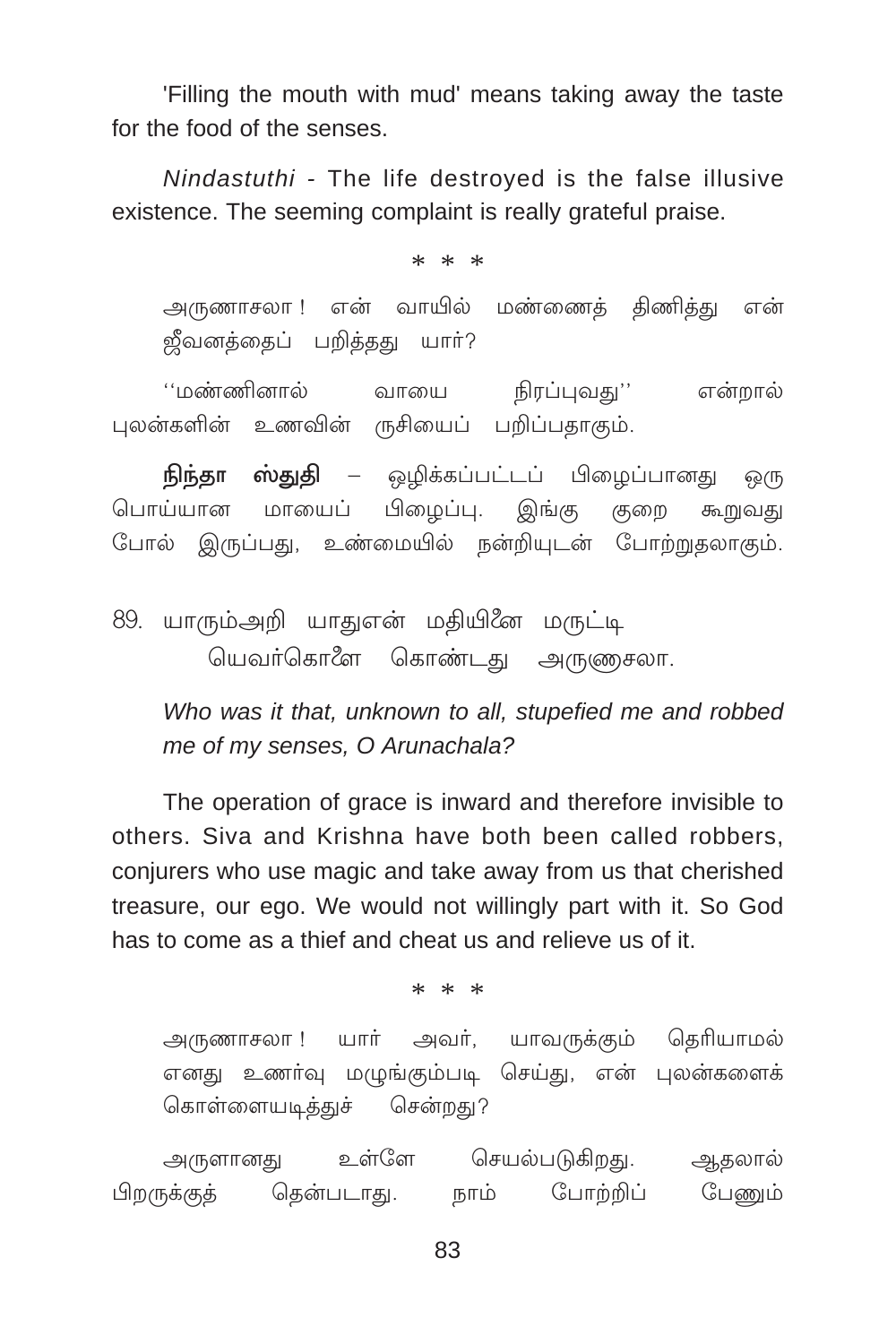'Filling the mouth with mud' means taking away the taste for the food of the senses.

*Nindastuthi* - The life destroyed is the false illusive existence. The seeming complaint is really grateful praise.

\* \* \*

அருணாசலா ! என் வாயில் மண்ணைத் திணித்து என் ஜீவனத்தைப் பறித்தது யார்?

''மண்ணினால் வாயை நிரப்புவது'' என்றால் புலன்களின் உணவின் ருசியைப் பறிப்பதாகும்.

**நிந்தா ஸ்துதி** – ஒழிக்கப்பட்டப் பிழைப்பானது ஒரு பொய்யான மாயைப் பிழைப்பு. இங்கு குறை கூறுவது போல் இருப்பது, உண்மையில் நன்றியுடன் போற்றுதலாகும்.

89. யாரும்அறி யாதுஎன் மதியினை மருட்டி
யெவர்கொளை கொண்டது அருணசலா.

*Who was it that, unknown to all, stupefied me and robbed me of my senses, O Arunachala?*

The operation of grace is inward and therefore invisible to others. Siva and Krishna have both been called robbers, conjurers who use magic and take away from us that cherished treasure, our ego. We would not willingly part with it. So God has to come as a thief and cheat us and relieve us of it.

\* \* \*

அருணாசலா ! யார் அவர், யாவருக்கும் தெரியாமல் எனது உணர்வு மழுங்கும்படி செய்து, என் புலன்களைக் கொள்ளையடித்துச் சென்றது?

அருளானது உள்ளே செயல்படுகிறது. ஆதலால் பிறருக்குத் தென்படாது. நாம் போற்றிப் பேணும்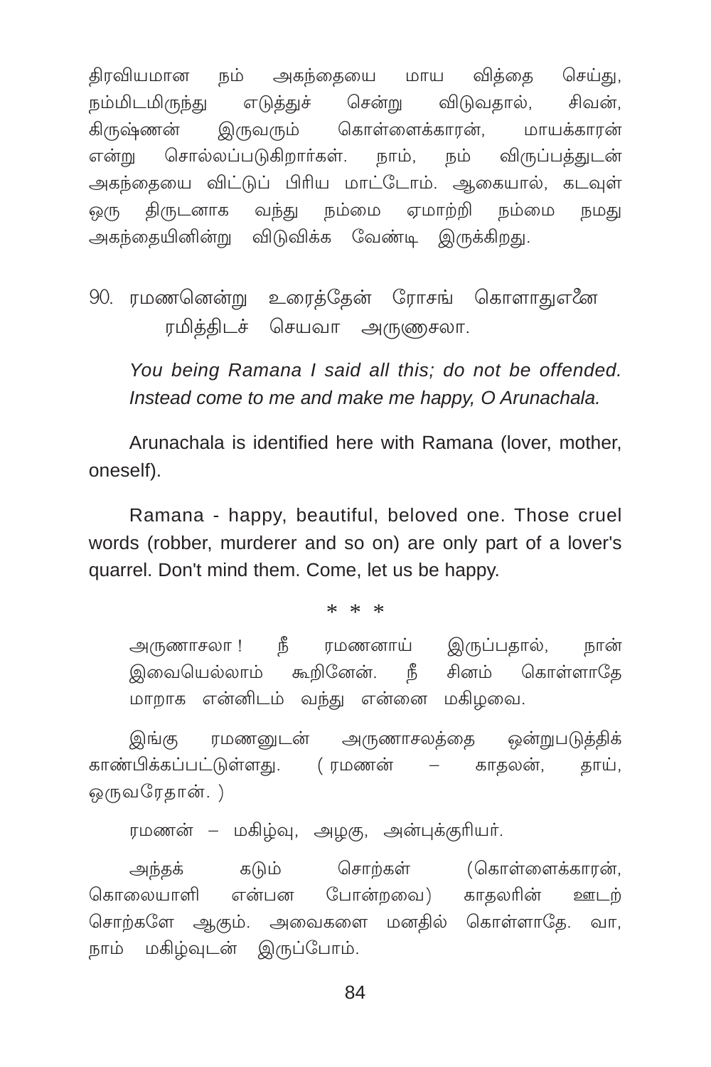திரவியமான நம் அகந்தையை மாய வித்தை செய்து, நம்மிடமிருந்து எடுத்துச் சென்று விடுவதால், சிவன், கிருஷ்ணன் இருவரும் கொள்ளைக்காரன், மாயக்காரன் என்று சொல்லப்படுகிறார்கள். நாம், நம் விருப்பத்துடன் அகந்தையை விட்டுப் பிரிய மாட்டோம். ஆகையால், கடவுள் ஒரு திருடனாக வந்து நம்மை ஏமாற்றி நம்மை நமது அகந்தையினின்று விடுவிக்க வேண்டி இருக்கிறது.

90. ரமணனென்று உரைத்தேன் ரோசங் கொளாதுஎனை
ரமித்திடச் செயவா அருணசலா.

*You being Ramana I said all this; do not be offended. Instead come to me and make me happy, O Arunachala.*

Arunachala is identified here with Ramana (lover, mother, oneself).

Ramana - happy, beautiful, beloved one. Those cruel words (robber, murderer and so on) are only part of a lover's quarrel. Don't mind them. Come, let us be happy.

\* \* \*

அருணாசலா ! நீ ரமணனாய் இருப்பதால், நான் இவையெல்லாம் கூறினேன். நீ சினம் கொள்ளாதே மாறாக என்னிடம் வந்து என்னை மகிழவை.

இங்கு ரமணனுடன் அருணாசலத்தை ஒன்றுபடுத்திக் காண்பிக்கப்பட்டுள்ளது. ( ரமணன் – காதலன், தாய், ஒருவரேதான். )

ரமணன் – மகிழ்வு, அழகு, அன்புக்குரியர்.

அந்தக் கடும் சொற்கள் (கொள்ளைக்காரன், கொலையாளி என்பன போன்றவை) காதலரின் ஊடற் சொற்களே ஆகும். அவைகளை மனதில் கொள்ளாதே. வா, நாம் மகிழ்வுடன் இருப்போம்.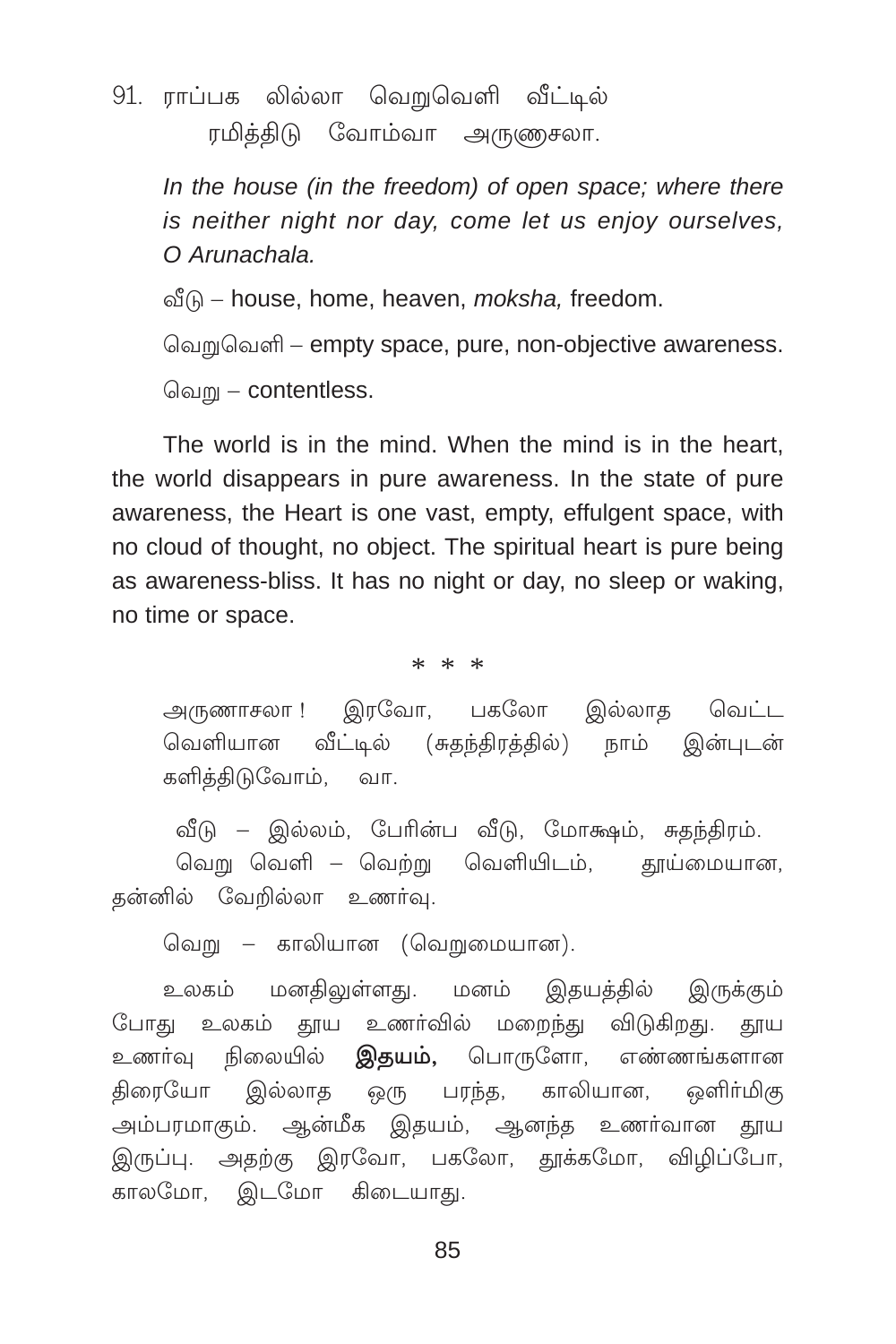91. ராப்பக லில்லா வெறுவெளி வீட்டில்
ரமித்திடு வோம்வா அருணசலா.

*In the house (in the freedom) of open space; where there is neither night nor day, come let us enjoy ourselves, O Arunachala.*

வீடு – house, home, heaven, *moksha,* freedom.

வெறுவெளி – empty space, pure, non-objective awareness.

வெறு – contentless.

The world is in the mind. When the mind is in the heart, the world disappears in pure awareness. In the state of pure awareness, the Heart is one vast, empty, effulgent space, with no cloud of thought, no object. The spiritual heart is pure being as awareness-bliss. It has no night or day, no sleep or waking, no time or space.

\* \* \*

அருணாசலா ! இரவோ, பகலோ இல்லாத வெட்ட வெளியான வீட்டில் (சுதந்திரத்தில்) நாம் இன்புடன் களித்திடுவோம், வா.

வீடு – இல்லம், பேரின்ப வீடு, மோக்ஷம், சுதந்திரம்.

வெறு வெளி – வெற்று வெளியிடம், தூய்மையான, தன்னில் வேறில்லா உணர்வு.

வெறு – காலியான (வெறுமையான).

உலகம் மனதிலுள்ளது. மனம் இதயத்தில் இருக்கும் போது உலகம் தூய உணர்வில் மறைந்து விடுகிறது. தூய உணர்வு நிலையில் **இதயம்,** பொருளோ, எண்ணங்களான திரையோ இல்லாத ஒரு பரந்த, காலியான, ஒளிர்மிகு அம்பரமாகும். ஆன்மீக இதயம், ஆனந்த உணர்வான தூய இருப்பு. அதற்கு இரவோ, பகலோ, தூக்கமோ, விழிப்போ, காலமோ, இடமோ கிடையாது.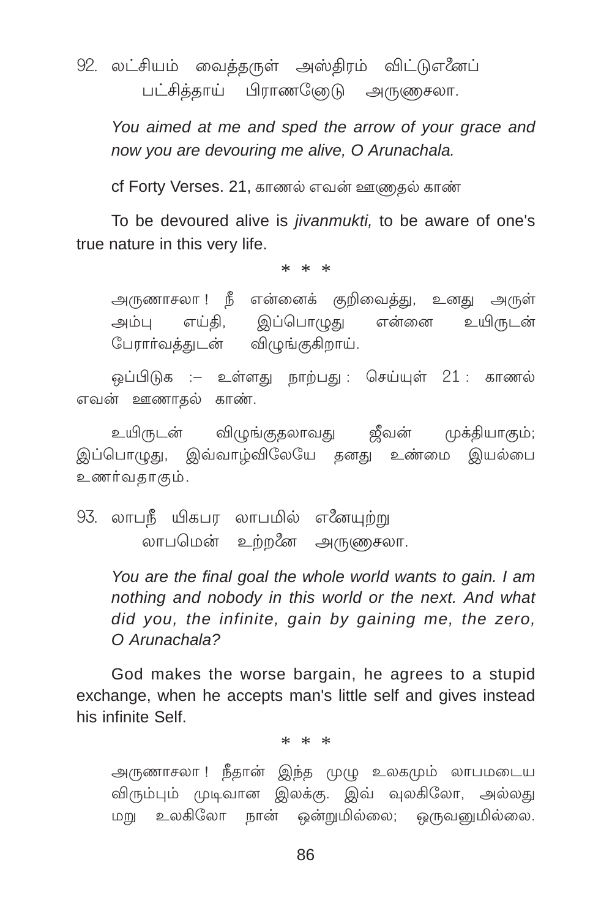92. லட்சியம் வைத்தருள் அஸ்திரம் விட்டுஎனைப்
    பட்சித்தாய் பிராணனோடு அருணாசலா.

*You aimed at me and sped the arrow of your grace and now you are devouring me alive, O Arunachala.*

cf Forty Verses. 21, காணல் எவன் ஊனாதல் காண்

To be devoured alive is *jivanmukti,* to be aware of one's true nature in this very life.

\* \* \*

அருணாசலா ! நீ என்னைக் குறிவைத்து, உனது அருள் அம்பு எய்தி, இப்பொழுது என்னை உயிருடன் பேரார்வத்துடன் விழுங்குகிறாய்.

ஒப்பிடுக :– உள்ளது நாற்பது : செய்யுள் 21 : காணல் எவன் ஊனாதல் காண்.

உயிருடன் விழுங்குதலாவது ஜீவன் முக்தியாகும்; இப்பொழுது, இவ்வாழ்விலேயே தனது உண்மை இயல்பை உணர்வதாகும்.

93. லாபநீ யிகபர லாபமில் எனையுற்று
    லாபமென் உற்றனை அருணாசலா.

*You are the final goal the whole world wants to gain. I am nothing and nobody in this world or the next. And what did you, the infinite, gain by gaining me, the zero, O Arunachala?*

God makes the worse bargain, he agrees to a stupid exchange, when he accepts man's little self and gives instead his infinite Self.

\* \* \*

அருணாசலா ! நீதான் இந்த முழு உலகமும் லாபமடைய விரும்பும் முடிவான இலக்கு. இவ் வுலகிலோ, அல்லது மறு உலகிலோ நான் ஒன்றுமில்லை; ஒருவனுமில்லை.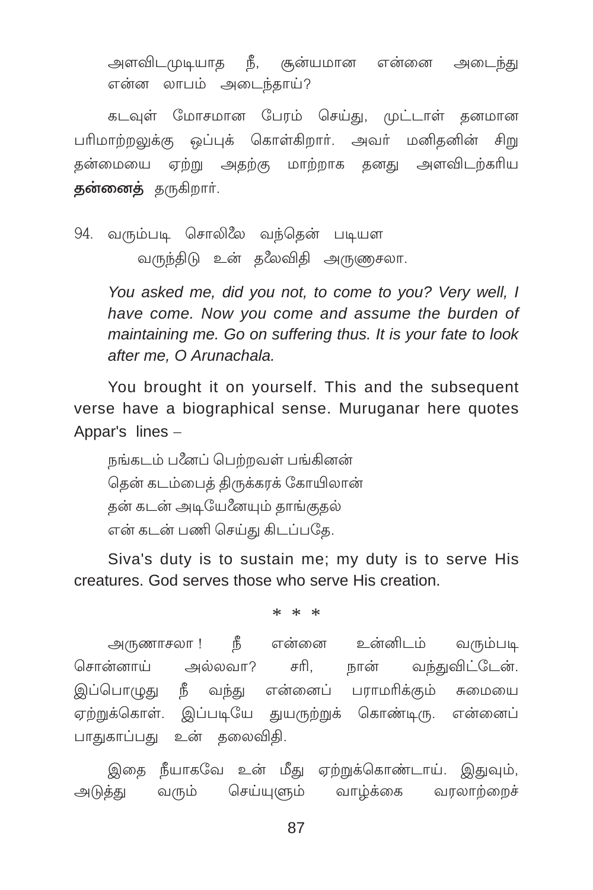அளவிடமுடியாத நீ, சூன்யமான என்னை அடைந்து என்ன லாபம் அடைந்தாய்?

கடவுள் மோசமான பேரம் செய்து, முட்டாள் தனமான பரிமாற்றலுக்கு ஒப்புக் கொள்கிறார். அவர் மனிதனின் சிறு தன்மையை ஏற்று அதற்கு மாற்றாக தனது அளவிடற்கரிய **தன்னைத்** தருகிறார்.

94. வரும்படி சொலிலே வந்தென் படியள
 வருந்திடு உன் தலைவிதி அருணசலா.

*You asked me, did you not, to come to you? Very well, I have come. Now you come and assume the burden of maintaining me. Go on suffering thus. It is your fate to look after me, O Arunachala.*

You brought it on yourself. This and the subsequent verse have a biographical sense. Muruganar here quotes Appar's lines –

நங்கடம் பனைப் பெற்றவள் பங்கினன்
தென் கடம்பைத் திருக்கரக் கோயிலான்
தன் கடன் அடியேனையும் தாங்குதல்
என் கடன் பணி செய்து கிடப்பதே.

Siva's duty is to sustain me; my duty is to serve His creatures. God serves those who serve His creation.

\* \* \*

அருணாசலா ! நீ என்னை உன்னிடம் வரும்படி சொன்னாய் அல்லவா? சரி, நான் வந்துவிட்டேன். இப்பொழுது நீ வந்து என்னைப் பராமரிக்கும் சுமையை ஏற்றுக்கொள். இப்படியே துயருற்றுக் கொண்டிரு. என்னைப் பாதுகாப்பது உன் தலைவிதி.

இதை நீயாகவே உன் மீது ஏற்றுக்கொண்டாய். இதுவும், அடுத்து வரும் செய்யுளும் வாழ்க்கை வரலாற்றைச்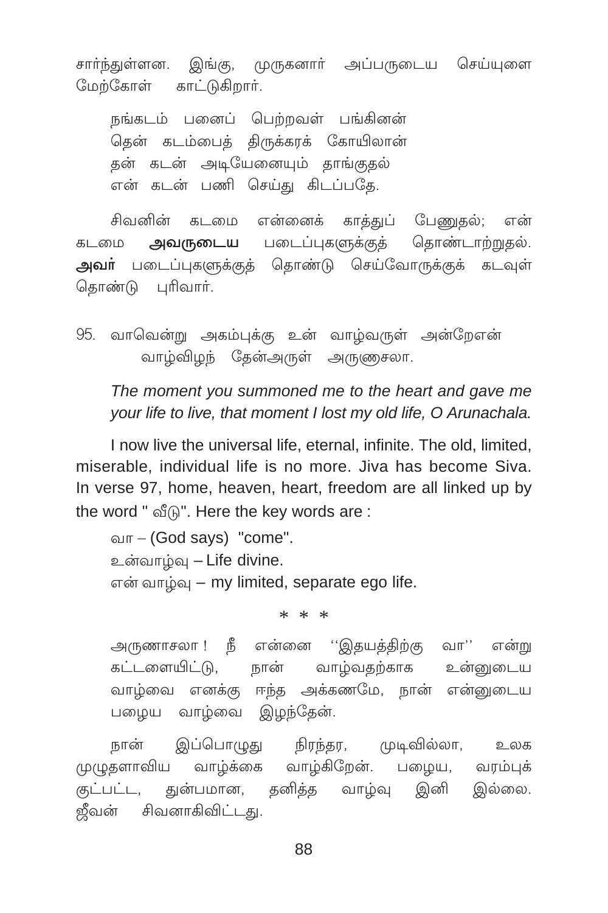சார்ந்துள்ளன. இங்கு, முருகனார் அப்பருடைய செய்யுளை மேற்கோள் காட்டுகிறார்.

> நங்கடம் பனைப் பெற்றவள் பங்கினன்
> தென் கடம்பைத் திருக்கரக் கோயிலான்
> தன் கடன் அடியேனையும் தாங்குதல்
> என் கடன் பணி செய்து கிடப்பதே.

சிவனின் கடமை என்னைக் காத்துப் பேணுதல்; என் கடமை **அவருடைய** படைப்புகளுக்குத் தொண்டாற்றுதல். **அவர்** படைப்புகளுக்குத் தொண்டு செய்வோருக்குக் கடவுள் தொண்டு புரிவார்.

95. வாவென்று அகம்புக்கு உன் வாழ்வருள் அன்றேஎன்
 வாழ்விழந் தேன்அருள் அருணைசலா.

*The moment you summoned me to the heart and gave me your life to live, that moment I lost my old life, O Arunachala.*

I now live the universal life, eternal, infinite. The old, limited, miserable, individual life is no more. Jiva has become Siva. In verse 97, home, heaven, heart, freedom are all linked up by the word " வீடு". Here the key words are :

வா – (God says) "come".
உன்வாழ்வு – Life divine.
என் வாழ்வு – my limited, separate ego life.

\* \* \*

அருணாசலா ! நீ என்னை ''இதயத்திற்கு வா'' என்று கட்டளையிட்டு, நான் வாழ்வதற்காக உன்னுடைய வாழ்வை எனக்கு ஈந்த அக்கணமே, நான் என்னுடைய பழைய வாழ்வை இழந்தேன்.

நான் இப்பொழுது நிரந்தர, முடிவில்லா, உலக முழுதளாவிய வாழ்க்கை வாழ்கிறேன். பழைய, வரம்புக் குட்பட்ட, துன்பமான, தனித்த வாழ்வு இனி இல்லை. ஜீவன் சிவனாகிவிட்டது.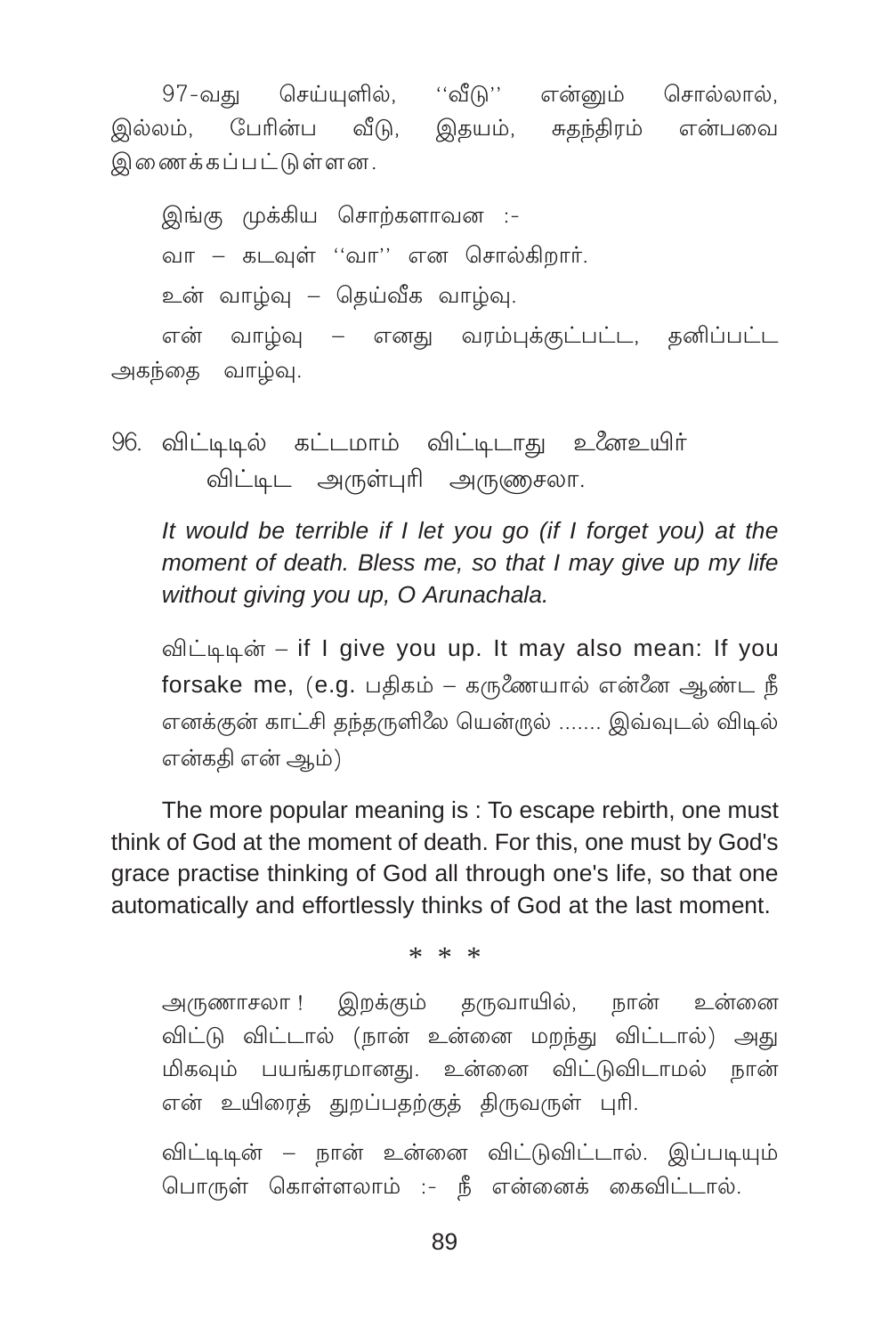97-வது செய்யுளில், ''வீடு'' என்னும் சொல்லால், இல்லம், பேரின்ப வீடு, இதயம், சுதந்திரம் என்பவை இணைக்கப்பட்டுள்ளன.

இங்கு முக்கிய சொற்களாவன :-

வா – கடவுள் ''வா'' என சொல்கிறார்.

உன் வாழ்வு – தெய்வீக வாழ்வு.

என் வாழ்வு – எனது வரம்புக்குட்பட்ட, தனிப்பட்ட அகந்தை வாழ்வு.

96. விட்டிடில் கட்டமாம் விட்டிடாது உனேஉயிர்
 விட்டிட அருள்புரி அருணசலா.

*It would be terrible if I let you go (if I forget you) at the moment of death. Bless me, so that I may give up my life without giving you up, O Arunachala.*

விட்டிடின் – if I give you up. It may also mean: If you forsake me, (e.g. பதிகம் – கருணையால் என்னை ஆண்ட நீ எனக்குன் காட்சி தந்தருளிலை யென்றல் ....... இவ்வுடல் விடில் என்கதி என் ஆம்)

The more popular meaning is : To escape rebirth, one must think of God at the moment of death. For this, one must by God's grace practise thinking of God all through one's life, so that one automatically and effortlessly thinks of God at the last moment.

\* \* \*

அருணாசலா ! இறக்கும் தருவாயில், நான் உன்னை விட்டு விட்டால் (நான் உன்னை மறந்து விட்டால்) அது மிகவும் பயங்கரமானது. உன்னை விட்டுவிடாமல் நான் என் உயிரைத் துறப்பதற்குத் திருவருள் புரி.

விட்டிடின் – நான் உன்னை விட்டுவிட்டால். இப்படியும் பொருள் கொள்ளலாம் :- நீ என்னைக் கைவிட்டால்.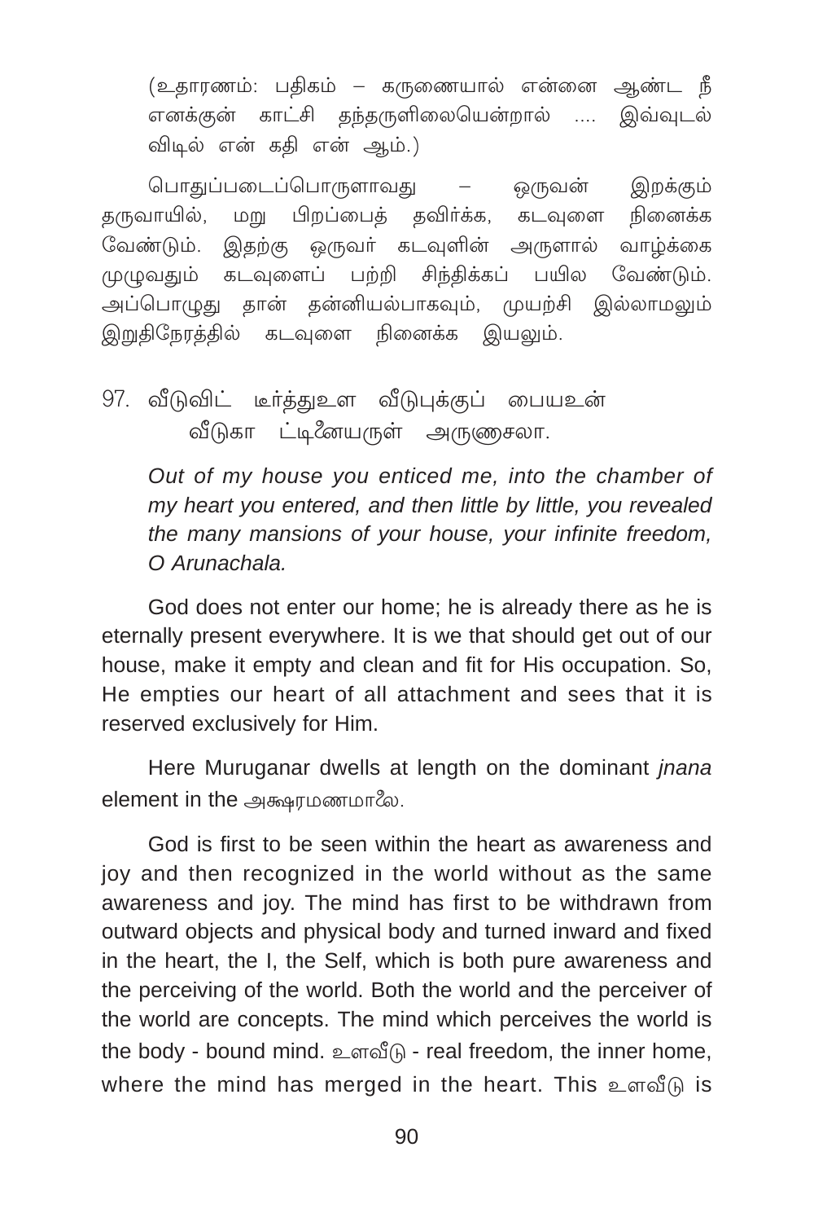(உதாரணம்: பதிகம் – கருணையால் என்னை ஆண்ட நீ எனக்குன் காட்சி தந்தருளிலையென்றால் .... இவ்வுடல் விடில் என் கதி என் ஆம்.)

பொதுப்படைப்பொருளாவது – ஒருவன் இறக்கும் தருவாயில், மறு பிறப்பைத் தவிர்க்க, கடவுளை நினைக்க வேண்டும். இதற்கு ஒருவர் கடவுளின் அருளால் வாழ்க்கை முழுவதும் கடவுளைப் பற்றி சிந்திக்கப் பயில வேண்டும். அப்பொழுது தான் தன்னியல்பாகவும், முயற்சி இல்லாமலும் இறுதிநேரத்தில் கடவுளை நினைக்க இயலும்.

97. வீடுவிட் டீர்த்துஉள வீடுபுக்குப் பையஉன்
    வீடுகா ட்டினையருள் அருணசலா.

*Out of my house you enticed me, into the chamber of my heart you entered, and then little by little, you revealed the many mansions of your house, your infinite freedom, O Arunachala.*

God does not enter our home; he is already there as he is eternally present everywhere. It is we that should get out of our house, make it empty and clean and fit for His occupation. So, He empties our heart of all attachment and sees that it is reserved exclusively for Him.

Here Muruganar dwells at length on the dominant *jnana* element in the அக்ஷரமணமாலை.

God is first to be seen within the heart as awareness and joy and then recognized in the world without as the same awareness and joy. The mind has first to be withdrawn from outward objects and physical body and turned inward and fixed in the heart, the I, the Self, which is both pure awareness and the perceiving of the world. Both the world and the perceiver of the world are concepts. The mind which perceives the world is the body - bound mind. உளவீடு - real freedom, the inner home, where the mind has merged in the heart. This உளவீடு is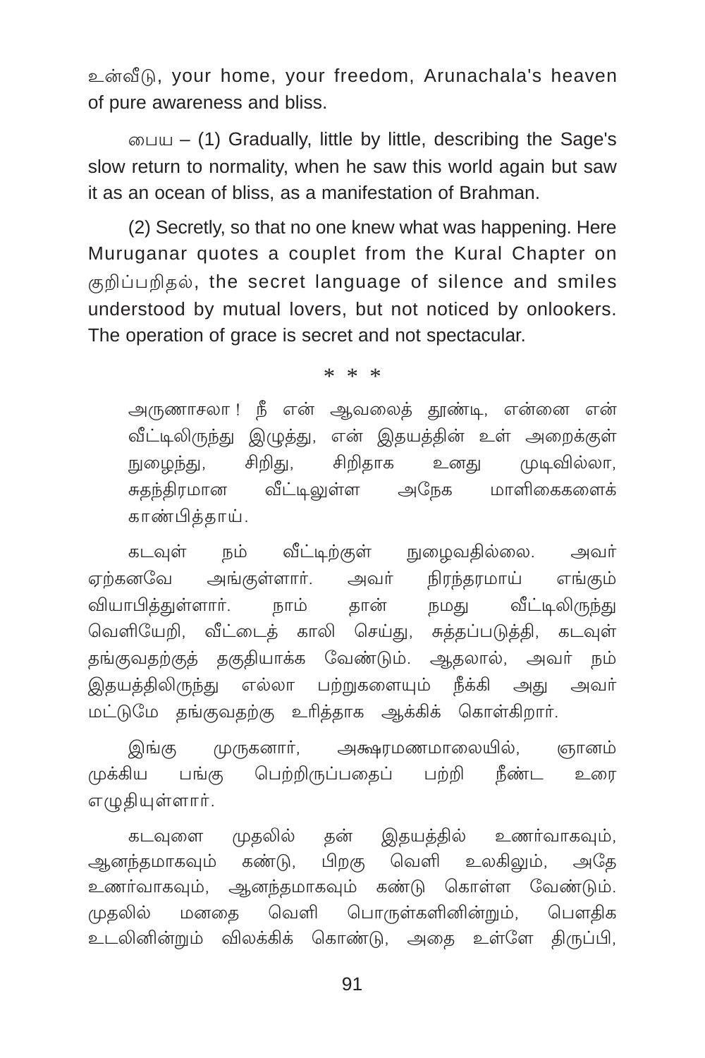உன்வீடு, your home, your freedom, Arunachala's heaven of pure awareness and bliss.

பைய – (1) Gradually, little by little, describing the Sage's slow return to normality, when he saw this world again but saw it as an ocean of bliss, as a manifestation of Brahman.

(2) Secretly, so that no one knew what was happening. Here Muruganar quotes a couplet from the Kural Chapter on குறிப்பறிதல், the secret language of silence and smiles understood by mutual lovers, but not noticed by onlookers. The operation of grace is secret and not spectacular.

\* \* \*

அருணாசலா ! நீ என் ஆவலைத் தூண்டி, என்னை என் வீட்டிலிருந்து இழுத்து, என் இதயத்தின் உள் அறைக்குள் நுழைந்து, சிறிது, சிறிதாக உனது முடிவில்லா, சுதந்திரமான வீட்டிலுள்ள அநேக மாளிகைகளைக் காண்பித்தாய்.

கடவுள் நம் வீட்டிற்குள் நுழைவதில்லை. அவர் ஏற்கனவே அங்குள்ளார். அவர் நிரந்தரமாய் எங்கும் வியாபித்துள்ளார். நாம் தான் நமது வீட்டிலிருந்து வெளியேறி, வீட்டைத் காலி செய்து, சுத்தப்படுத்தி, கடவுள் தங்குவதற்குத் தகுதியாக்க வேண்டும். ஆதலால், அவர் நம் இதயத்திலிருந்து எல்லா பற்றுகளையும் நீக்கி அது அவர் மட்டுமே தங்குவதற்கு உரித்தாக ஆக்கிக் கொள்கிறார்.

இங்கு முருகனார், அக்ஷரமணமாலையில், ஞானம் முக்கிய பங்கு பெற்றிருப்பதைப் பற்றி நீண்ட உரை எழுதியுள்ளார்.

கடவுளை முதலில் தன் இதயத்தில் உணர்வாகவும், ஆனந்தமாகவும் கண்டு, பிறகு வெளி உலகிலும், அதே உணர்வாகவும், ஆனந்தமாகவும் கண்டு கொள்ள வேண்டும். முதலில் மனதை வெளி பொருள்களினின்றும், பௌதிக உடலினின்றும் விலக்கிக் கொண்டு, அதை உள்ளே திருப்பி,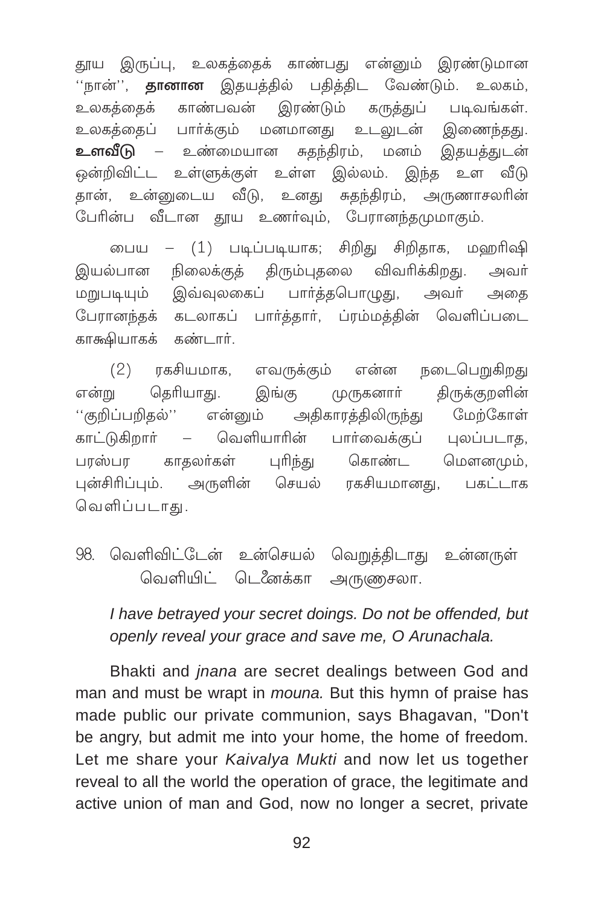தூய இருப்பு, உலகத்தைக் காண்பது என்னும் இரண்டுமான ''நான்'', **தானான** இதயத்தில் பதித்திட வேண்டும். உலகம், உலகத்தைக் காண்பவன் இரண்டும் கருத்துப் படிவங்கள். உலகத்தைப் பார்க்கும் மனமானது உடலுடன் இணைந்தது. **உளவீடு** – உண்மையான சுதந்திரம், மனம் இதயத்துடன் ஒன்றிவிட்ட உள்ளுக்குள் உள்ள இல்லம். இந்த உள வீடு தான், உன்னுடைய வீடு, உனது சுதந்திரம், அருணாசலரின் பேரின்ப வீடான தூய உணர்வும், பேரானந்தமுமாகும்.

பைய – (1) படிப்படியாக; சிறிது சிறிதாக, மஹரிஷி இயல்பான நிலைக்குத் திரும்புதலை விவரிக்கிறது. அவர் மறுபடியும் இவ்வுலகைப் பார்த்தபொழுது, அவர் அதை பேரானந்தக் கடலாகப் பார்த்தார், ப்ரம்மத்தின் வெளிப்படை காக்ஷியாகக் கண்டார்.

(2) ரகசியமாக, எவருக்கும் என்ன நடைபெறுகிறது என்று தெரியாது. இங்கு முருகனார் திருக்குறளின் ''குறிப்பறிதல்'' என்னும் அதிகாரத்திலிருந்து மேற்கோள் காட்டுகிறார் – வெளியாரின் பார்வைக்குப் புலப்படாத, பரஸ்பர காதலர்கள் புரிந்து கொண்ட மௌனமும், புன்சிரிப்பும். அருளின் செயல் ரகசியமானது, பகட்டாக வெளிப்படாது.

98. வெளிவிட் டேன் உன்செயல் வெறுத்திடாது உன்னருள்
 வெளியிட் டெனைக்கா அருணசலா.

*I have betrayed your secret doings. Do not be offended, but openly reveal your grace and save me, O Arunachala.*

Bhakti and *jnana* are secret dealings between God and man and must be wrapt in *mouna.* But this hymn of praise has made public our private communion, says Bhagavan, "Don't be angry, but admit me into your home, the home of freedom. Let me share your *Kaivalya Mukti* and now let us together reveal to all the world the operation of grace, the legitimate and active union of man and God, now no longer a secret, private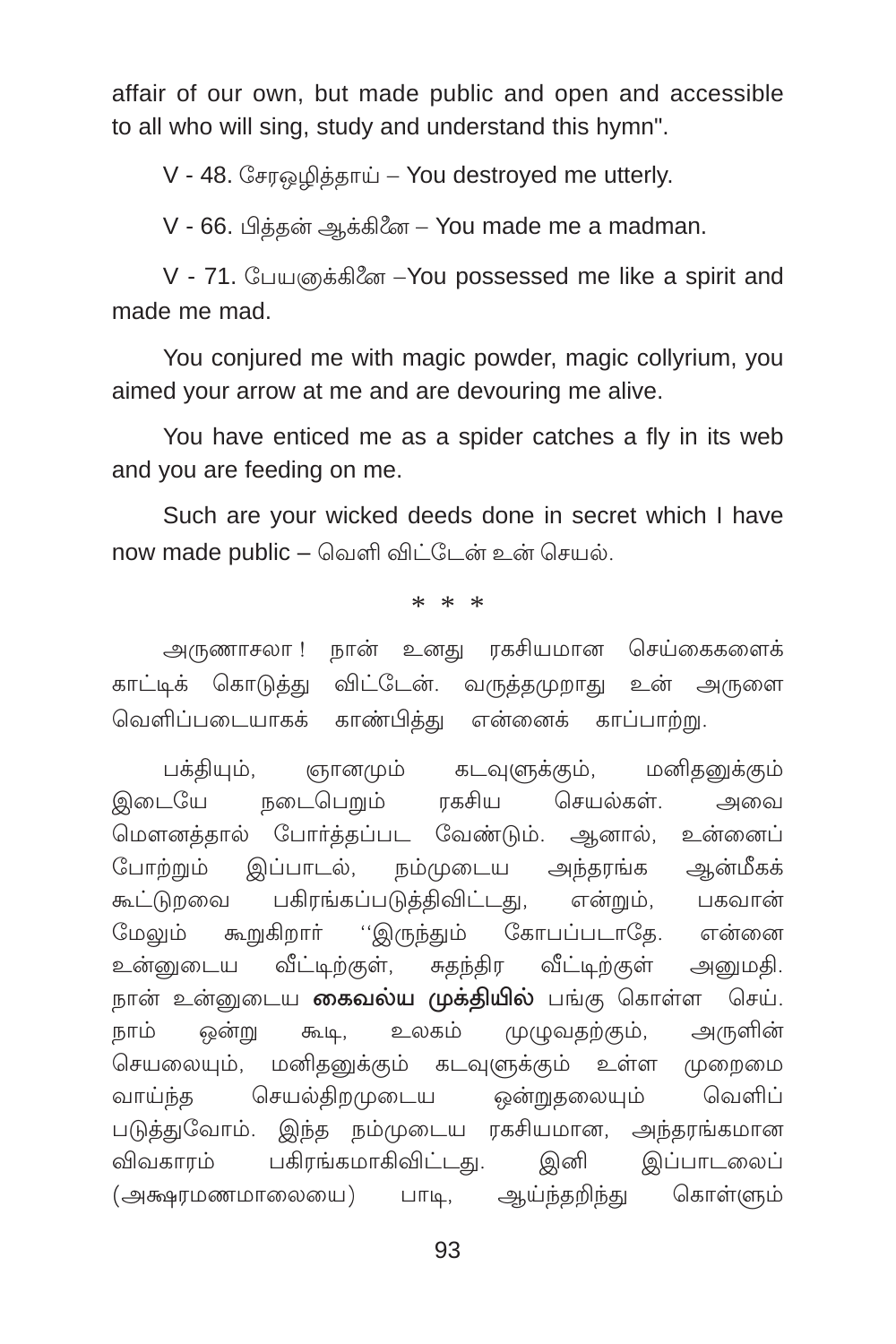affair of our own, but made public and open and accessible to all who will sing, study and understand this hymn".

V - 48. சேரஒழித்தாய் – You destroyed me utterly.

V - 66. பித்தன் ஆக்கினே – You made me a madman.

V - 71. பேயனுக்கினே –You possessed me like a spirit and made me mad.

You conjured me with magic powder, magic collyrium, you aimed your arrow at me and are devouring me alive.

You have enticed me as a spider catches a fly in its web and you are feeding on me.

Such are your wicked deeds done in secret which I have now made public – வெளி விட்டேன் உன் செயல்.

\* \* \*

அருணாசலா ! நான் உனது ரகசியமான செய்கைகளைக் காட்டிக் கொடுத்து விட்டேன். வருத்தமுறாது உன் அருளை வெளிப்படையாகக் காண்பித்து என்னைக் காப்பாற்று.

பக்தியும், ஞானமும் கடவுளுக்கும், மனிதனுக்கும் இடையே நடைபெறும் ரகசிய செயல்கள். அவை மௌனத்தால் போர்த்தப்பட வேண்டும். ஆனால், உன்னைப் போற்றும் இப்பாடல், நம்முடைய அந்தரங்க ஆன்மீகக் கூட்டுறவை பகிரங்கப்படுத்திவிட்டது, என்றும், பகவான் மேலும் கூறுகிறார் ''இருந்தும் கோபப்படாதே. என்னை உன்னுடைய வீட்டிற்குள், சுதந்திர வீட்டிற்குள் அனுமதி. நான் உன்னுடைய **கைவல்ய முக்தியில்** பங்கு கொள்ள செய். நாம் ஒன்று கூடி, உலகம் முழுவதற்கும், அருளின் செயலையும், மனிதனுக்கும் கடவுளுக்கும் உள்ள முறைமை வாய்ந்த செயல்திறமுடைய ஒன்றுதலையும் வெளிப் படுத்துவோம். இந்த நம்முடைய ரகசியமான, அந்தரங்கமான விவகாரம் பகிரங்கமாகிவிட்டது. இனி இப்பாடலைப் (அக்ஷரமணமாலையை) பாடி, ஆய்ந்தறிந்து கொள்ளும்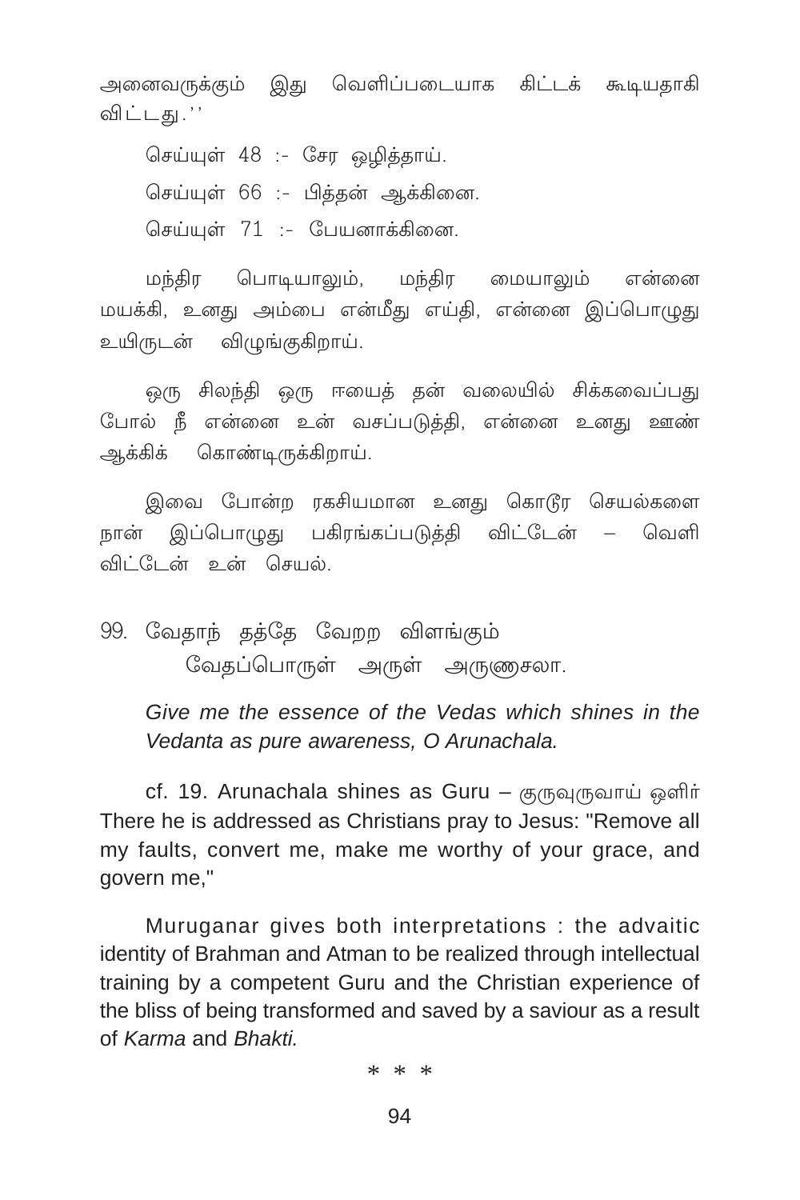அனைவருக்கும் இது வெளிப்படையாக கிட்டக் கூடியதாகி விட்டது.''

செய்யுள் 48 :- சேர ஒழித்தாய்.

செய்யுள் 66 :- பித்தன் ஆக்கினை.

செய்யுள் 71 :- பேயனாக்கினை.

மந்திர பொடியாலும், மந்திர மையாலும் என்னை மயக்கி, உனது அம்பை என்மீது எய்தி, என்னை இப்பொழுது உயிருடன் விழுங்குகிறாய்.

ஒரு சிலந்தி ஒரு ஈயைத் தன் வலையில் சிக்கவைப்பது போல் நீ என்னை உன் வசப்படுத்தி, என்னை உனது ஊண் ஆக்கிக் கொண்டிருக்கிறாய்.

இவை போன்ற ரகசியமான உனது கொடூர செயல்களை நான் இப்பொழுது பகிரங்கப்படுத்தி விட்டேன் – வெளி விட்டேன் உன் செயல்.

99. வேதாந் தத்தே வேறற விளங்கும்
வேதப்பொருள் அருள் அருணசலா.

*Give me the essence of the Vedas which shines in the Vedanta as pure awareness, O Arunachala.*

cf. 19. Arunachala shines as Guru – குருவுருவாய் ஒளிர் There he is addressed as Christians pray to Jesus: "Remove all my faults, convert me, make me worthy of your grace, and govern me,"

Muruganar gives both interpretations : the advaitic identity of Brahman and Atman to be realized through intellectual training by a competent Guru and the Christian experience of the bliss of being transformed and saved by a saviour as a result of *Karma* and *Bhakti.*

* * *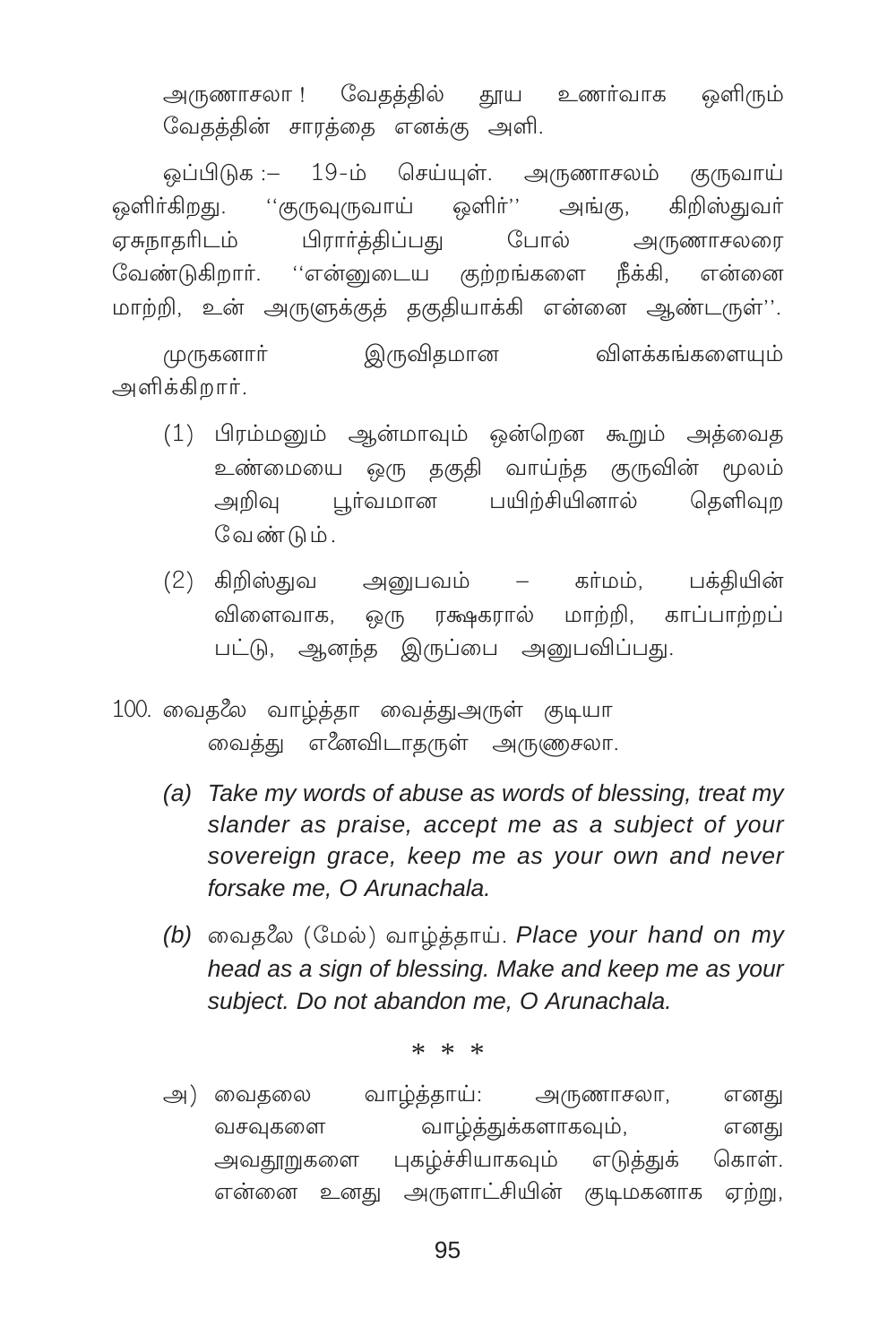அருணாசலா ! வேதத்தில் தூய உணர்வாக ஒளிரும் வேதத்தின் சாரத்தை எனக்கு அளி.

ஒப்பிடுக :– 19-ம் செய்யுள். அருணாசலம் குருவாய் ஒளிர்கிறது. ''குருவுருவாய் ஒளிர்'' அங்கு, கிறிஸ்துவர் ஏசுநாதரிடம் பிரார்த்திப்பது போல் அருணாசலரை வேண்டுகிறார். ''என்னுடைய குற்றங்களை நீக்கி, என்னை மாற்றி, உன் அருளுக்குத் தகுதியாக்கி என்னை ஆண்டருள்''.

முருகனார் இருவிதமான விளக்கங்களையும் அளிக்கிறார்.

(1) பிரம்மனும் ஆன்மாவும் ஒன்றென கூறும் அத்வைத உண்மையை ஒரு தகுதி வாய்ந்த குருவின் மூலம் அறிவு பூர்வமான பயிற்சியினால் தெளிவுற வேண்டும்.

(2) கிறிஸ்துவ அனுபவம் – கர்மம், பக்தியின் விளைவாக, ஒரு ரக்ஷகரால் மாற்றி, காப்பாற்றப் பட்டு, ஆனந்த இருப்பை அனுபவிப்பது.

100. வைதலை வாழ்த்தா வைத்துஅருள் குடியா
வைத்து எனைவிடாதருள் அருணாசலா.

*(a) Take my words of abuse as words of blessing, treat my slander as praise, accept me as a subject of your sovereign grace, keep me as your own and never forsake me, O Arunachala.*

*(b)* வைதலை (மேல்) வாழ்த்தாய். *Place your hand on my head as a sign of blessing. Make and keep me as your subject. Do not abandon me, O Arunachala.*

\* \* \*

அ) வைதலை வாழ்த்தாய்: அருணாசலா, எனது வசவுகளை வாழ்த்துக்களாகவும், எனது அவதூறுகளை புகழ்ச்சியாகவும் எடுத்துக் கொள். என்னை உனது அருளாட்சியின் குடிமகனாக ஏற்று,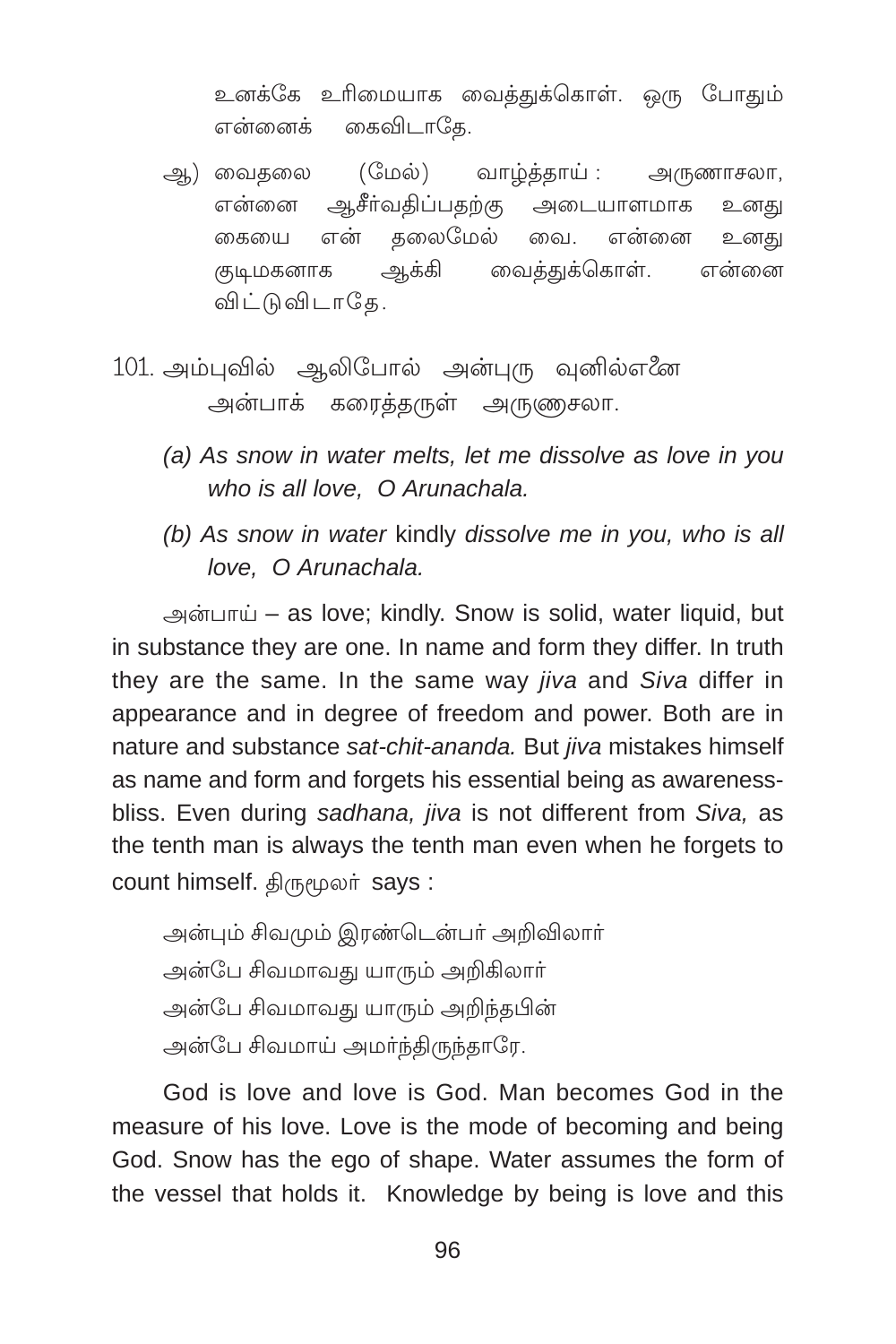உனக்கே உரிமையாக வைத்துக்கொள். ஒரு போதும் என்னைக் கைவிடாதே.

ஆ) வைதலை (மேல்) வாழ்த்தாய் : அருணாசலா, என்னை ஆசீர்வதிப்பதற்கு அடையாளமாக உனது கையை என் தலைமேல் வை. என்னை உனது குடிமகனாக ஆக்கி வைத்துக்கொள். என்னை விட்டுவிடாதே.

101. அம்புவில் ஆலிபோல் அன்புரு வுனில்எனை
அன்பாக் கரைத்தருள் அருணாசலா.

*(a) As snow in water melts, let me dissolve as love in you who is all love, O Arunachala.*

*(b) As snow in water* kindly *dissolve me in you, who is all love, O Arunachala.*

அன்பாய் – as love; kindly. Snow is solid, water liquid, but in substance they are one. In name and form they differ. In truth they are the same. In the same way *jiva* and *Siva* differ in appearance and in degree of freedom and power. Both are in nature and substance *sat-chit-ananda.* But *jiva* mistakes himself as name and form and forgets his essential being as awareness-bliss. Even during *sadhana, jiva* is not different from *Siva,* as the tenth man is always the tenth man even when he forgets to count himself. திருமூலர் says :

அன்பும் சிவமும் இரண்டென்பர் அறிவிலார்
அன்பே சிவமாவது யாரும் அறிகிலார்
அன்பே சிவமாவது யாரும் அறிந்தபின்
அன்பே சிவமாய் அமர்ந்திருந்தாரே.

God is love and love is God. Man becomes God in the measure of his love. Love is the mode of becoming and being God. Snow has the ego of shape. Water assumes the form of the vessel that holds it. Knowledge by being is love and this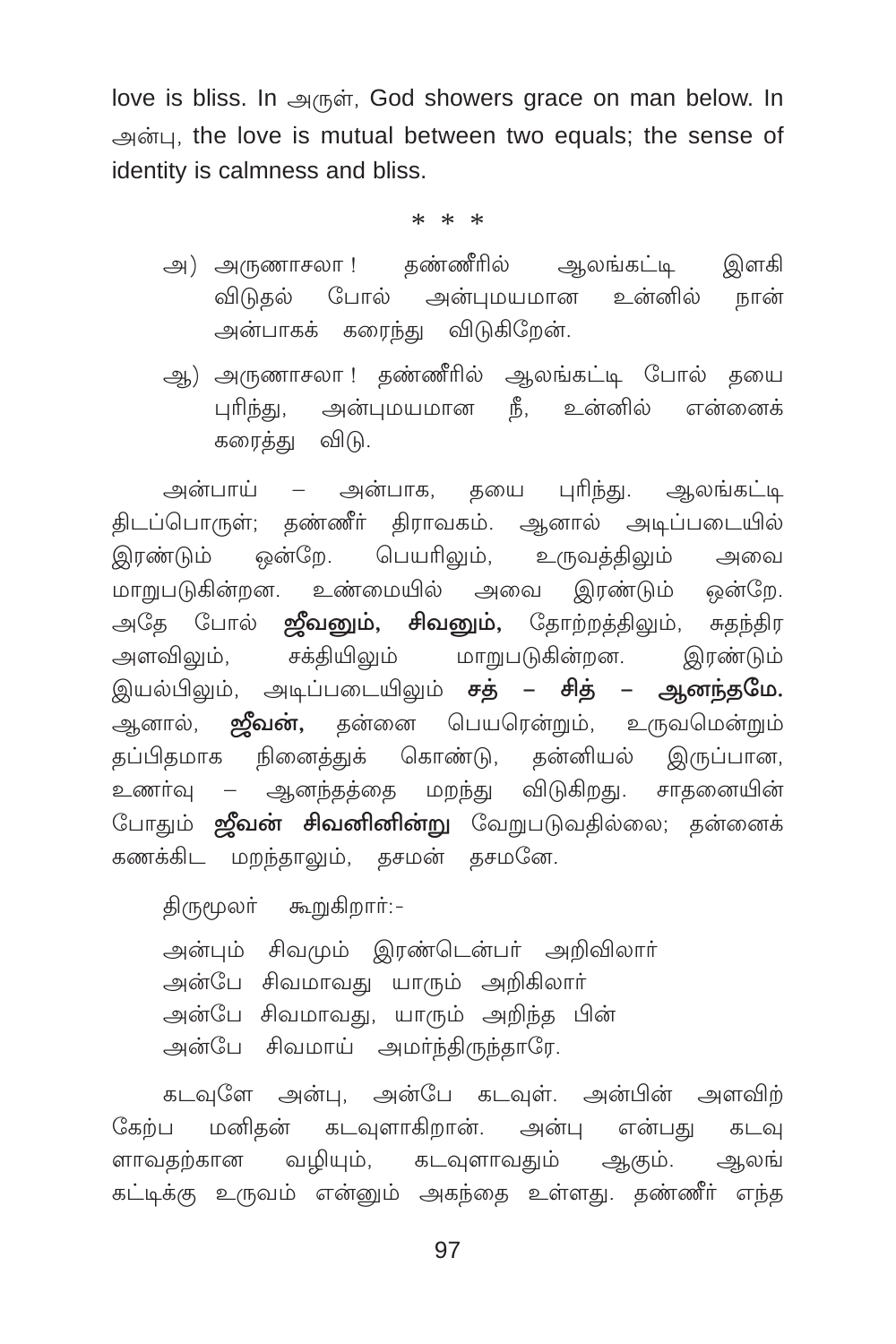love is bliss. In அருள், God showers grace on man below. In அன்பு, the love is mutual between two equals; the sense of identity is calmness and bliss.

\* \* \*

அ) அருணாசலா ! தண்ணீரில் ஆலங்கட்டி இளகி விடுதல் போல் அன்புமயமான உன்னில் நான் அன்பாகக் கரைந்து விடுகிறேன்.

ஆ) அருணாசலா ! தண்ணீரில் ஆலங்கட்டி போல் தயை புரிந்து, அன்புமயமான நீ, உன்னில் என்னைக் கரைத்து விடு.

அன்பாய் – அன்பாக, தயை புரிந்து. ஆலங்கட்டி திடப்பொருள்; தண்ணீர் திராவகம். ஆனால் அடிப்படையில் இரண்டும் ஒன்றே. பெயரிலும், உருவத்திலும் அவை மாறுபடுகின்றன. உண்மையில் அவை இரண்டும் ஒன்றே. அதே போல் **ஜீவனும், சிவனும்,** தோற்றத்திலும், சுதந்திர அளவிலும், சக்தியிலும் மாறுபடுகின்றன. இரண்டும் இயல்பிலும், அடிப்படையிலும் **சத் – சித் – ஆனந்தமே.** ஆனால், **ஜீவன்,** தன்னை பெயரென்றும், உருவமென்றும் தப்பிதமாக நினைத்துக் கொண்டு, தன்னியல் இருப்பான, உணர்வு – ஆனந்தத்தை மறந்து விடுகிறது. சாதனையின் போதும் **ஜீவன் சிவனினின்று** வேறுபடுவதில்லை; தன்னைக் கணக்கிட மறந்தாலும், தசமன் தசமனே.

திருமூலர் கூறுகிறார்:-

அன்பும் சிவமும் இரண்டென்பர் அறிவிலார்
அன்பே சிவமாவது யாரும் அறிகிலார்
அன்பே சிவமாவது, யாரும் அறிந்த பின்
அன்பே சிவமாய் அமர்ந்திருந்தாரே.

கடவுளே அன்பு, அன்பே கடவுள். அன்பின் அளவிற் கேற்ப மனிதன் கடவுளாகிறான். அன்பு என்பது கடவுளாவதற்கான வழியும், கடவுளாவதும் ஆகும். ஆலங்கட்டிக்கு உருவம் என்னும் அகந்தை உள்ளது. தண்ணீர் எந்த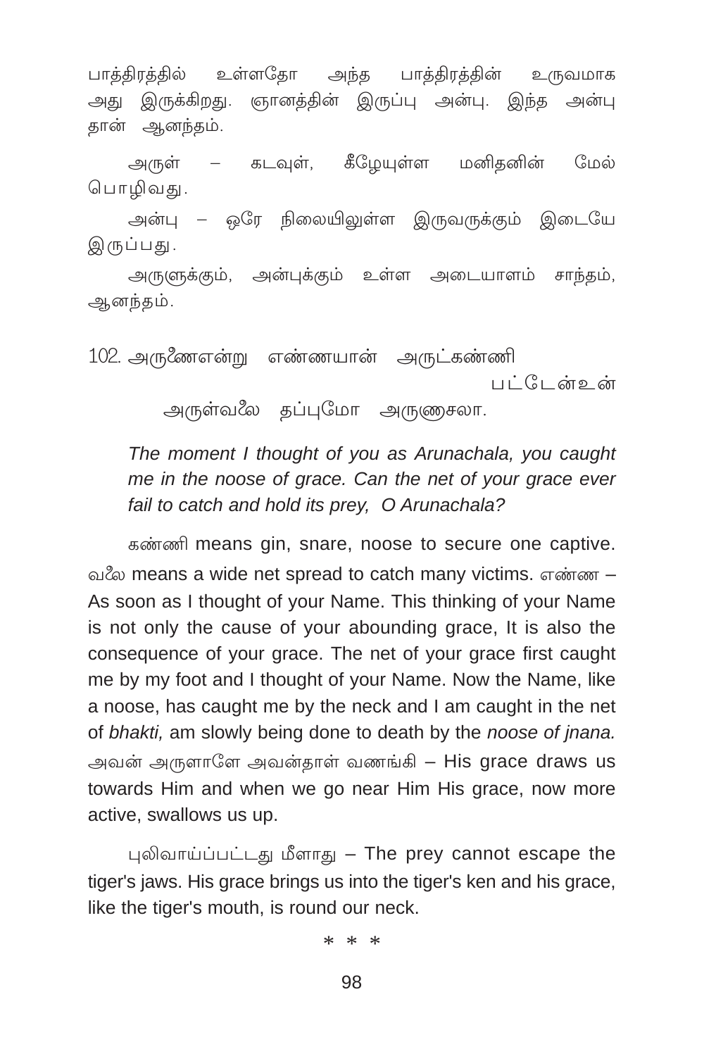பாத்திரத்தில் உள்ளதோ அந்த பாத்திரத்தின் உருவமாக அது இருக்கிறது. ஞானத்தின் இருப்பு அன்பு. இந்த அன்பு தான் ஆனந்தம்.

அருள் – கடவுள், கீழேயுள்ள மனிதனின் மேல் பொழிவது.

அன்பு – ஒரே நிலையிலுள்ள இருவருக்கும் இடையே இருப்பது.

அருளுக்கும், அன்புக்கும் உள்ள அடையாளம் சாந்தம், ஆனந்தம்.

102. அருணையென்று எண்ணயான் அருட்கண்ணி பட்டேன்உன்
அருள்வலை தப்புமோ அருணாசலா.

*The moment I thought of you as Arunachala, you caught me in the noose of grace. Can the net of your grace ever fail to catch and hold its prey, O Arunachala?*

கண்ணி means gin, snare, noose to secure one captive. வலை means a wide net spread to catch many victims. எண்ண – As soon as I thought of your Name. This thinking of your Name is not only the cause of your abounding grace, It is also the consequence of your grace. The net of your grace first caught me by my foot and I thought of your Name. Now the Name, like a noose, has caught me by the neck and I am caught in the net of *bhakti,* am slowly being done to death by the *noose of jnana.* அவன் அருளாலே அவன்தாள் வணங்கி – His grace draws us towards Him and when we go near Him His grace, now more active, swallows us up.

புலிவாய்ப்பட்டது மீளாது – The prey cannot escape the tiger's jaws. His grace brings us into the tiger's ken and his grace, like the tiger's mouth, is round our neck.

\* \* \*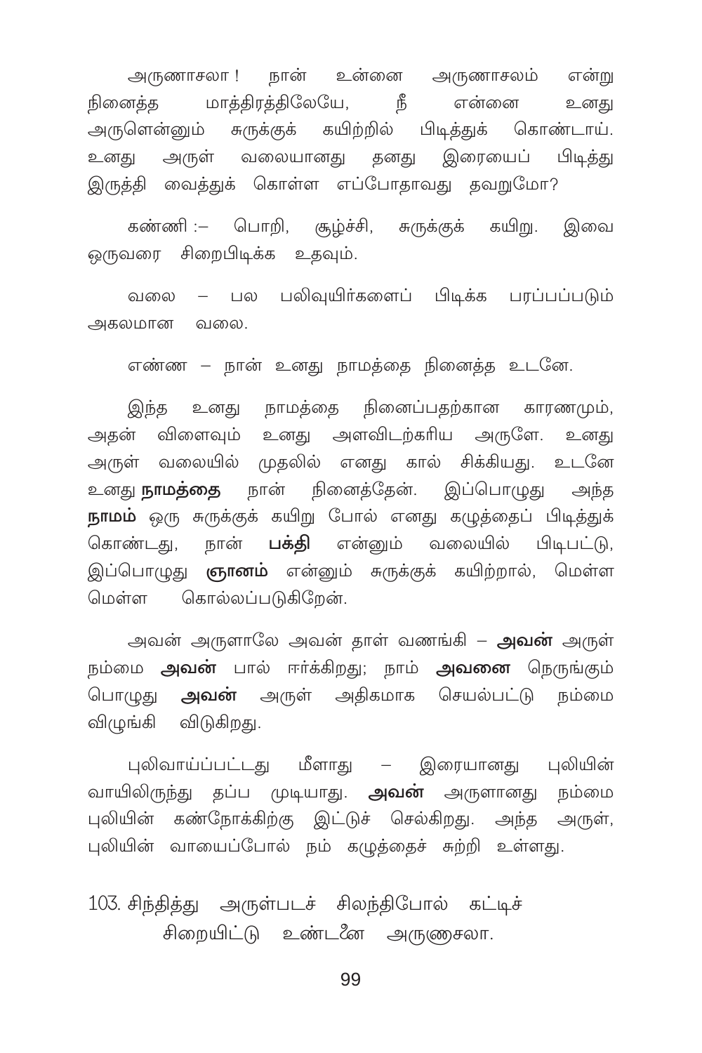அருணாசலா ! நான் உன்னை அருணாசலம் என்று நினைத்த மாத்திரத்திலேயே, நீ என்னை உனது அருளென்னும் சுருக்குக் கயிற்றில் பிடித்துக் கொண்டாய். உனது அருள் வலையானது தனது இரையைப் பிடித்து இருத்தி வைத்துக் கொள்ள எப்போதாவது தவறுமோ?

கண்ணி :– பொறி, சூழ்ச்சி, சுருக்குக் கயிறு. இவை ஒருவரை சிறைபிடிக்க உதவும்.

வலை – பல பலிவுயிர்களைப் பிடிக்க பரப்பப்படும் அகலமான வலை.

எண்ண – நான் உனது நாமத்தை நினைத்த உடனே.

இந்த உனது நாமத்தை நினைப்பதற்கான காரணமும், அதன் விளைவும் உனது அளவிடற்கரிய அருளே. உனது அருள் வலையில் முதலில் எனது கால் சிக்கியது. உடனே உனது **நாமத்தை** நான் நினைத்தேன். இப்பொழுது அந்த **நாமம்** ஒரு சுருக்குக் கயிறு போல் எனது கழுத்தைப் பிடித்துக் கொண்டது, நான் **பக்தி** என்னும் வலையில் பிடிபட்டு, இப்பொழுது **ஞானம்** என்னும் சுருக்குக் கயிற்றால், மெள்ள மெள்ள கொல்லப்படுகிறேன்.

அவன் அருளாலே அவன் தாள் வணங்கி – **அவன்** அருள் நம்மை **அவன்** பால் ஈர்க்கிறது; நாம் **அவனை** நெருங்கும் பொழுது **அவன்** அருள் அதிகமாக செயல்பட்டு நம்மை விழுங்கி விடுகிறது.

புலிவாய்ப்பட்டது மீளாது – இரையானது புலியின் வாயிலிருந்து தப்ப முடியாது. **அவன்** அருளானது நம்மை புலியின் கண்நோக்கிற்கு இட்டுச் செல்கிறது. அந்த அருள், புலியின் வாயைப்போல் நம் கழுத்தைச் சுற்றி உள்ளது.

103. சிந்தித்து அருள்படச் சிலந்திபோல் கட்டிச்
சிறையிட்டு உண்டனை அருணாசலா.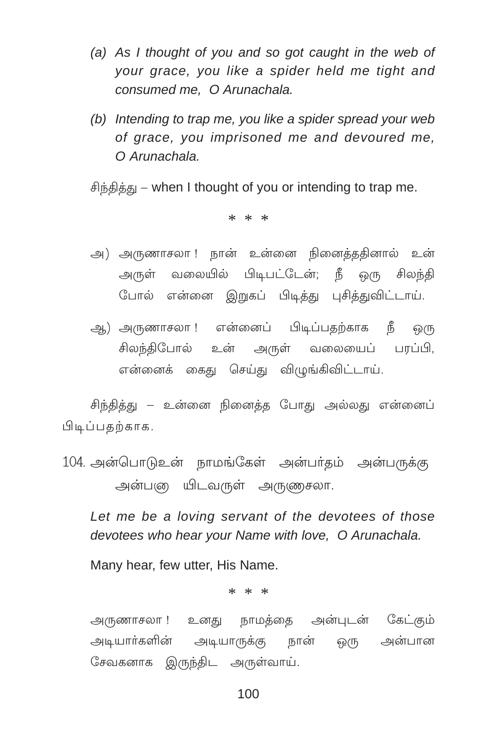*(a) As I thought of you and so got caught in the web of your grace, you like a spider held me tight and consumed me, O Arunachala.*

*(b) Intending to trap me, you like a spider spread your web of grace, you imprisoned me and devoured me, O Arunachala.*

சிந்தித்து – when I thought of you or intending to trap me.

\* \* \*

அ) அருணாசலா ! நான் உன்னை நினைத்ததினால் உன் அருள் வலையில் பிடிபட்டேன்; நீ ஒரு சிலந்தி போல் என்னை இறுகப் பிடித்து புசித்துவிட்டாய்.

ஆ) அருணாசலா ! என்னைப் பிடிப்பதற்காக நீ ஒரு சிலந்திபோல் உன் அருள் வலையைப் பரப்பி, என்னைக் கைது செய்து விழுங்கிவிட்டாய்.

சிந்தித்து – உன்னை நினைத்த போது அல்லது என்னைப் பிடிப்பதற்காக.

104. அன்பொடுஉன் நாமங்கேள் அன்பர்தம் அன்பருக்கு
அன்பனு யிடவருள் அருணுசலா.

*Let me be a loving servant of the devotees of those devotees who hear your Name with love, O Arunachala.*

Many hear, few utter, His Name.

\* \* \*

அருணாசலா ! உனது நாமத்தை அன்புடன் கேட்கும் அடியார்களின் அடியாருக்கு நான் ஒரு அன்பான சேவகனாக இருந்திட அருள்வாய்.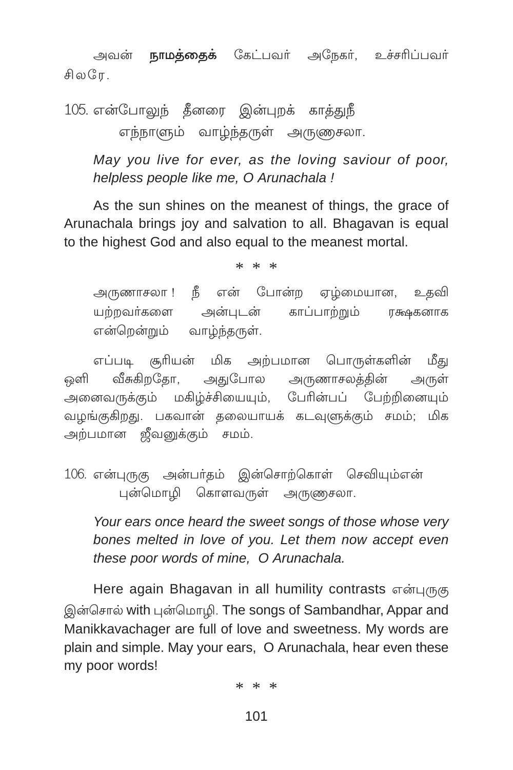அவன் **நாமத்தைக்** கேட்பவர் அநேகர், உச்சரிப்பவர் சிலரே.

105. என்போலுந் தீனரை இன்புறக் காத்துநீ
எந்நாளும் வாழ்ந்தருள் அருணாசலா.

*May you live for ever, as the loving saviour of poor, helpless people like me, O Arunachala !*

As the sun shines on the meanest of things, the grace of Arunachala brings joy and salvation to all. Bhagavan is equal to the highest God and also equal to the meanest mortal.

\* \* \*

அருணாசலா ! நீ என் போன்ற ஏழ்மையான, உதவி யற்றவர்களை அன்புடன் காப்பாற்றும் ரக்ஷகனாக என்றென்றும் வாழ்ந்தருள்.

எப்படி சூரியன் மிக அற்பமான பொருள்களின் மீது ஒளி வீசுகிறதோ, அதுபோல அருணாசலத்தின் அருள் அனைவருக்கும் மகிழ்ச்சியையும், பேரின்பப் பேற்றினையும் வழங்குகிறது. பகவான் தலையாயக் கடவுளுக்கும் சமம்; மிக அற்பமான ஜீவனுக்கும் சமம்.

106. என்புருகு அன்பர்தம் இன்சொற்கொள் செவியும்என்
புன்மொழி கொளவருள் அருணாசலா.

*Your ears once heard the sweet songs of those whose very bones melted in love of you. Let them now accept even these poor words of mine, O Arunachala.*

Here again Bhagavan in all humility contrasts என்புருகு இன்சொல் with புன்மொழி. The songs of Sambandhar, Appar and Manikkavachager are full of love and sweetness. My words are plain and simple. May your ears, O Arunachala, hear even these my poor words!

\* \* \*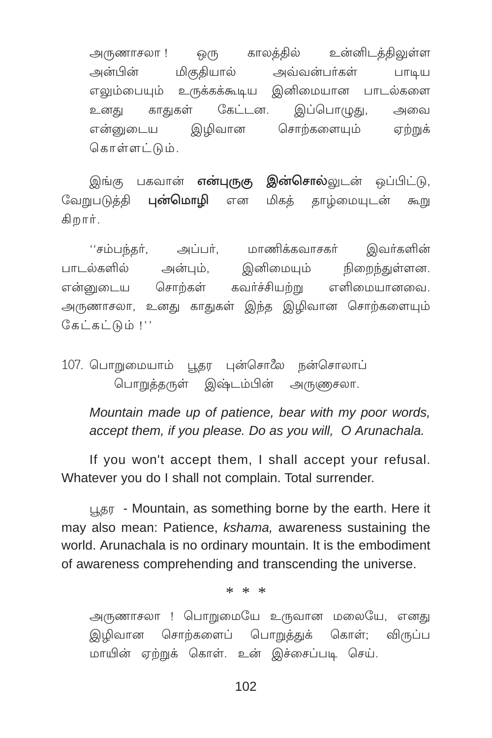அருணாசலா ! ஒரு காலத்தில் உன்னிடத்திலுள்ள அன்பின் மிகுதியால் அவ்வன்பர்கள் பாடிய எலும்பையும் உருக்கக்கூடிய இனிமையான பாடல்களை உனது காதுகள் கேட்டன. இப்பொழுது, அவை என்னுடைய இழிவான சொற்களையும் ஏற்றுக் கொள்ளட்டும்.

இங்கு பகவான் **என்புருகு இன்சொல்**லுடன் ஒப்பிட்டு, வேறுபடுத்தி **புன்மொழி** என மிகத் தாழ்மையுடன் கூறு கிறார்.

''சம்பந்தர், அப்பர், மாணிக்கவாசகர் இவர்களின் பாடல்களில் அன்பும், இனிமையும் நிறைந்துள்ளன. என்னுடைய சொற்கள் கவர்ச்சியற்று எளிமையானவை. அருணாசலா, உனது காதுகள் இந்த இழிவான சொற்களையும் கேட்கட்டும் !''

107. பொறுமையாம் பூதர புன்சொலை நன்சொலாப்
பொறுத்தருள் இஷ்டம்பின் அருணசலா.

*Mountain made up of patience, bear with my poor words, accept them, if you please. Do as you will, O Arunachala.*

If you won't accept them, I shall accept your refusal. Whatever you do I shall not complain. Total surrender.

பூதர - Mountain, as something borne by the earth. Here it may also mean: Patience, *kshama,* awareness sustaining the world. Arunachala is no ordinary mountain. It is the embodiment of awareness comprehending and transcending the universe.

\* \* \*

அருணாசலா ! பொறுமையே உருவான மலையே, எனது இழிவான சொற்களைப் பொறுத்துக் கொள்; விருப்ப மாயின் ஏற்றுக் கொள். உன் இச்சைப்படி செய்.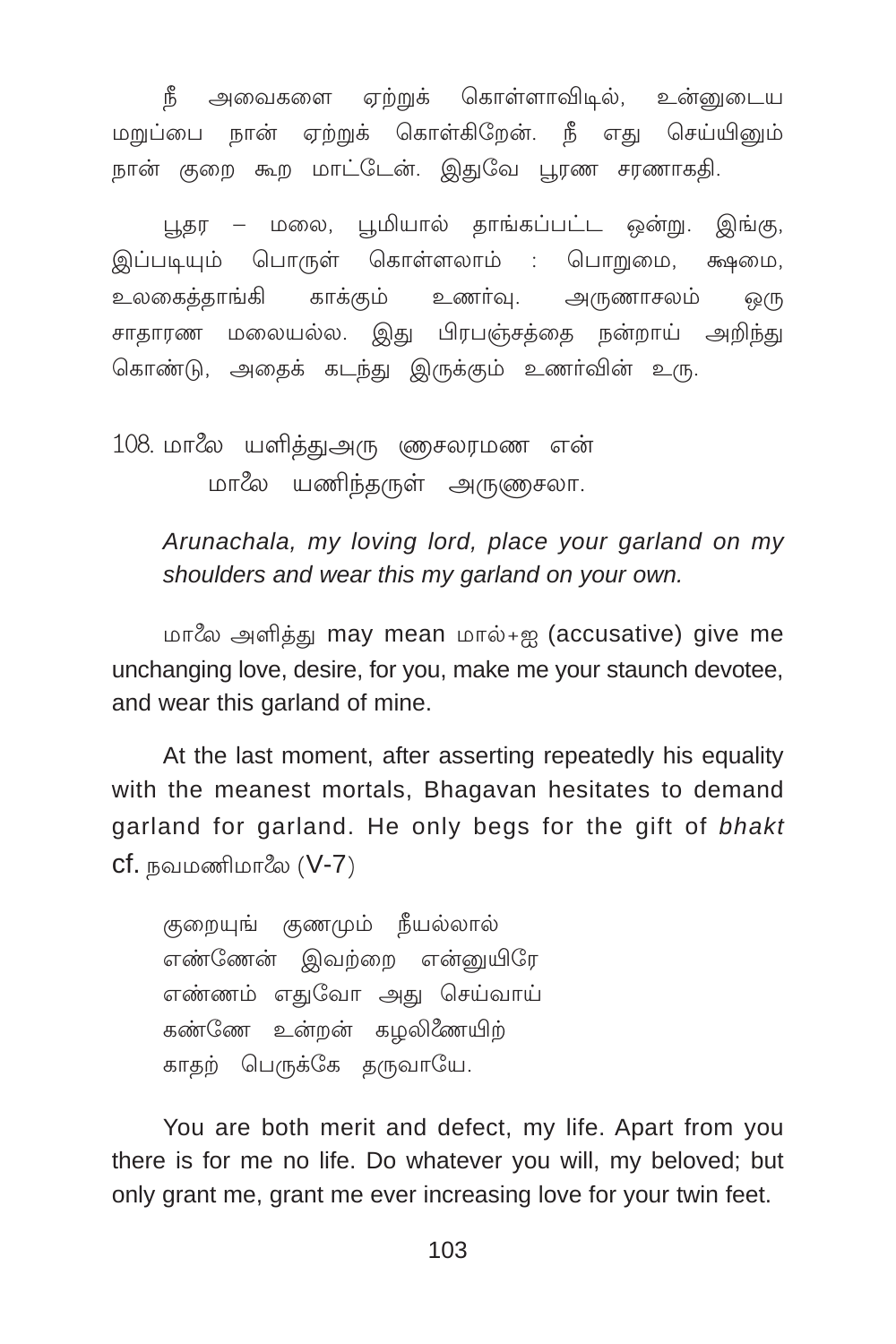நீ அவைகளை ஏற்றுக் கொள்ளாவிடில், உன்னுடைய மறுப்பை நான் ஏற்றுக் கொள்கிறேன். நீ எது செய்யினும் நான் குறை கூற மாட்டேன். இதுவே பூரண சரணாகதி.

பூதர – மலை, பூமியால் தாங்கப்பட்ட ஒன்று. இங்கு, இப்படியும் பொருள் கொள்ளலாம் : பொறுமை, க்ஷமை, உலகைத்தாங்கி காக்கும் உணர்வு. அருணாசலம் ஒரு சாதாரண மலையல்ல. இது பிரபஞ்சத்தை நன்றாய் அறிந்து கொண்டு, அதைக் கடந்து இருக்கும் உணர்வின் உரு.

108. மாலை யளித்துஅரு ணாசலரமண என்
　　மாலை யணிந்தருள் அருணாசலா.

*Arunachala, my loving lord, place your garland on my shoulders and wear this my garland on your own.*

மாலை அளித்து may mean மால்+ஐ (accusative) give me unchanging love, desire, for you, make me your staunch devotee, and wear this garland of mine.

At the last moment, after asserting repeatedly his equality with the meanest mortals, Bhagavan hesitates to demand garland for garland. He only begs for the gift of *bhakt* cf. நவமணிமாலை (V-7)

குறையுங் குணமும் நீயல்லால்
எண்ணேன் இவற்றை என்னுயிரே
எண்ணம் எதுவோ அது செய்வாய்
கண்ணே உன்றன் கழலிணையிற்
காதற் பெருக்கே தருவாயே.

You are both merit and defect, my life. Apart from you there is for me no life. Do whatever you will, my beloved; but only grant me, grant me ever increasing love for your twin feet.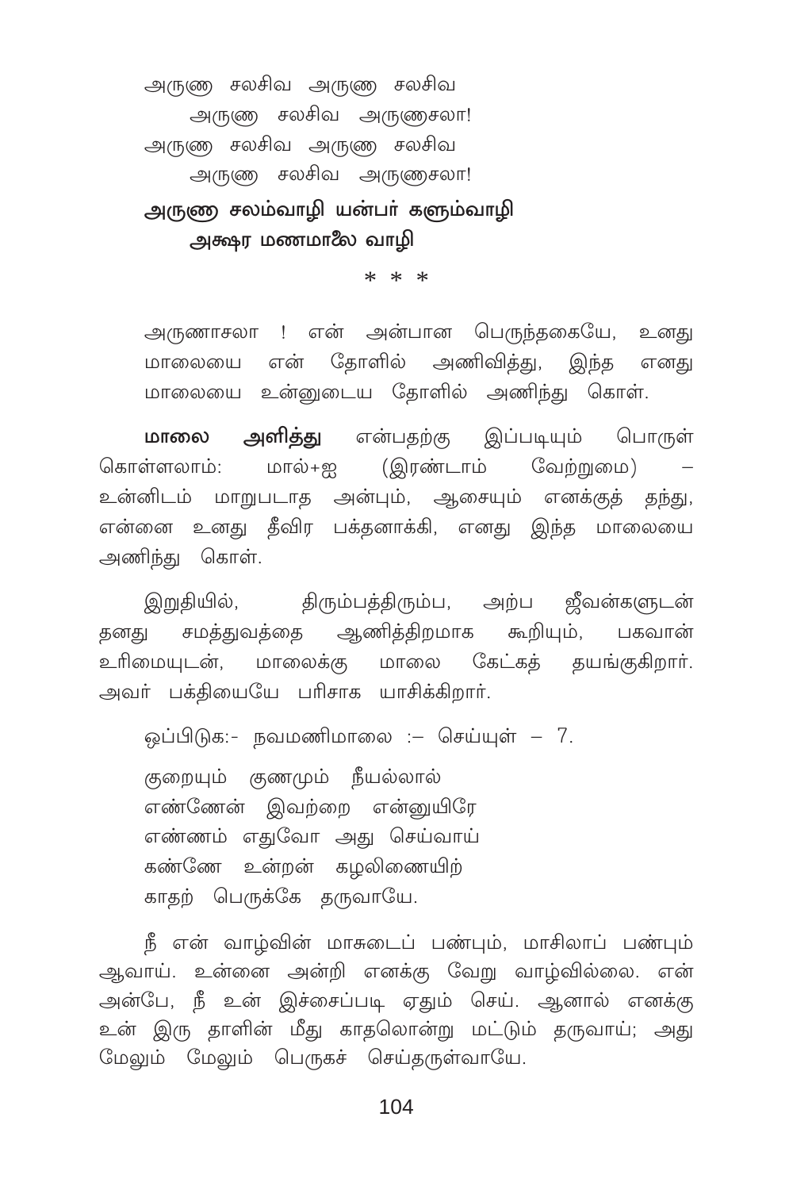அருணு சலசிவ அருணு சலசிவ
அருணு சலசிவ அருணுசலா!
அருணு சலசிவ அருணு சலசிவ
அருணு சலசிவ அருணுசலா!

**அருணு சலம்வாழி யன்பர் களும்வாழி**
**அக்ஷர மணமாலை வாழி**

\* \* \*

அருணாசலா ! என் அன்பான பெருந்தகையே, உனது மாலையை என் தோளில் அணிவித்து, இந்த எனது மாலையை உன்னுடைய தோளில் அணிந்து கொள்.

**மாலை அளித்து** என்பதற்கு இப்படியும் பொருள் கொள்ளலாம்: மால்+ஐ (இரண்டாம் வேற்றுமை) – உன்னிடம் மாறுபடாத அன்பும், ஆசையும் எனக்குத் தந்து, என்னை உனது தீவிர பக்தனாக்கி, எனது இந்த மாலையை அணிந்து கொள்.

இறுதியில், திரும்பத்திரும்ப, அற்ப ஜீவன்களுடன் தனது சமத்துவத்தை ஆணித்திறமாக கூறியும், பகவான் உரிமையுடன், மாலைக்கு மாலை கேட்கத் தயங்குகிறார். அவர் பக்தியையே பரிசாக யாசிக்கிறார்.

ஒப்பிடுக:- நவமணிமாலை :– செய்யுள் – 7.

குறையும் குணமும் நீயல்லால்
எண்ணேன் இவற்றை என்னுயிரே
எண்ணம் எதுவோ அது செய்வாய்
கண்ணே உன்றன் கழலிணையிற்
காதற் பெருக்கே தருவாயே.

நீ என் வாழ்வின் மாசுடைப் பண்பும், மாசிலாப் பண்பும் ஆவாய். உன்னை அன்றி எனக்கு வேறு வாழ்வில்லை. என் அன்பே, நீ உன் இச்சைப்படி ஏதும் செய். ஆனால் எனக்கு உன் இரு தாளின் மீது காதலொன்று மட்டும் தருவாய்; அது மேலும் மேலும் பெருகச் செய்தருள்வாயே.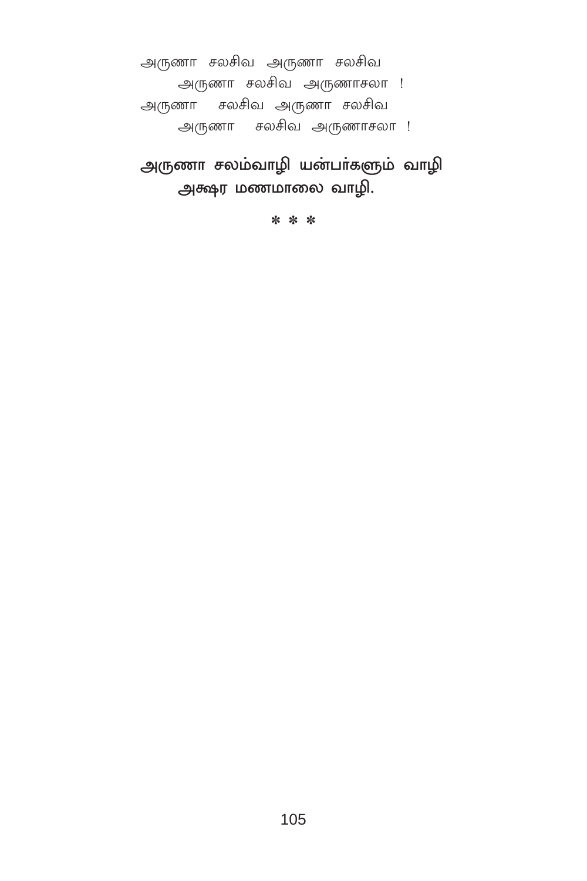அருணா சலசிவ அருணா சலசிவ
அருணா சலசிவ அருணாசலா !
அருணா சலசிவ அருணா சலசிவ
அருணா சலசிவ அருணாசலா !

**அருணா சலம்வாழி யன்பர்களும் வாழி**
**அக்ஷர மணமாலை வாழி.**

\* \* \*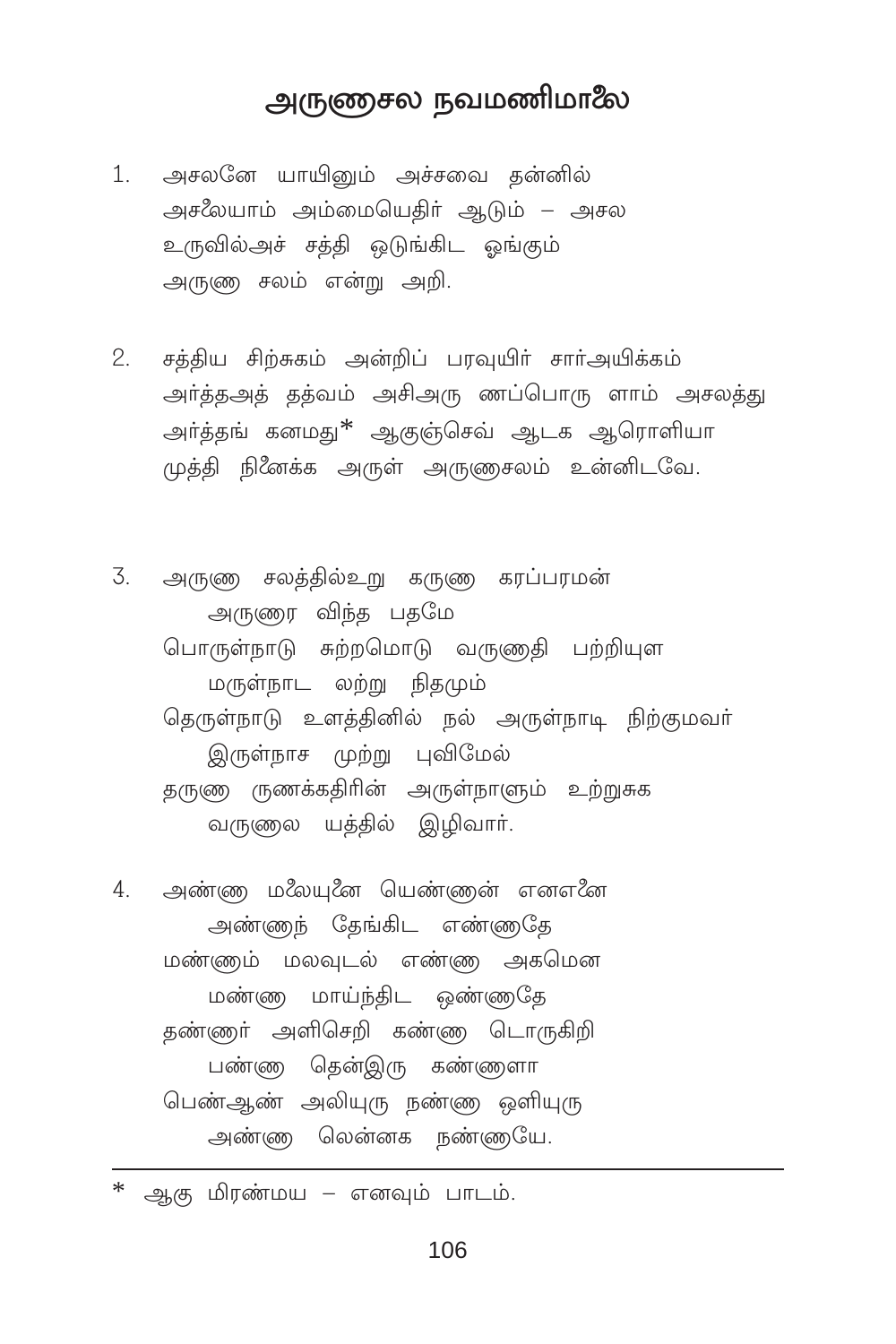# அருணசல நவமணிமாலை

1. அசலனே யாயினும் அச்சவை தன்னில்
அசலையாம் அம்மையெதிர் ஆடும் – அசல
உருவில்அச் சத்தி ஒடுங்கிட ஓங்கும்
அருண சலம் என்று அறி.

2. சத்திய சிற்சுகம் அன்றிப் பரவுயிர் சார்அயிக்கம்
அர்த்தஅத் தத்வம் அசிஅரு ணப்பொரு ளாம் அசலத்து
அர்த்தங் கனமது* ஆகுஞ்செவ் ஆடக ஆரொளியா
முத்தி நினைக்க அருள் அருணசலம் உன்னிடவே.

3. அருண சலத்தில்உறு கருண கரப்பரமன்
அருணர விந்த பதமே
பொருள்நாடு சுற்றமொடு வருணதி பற்றியுள
மருள்நாட லற்று நிதமும்
தெருள்நாடு உளத்தினில் நல் அருள்நாடி நிற்குமவர்
இருள்நாச முற்று புவிமேல்
தருண ருணக்கதிரின் அருள்நாளும் உற்றுசுக
வருணல யத்தில் இழிவார்.

4. அண்ண மலையுனை யெண்ணன் எனஎனை
அண்ணந் தேங்கிட எண்ணதே
மண்ணும் மலவுடல் எண்ண அகமென
மண்ண மாய்ந்திட ஒண்ணதே
தண்ணர் அளிசெறி கண்ண டொருகிறி
பண்ண தென்இரு கண்ணளா
பெண்ஆண் அலியுரு நண்ண ஒளியுரு
அண்ண லென்னக நண்ணயே.

---

* ஆகு மிரண்மய – எனவும் பாடம்.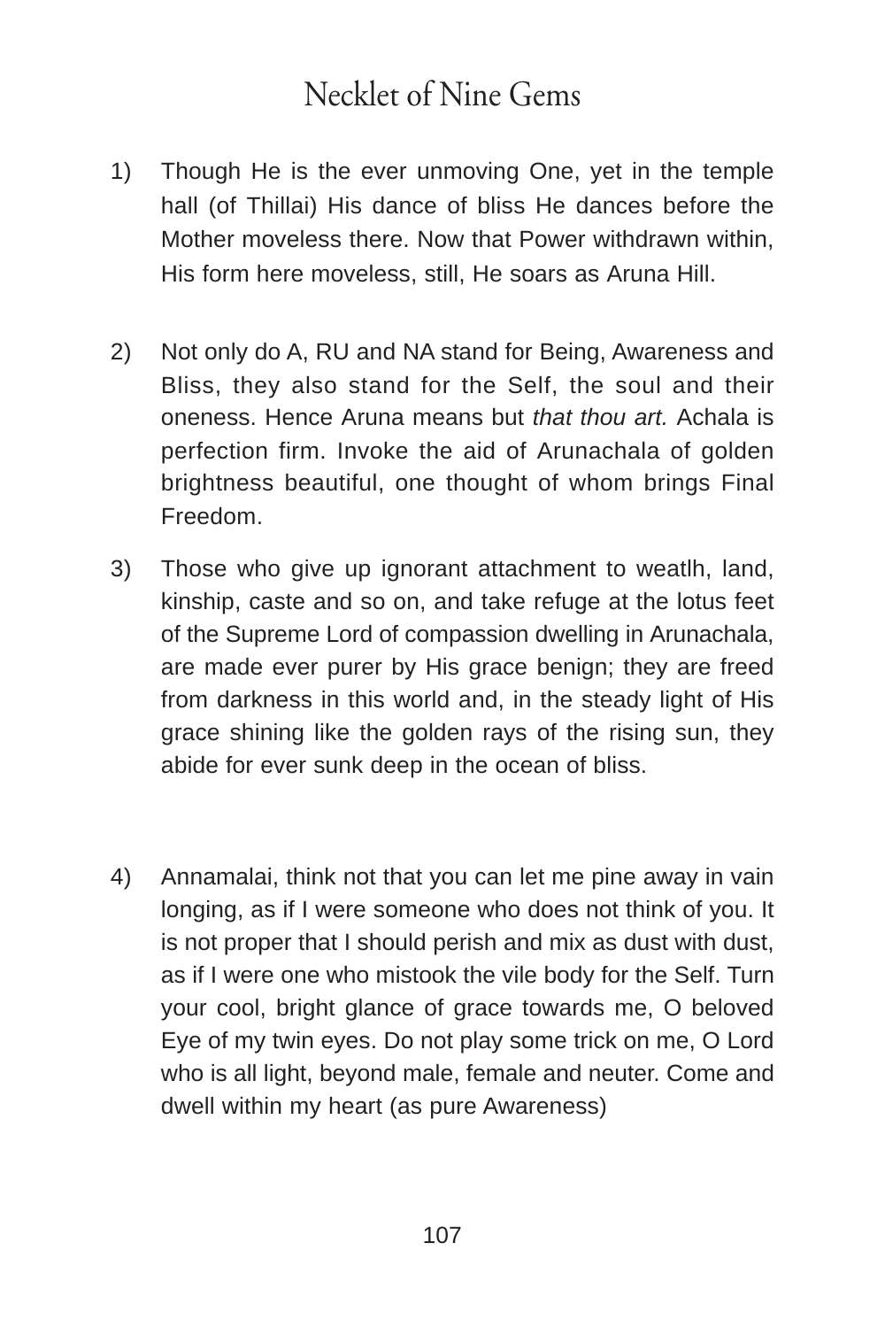# Necklet of Nine Gems

1) Though He is the ever unmoving One, yet in the temple hall (of Thillai) His dance of bliss He dances before the Mother moveless there. Now that Power withdrawn within, His form here moveless, still, He soars as Aruna Hill.

2) Not only do A, RU and NA stand for Being, Awareness and Bliss, they also stand for the Self, the soul and their oneness. Hence Aruna means but *that thou art.* Achala is perfection firm. Invoke the aid of Arunachala of golden brightness beautiful, one thought of whom brings Final Freedom.

3) Those who give up ignorant attachment to weatlh, land, kinship, caste and so on, and take refuge at the lotus feet of the Supreme Lord of compassion dwelling in Arunachala, are made ever purer by His grace benign; they are freed from darkness in this world and, in the steady light of His grace shining like the golden rays of the rising sun, they abide for ever sunk deep in the ocean of bliss.

4) Annamalai, think not that you can let me pine away in vain longing, as if I were someone who does not think of you. It is not proper that I should perish and mix as dust with dust, as if I were one who mistook the vile body for the Self. Turn your cool, bright glance of grace towards me, O beloved Eye of my twin eyes. Do not play some trick on me, O Lord who is all light, beyond male, female and neuter. Come and dwell within my heart (as pure Awareness)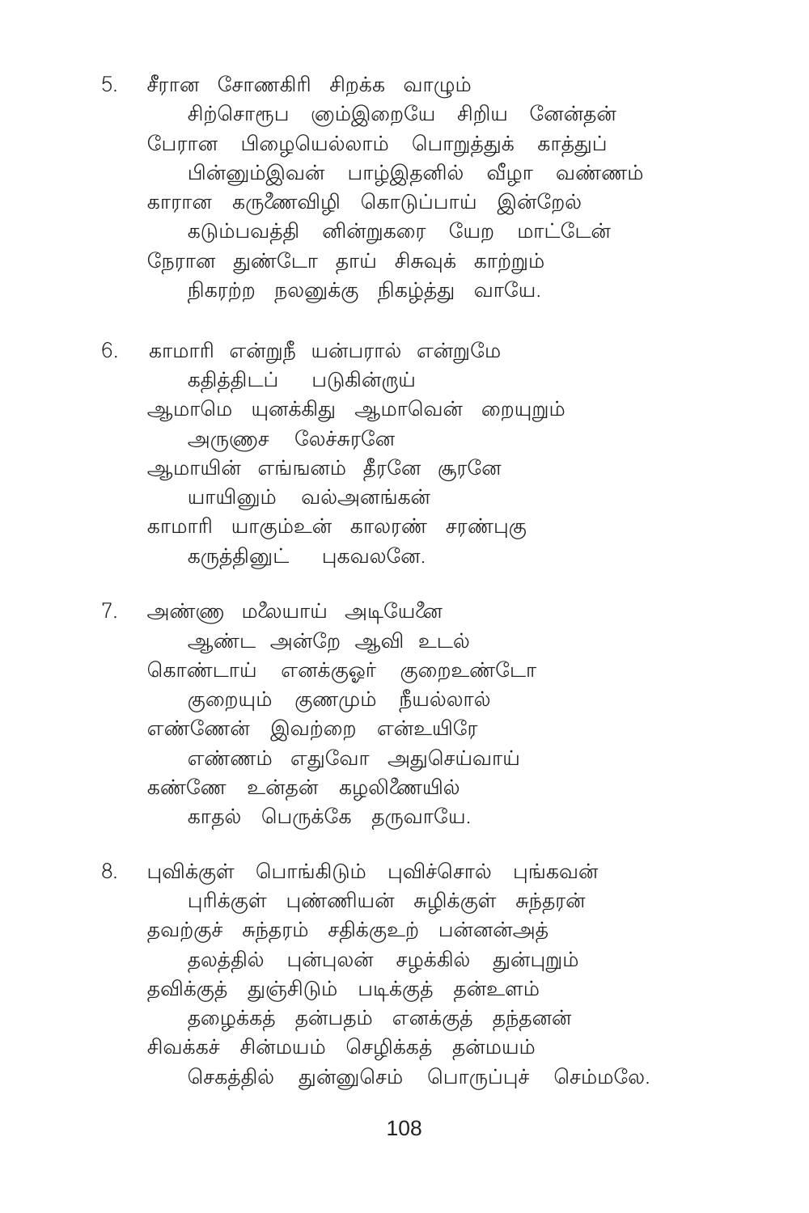5. சீரான சோணகிரி சிறக்க வாழும்
   சிற்சொரூப ஞம்இறையே சிறிய னேன்தன்
பேரான பிழையெல்லாம் பொறுத்துக் காத்துப்
   பின்னும்இவன் பாழ்இதனில் வீழா வண்ணம்
காரான கருணைவிழி கொடுப்பாய் இன்றேல்
   கடும்பவத்தி னின்றுகரை யேற மாட்டேன்
நேரான துண்டோ தாய் சிசுவுக் காற்றும்
   நிகரற்ற நலனுக்கு நிகழ்த்து வாயே.

6. காமாரி என்றுநீ யன்பரால் என்றுமே
   கதித்திடப் படுகின்றாய்
ஆமாமெ யுனக்கிது ஆமாவென் றையுறும்
   அருணைச லேச்சுரனே
ஆமாயின் எங்ஙனம் தீரனே சூரனே
   யாயினும் வல்அனங்கன்
காமாரி யாகும்உன் காலரண் சரண்புகு
   கருத்தினுட் புகவலனே.

7. அண்ணா மலையாய் அடியேனை
   ஆண்ட அன்றே ஆவி உடல்
கொண்டாய் எனக்குஓர் குறைஉண்டோ
   குறையும் குணமும் நீயல்லால்
எண்ணேன் இவற்றை என்உயிரே
   எண்ணம் எதுவோ அதுசெய்வாய்
கண்ணே உன்தன் கழலிணையில்
   காதல் பெருக்கே தருவாயே.

8. புவிக்குள் பொங்கிடும் புவிச்சொல் புங்கவன்
   புரிக்குள் புண்ணியன் சுழிக்குள் சுந்தரன்
தவற்குச் சுந்தரம் சதிக்குஉற் பன்னன்அத்
   தலத்தில் புன்புலன் சழக்கில் துன்புறும்
தவிக்குத் துஞ்சிடும் படிக்குத் தன்உளம்
   தழைக்கத் தன்பதம் எனக்குத் தந்தனன்
சிவக்கச் சின்மயம் செழிக்கத் தன்மயம்
   செகத்தில் துன்னுசெம் பொருப்புச் செம்மலே.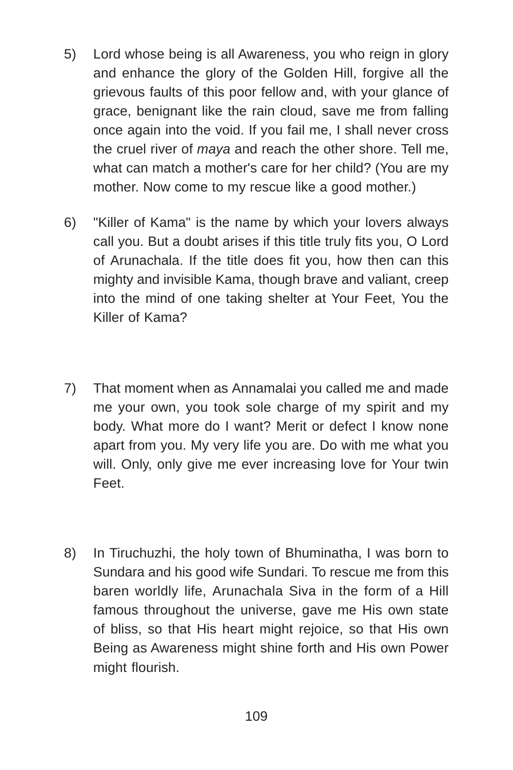5) Lord whose being is all Awareness, you who reign in glory and enhance the glory of the Golden Hill, forgive all the grievous faults of this poor fellow and, with your glance of grace, benignant like the rain cloud, save me from falling once again into the void. If you fail me, I shall never cross the cruel river of *maya* and reach the other shore. Tell me, what can match a mother's care for her child? (You are my mother. Now come to my rescue like a good mother.)

6) "Killer of Kama" is the name by which your lovers always call you. But a doubt arises if this title truly fits you, O Lord of Arunachala. If the title does fit you, how then can this mighty and invisible Kama, though brave and valiant, creep into the mind of one taking shelter at Your Feet, You the Killer of Kama?

7) That moment when as Annamalai you called me and made me your own, you took sole charge of my spirit and my body. What more do I want? Merit or defect I know none apart from you. My very life you are. Do with me what you will. Only, only give me ever increasing love for Your twin Feet.

8) In Tiruchuzhi, the holy town of Bhuminatha, I was born to Sundara and his good wife Sundari. To rescue me from this baren worldly life, Arunachala Siva in the form of a Hill famous throughout the universe, gave me His own state of bliss, so that His heart might rejoice, so that His own Being as Awareness might shine forth and His own Power might flourish.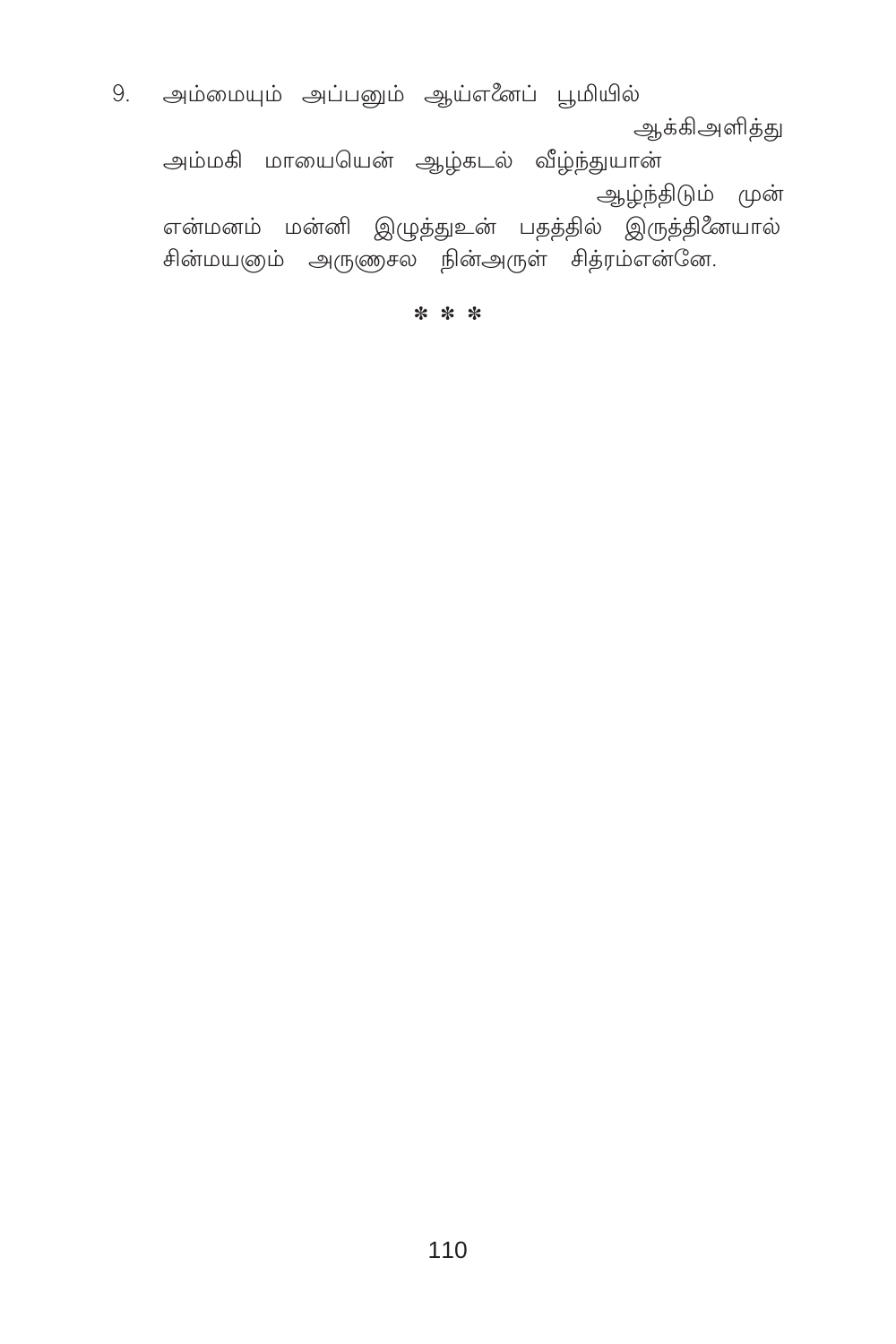9. அம்மையும் அப்பனும் ஆய்எனைப் பூமியில்
   ஆக்கிஅளித்து
   அம்மகி மாயையென் ஆழ்கடல் வீழ்ந்துயான்
   ஆழ்ந்திடும் முன்
   என்மனம் மன்னி இழுத்துஉன் பதத்தில் இருத்தினையால்
   சின்மயனும் அருணசல நின்அருள் சித்ரம்என்னே.

\* \* \*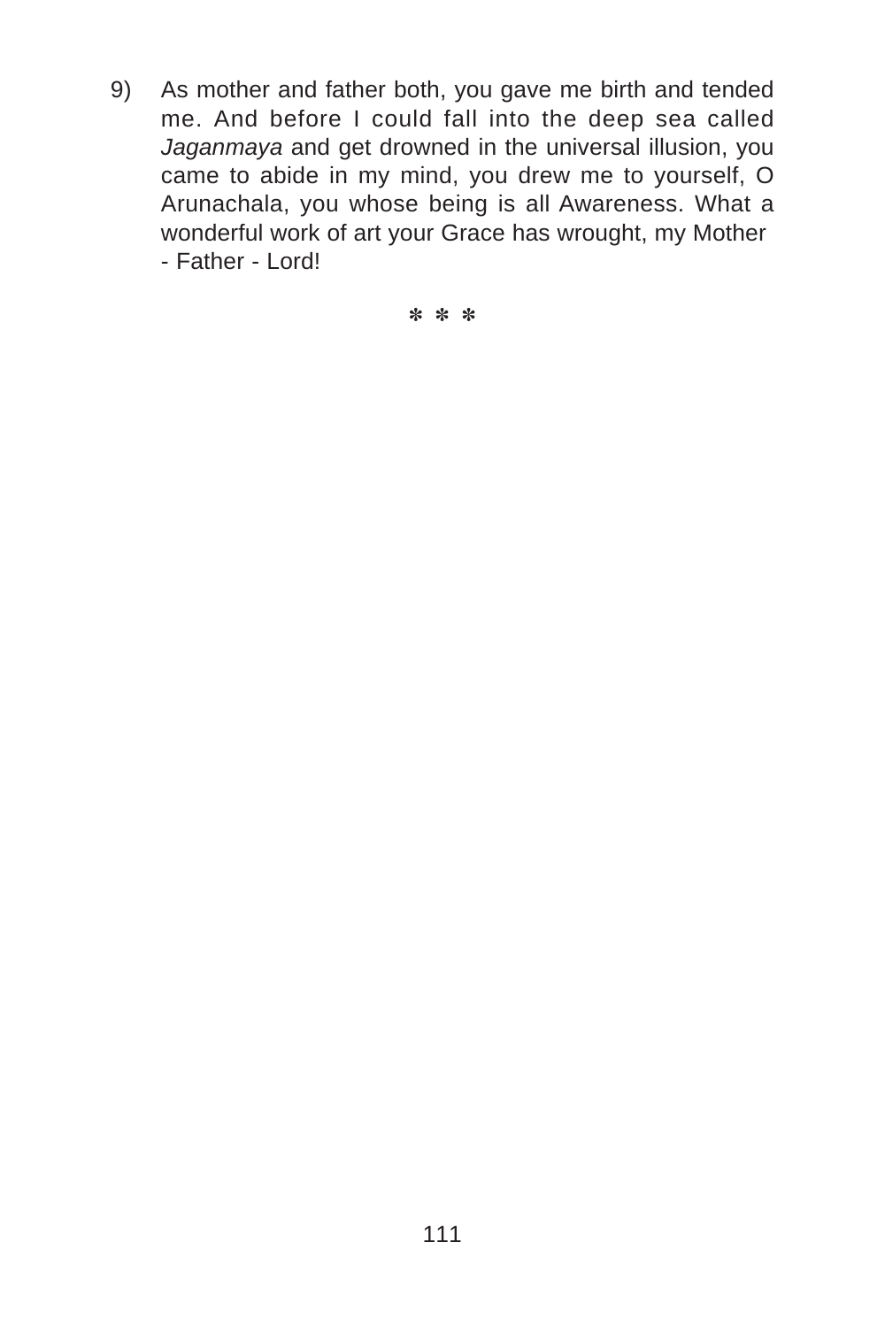9) As mother and father both, you gave me birth and tended me. And before I could fall into the deep sea called *Jaganmaya* and get drowned in the universal illusion, you came to abide in my mind, you drew me to yourself, O Arunachala, you whose being is all Awareness. What a wonderful work of art your Grace has wrought, my Mother - Father - Lord!

\* \* \*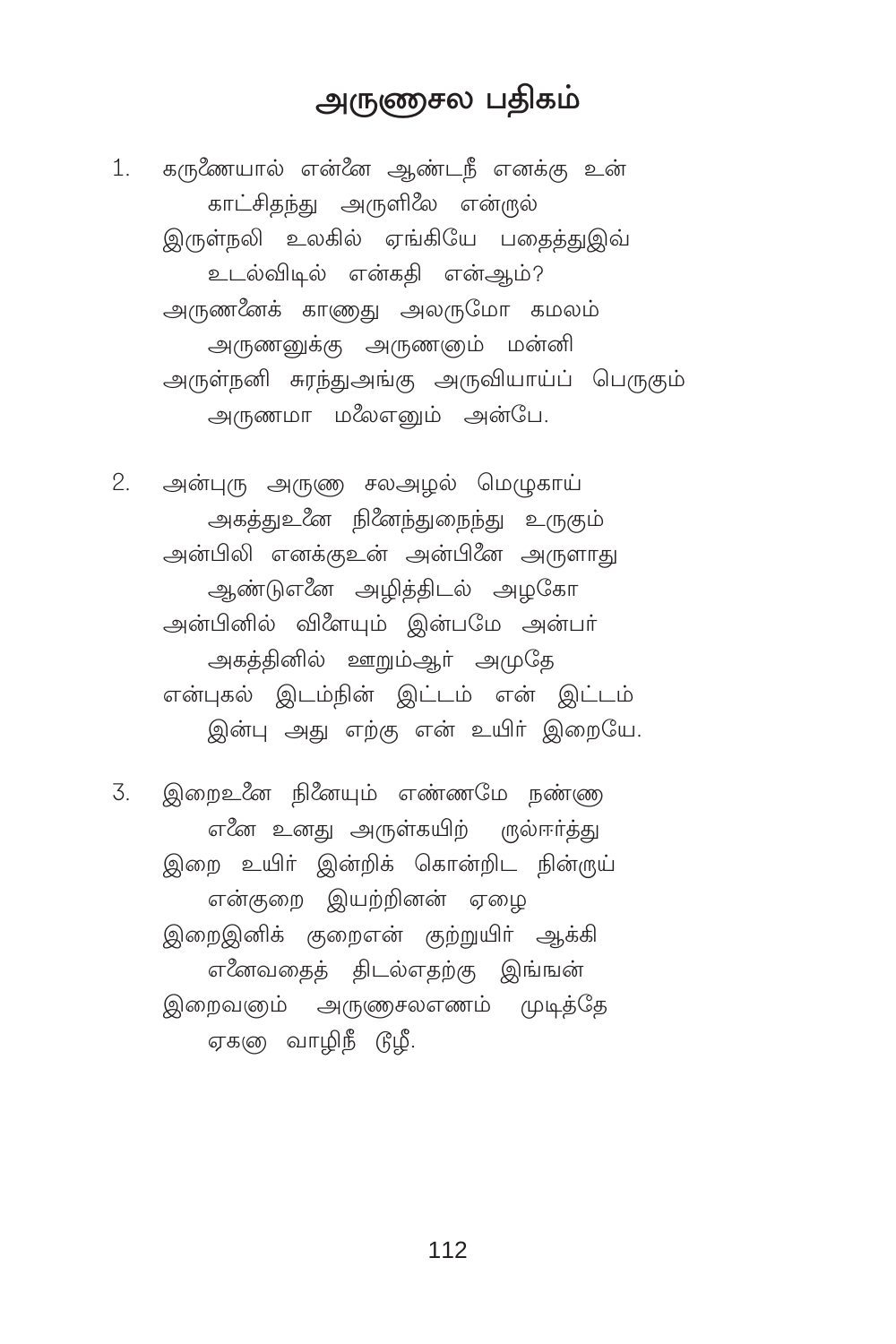# அருணாசல பதிகம்

1. கருணையால் என்னை ஆண்டநீ எனக்கு உன்
   காட்சிதந்து அருளிலை என்றால்
   இருள்நலி உலகில் ஏங்கியே பதைத்துஇவ்
   உடல்விடில் என்கதி என்ஆம்?
   அருணனைக் காணாது அலருமோ கமலம்
   அருணனுக்கு அருணனாம் மன்னி
   அருள்நனி சுரந்துஅங்கு அருவியாய்ப் பெருகும்
   அருணமா மலைஎனும் அன்பே.

2. அன்புரு அருணா சலஅழல் மெழுகாய்
   அகத்துஉனை நினைந்துநைந்து உருகும்
   அன்பிலி எனக்குஉன் அன்பினை அருளாது
   ஆண்டுஎனை அழித்திடல் அழகோ
   அன்பினில் விளையும் இன்பமே அன்பர்
   அகத்தினில் ஊறும்ஆர் அமுதே
   என்புகல் இடம்நின் இட்டம் என் இட்டம்
   இன்பு அது எற்கு என் உயிர் இறையே.

3. இறைஉனை நினையும் எண்ணமே நண்ணா
   எனை உனது அருள்கயிற் றால்ஈர்த்து
   இறை உயிர் இன்றிக் கொன்றிட நின்றாய்
   என்குறை இயற்றினன் ஏழை
   இறைஇனிக் குறைஎன் குற்றுயிர் ஆக்கி
   எனைவதைத் திடல்எதற்கு இங்ஙன்
   இறைவனாம் அருணாசலஎணம் முடித்தே
   ஏகனா வாழிநீ நீழி.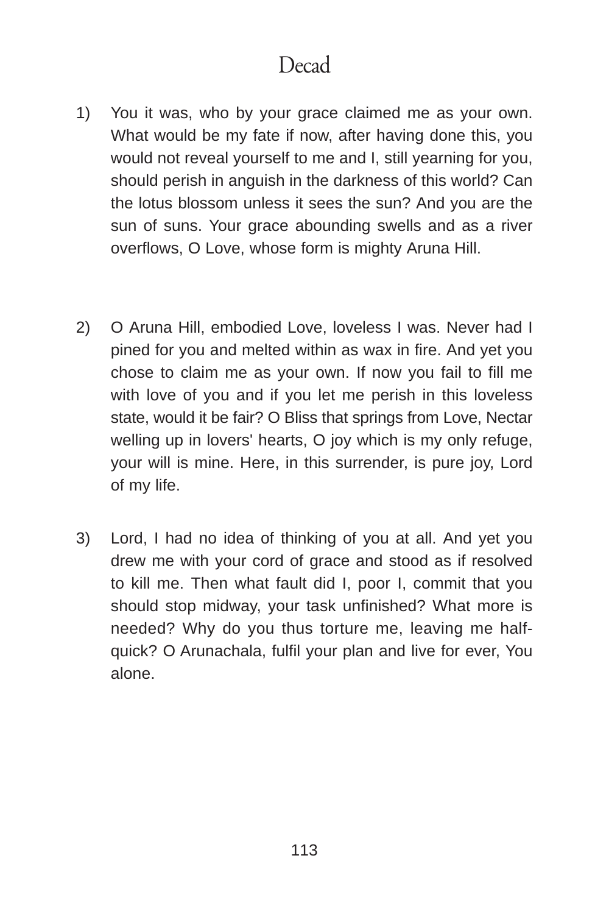# Decad

1) You it was, who by your grace claimed me as your own. What would be my fate if now, after having done this, you would not reveal yourself to me and I, still yearning for you, should perish in anguish in the darkness of this world? Can the lotus blossom unless it sees the sun? And you are the sun of suns. Your grace abounding swells and as a river overflows, O Love, whose form is mighty Aruna Hill.

2) O Aruna Hill, embodied Love, loveless I was. Never had I pined for you and melted within as wax in fire. And yet you chose to claim me as your own. If now you fail to fill me with love of you and if you let me perish in this loveless state, would it be fair? O Bliss that springs from Love, Nectar welling up in lovers' hearts, O joy which is my only refuge, your will is mine. Here, in this surrender, is pure joy, Lord of my life.

3) Lord, I had no idea of thinking of you at all. And yet you drew me with your cord of grace and stood as if resolved to kill me. Then what fault did I, poor I, commit that you should stop midway, your task unfinished? What more is needed? Why do you thus torture me, leaving me half-quick? O Arunachala, fulfil your plan and live for ever, You alone.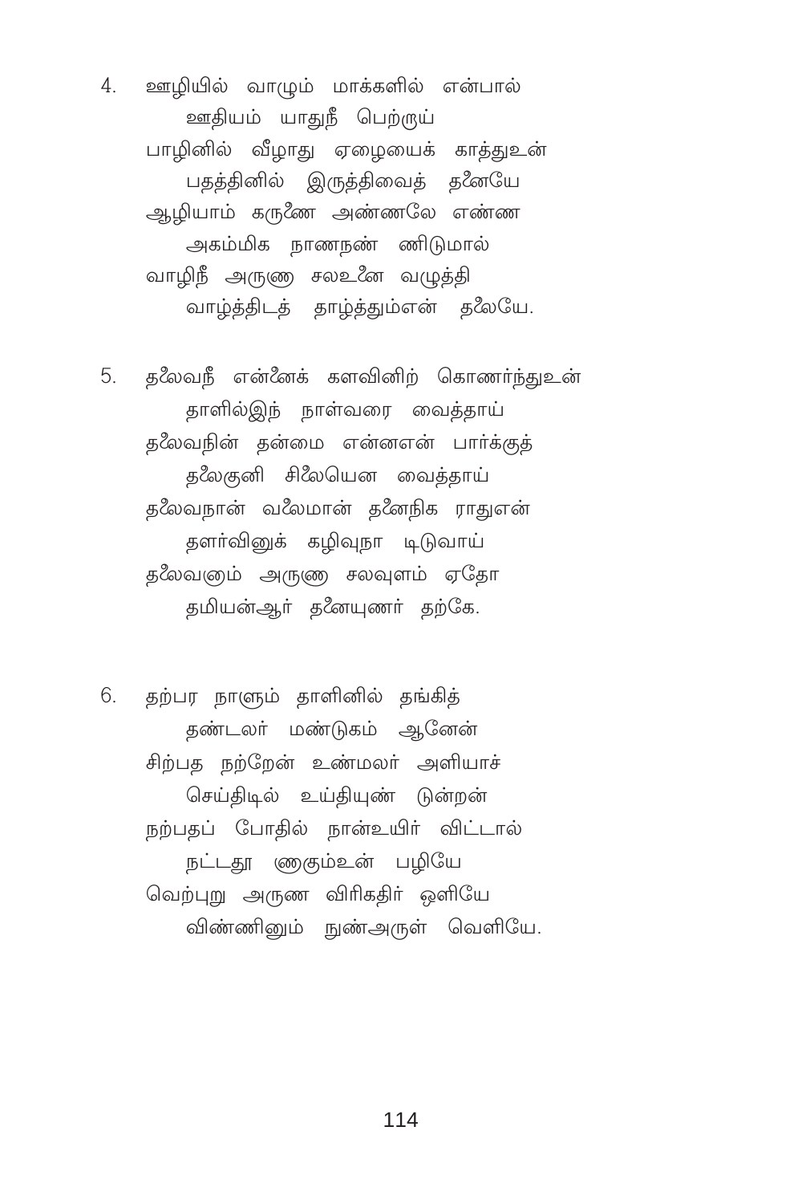4. ஊழியில் வாழும் மாக்களில் என்பால்
   ஊதியம் யாதுநீ பெற்றாய்
   பாழினில் வீழாது ஏழையைக் காத்துஉன்
   பதத்தினில் இருத்திவைத் தனையே
   ஆழியாம் கருணை அண்ணலே எண்ண
   அகம்மிக நாணநண் ணிடுமால்
   வாழிநீ அருளு சலஉனை வழுத்தி
   வாழ்த்திடத் தாழ்த்தும்என் தலையே.

5. தலைவநீ என்னைக் களவினிற் கொணர்ந்துஉன்
   தாளில்இந் நாள்வரை வைத்தாய்
   தலைவநின் தன்மை என்னஎன் பார்க்குத்
   தலைகுனி சிலையென வைத்தாய்
   தலைவநான் வலைமான் தனைநிக ராதுஎன்
   தளர்வினுக் கழிவுநா டிடுவாய்
   தலைவனும் அருளு சலவுளம் ஏதோ
   தமியன்ஆர் தனையுணர் தற்கே.

6. தற்பர நாளும் தாளினில் தங்கித்
   தண்டலர் மண்டுகம் ஆனேன்
   சிற்பத நற்றேன் உண்மலர் அளியாச்
   செய்திடில் உய்தியுண் டுன்றன்
   நற்பதப் போதில் நான்உயிர் விட்டால்
   நட்டதூ ளுகும்உன் பழியே
   வெற்புறு அருண விரிகதிர் ஒளியே
   விண்ணினும் நுண்அருள் வெளியே.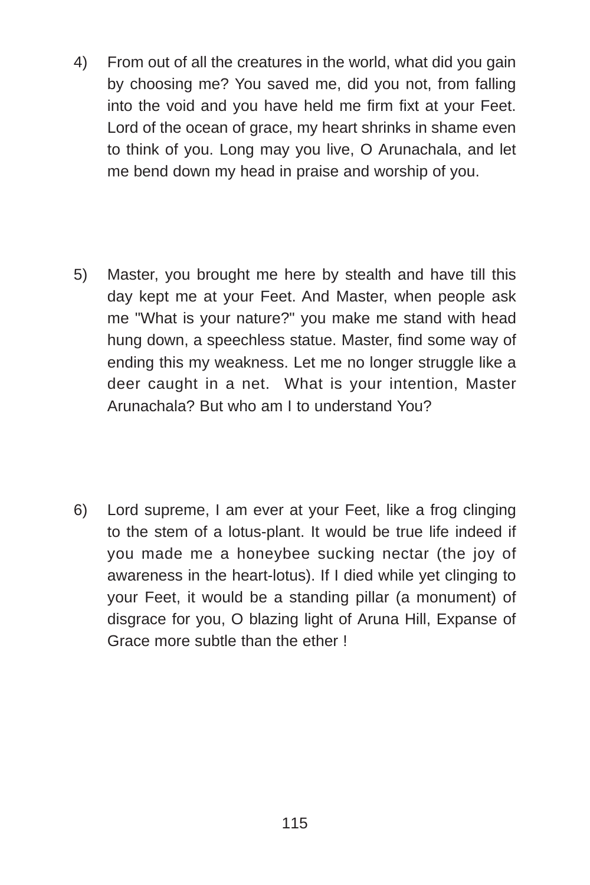4) From out of all the creatures in the world, what did you gain by choosing me? You saved me, did you not, from falling into the void and you have held me firm fixt at your Feet. Lord of the ocean of grace, my heart shrinks in shame even to think of you. Long may you live, O Arunachala, and let me bend down my head in praise and worship of you.

5) Master, you brought me here by stealth and have till this day kept me at your Feet. And Master, when people ask me "What is your nature?" you make me stand with head hung down, a speechless statue. Master, find some way of ending this my weakness. Let me no longer struggle like a deer caught in a net. What is your intention, Master Arunachala? But who am I to understand You?

6) Lord supreme, I am ever at your Feet, like a frog clinging to the stem of a lotus-plant. It would be true life indeed if you made me a honeybee sucking nectar (the joy of awareness in the heart-lotus). If I died while yet clinging to your Feet, it would be a standing pillar (a monument) of disgrace for you, O blazing light of Aruna Hill, Expanse of Grace more subtle than the ether !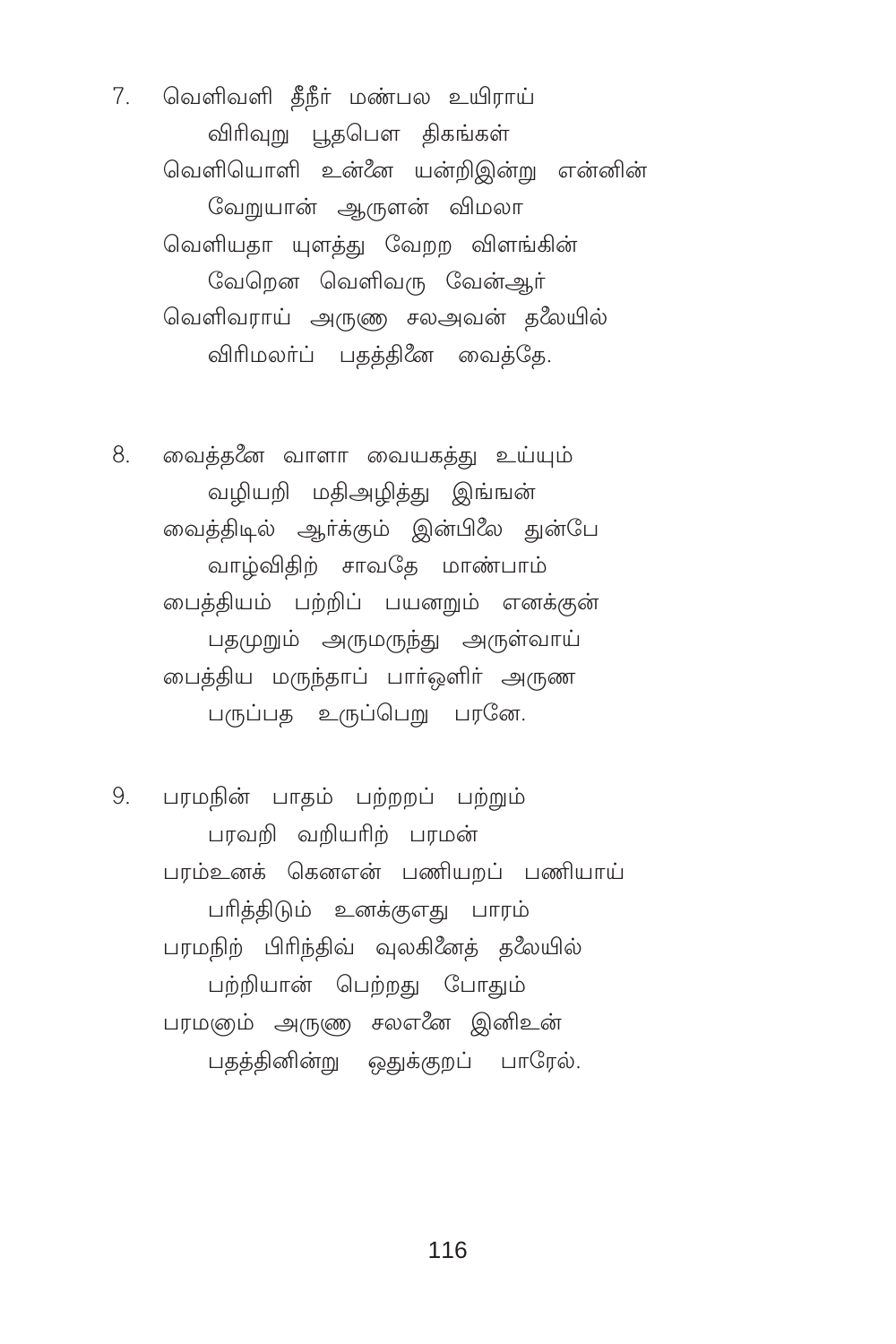7. வெளிவளி தீநீர் மண்பல உயிராய்
 விரிவுறு பூதபௌ திகங்கள்
 வெளியொளி உன்னை யன்றிஇன்று என்னின்
 வேறுயான் ஆருளன் விமலா
 வெளியதா யுளத்து வேறற விளங்கின்
 வேறென வெளிவரு வேன்ஆர்
 வெளிவராய் அருணு சலஅவன் தலையில்
 விரிமலர்ப் பதத்தினை வைத்தே.

8. வைத்தனை வாளா வையகத்து உய்யும்
 வழியறி மதிஅழித்து இங்ஙன்
 வைத்திடில் ஆர்க்கும் இன்பிலை துன்பே
 வாழ்விதிற் சாவதே மாண்பாம்
 பைத்தியம் பற்றிப் பயனறும் எனக்குன்
 பதமுறும் அருமருந்து அருள்வாய்
 பைத்திய மருந்தாப் பார்ஒளிர் அருண
 பருப்பத உருப்பெறு பரனே.

9. பரமநின் பாதம் பற்றறப் பற்றும்
 பரவறி வறியரிற் பரமன்
 பரம்உனக் கெனஎன் பணியறப் பணியாய்
 பரித்திடும் உனக்குஎது பாரம்
 பரமநிற் பிரிந்திவ் வுலகினைத் தலையில்
 பற்றியான் பெற்றது போதும்
 பரமனும் அருணு சலஎனை இனிஉன்
 பதத்தினின்று ஒதுக்குறப் பாரேல்.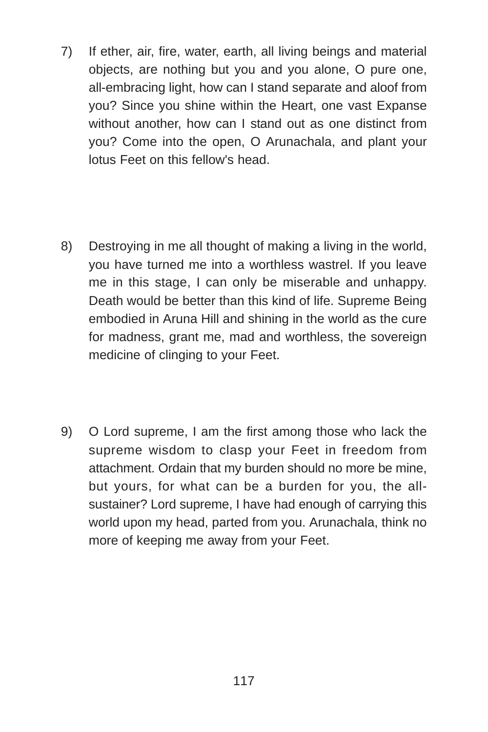7) If ether, air, fire, water, earth, all living beings and material objects, are nothing but you and you alone, O pure one, all-embracing light, how can I stand separate and aloof from you? Since you shine within the Heart, one vast Expanse without another, how can I stand out as one distinct from you? Come into the open, O Arunachala, and plant your lotus Feet on this fellow's head.

8) Destroying in me all thought of making a living in the world, you have turned me into a worthless wastrel. If you leave me in this stage, I can only be miserable and unhappy. Death would be better than this kind of life. Supreme Being embodied in Aruna Hill and shining in the world as the cure for madness, grant me, mad and worthless, the sovereign medicine of clinging to your Feet.

9) O Lord supreme, I am the first among those who lack the supreme wisdom to clasp your Feet in freedom from attachment. Ordain that my burden should no more be mine, but yours, for what can be a burden for you, the all-sustainer? Lord supreme, I have had enough of carrying this world upon my head, parted from you. Arunachala, think no more of keeping me away from your Feet.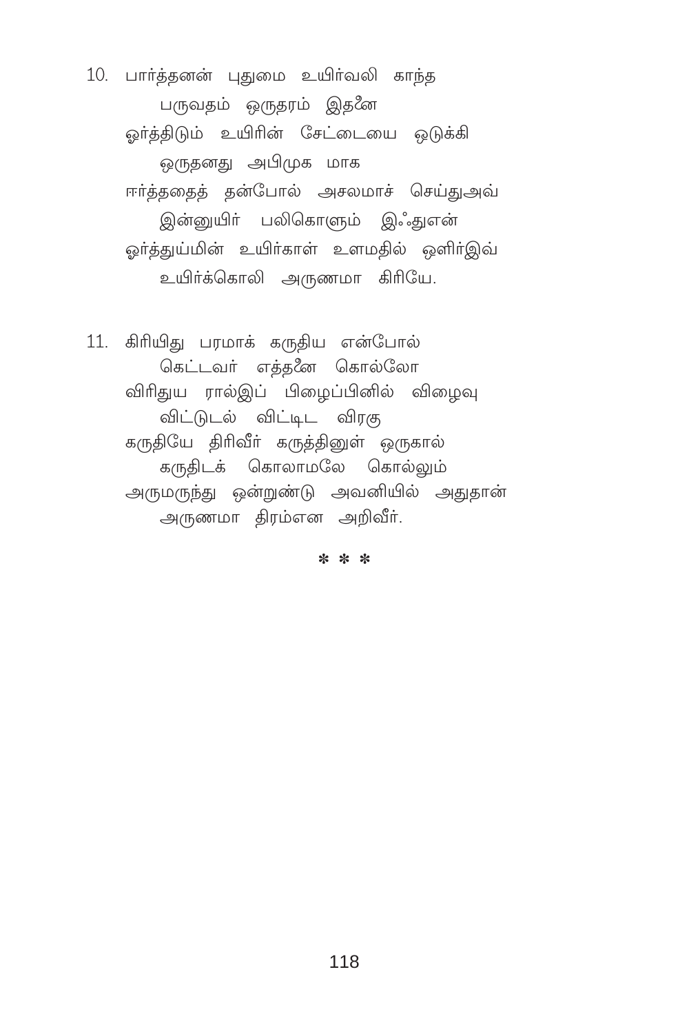10. பார்த்தனன் புதுமை உயிர்வலி காந்த
        பருவதம் ஒருதரம் இதனை
    ஓர்த்திடும் உயிரின் சேட்டையை ஒடுக்கி
        ஒருதனது அபிமுக மாக
    ஈர்த்ததைத் தன்போல் அசலமாச் செய்துஅவ்
        இன்னுயிர் பலிகொளும் இஃதுஎன்
    ஓர்த்துய்மின் உயிர்காள் உளமதில் ஒளிர்இவ்
        உயிர்க்கொலி அருணமா கிரியே.

11. கிரியிது பரமாக் கருதிய என்போல்
        கெட்டவர் எத்தனை கொல்லோ
    விரிதுய ரால்இப் பிழைப்பினில் விழைவு
        விட்டுடல் விட்டிட விரகு
    கருதியே திரிவீர் கருத்தினுள் ஒருகால்
        கருதிடக் கொலாமலே கொல்லும்
    அருமருந்து ஒன்றுண்டு அவனியில் அதுதான்
        அருணமா திரம்என அறிவீர்.

* * *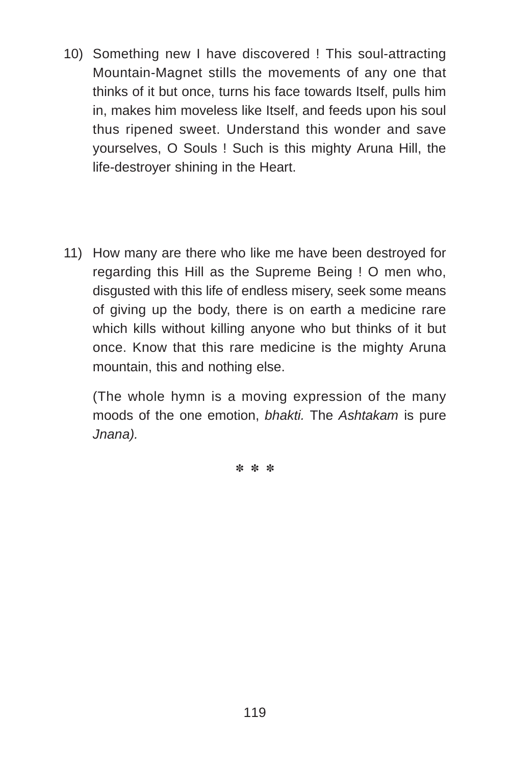10) Something new I have discovered ! This soul-attracting Mountain-Magnet stills the movements of any one that thinks of it but once, turns his face towards Itself, pulls him in, makes him moveless like Itself, and feeds upon his soul thus ripened sweet. Understand this wonder and save yourselves, O Souls ! Such is this mighty Aruna Hill, the life-destroyer shining in the Heart.

11) How many are there who like me have been destroyed for regarding this Hill as the Supreme Being ! O men who, disgusted with this life of endless misery, seek some means of giving up the body, there is on earth a medicine rare which kills without killing anyone who but thinks of it but once. Know that this rare medicine is the mighty Aruna mountain, this and nothing else.

    (The whole hymn is a moving expression of the many moods of the one emotion, *bhakti.* The *Ashtakam* is pure *Jnana).*

<center>* * *</center>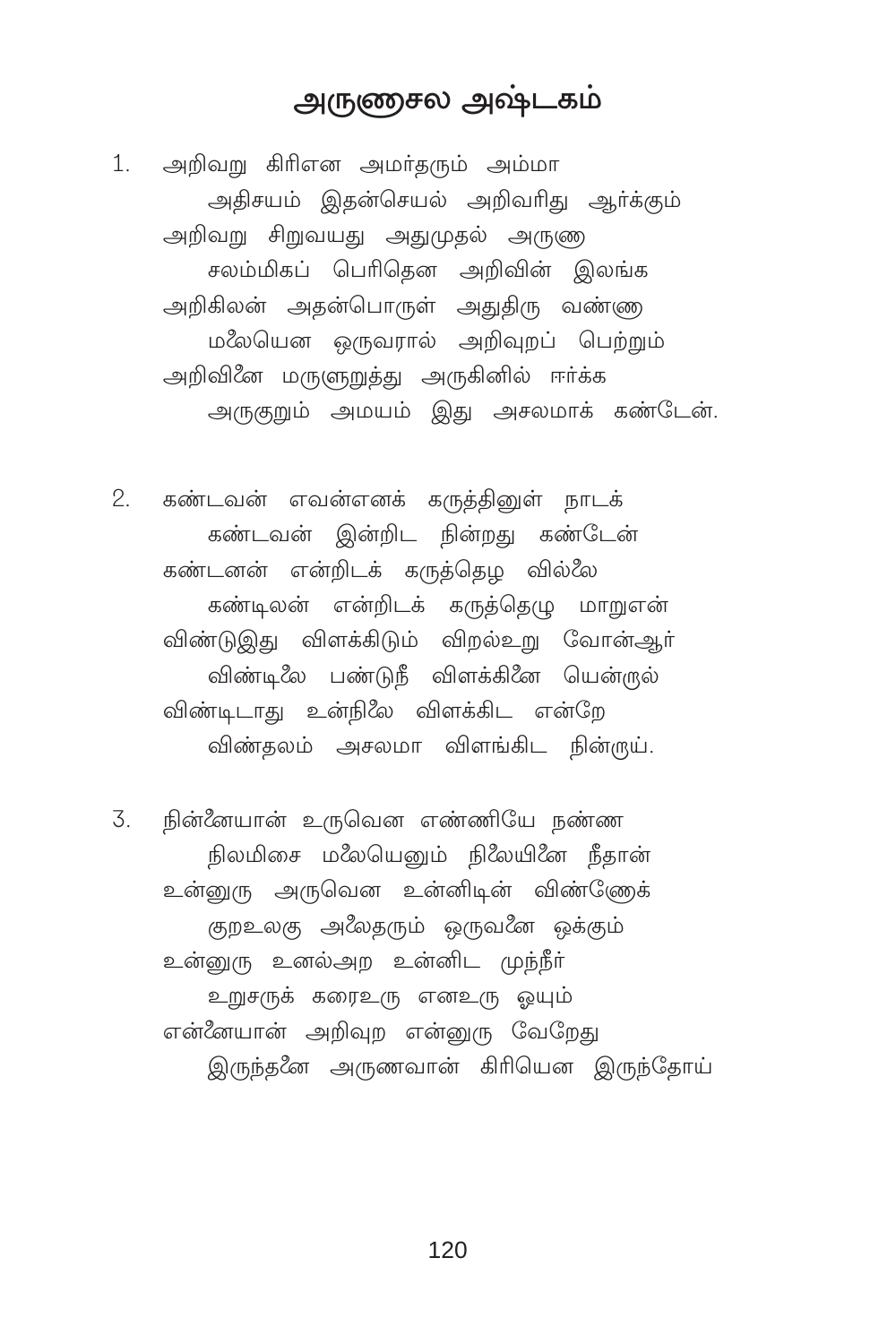# அருணாசல அஷ்டகம்

1. அறிவறு கிரிஎன அமர்தரும் அம்மா
   அதிசயம் இதன்செயல் அறிவரிது ஆர்க்கும்
   அறிவறு சிறுவயது அதுமுதல் அருணா
   சலம்மிகப் பெரிதென அறிவின் இலங்க
   அறிகிலன் அதன்பொருள் அதுதிரு வண்ணா
   மலையென ஒருவரால் அறிவுறப் பெற்றும்
   அறிவினை மருளுறுத்து அருகினில் ஈர்க்க
   அருகுறும் அமயம் இது அசலமாக் கண்டேன்.

2. கண்டவன் எவன்எனக் கருத்தினுள் நாடக்
   கண்டவன் இன்றிட நின்றது கண்டேன்
   கண்டனன் என்றிடக் கருத்தெழ வில்லை
   கண்டிலன் என்றிடக் கருத்தெழு மாறுஎன்
   விண்டுஇது விளக்கிடும் விறல்உறு வோன்ஆர்
   விண்டிலை பண்டுநீ விளக்கினை யென்றால்
   விண்டிடாது உன்நிலை விளக்கிட என்றே
   விண்தலம் அசலமா விளங்கிட நின்றாய்.

3. நின்னையான் உருவென எண்ணியே நண்ண
   நிலமிசை மலையெனும் நிலையினை நீதான்
   உன்னுரு அருவென உன்னிடின் விண்ணேக்
   குறஉலகு அலைதரும் ஒருவனை ஒக்கும்
   உன்னுரு உனல்அற உன்னிட முந்நீர்
   உறுசருக் கரைஉரு எனஉரு ஓயும்
   என்னையான் அறிவுற என்னுரு வேறேது
   இருந்தனை அருணவான் கிரியென இருந்தோய்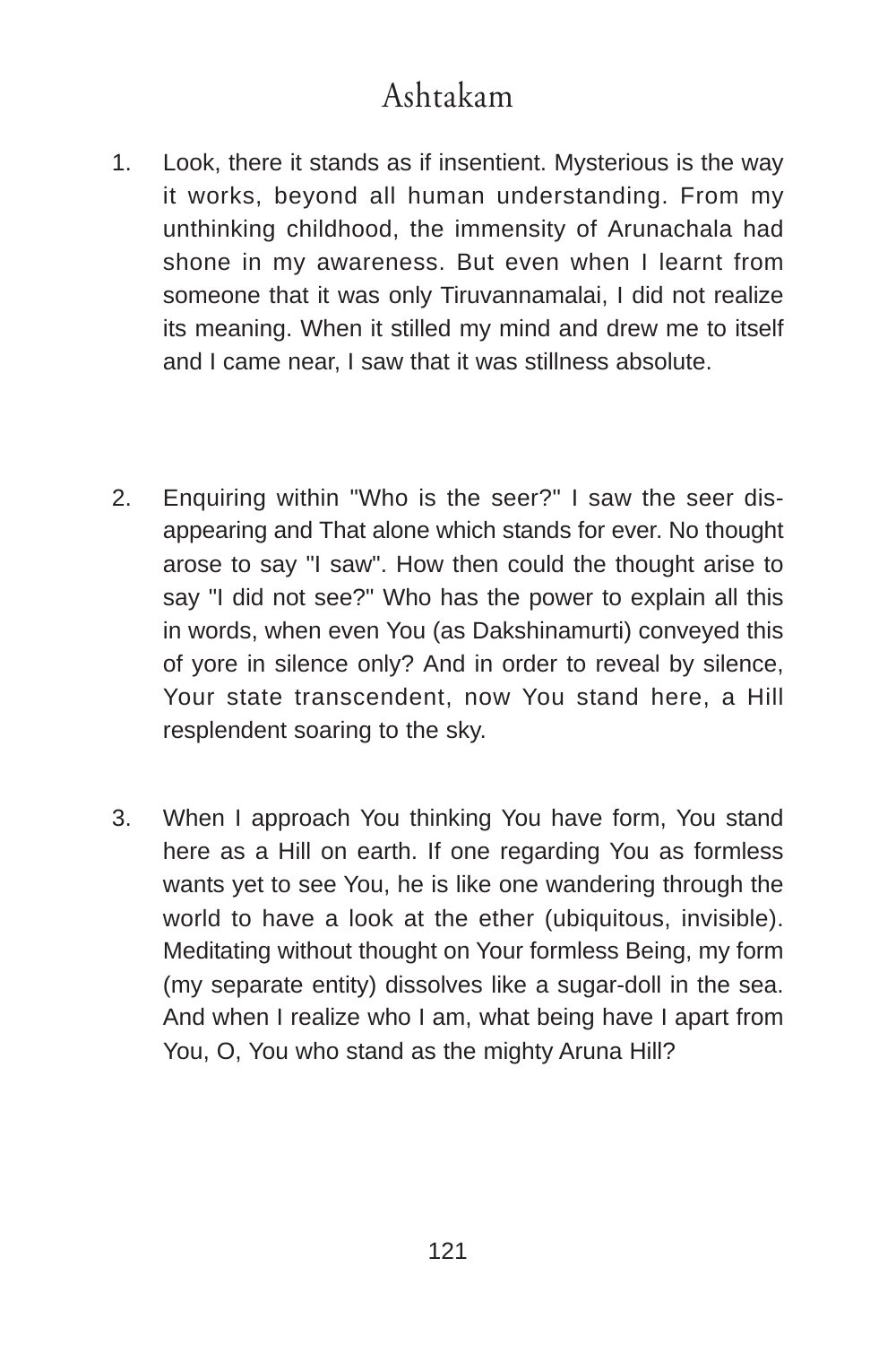# Ashtakam

1. Look, there it stands as if insentient. Mysterious is the way it works, beyond all human understanding. From my unthinking childhood, the immensity of Arunachala had shone in my awareness. But even when I learnt from someone that it was only Tiruvannamalai, I did not realize its meaning. When it stilled my mind and drew me to itself and I came near, I saw that it was stillness absolute.

2. Enquiring within "Who is the seer?" I saw the seer disappearing and That alone which stands for ever. No thought arose to say "I saw". How then could the thought arise to say "I did not see?" Who has the power to explain all this in words, when even You (as Dakshinamurti) conveyed this of yore in silence only? And in order to reveal by silence, Your state transcendent, now You stand here, a Hill resplendent soaring to the sky.

3. When I approach You thinking You have form, You stand here as a Hill on earth. If one regarding You as formless wants yet to see You, he is like one wandering through the world to have a look at the ether (ubiquitous, invisible). Meditating without thought on Your formless Being, my form (my separate entity) dissolves like a sugar-doll in the sea. And when I realize who I am, what being have I apart from You, O, You who stand as the mighty Aruna Hill?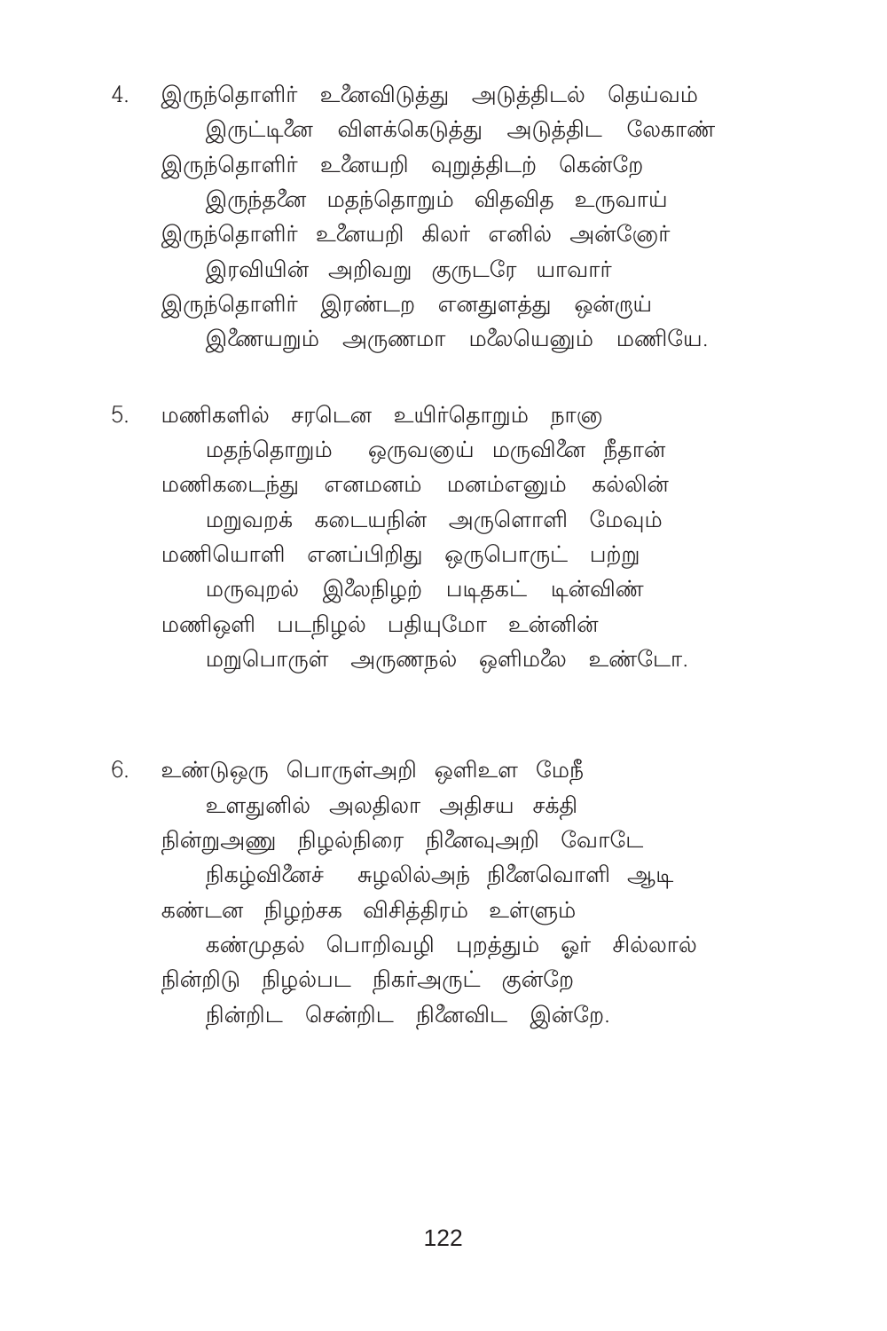4. இருந்தொளிர் உனைவிடுத்து அடுத்திடல் தெய்வம்
   இருட்டினை விளக்கெடுத்து அடுத்திட லேகாண்
   இருந்தொளிர் உனையறி வுறுத்திடற் கென்றே
   இருந்தனை மதந்தொறும் விதவித உருவாய்
   இருந்தொளிர் உனையறி கிலர் எனில் அன்னோர்
   இரவியின் அறிவறு குருடரே யாவார்
   இருந்தொளிர் இரண்டற எனதுளத்து ஒன்றுய்
   இணையறும் அருணமா மலையெனும் மணியே.

5. மணிகளில் சரடென உயிர்தொறும் நானு
   மதந்தொறும் ஒருவனுய் மருவினை நீதான்
   மணிகடைந்து எனமனம் மனம்எனும் கல்லின்
   மறுவறக் கடையநின் அருளொளி மேவும்
   மணியொளி எனப்பிறிது ஒருபொருட் பற்று
   மருவுறல் இலைநிழற் படிதகட் டின்விண்
   மணிஒளி படநிழல் பதியுமோ உன்னின்
   மறுபொருள் அருணநல் ஒளிமலை உண்டோ.

6. உண்டுஒரு பொருள்அறி ஒளிஉள மேநீ
   உளதுனில் அலதிலா அதிசய சக்தி
   நின்றுஅணு நிழல்நிரை நினைவுஅறி வோடே
   நிகழ்வினைச் சுழலில்அந் நினைவொளி ஆடி
   கண்டன நிழற்சக விசித்திரம் உள்ளும்
   கண்முதல் பொறிவழி புறத்தும் ஓர் சில்லால்
   நின்றிடு நிழல்பட நிகர்அருட் குன்றே
   நின்றிட சென்றிட நினைவிட இன்றே.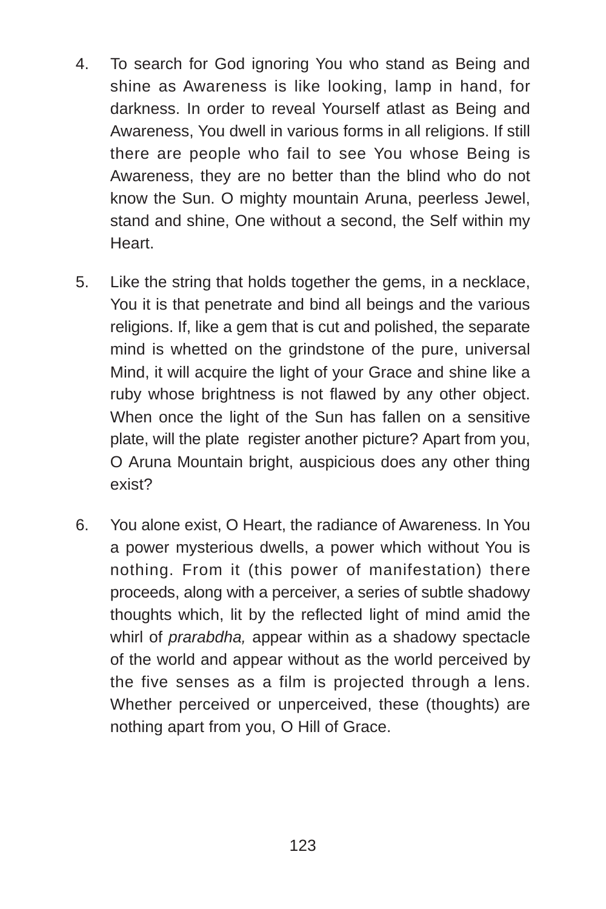4. To search for God ignoring You who stand as Being and shine as Awareness is like looking, lamp in hand, for darkness. In order to reveal Yourself atlast as Being and Awareness, You dwell in various forms in all religions. If still there are people who fail to see You whose Being is Awareness, they are no better than the blind who do not know the Sun. O mighty mountain Aruna, peerless Jewel, stand and shine, One without a second, the Self within my Heart.

5. Like the string that holds together the gems, in a necklace, You it is that penetrate and bind all beings and the various religions. If, like a gem that is cut and polished, the separate mind is whetted on the grindstone of the pure, universal Mind, it will acquire the light of your Grace and shine like a ruby whose brightness is not flawed by any other object. When once the light of the Sun has fallen on a sensitive plate, will the plate register another picture? Apart from you, O Aruna Mountain bright, auspicious does any other thing exist?

6. You alone exist, O Heart, the radiance of Awareness. In You a power mysterious dwells, a power which without You is nothing. From it (this power of manifestation) there proceeds, along with a perceiver, a series of subtle shadowy thoughts which, lit by the reflected light of mind amid the whirl of *prarabdha,* appear within as a shadowy spectacle of the world and appear without as the world perceived by the five senses as a film is projected through a lens. Whether perceived or unperceived, these (thoughts) are nothing apart from you, O Hill of Grace.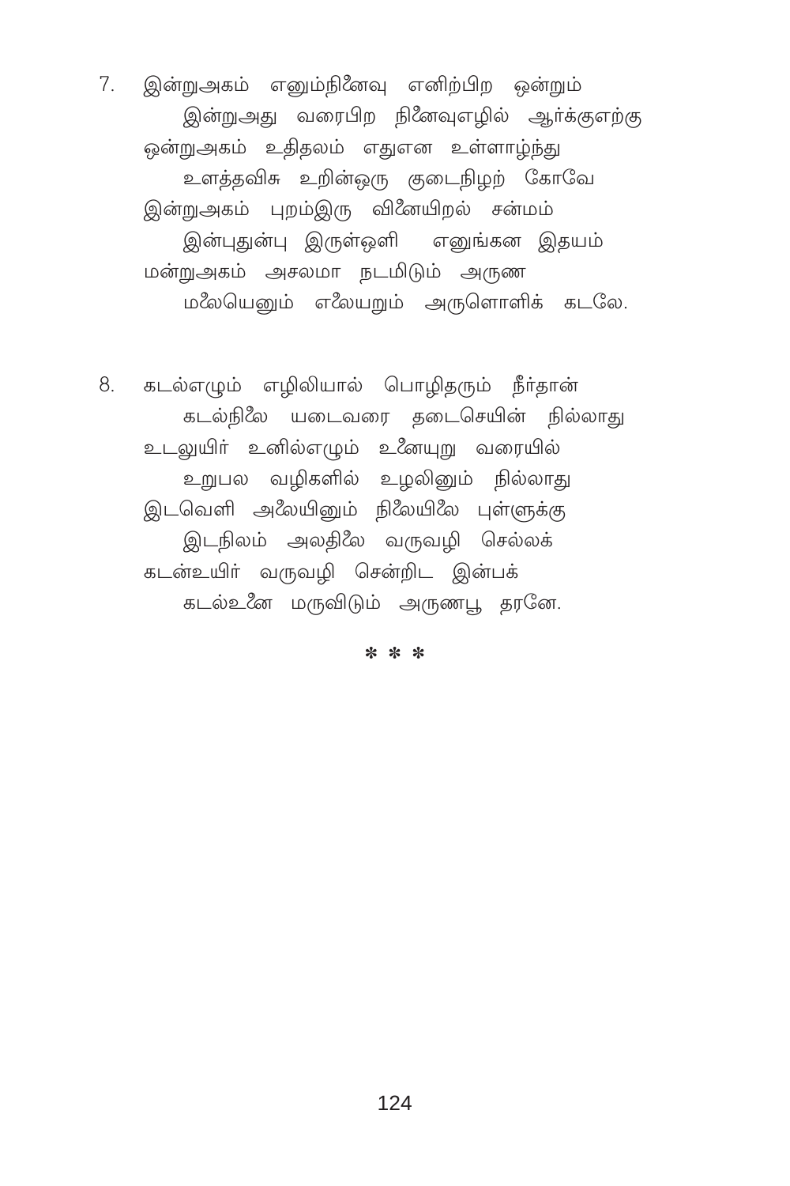7. இன்றுஅகம் எனும்நினைவு எனிற்பிற ஒன்றும்
   இன்றுஅது வரைபிற நினைவுஎழில் ஆர்க்குஎற்கு
   ஒன்றுஅகம் உதிதலம் எதுஎன உள்ளாழ்ந்து
   உளத்தவிசு உறின்ஒரு குடைநிழற் கோவே
   இன்றுஅகம் புறம்இரு வினையிறல் சன்மம்
   இன்புதுன்பு இருள்ஒளி எனுங்கன இதயம்
   மன்றுஅகம் அசலமா நடமிடும் அருண
   மலையெனும் எலையறும் அருளொளிக் கடலே.

8. கடல்எழும் எழிலியால் பொழிதரும் நீர்தான்
   கடல்நிலை யடைவரை தடைசெயின் நில்லாது
   உடலுயிர் உனில்எழும் உனையுறு வரையில்
   உறுபல வழிகளில் உழலினும் நில்லாது
   இடவெளி அலையினும் நிலையிலை புள்ளுக்கு
   இடநிலம் அலதிலை வருவழி செல்லக்
   கடன்உயிர் வருவழி சென்றிட இன்பக்
   கடல்உனை மருவிடும் அருணபூ தரனே.

\* \* \*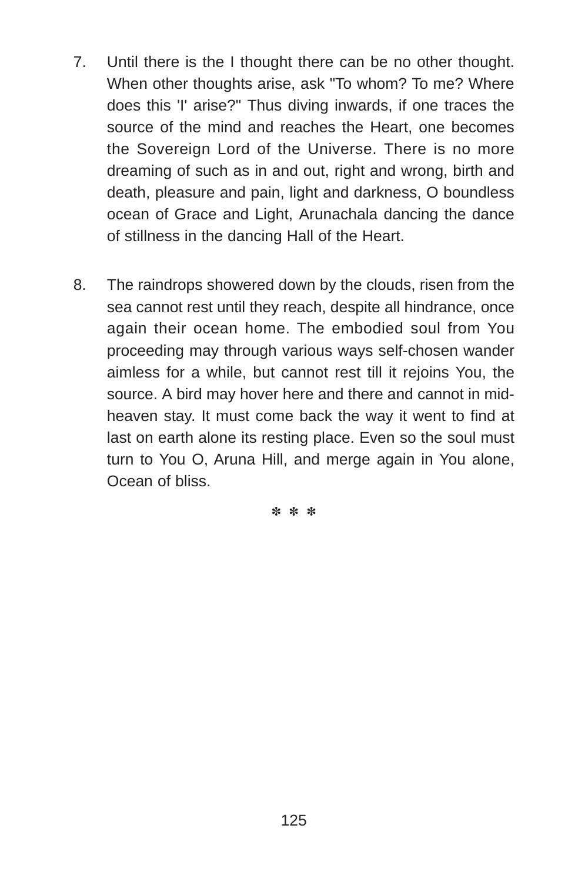7. Until there is the I thought there can be no other thought. When other thoughts arise, ask "To whom? To me? Where does this 'I' arise?" Thus diving inwards, if one traces the source of the mind and reaches the Heart, one becomes the Sovereign Lord of the Universe. There is no more dreaming of such as in and out, right and wrong, birth and death, pleasure and pain, light and darkness, O boundless ocean of Grace and Light, Arunachala dancing the dance of stillness in the dancing Hall of the Heart.

8. The raindrops showered down by the clouds, risen from the sea cannot rest until they reach, despite all hindrance, once again their ocean home. The embodied soul from You proceeding may through various ways self-chosen wander aimless for a while, but cannot rest till it rejoins You, the source. A bird may hover here and there and cannot in mid-heaven stay. It must come back the way it went to find at last on earth alone its resting place. Even so the soul must turn to You O, Aruna Hill, and merge again in You alone, Ocean of bliss.

* * *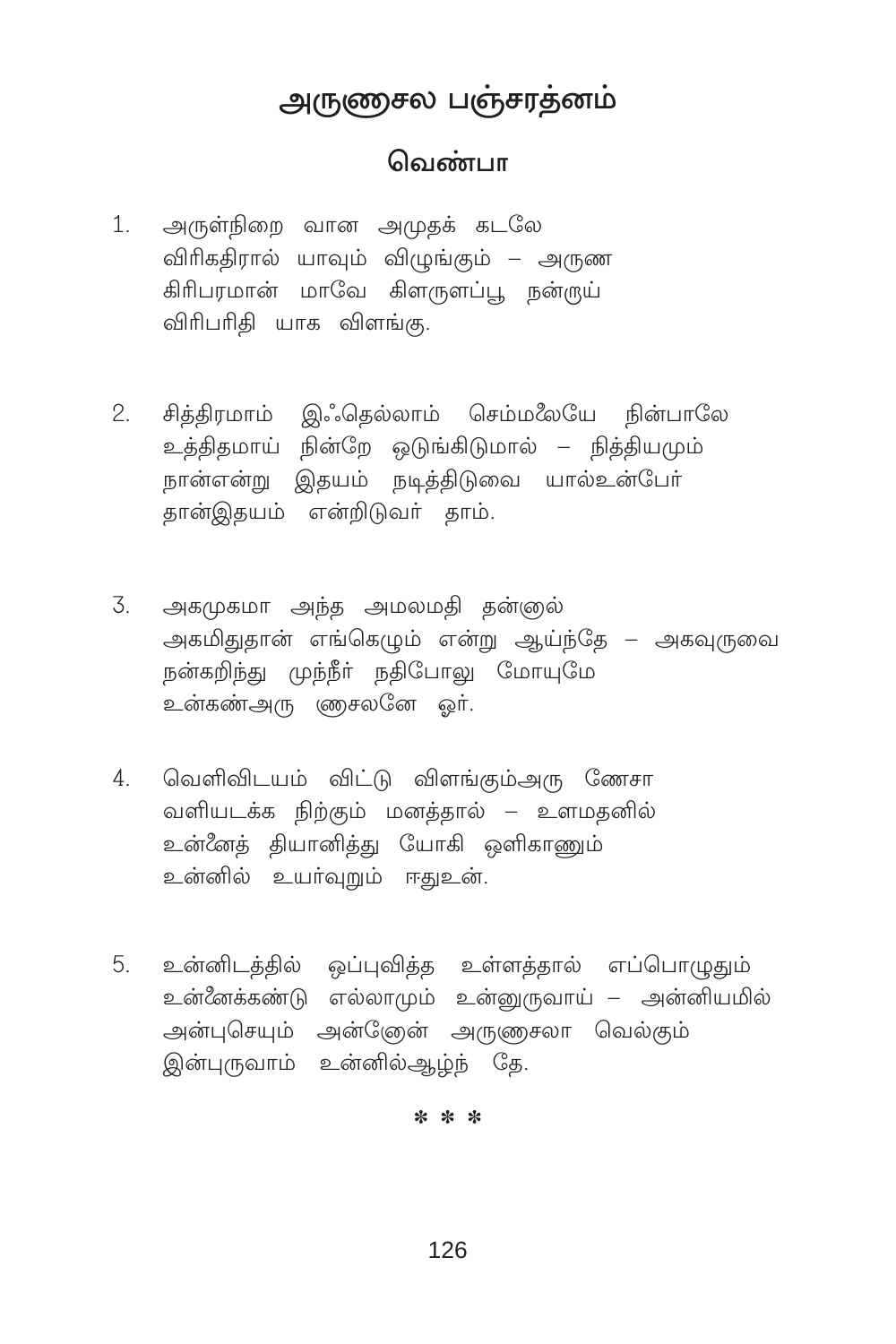# அருணாசல பஞ்சரத்னம்

## வெண்பா

1. அருள்நிறை வான அமுதக் கடலே
   விரிகதிரால் யாவும் விழுங்கும் – அருண
   கிரிபரமான் மாவே கிளருளப்பூ நன்ருய்
   விரிபரிதி யாக விளங்கு.

2. சித்திரமாம் இஃதெல்லாம் செம்மலேயே நின்பாலே
   உத்திதமாய் நின்றே ஒடுங்கிடுமால் – நித்தியமும்
   நான்என்று இதயம் நடித்திடுவை யால்உன்பேர்
   தான்இதயம் என்றிடுவர் தாம்.

3. அகமுகமா அந்த அமலமதி தன்ஞல்
   அகமிதுதான் எங்கெழும் என்று ஆய்ந்தே – அகவுருவை
   நன்கறிந்து முந்நீர் நதிபோலு மோயுமே
   உன்கண்அரு ணசலனே ஓர்.

4. வெளிவிடயம் விட்டு விளங்கும்அரு ணேசா
   வளியடக்க நிற்கும் மனத்தால் – உளமதனில்
   உன்னைத் தியானித்து யோகி ஒளிகாணும்
   உன்னில் உயர்வுறும் ஈதுஉன்.

5. உன்னிடத்தில் ஒப்புவித்த உள்ளத்தால் எப்பொழுதும்
   உன்னைக்கண்டு எல்லாமும் உன்னுருவாய் – அன்னியமில்
   அன்புசெயும் அன்ஞேன் அருணசலா வெல்கும்
   இன்புருவாம் உன்னில்ஆழ்ந் தே.

\* \* \*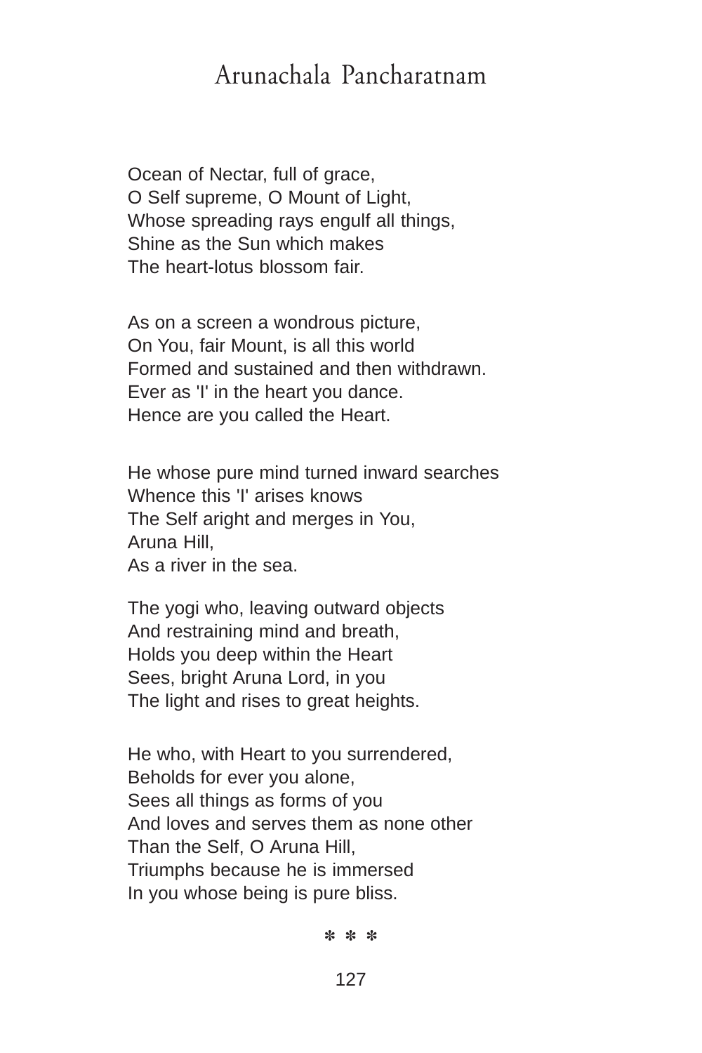# Arunachala Pancharatnam

Ocean of Nectar, full of grace,
O Self supreme, O Mount of Light,
Whose spreading rays engulf all things,
Shine as the Sun which makes
The heart-lotus blossom fair.

As on a screen a wondrous picture,
On You, fair Mount, is all this world
Formed and sustained and then withdrawn.
Ever as 'I' in the heart you dance.
Hence are you called the Heart.

He whose pure mind turned inward searches
Whence this 'I' arises knows
The Self aright and merges in You,
Aruna Hill,
As a river in the sea.

The yogi who, leaving outward objects
And restraining mind and breath,
Holds you deep within the Heart
Sees, bright Aruna Lord, in you
The light and rises to great heights.

He who, with Heart to you surrendered,
Beholds for ever you alone,
Sees all things as forms of you
And loves and serves them as none other
Than the Self, O Aruna Hill,
Triumphs because he is immersed
In you whose being is pure bliss.

* * *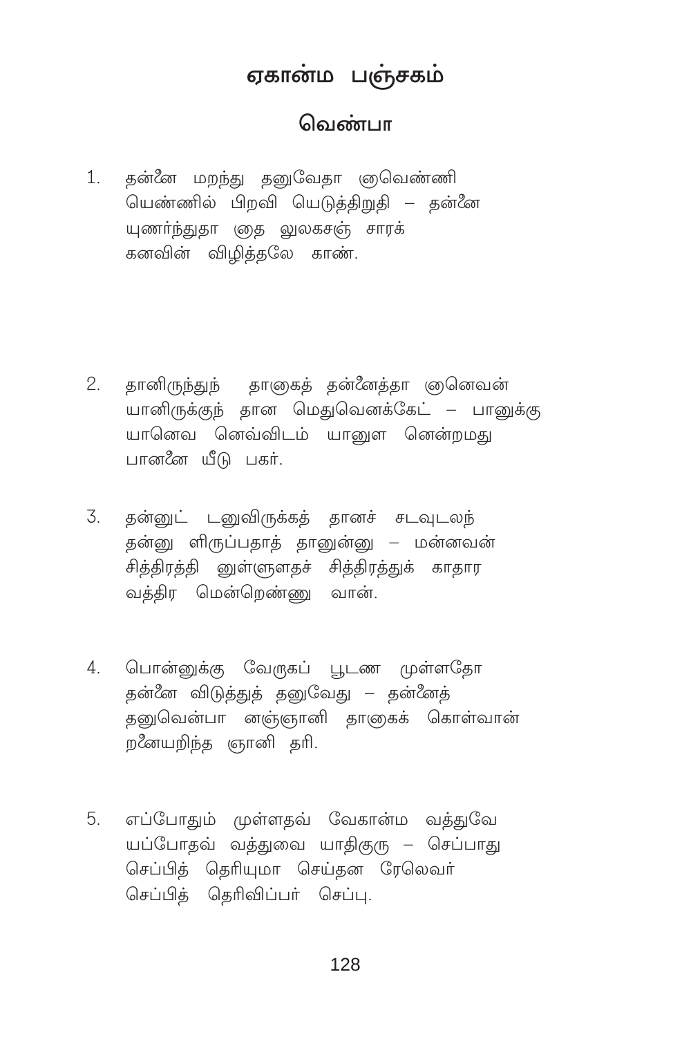# ஏகான்ம பஞ்சகம்

## வெண்பா

1. தன்னை மறந்து தனுவேதா னென்ணி
   யெண்ணில் பிறவி யெடுத்திறுதி – தன்னை
   யுணர்ந்துதா னாத லுலகசஞ் சாரக்
   கனவின் விழித்தலே காண்.

2. தானிருந்துந் தானகத் தன்னைத்தா னெவன்
   யானிருக்குந் தான மெதுவெனக்கேட் – பானுக்கு
   யானெவ னெவ்விடம் யானுள னென்றமது
   பானனை யீடு பகர்.

3. தன்னுட் டனுவிருக்கத் தானச் சடவுடலந்
   தன்னு ளிருப்பதாத் தானுன்னு – மன்னவன்
   சித்திரத்தி னுள்ளுளதச் சித்திரத்துக் காதார
   வத்திர மென்றெண்ணு வான்.

4. பொன்னுக்கு வேருகப் பூடண முள்ளதோ
   தன்னை விடுத்துத் தனுவேது – தன்னைத்
   தனுவென்பா னஞ்ஞானி தானகக் கொள்வான்
   றனையறிந்த ஞானி தரி.

5. எப்போதும் முள்ளதவ் வேகான்ம வத்துவே
   யப்போதவ் வத்துவை யாதிகுரு – செப்பாது
   செப்பித் தெரியுமா செய்தன ரேலெவர்
   செப்பித் தெரிவிப்பர் செப்பு.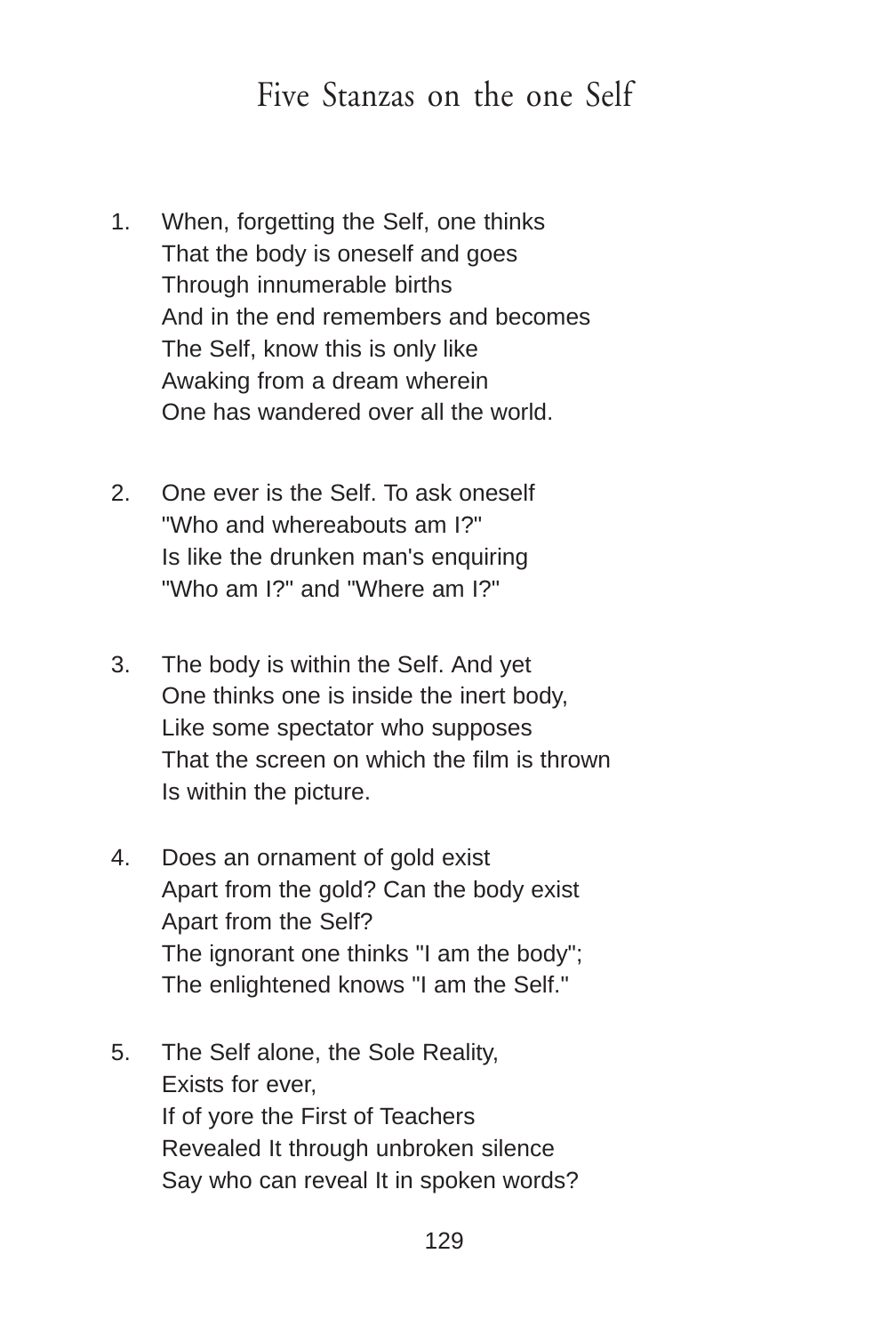# Five Stanzas on the one Self

1. When, forgetting the Self, one thinks  
   That the body is oneself and goes  
   Through innumerable births  
   And in the end remembers and becomes  
   The Self, know this is only like  
   Awaking from a dream wherein  
   One has wandered over all the world.

2. One ever is the Self. To ask oneself  
   "Who and whereabouts am I?"  
   Is like the drunken man's enquiring  
   "Who am I?" and "Where am I?"

3. The body is within the Self. And yet  
   One thinks one is inside the inert body,  
   Like some spectator who supposes  
   That the screen on which the film is thrown  
   Is within the picture.

4. Does an ornament of gold exist  
   Apart from the gold? Can the body exist  
   Apart from the Self?  
   The ignorant one thinks "I am the body";  
   The enlightened knows "I am the Self."

5. The Self alone, the Sole Reality,  
   Exists for ever,  
   If of yore the First of Teachers  
   Revealed It through unbroken silence  
   Say who can reveal It in spoken words?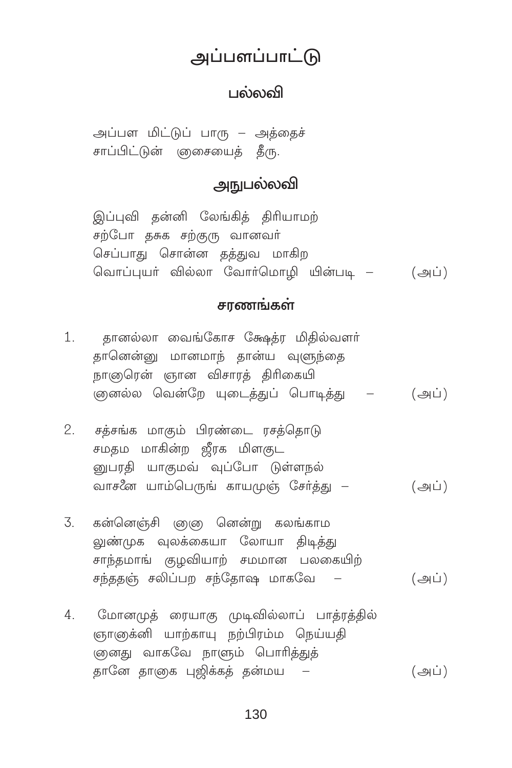# அப்பளப்பாட்டு

## பல்லவி

அப்பள மிட்டுப் பாரு – அத்தைச்
சாப்பிட்டுன் ஞசையைத் தீரு.

## அநுபல்லவி

இப்புவி தன்னி லேங்கித் திரியாமற்
சற்போ தசுக சற்குரு வானவர்
செப்பாது சொன்ன தத்துவ மாகிற
வொப்புயர் வில்லா வோர்மொழி யின்படி – (அப்)

## சரணங்கள்

1. தானல்லா வைங்கோச க்ஷேத்ர மிதில்வளர்
தானென்னு மானமாந் தான்ய வுளுந்தை
நாஞரென் ஞான விசாரத் திரிகையி
ஞனல்ல வென்றே யுடைத்துப் பொடித்து – (அப்)

2. சத்சங்க மாகும் பிரண்டை ரசத்தொடு
சமதம மாகின்ற ஜீரக மிளகுட
னுபரதி யாகுமவ் வுப்போ டுள்ளநல்
வாசனே யாம்பெருங் காயமுஞ் சேர்த்து – (அப்)

3. கன்னெஞ்சி ஞஞ னென்று கலங்காம
லுண்முக வுலக்கையா லோயா திடித்து
சாந்தமாங் குழவியாற் சமமான பலகையிற்
சந்ததஞ் சலிப்பற சந்தோஷ மாகவே – (அப்)

4. மோனமுத் ரையாகு முடிவில்லாப் பாத்ரத்தில்
ஞாஞக்னி யாற்காயு நற்பிரம்ம நெய்யதி
ஞனது வாகவே நாளும் பொரித்துத்
தானே தாஞக புஜிக்கத் தன்மய – (அப்)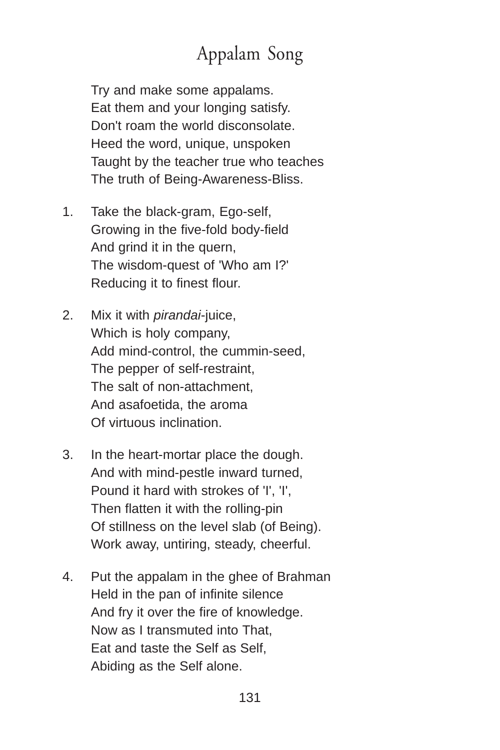# Appalam Song

Try and make some appalams.  
Eat them and your longing satisfy.  
Don't roam the world disconsolate.  
Heed the word, unique, unspoken  
Taught by the teacher true who teaches  
The truth of Being-Awareness-Bliss.

1. Take the black-gram, Ego-self,  
   Growing in the five-fold body-field  
   And grind it in the quern,  
   The wisdom-quest of 'Who am I?'  
   Reducing it to finest flour.

2. Mix it with *pirandai*-juice,  
   Which is holy company,  
   Add mind-control, the cummin-seed,  
   The pepper of self-restraint,  
   The salt of non-attachment,  
   And asafoetida, the aroma  
   Of virtuous inclination.

3. In the heart-mortar place the dough.  
   And with mind-pestle inward turned,  
   Pound it hard with strokes of 'I', 'I',  
   Then flatten it with the rolling-pin  
   Of stillness on the level slab (of Being).  
   Work away, untiring, steady, cheerful.

4. Put the appalam in the ghee of Brahman  
   Held in the pan of infinite silence  
   And fry it over the fire of knowledge.  
   Now as I transmuted into That,  
   Eat and taste the Self as Self,  
   Abiding as the Self alone.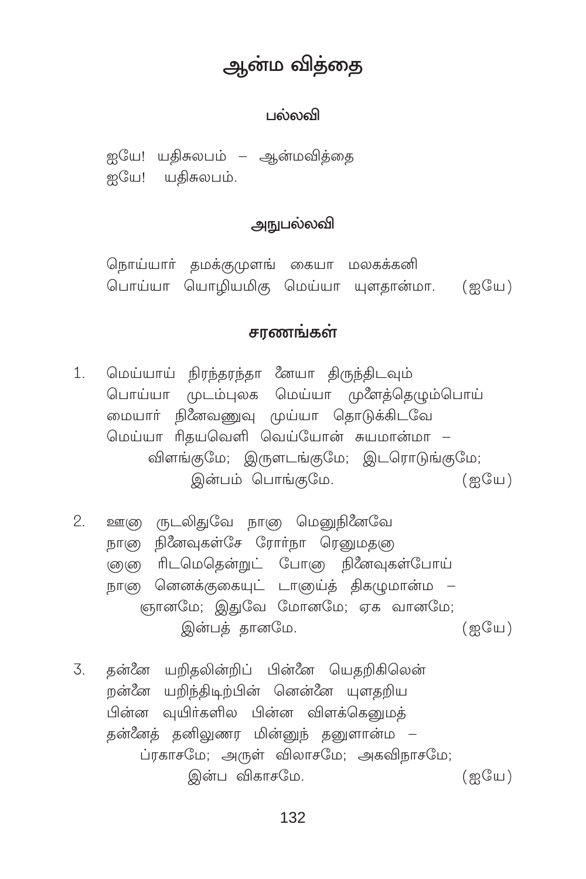# ஆன்ம வித்தை

### பல்லவி

ஐயே! யதிசுலபம் – ஆன்மவித்தை  
ஐயே! யதிசுலபம்.

### அநுபல்லவி

நொய்யார் தமக்குமுளங் கையா மலகக்கனி  
பொய்யா யொழியமிகு மெய்யா யுளதான்மா. (ஐயே)

### சரணங்கள்

1. மெய்யாய் நிரந்தரந்தா னேயா திருந்திடவும்  
பொய்யா முடம்புலக மெய்யா முளைத்தெழும்பொய்  
மையார் நினைவணுவு முய்யா தொடுக்கிடவே  
மெய்யா ரிதயவெளி வெய்யோன் சுயமான்மா –  
விளங்குமே; இருளடங்குமே; இடரொடுங்குமே;  
இன்பம் பொங்குமே. (ஐயே)

2. ஊனு ருடலிதுவே நானு மெனுநினைவே  
நானு நினைவுகள்சே ரோர்நா ரெனுமதனு  
ளுனு ரிடமெதென்றுட் போனு நினைவுகள்போய்  
நானு னெனக்குகையுட் டானுய்த் திகழுமான்ம –  
ஞானமே; இதுவே மோனமே; ஏக வானமே;  
இன்பத் தானமே. (ஐயே)

3. தன்னை யறிதலின்றிப் பின்னை யெதறிகிலென்  
றன்னை யறிந்திடிற்பின் னென்னை யுளதறிய  
பின்ன வுயிர்களில பின்ன விளக்கெனுமத்  
தன்னைத் தனிலுணர மின்னுந் தனுளான்ம –  
ப்ரகாசமே; அருள் விலாசமே; அகவிநாசமே;  
இன்ப விகாசமே. (ஐயே)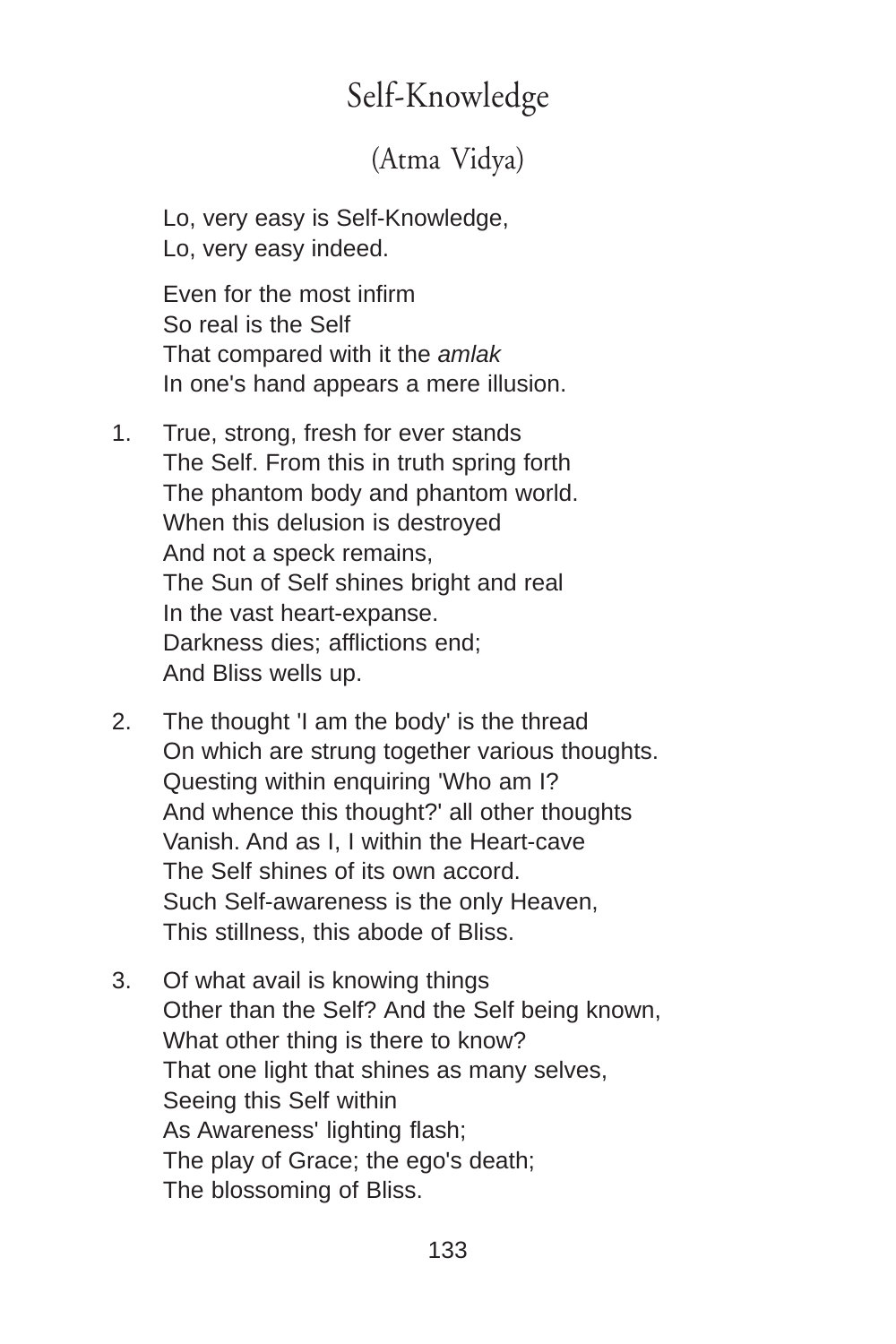# Self-Knowledge

## (Atma Vidya)

Lo, very easy is Self-Knowledge,
Lo, very easy indeed.

Even for the most infirm
So real is the Self
That compared with it the *amlak*
In one's hand appears a mere illusion.

1. True, strong, fresh for ever stands
   The Self. From this in truth spring forth
   The phantom body and phantom world.
   When this delusion is destroyed
   And not a speck remains,
   The Sun of Self shines bright and real
   In the vast heart-expanse.
   Darkness dies; afflictions end;
   And Bliss wells up.

2. The thought 'I am the body' is the thread
   On which are strung together various thoughts.
   Questing within enquiring 'Who am I?
   And whence this thought?' all other thoughts
   Vanish. And as I, I within the Heart-cave
   The Self shines of its own accord.
   Such Self-awareness is the only Heaven,
   This stillness, this abode of Bliss.

3. Of what avail is knowing things
   Other than the Self? And the Self being known,
   What other thing is there to know?
   That one light that shines as many selves,
   Seeing this Self within
   As Awareness' lighting flash;
   The play of Grace; the ego's death;
   The blossoming of Bliss.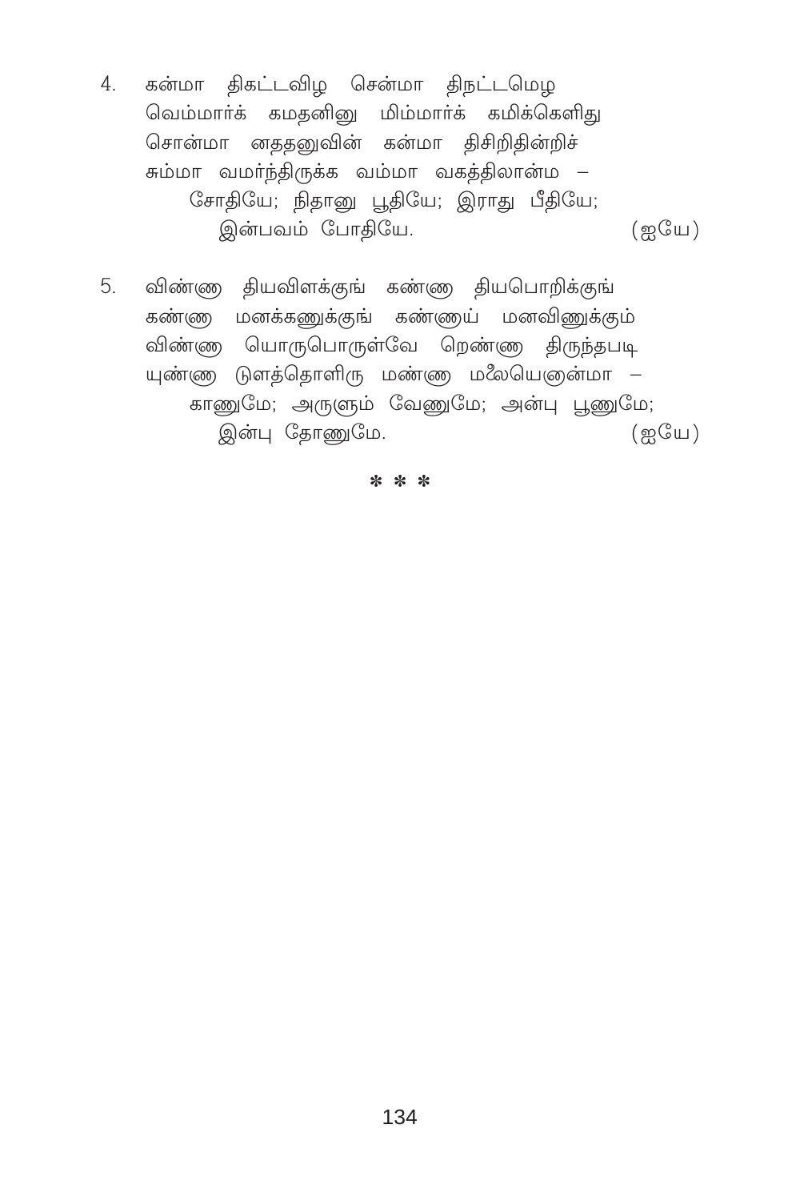4. கன்மா திகட்டவிழ சென்மா திநட்டமெழ
வெம்மார்க் கமதனினு மிம்மார்க் கமிக்கெளிது
சொன்மா னததனுவின் கன்மா திசிறிதின்றிச்
சும்மா வமர்ந்திருக்க வம்மா வகத்திலான்ம –
சோதியே; நிதானு பூதியே; இராது பீதியே;
இன்பவம் போதியே. (ஐயே)

5. விண்ணு தியவிளக்குங் கண்ணு தியபொறிக்குங்
கண்ணு மனக்கணுக்குங் கண்ணுய் மனவிணுக்கும்
விண்ணு யொருபொருள்வே றெண்ணு திருந்தபடி
யுண்ணு டுளத்தொளிரு மண்ணு மலையெனுன்மா –
காணுமே; அருளும் வேணுமே; அன்பு பூணுமே;
இன்பு தோணுமே. (ஐயே)

\* \* \*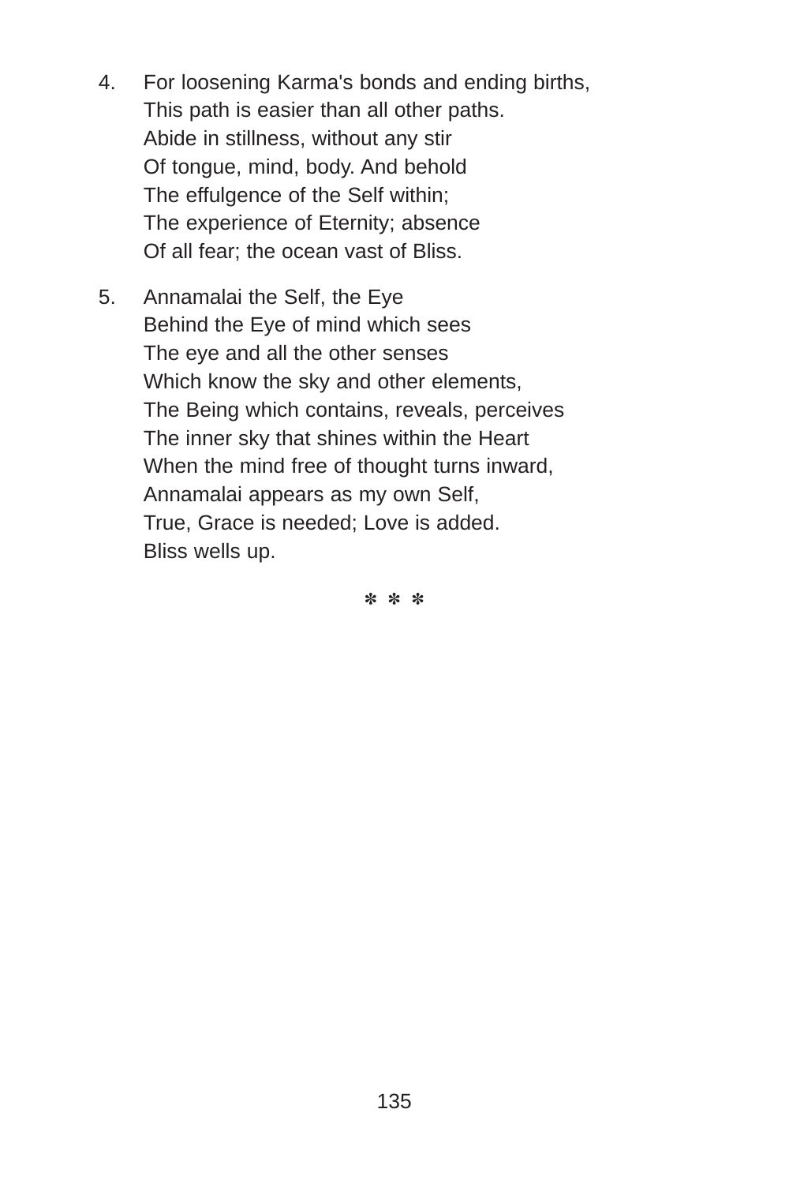4. For loosening Karma's bonds and ending births,  
   This path is easier than all other paths.  
   Abide in stillness, without any stir  
   Of tongue, mind, body. And behold  
   The effulgence of the Self within;  
   The experience of Eternity; absence  
   Of all fear; the ocean vast of Bliss.

5. Annamalai the Self, the Eye  
   Behind the Eye of mind which sees  
   The eye and all the other senses  
   Which know the sky and other elements,  
   The Being which contains, reveals, perceives  
   The inner sky that shines within the Heart  
   When the mind free of thought turns inward,  
   Annamalai appears as my own Self,  
   True, Grace is needed; Love is added.  
   Bliss wells up.

\* \* \*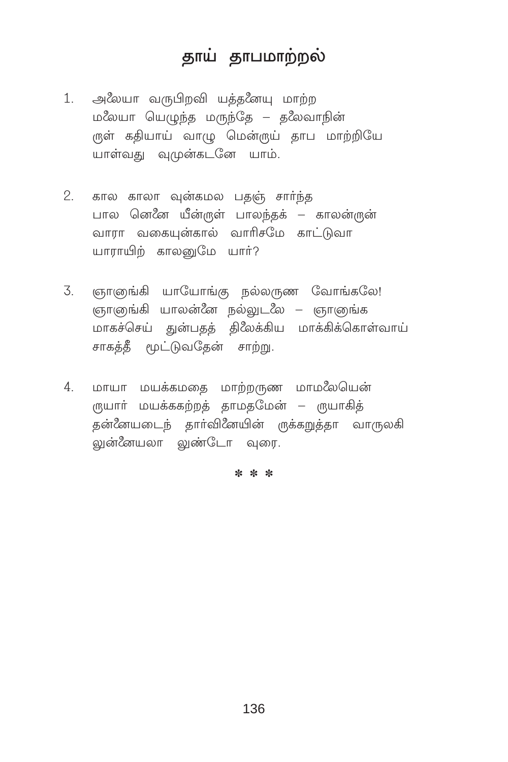# தாய் தாபமாற்றல்

1. அலையா வருபிறவி யத்தனையு மாற்ற
   மலையா யெழுந்த மருந்தே – தலைவாநின்
   ருள் கதியாய் வாழு மென்ருய் தாப மாற்றியே
   யாள்வது வுமுன்கடனே யாம்.

2. கால காலா வுன்கமல பதஞ் சார்ந்த
   பால னெனை யீன்ருள் பாலந்தக் – காலன்ருன்
   வாரா வகையுன்கால் வாரிசமே காட்டுவா
   யாராயிற் காலனுமே யார்?

3. ஞானுங்கி யாயோங்கு நல்லருண வோங்கலே!
   ஞானுங்கி யாலன்னை நல்லுடலை – ஞானுங்க
   மாகச்செய் துன்பதத் திலேக்கிய மாக்கிக்கொள்வாய்
   சாகத்தீ மூட்டுவதேன் சாற்று.

4. மாயா மயக்கமதை மாற்றருண மாமலையென்
   ருயார் மயக்ககற்றத் தாமதமேன் – ருயாகித்
   தன்னையடைந் தார்வினையின் ருக்கறுத்தா வாருலகி
   லுன்னையலா லுண்டோ வுரை.

\* \* \*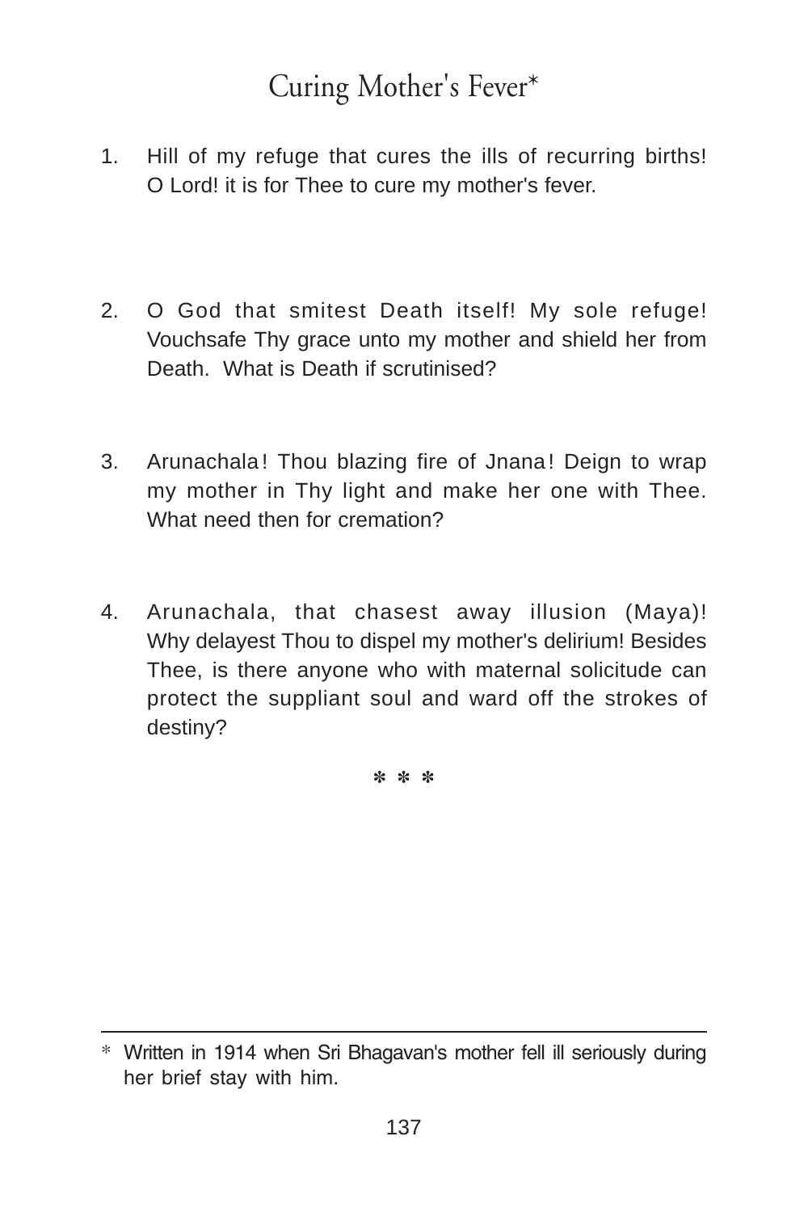# Curing Mother's Fever*

1. Hill of my refuge that cures the ills of recurring births! O Lord! it is for Thee to cure my mother's fever.

2. O God that smitest Death itself! My sole refuge! Vouchsafe Thy grace unto my mother and shield her from Death. What is Death if scrutinised?

3. Arunachala! Thou blazing fire of Jnana! Deign to wrap my mother in Thy light and make her one with Thee. What need then for cremation?

4. Arunachala, that chasest away illusion (Maya)! Why delayest Thou to dispel my mother's delirium! Besides Thee, is there anyone who with maternal solicitude can protect the suppliant soul and ward off the strokes of destiny?

\* \* \*

---

\* Written in 1914 when Sri Bhagavan's mother fell ill seriously during her brief stay with him.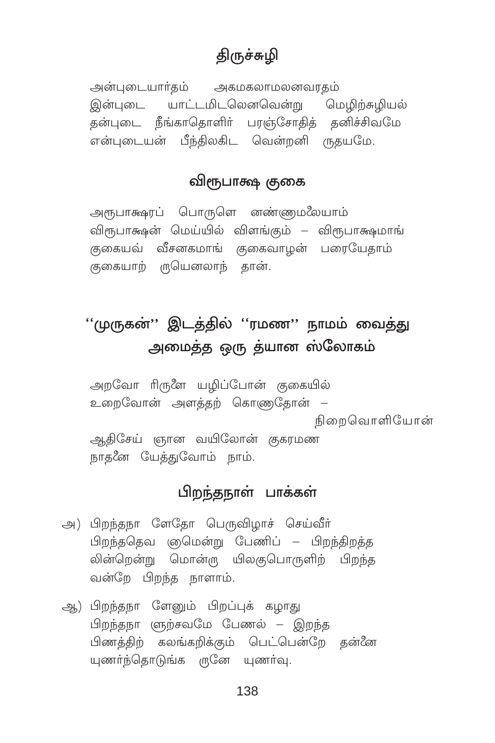## திருச்சுழி

அன்புடையார்தம் அகமகலாமலனவரதம்
இன்புடை யாட்டமிடலெனவென்று மொழிற்சுழியல்
தன்புடை நீங்காதொளிர் பரஞ்சோதித் தனிச்சிவமே
என்புடையன் பீந்திலகிட வென்றனி ருதயமே.

## விரூபாக்ஷ குகை

அரூபாக்ஷரப் பொருளெ னண்ணுமலையாம்
விரூபாக்ஷன் மெய்யில் விளங்கும் – விரூபாக்ஷமாங்
குகையவ் வீசனகமாங் குகைவாழன் பரையேதாம்
குகையாற் ருயெனலாந் தான்.

## ''முருகன்'' இடத்தில் ''ரமண'' நாமம் வைத்து அமைத்த ஒரு த்யான ஸ்லோகம்

அறவோ ரிருளை யழிப்போன் குகையில்
உறைவோன் அளத்தற் கொணுதோன் –
நிறைவொளியோன்
ஆதிசேய் ஞான வயிலோன் குகரமண
நாதனை யேத்துவோம் நாம்.

## பிறந்தநாள் பாக்கள்

அ) பிறந்தநா ளேதோ பெருவிழாச் செய்வீர்
பிறந்ததெவ ணுமென்று பேணிப் – பிறந்திறத்த
லின்றென்று மொன்ரு யிலகுபொருளிற் பிறந்த
வன்றே பிறந்த நாளாம்.

ஆ) பிறந்தநா ளேனும் பிறப்புக் கழாது
பிறந்தநா ளுற்சவமே பேணல் – இறந்த
பிணத்திற் கலங்கறிக்கும் பெட்பென்றே தன்னை
யுணர்ந்தொடுங்க ருனே யுணர்வு.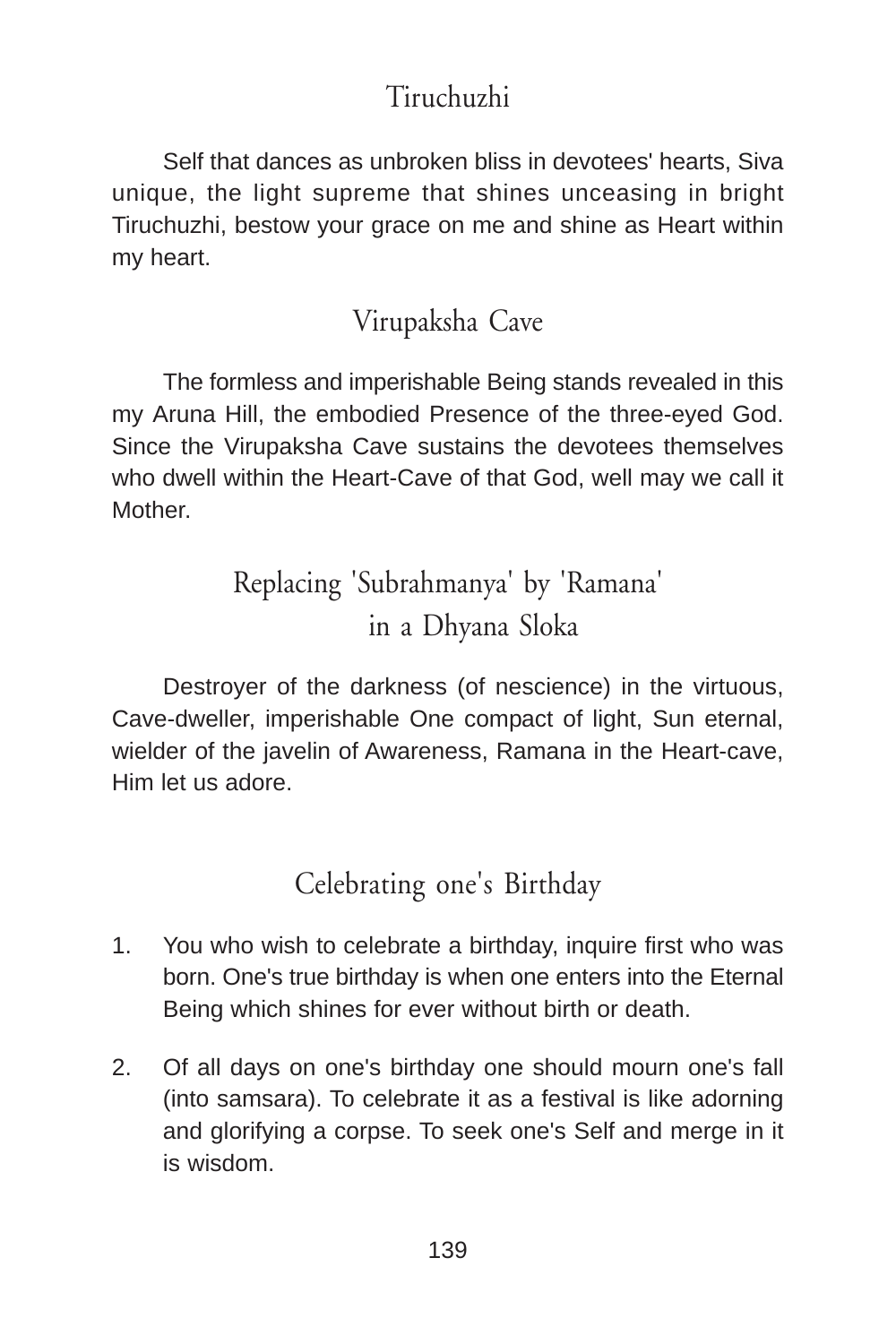## Tiruchuzhi

Self that dances as unbroken bliss in devotees' hearts, Siva unique, the light supreme that shines unceasing in bright Tiruchuzhi, bestow your grace on me and shine as Heart within my heart.

## Virupaksha Cave

The formless and imperishable Being stands revealed in this my Aruna Hill, the embodied Presence of the three-eyed God. Since the Virupaksha Cave sustains the devotees themselves who dwell within the Heart-Cave of that God, well may we call it Mother.

## Replacing 'Subrahmanya' by 'Ramana' in a Dhyana Sloka

Destroyer of the darkness (of nescience) in the virtuous, Cave-dweller, imperishable One compact of light, Sun eternal, wielder of the javelin of Awareness, Ramana in the Heart-cave, Him let us adore.

## Celebrating one's Birthday

1. You who wish to celebrate a birthday, inquire first who was born. One's true birthday is when one enters into the Eternal Being which shines for ever without birth or death.

2. Of all days on one's birthday one should mourn one's fall (into samsara). To celebrate it as a festival is like adorning and glorifying a corpse. To seek one's Self and merge in it is wisdom.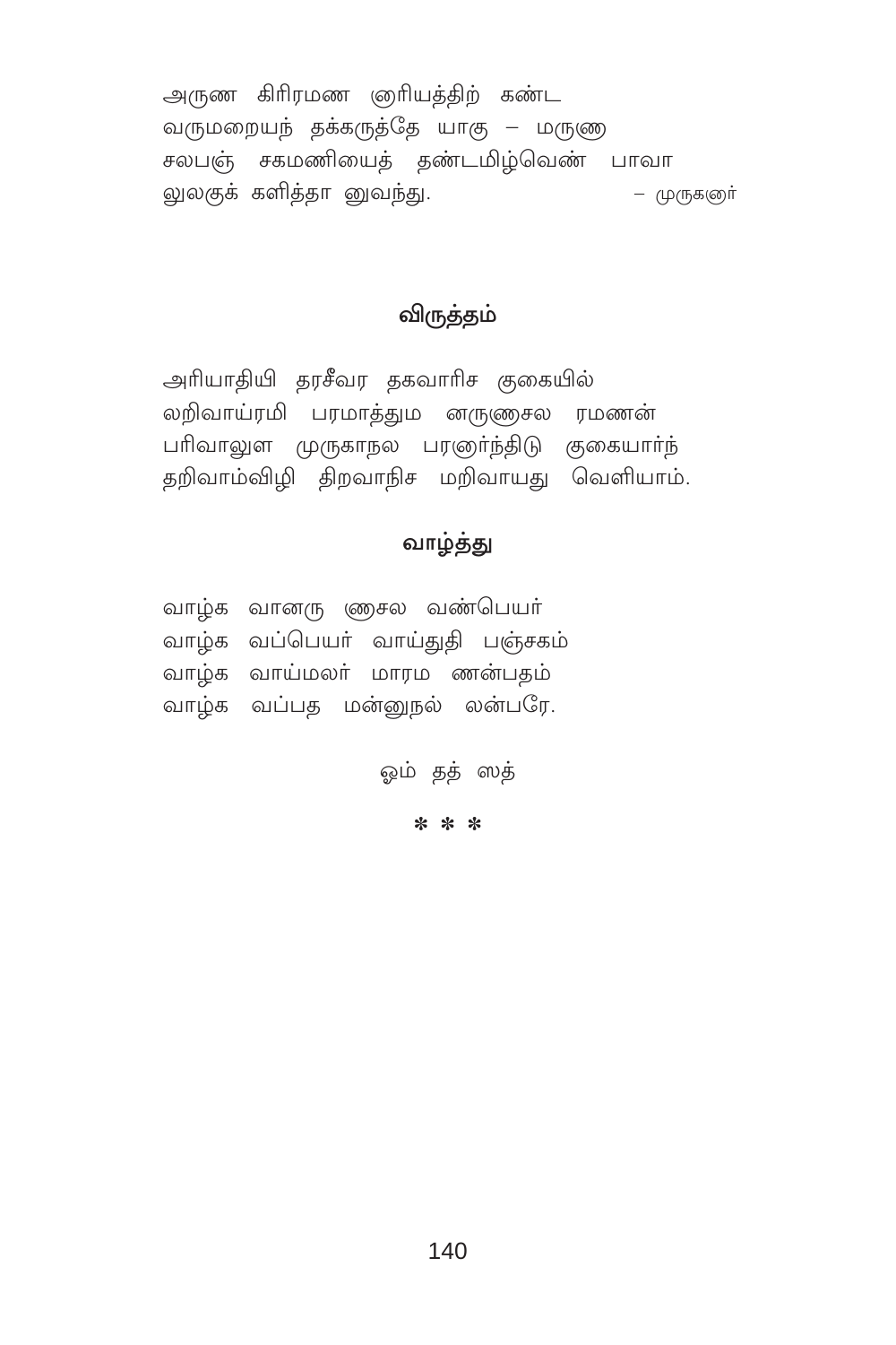அருண கிரிரமண ஞரியத்திற் கண்ட
வருமறையந் தக்கருத்தே யாகு — மருணு
சலபஞ் சகமணியைத் தண்டமிழ்வெண் பாவா
லுலகுக் களித்தா னுவந்து. — முருகனர்

## விருத்தம்

அரியாதியி தரசீவர தகவாரிச குகையில்
லறிவாய்ரமி பரமாத்தும னருணுசல ரமணன்
பரிவாலுள முருகாநல பரஞர்ந்திடு குகையார்ந்
தறிவாம்விழி திறவாநிச மறிவாயது வெளியாம்.

## வாழ்த்து

வாழ்க வானரு ணுசல வண்பெயர்
வாழ்க வப்பெயர் வாய்துதி பஞ்சகம்
வாழ்க வாய்மலர் மாரம ணன்பதம்
வாழ்க வப்பத மன்னுநல் லன்பரே.

ஓம் தத் ஸத்

\* \* \*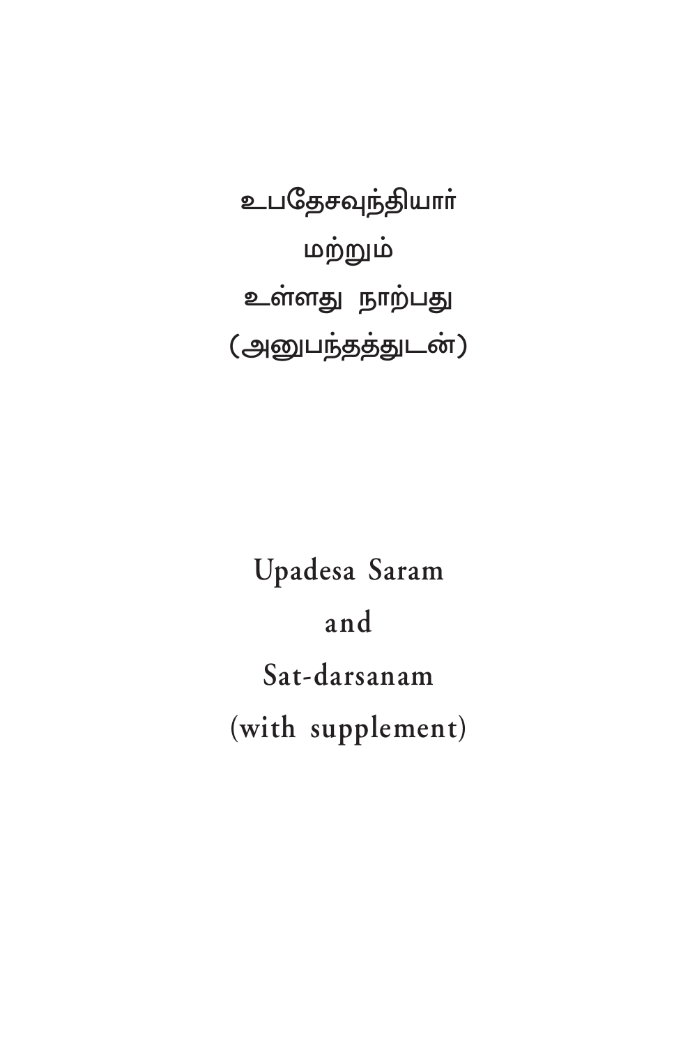# உபதேசவுந்தியார்

மற்றும்

உள்ளது நாற்பது

(அனுபந்தத்துடன்)

# Upadesa Saram

and

Sat-darsanam

(with supplement)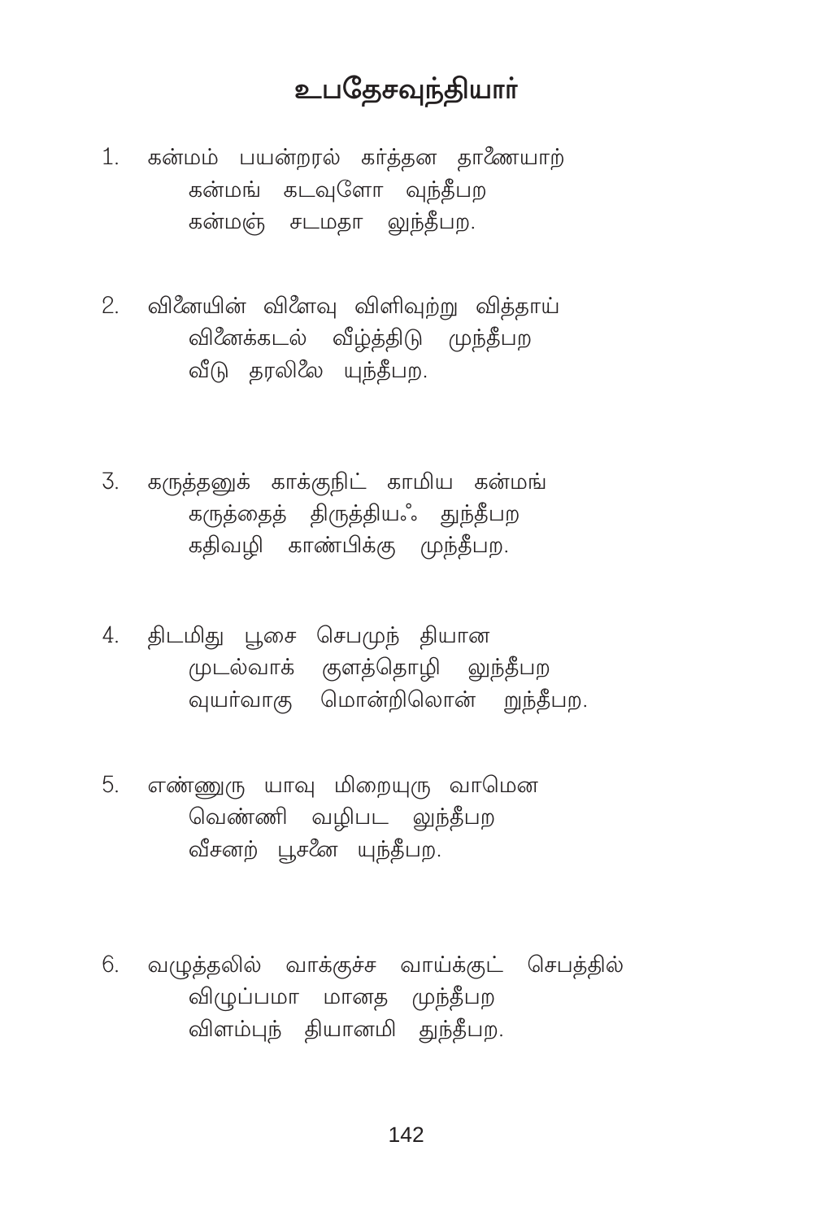# உபதேசவுந்தியார்

1. கன்மம் பயன்றரல் கர்த்தன தாணையாற்
   கன்மங் கடவுளோ வுந்தீபற
   கன்மஞ் சடமதா லுந்தீபற.

2. வினையின் விளைவு விளிவுற்று வித்தாய்
   வினைக்கடல் வீழ்த்திடு முந்தீபற
   வீடு தரலிலை யுந்தீபற.

3. கருத்தனுக் காக்குநிட் காமிய கன்மங்
   கருத்தைத் திருத்தியஃ துந்தீபற
   கதிவழி காண்பிக்கு முந்தீபற.

4. திடமிது பூசை செபமுந் தியான
   முடல்வாக் குளத்தொழி லுந்தீபற
   வுயர்வாகு மொன்றிலொன் றுந்தீபற.

5. எண்ணுரு யாவு மிறையுரு வாமென
   வெண்ணி வழிபட லுந்தீபற
   வீசனற் பூசனை யுந்தீபற.

6. வழுத்தலில் வாக்குச்ச வாய்க்குட் செபத்தில்
   விழுப்பமா மானத முந்தீபற
   விளம்புந் தியானமி துந்தீபற.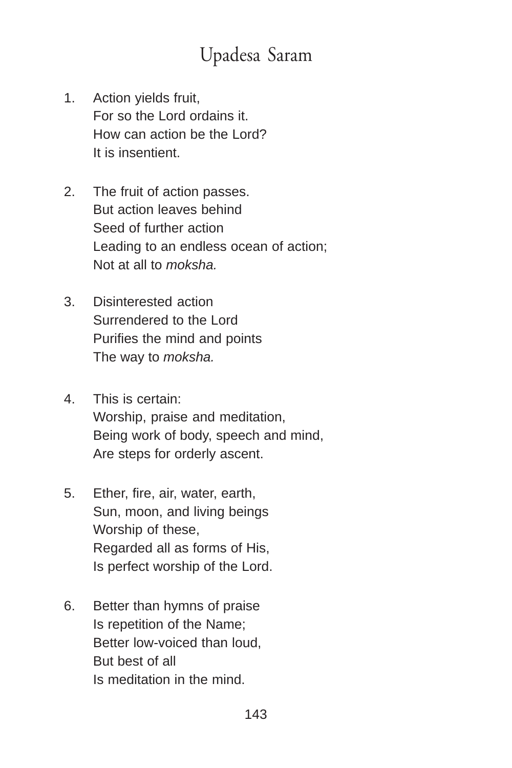# Upadesa Saram

1. Action yields fruit,
   For so the Lord ordains it.
   How can action be the Lord?
   It is insentient.

2. The fruit of action passes.
   But action leaves behind
   Seed of further action
   Leading to an endless ocean of action;
   Not at all to *moksha.*

3. Disinterested action
   Surrendered to the Lord
   Purifies the mind and points
   The way to *moksha.*

4. This is certain:
   Worship, praise and meditation,
   Being work of body, speech and mind,
   Are steps for orderly ascent.

5. Ether, fire, air, water, earth,
   Sun, moon, and living beings
   Worship of these,
   Regarded all as forms of His,
   Is perfect worship of the Lord.

6. Better than hymns of praise
   Is repetition of the Name;
   Better low-voiced than loud,
   But best of all
   Is meditation in the mind.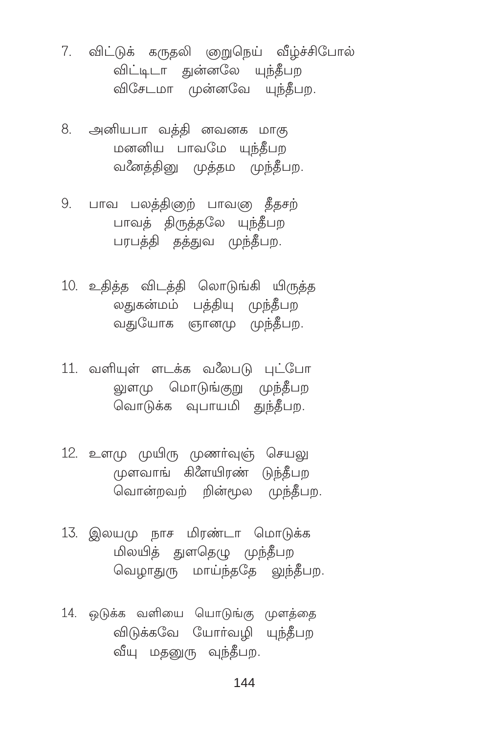7. விட்டுக் கருதலி ஞறுநெய் வீழ்ச்சிபோல்
   விட்டிடா துன்னலே யுந்தீபற
   விசேடமா முன்னவே யுந்தீபற.

8. அனியபா வத்தி னவனக மாகு
   மனனிய பாவமே யுந்தீபற
   வனைத்தினு முத்தம முந்தீபற.

9. பாவ பலத்திஞற் பாவஞ தீதசற்
   பாவத் திருத்தலே யுந்தீபற
   பரபத்தி தத்துவ முந்தீபற.

10. உதித்த விடத்தி லொடுங்கி யிருத்த
    லதுகன்மம் பத்தியு முந்தீபற
    வதுயோக ஞானமு முந்தீபற.

11. வளியுள் ளடக்க வலைபடு புட்போ
    லுளமு மொடுங்குறு முந்தீபற
    வொடுக்க வுபாயமி துந்தீபற.

12. உளமு முயிரு முணர்வுஞ் செயலு
    முளவாங் கிளையிரண் டுந்தீபற
    வொன்றவற் றின்மூல முந்தீபற.

13. இலயமு நாச மிரண்டா மொடுக்க
    மிலயித் துளதெழு முந்தீபற
    வெழாதுரு மாய்ந்ததே லுந்தீபற.

14. ஒடுக்க வளியை யொடுங்கு முளத்தை
    விடுக்கவே யோர்வழி யுந்தீபற
    வீயு மதனுரு வுந்தீபற.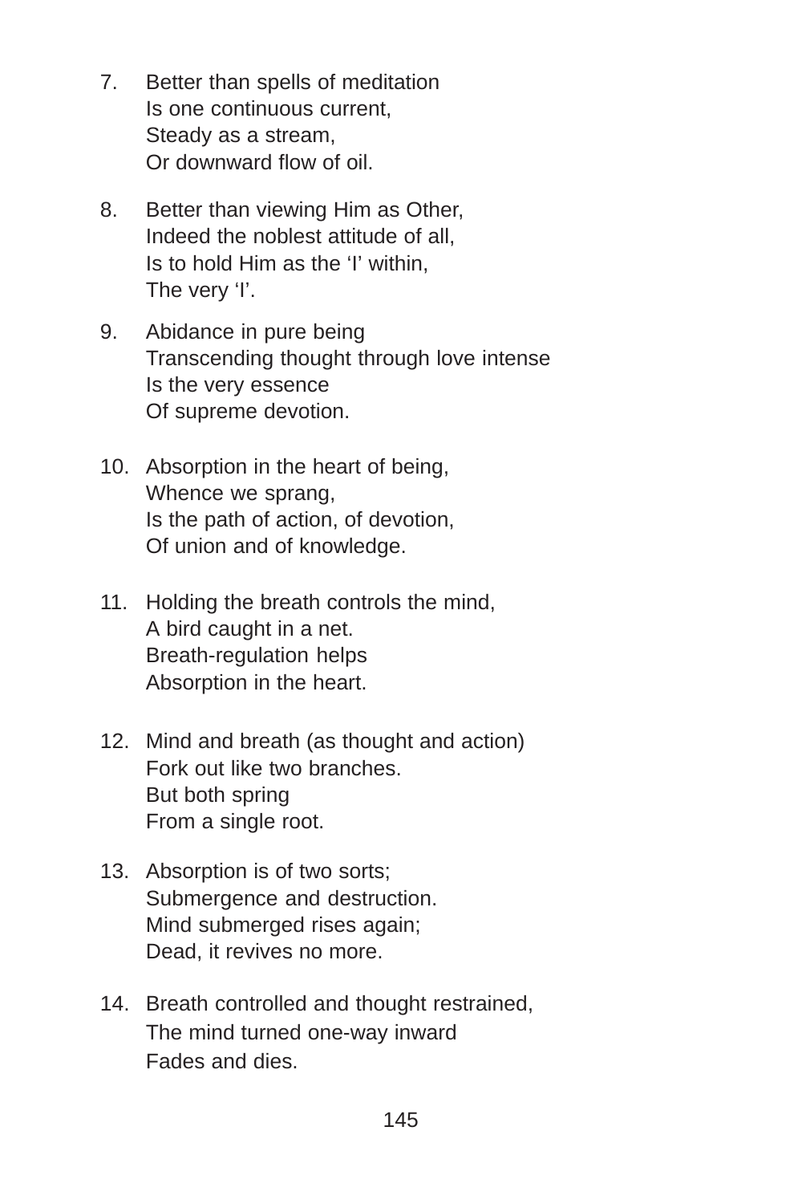7. Better than spells of meditation  
   Is one continuous current,  
   Steady as a stream,  
   Or downward flow of oil.

8. Better than viewing Him as Other,  
   Indeed the noblest attitude of all,  
   Is to hold Him as the ‘I’ within,  
   The very ‘I’.

9. Abidance in pure being  
   Transcending thought through love intense  
   Is the very essence  
   Of supreme devotion.

10. Absorption in the heart of being,  
    Whence we sprang,  
    Is the path of action, of devotion,  
    Of union and of knowledge.

11. Holding the breath controls the mind,  
    A bird caught in a net.  
    Breath-regulation helps  
    Absorption in the heart.

12. Mind and breath (as thought and action)  
    Fork out like two branches.  
    But both spring  
    From a single root.

13. Absorption is of two sorts;  
    Submergence and destruction.  
    Mind submerged rises again;  
    Dead, it revives no more.

14. Breath controlled and thought restrained,  
    The mind turned one-way inward  
    Fades and dies.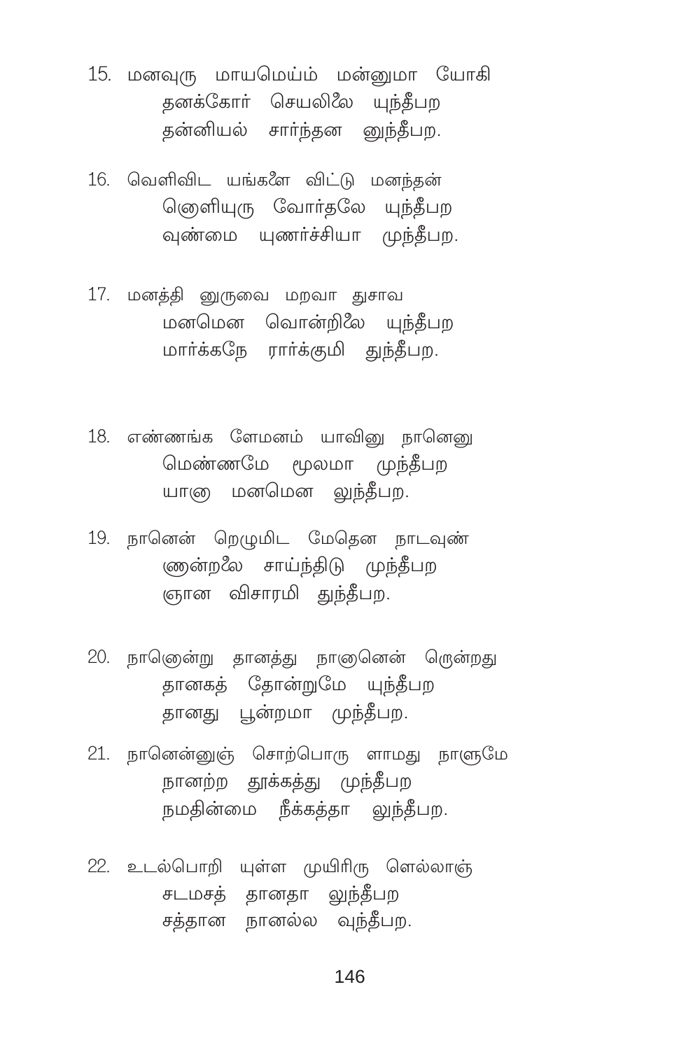15. மனவுரு மாயமெய்ம் மன்னுமா யோகி
    தனக்கோர் செயலிலே யுந்தீபற
    தன்னியல் சார்ந்தன னுந்தீபற.

16. வெளிவிட யங்களை விட்டு மனந்தன்
    னொளியுரு வோர்தலே யுந்தீபற
    வுண்மை யுணர்ச்சியா முந்தீபற.

17. மனத்தி னுருவை மறவா துசாவ
    மனமென வொன்றிலே யுந்தீபற
    மார்க்கநே ரார்க்குமி துந்தீபற.

18. எண்ணங்க ளேமனம் யாவினு நானெனு
    மெண்ணமே மூலமா முந்தீபற
    யானு மனமென லுந்தீபற.

19. நானென் றெழுமிட மேதென நாடவுண்
    ணுன்றலே சாய்ந்திடு முந்தீபற
    ஞான விசாரமி துந்தீபற.

20. நானொன்று தானத்து நானானென் றொன்றது
    தானகத் தோன்றுமே யுந்தீபற
    தானது பூன்றமா முந்தீபற.

21. நானென்னுஞ் சொற்பொரு ளாமது நாளுமே
    நானற்ற தூக்கத்து முந்தீபற
    நமதின்மை நீக்கத்தா லுந்தீபற.

22. உடல்பொறி யுள்ள முயிரிரு ளெல்லாஞ்
    சடமசத் தானதா லுந்தீபற
    சத்தான நானல்ல வுந்தீபற.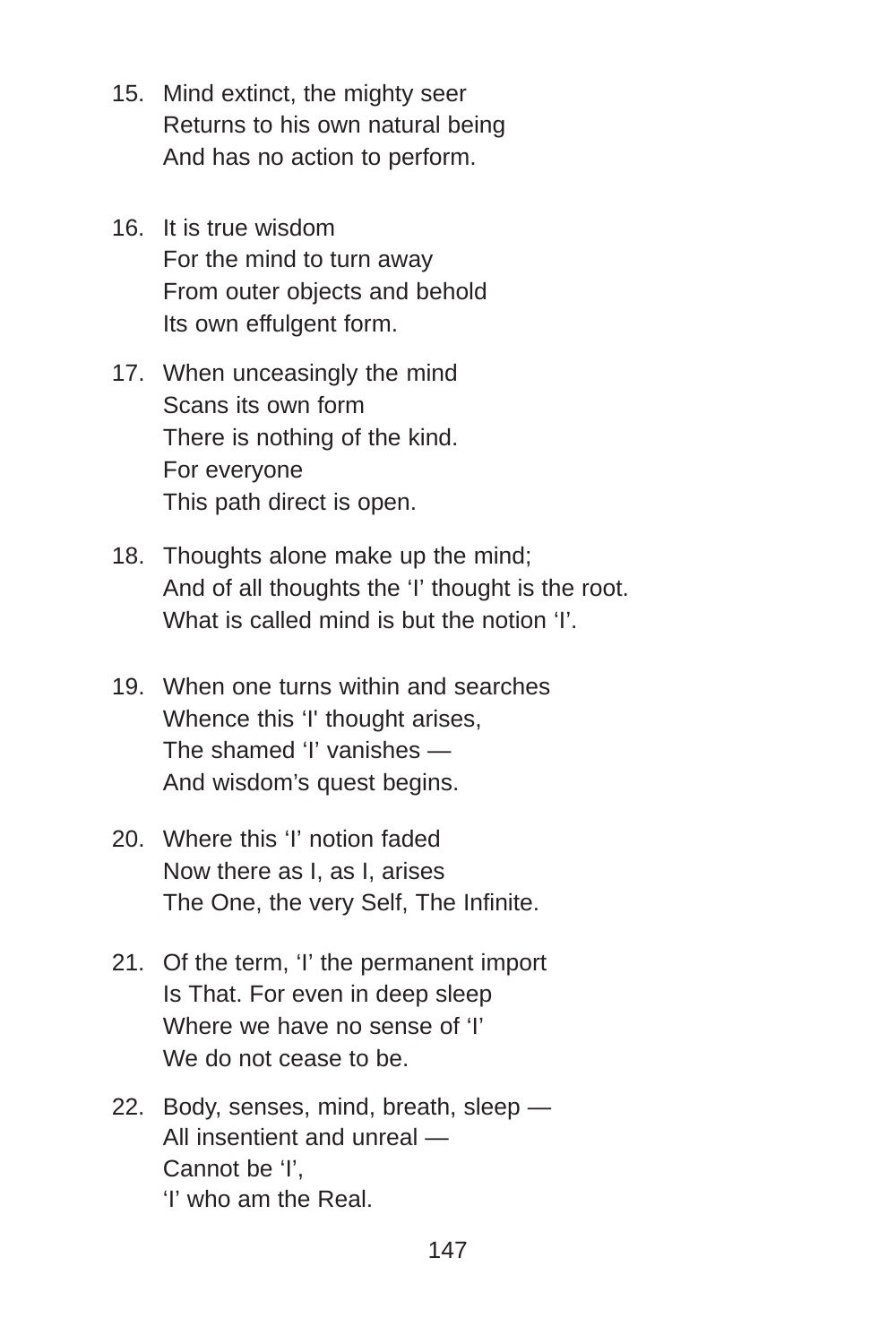15. Mind extinct, the mighty seer  
    Returns to his own natural being  
    And has no action to perform.

16. It is true wisdom  
    For the mind to turn away  
    From outer objects and behold  
    Its own effulgent form.

17. When unceasingly the mind  
    Scans its own form  
    There is nothing of the kind.  
    For everyone  
    This path direct is open.

18. Thoughts alone make up the mind;  
    And of all thoughts the ‘I’ thought is the root.  
    What is called mind is but the notion ‘I’.

19. When one turns within and searches  
    Whence this ‘I' thought arises,  
    The shamed ‘I’ vanishes —  
    And wisdom’s quest begins.

20. Where this ‘I’ notion faded  
    Now there as I, as I, arises  
    The One, the very Self, The Infinite.

21. Of the term, ‘I’ the permanent import  
    Is That. For even in deep sleep  
    Where we have no sense of ‘I’  
    We do not cease to be.

22. Body, senses, mind, breath, sleep —  
    All insentient and unreal —  
    Cannot be ‘I’,  
    ‘I’ who am the Real.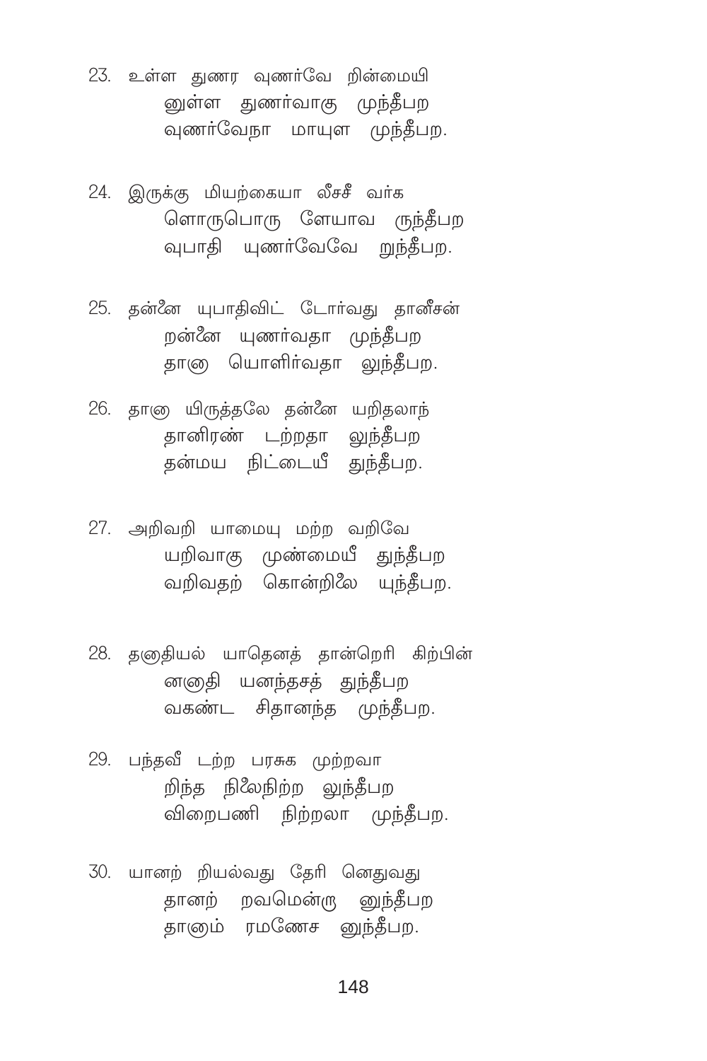23. உள்ள துணர வுணர்வே றின்மையி
    னுள்ள துணர்வாகு முந்தீபற
    வுணர்வேநா மாயுள முந்தீபற.

24. இருக்கு மியற்கையா லீசசீ வர்க
    ளொருபொரு ளேயாவ ருந்தீபற
    வுபாதி யுணர்வேவே றுந்தீபற.

25. தன்னை யுபாதிவிட் டோர்வது தானீசன்
    றன்னை யுணர்வதா முந்தீபற
    தானு யொளிர்வதா லுந்தீபற.

26. தானு யிருத்தலே தன்னை யறிதலாந்
    தானிரண் டற்றதா லுந்தீபற
    தன்மய நிட்டையீ துந்தீபற.

27. அறிவறி யாமையு மற்ற வறிவே
    யறிவாகு முண்மையீ துந்தீபற
    வறிவதற் கொன்றிலை யுந்தீபற.

28. தனதியல் யாதெனத் தான்றெரி கிற்பின்
    னநாதி யனந்தசத் துந்தீபற
    வகண்ட சிதானந்த முந்தீபற.

29. பந்தவீ டற்ற பரசுக முற்றவா
    றிந்த நிலைநிற்ற லுந்தீபற
    விறைபணி நிற்றலா முந்தீபற.

30. யானற் றியல்வது தேரி னெதுவது
    தானற் றவமென்று னுந்தீபற
    தானும் ரமணேச னுந்தீபற.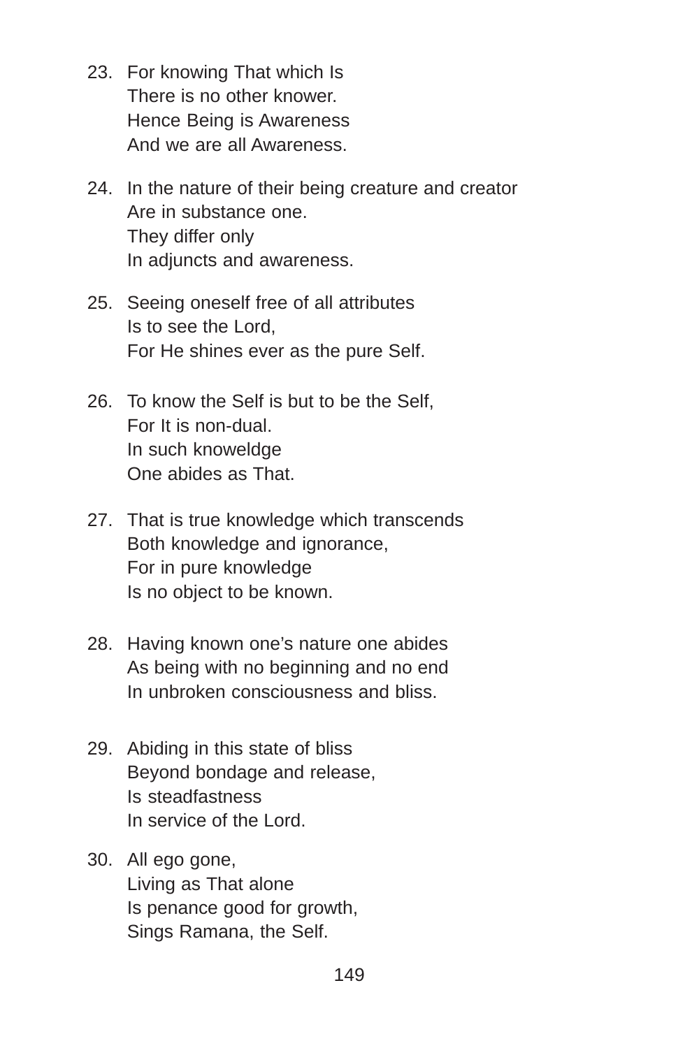23. For knowing That which Is  
    There is no other knower.  
    Hence Being is Awareness  
    And we are all Awareness.

24. In the nature of their being creature and creator  
    Are in substance one.  
    They differ only  
    In adjuncts and awareness.

25. Seeing oneself free of all attributes  
    Is to see the Lord,  
    For He shines ever as the pure Self.

26. To know the Self is but to be the Self,  
    For It is non-dual.  
    In such knoweldge  
    One abides as That.

27. That is true knowledge which transcends  
    Both knowledge and ignorance,  
    For in pure knowledge  
    Is no object to be known.

28. Having known one's nature one abides  
    As being with no beginning and no end  
    In unbroken consciousness and bliss.

29. Abiding in this state of bliss  
    Beyond bondage and release,  
    Is steadfastness  
    In service of the Lord.

30. All ego gone,  
    Living as That alone  
    Is penance good for growth,  
    Sings Ramana, the Self.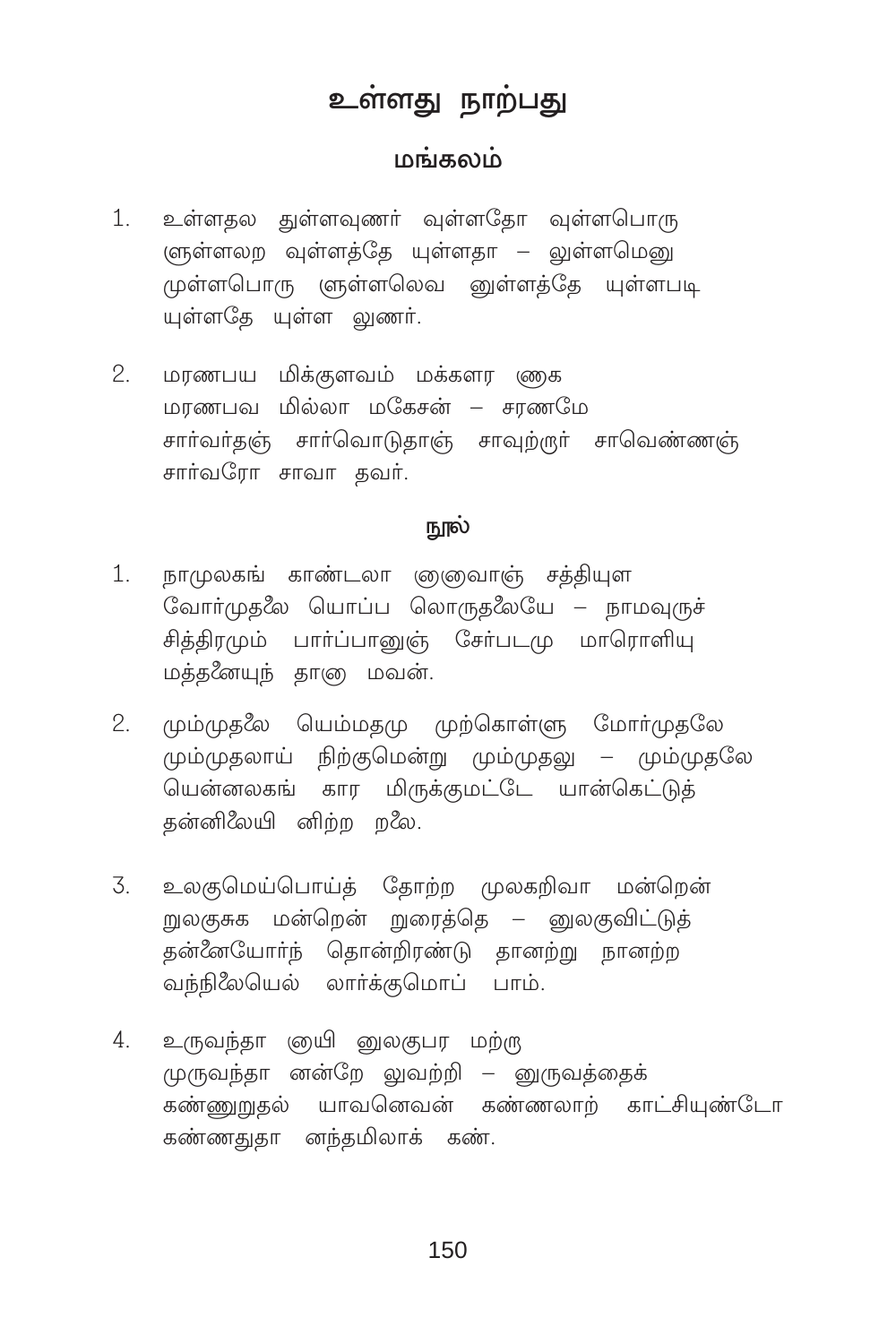# உள்ளது நாற்பது

## மங்கலம்

1. உள்ளதல துள்ளவுணர் வுள்ளதோ வுள்ளபொரு
ளுள்ளலற வுள்ளத்தே யுள்ளதா – லுள்ளமெனு
முள்ளபொரு ளுள்ளலெவ னுள்ளத்தே யுள்ளபடி
யுள்ளதே யுள்ள லுணர்.

2. மரணபய மிக்குளவம் மக்களர ணாக
மரணபவ மில்லா மகேசன் – சரணமே
சார்வர்தஞ் சார்வொடுதாஞ் சாவுற்றுர் சாவெண்ணஞ்
சார்வரோ சாவா தவர்.

## நூல்

1. நாமுலகங் காண்டலா னானாவாஞ் சத்தியுள
வோர்முதலை யொப்ப லொருதலையே – நாமவுருச்
சித்திரமும் பார்ப்பானுஞ் சேர்படமு மாரொளியு
மத்தனையுந் தானா மவன்.

2. மும்முதலை யெம்மதமு முற்கொள்ளு மோர்முதலே
மும்முதலாய் நிற்குமென்று மும்முதலு – மும்முதலே
யென்னலகங் கார மிருக்குமட்டே யான்கெட்டுத்
தன்னிலையி னிற்ற றலை.

3. உலகுமெய்பொய்த் தோற்ற முலகறிவா மன்றென்
றுலகுசுக மன்றென் றுரைத்தெ – னுலகுவிட்டுத்
தன்னையோர்ந் தொன்றிரண்டு தானற்று நானற்ற
வந்நிலையெல் லார்க்குமொப் பாம்.

4. உருவந்தா னாயி னுலகுபர மற்று
முருவந்தா னன்றே லுவற்றி – னுருவத்தைக்
கண்ணுறுதல் யாவனெவன் கண்ணலாற் காட்சியுண்டோ
கண்ணதுதா னந்தமிலாக் கண்.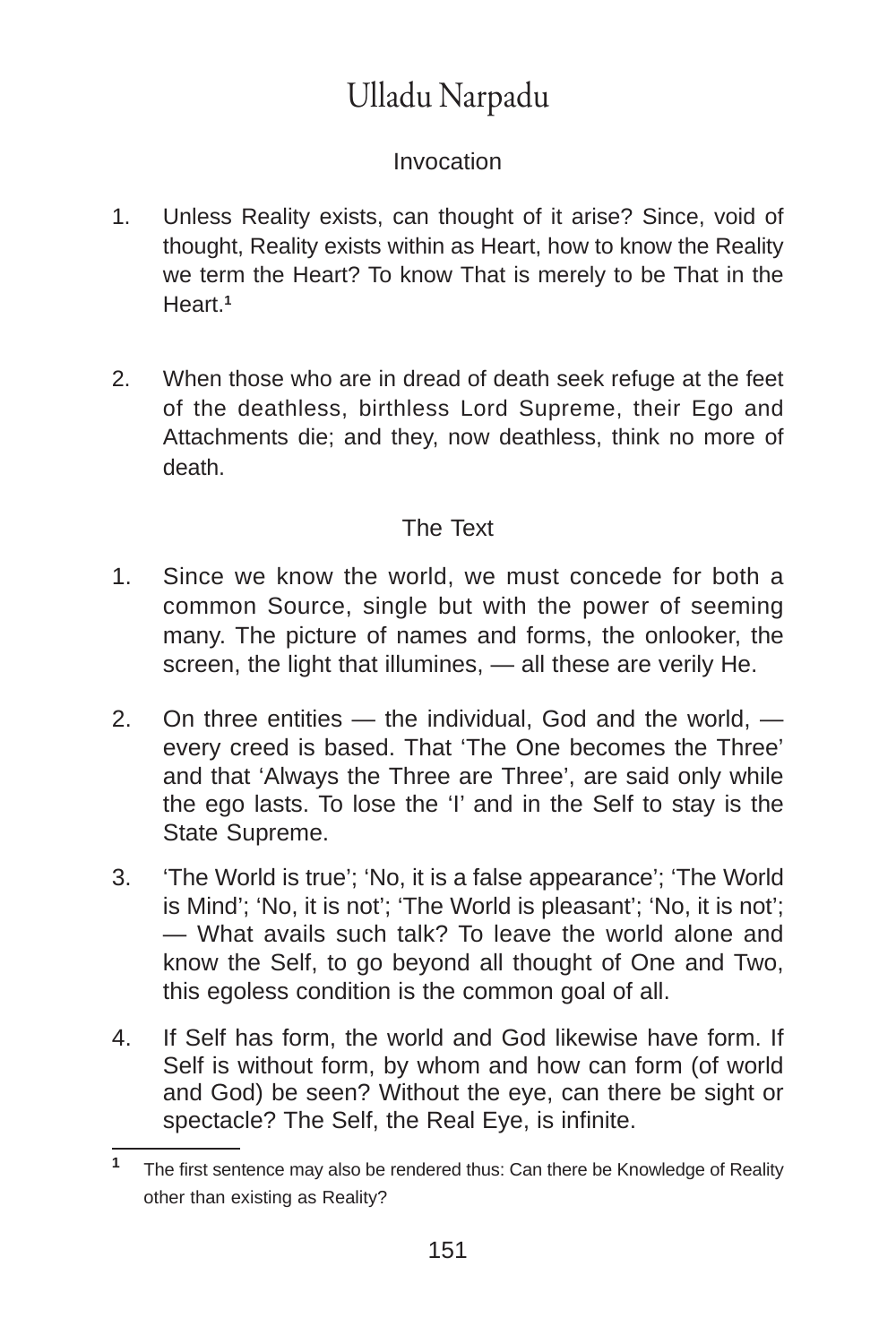# Ulladu Narpadu

## Invocation

1. Unless Reality exists, can thought of it arise? Since, void of thought, Reality exists within as Heart, how to know the Reality we term the Heart? To know That is merely to be That in the Heart.[1]

2. When those who are in dread of death seek refuge at the feet of the deathless, birthless Lord Supreme, their Ego and Attachments die; and they, now deathless, think no more of death.

## The Text

1. Since we know the world, we must concede for both a common Source, single but with the power of seeming many. The picture of names and forms, the onlooker, the screen, the light that illumines, — all these are verily He.

2. On three entities — the individual, God and the world, — every creed is based. That 'The One becomes the Three' and that 'Always the Three are Three', are said only while the ego lasts. To lose the 'I' and in the Self to stay is the State Supreme.

3. 'The World is true'; 'No, it is a false appearance'; 'The World is Mind'; 'No, it is not'; 'The World is pleasant'; 'No, it is not'; — What avails such talk? To leave the world alone and know the Self, to go beyond all thought of One and Two, this egoless condition is the common goal of all.

4. If Self has form, the world and God likewise have form. If Self is without form, by whom and how can form (of world and God) be seen? Without the eye, can there be sight or spectacle? The Self, the Real Eye, is infinite.

---

[1] The first sentence may also be rendered thus: Can there be Knowledge of Reality other than existing as Reality?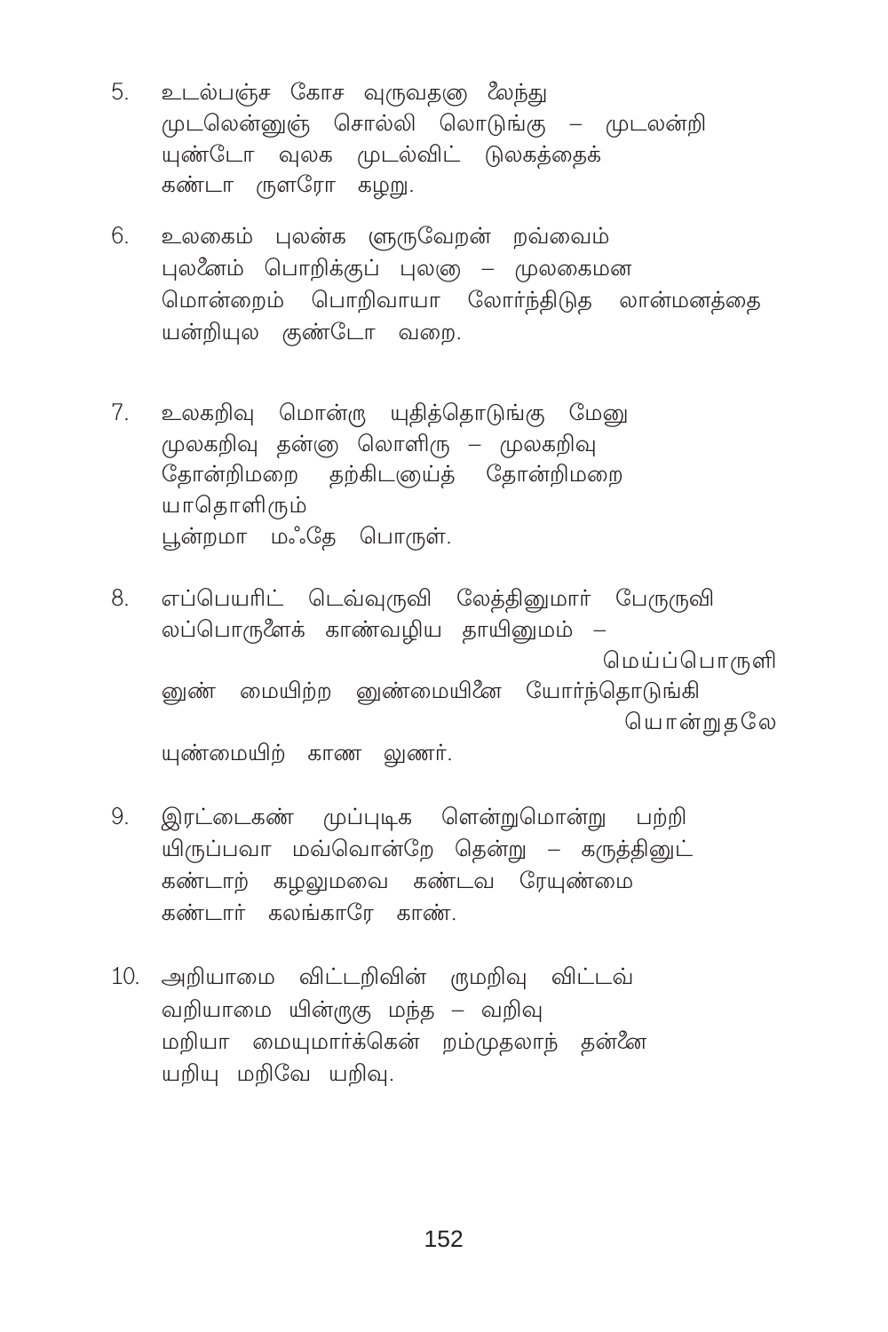5. உடல்பஞ்ச கோச வுருவதனு லேந்து
முடலென்னுஞ் சொல்லி லொடுங்கு – முடலன்றி
யுண்டோ வுலக முடல்விட் டுலகத்தைக்
கண்டா ருளரோ கழறு.

6. உலகைம் புலன்க ளுருவேறன் றவ்வைம்
புலனைம் பொறிக்குப் புலனு – முலகைமன
மொன்றைம் பொறிவாயா லோர்ந்திடுத லான்மனத்தை
யன்றியுல குண்டோ வறை.

7. உலகறிவு மொன்ரு யுதித்தொடுங்கு மேனு
முலகறிவு தன்னு லொளிரு – முலகறிவு
தோன்றிமறை தற்கிடனுய்த் தோன்றிமறை
யாதொளிரும்
பூன்றமா மஃதே பொருள்.

8. எப்பெயரிட் டெவ்வுருவி லேத்தினுமார் பேருருவி
லப்பொருளைக் காண்வழிய தாயினுமம் –
மெய்ப்பொருளி
னுண் மையிற்ற னுண்மையினை யோர்ந்தொடுங்கி
யொன்றுதலே
யுண்மையிற் காண லுணர்.

9. இரட்டைகண் முப்புடிக ளென்றுமொன்று பற்றி
யிருப்பவா மவ்வொன்றே தென்று – கருத்தினுட்
கண்டாற் கழலுமவை கண்டவ ரேயுண்மை
கண்டார் கலங்காரே காண்.

10. அறியாமை விட்டறிவின் ருமறிவு விட்டவ்
வறியாமை யின்ருகு மந்த – வறிவு
மறியா மையுமார்க்கென் றம்முதலாந் தன்னை
யறியு மறிவே யறிவு.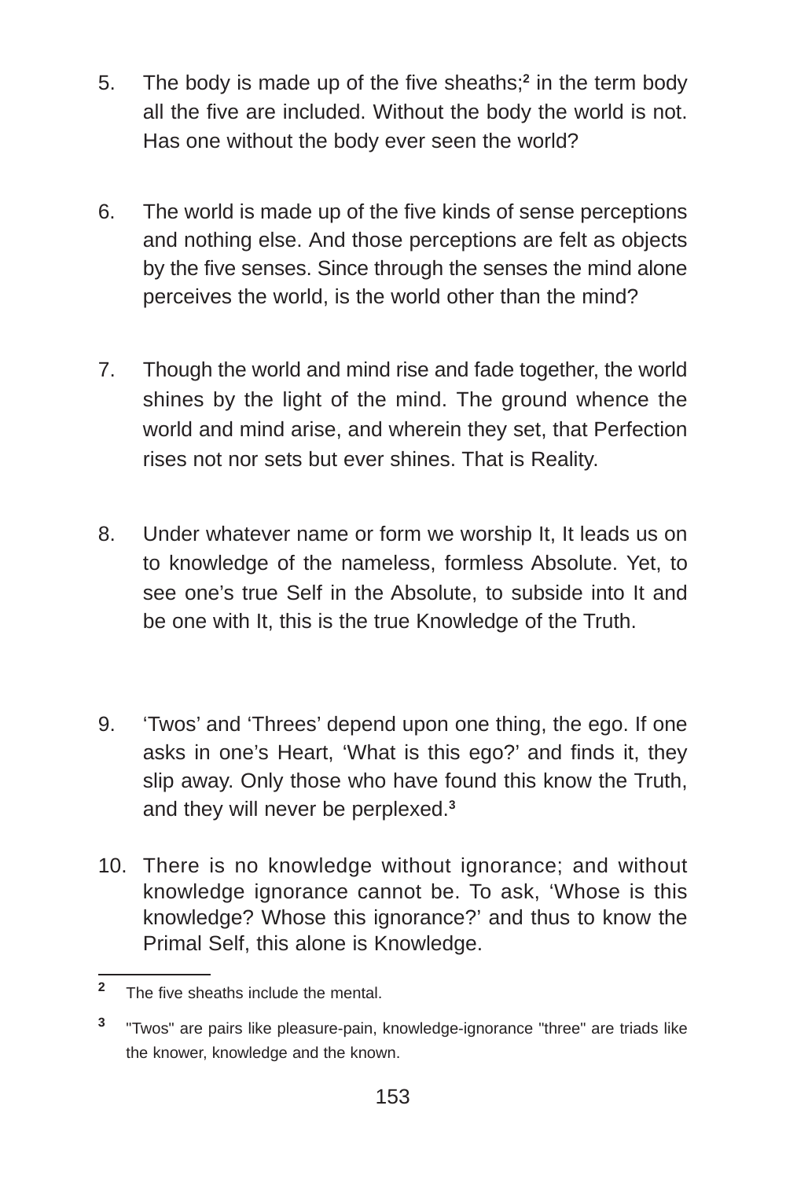5. The body is made up of the five sheaths;[2] in the term body all the five are included. Without the body the world is not. Has one without the body ever seen the world?

6. The world is made up of the five kinds of sense perceptions and nothing else. And those perceptions are felt as objects by the five senses. Since through the senses the mind alone perceives the world, is the world other than the mind?

7. Though the world and mind rise and fade together, the world shines by the light of the mind. The ground whence the world and mind arise, and wherein they set, that Perfection rises not nor sets but ever shines. That is Reality.

8. Under whatever name or form we worship It, It leads us on to knowledge of the nameless, formless Absolute. Yet, to see one's true Self in the Absolute, to subside into It and be one with It, this is the true Knowledge of the Truth.

9. 'Twos' and 'Threes' depend upon one thing, the ego. If one asks in one's Heart, 'What is this ego?' and finds it, they slip away. Only those who have found this know the Truth, and they will never be perplexed.[3]

10. There is no knowledge without ignorance; and without knowledge ignorance cannot be. To ask, 'Whose is this knowledge? Whose this ignorance?' and thus to know the Primal Self, this alone is Knowledge.

---

[2] The five sheaths include the mental.

[3] "Twos" are pairs like pleasure-pain, knowledge-ignorance "three" are triads like the knower, knowledge and the known.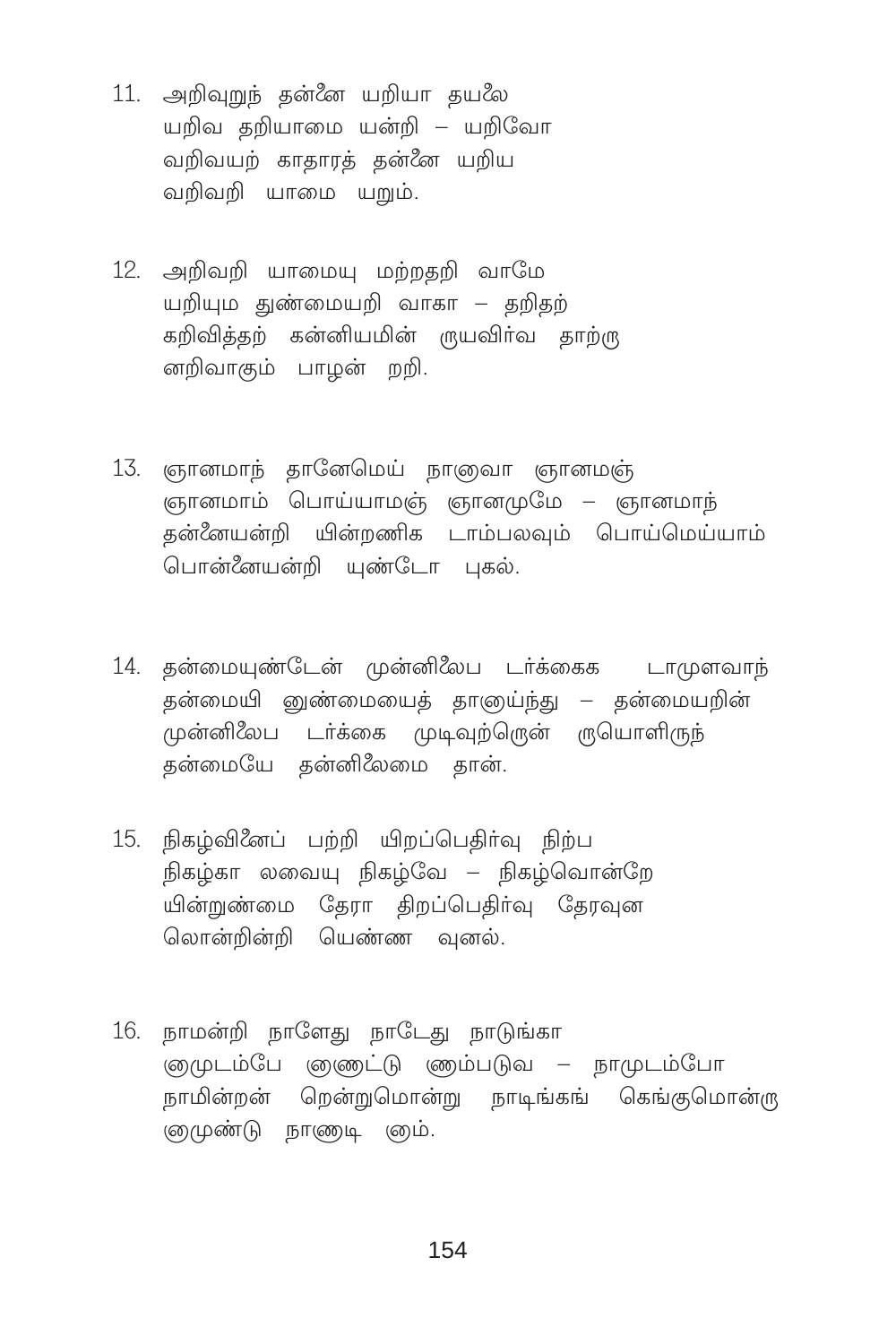11. அறிவுறுந் தன்னே யறியா தயலே
யறிவ தறியாமை யன்றி – யறிவோ
வறிவயற் காதாரத் தன்னே யறிய
வறிவறி யாமை யறும்.

12. அறிவறி யாமையு மற்றதறி வாமே
யறியும துண்மையறி வாகா – தறிதற்
கறிவித்தற் கன்னியமின் ருயவிர்வ தாற்ரு
னறிவாகும் பாழன் றறி.

13. ஞானமாந் தானேமெய் நானுவா ஞானமஞ்
ஞானமாம் பொய்யாமஞ் ஞானமுமே – ஞானமாந்
தன்னேயன்றி யின்றணிக டாம்பலவும் பொய்மெய்யாம்
பொன்னேயன்றி யுண்டோ புகல்.

14. தன்மையுண்டேன் முன்னிலேப டர்க்கைக டாமுளவாந்
தன்மையி னுண்மையைத் தானுய்ந்து – தன்மையறின்
முன்னிலேப டர்க்கை முடிவுற்ருென் ருயொளிருந்
தன்மையே தன்னிலேமை தான்.

15. நிகழ்வினேப் பற்றி யிறப்பெதிர்வு நிற்ப
நிகழ்கா லவையு நிகழ்வே – நிகழ்வொன்றே
யின்றுண்மை தேரா திறப்பெதிர்வு தேரவுன
லொன்றின்றி யெண்ண வுனல்.

16. நாமன்றி நாளேது நாடேது நாடுங்கா
லுமுடம்பே ஞுட்டு ஞும்படுவ – நாமுடம்போ
நாமின்றன் றென்றுமொன்று நாடிங்கங் கெங்குமொன்ரு
லுமுண்டு நாஞுடி லும்.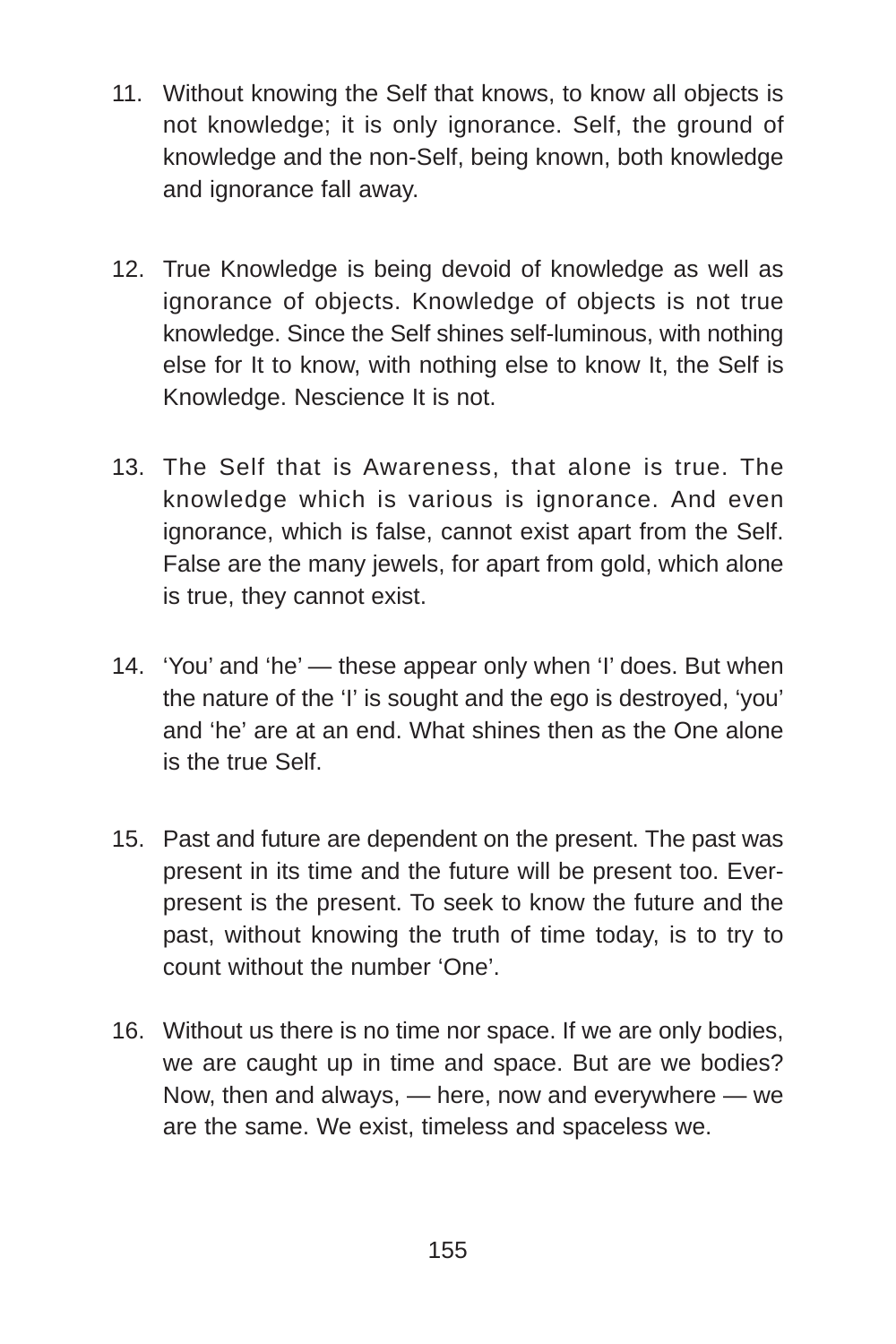11. Without knowing the Self that knows, to know all objects is not knowledge; it is only ignorance. Self, the ground of knowledge and the non-Self, being known, both knowledge and ignorance fall away.

12. True Knowledge is being devoid of knowledge as well as ignorance of objects. Knowledge of objects is not true knowledge. Since the Self shines self-luminous, with nothing else for It to know, with nothing else to know It, the Self is Knowledge. Nescience It is not.

13. The Self that is Awareness, that alone is true. The knowledge which is various is ignorance. And even ignorance, which is false, cannot exist apart from the Self. False are the many jewels, for apart from gold, which alone is true, they cannot exist.

14. 'You' and 'he' — these appear only when 'I' does. But when the nature of the 'I' is sought and the ego is destroyed, 'you' and 'he' are at an end. What shines then as the One alone is the true Self.

15. Past and future are dependent on the present. The past was present in its time and the future will be present too. Ever-present is the present. To seek to know the future and the past, without knowing the truth of time today, is to try to count without the number 'One'.

16. Without us there is no time nor space. If we are only bodies, we are caught up in time and space. But are we bodies? Now, then and always, — here, now and everywhere — we are the same. We exist, timeless and spaceless we.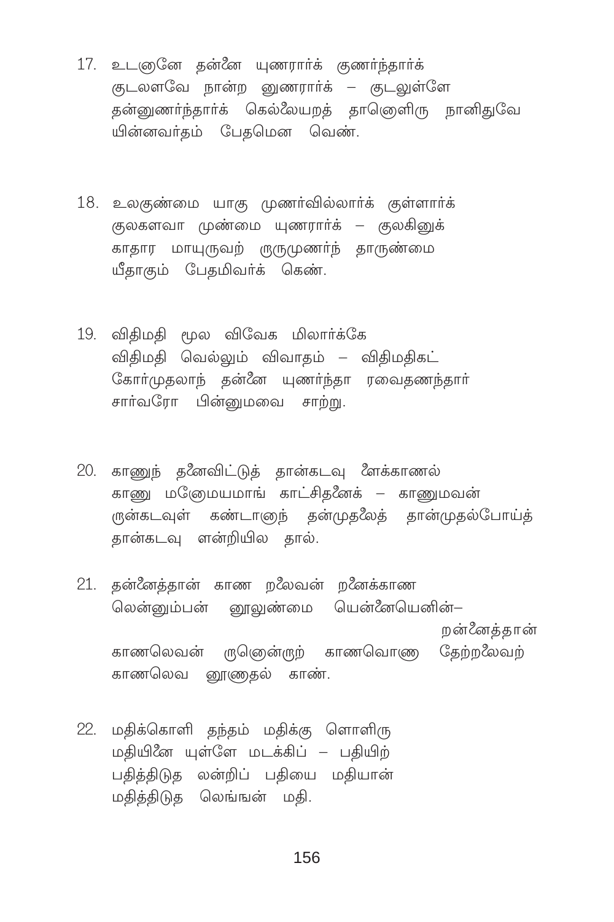17. உடனுனே தன்னை யுணரார்க் குணர்ந்தார்க்
குடலளவே நான்ற னுணரார்க் – குடலுள்ளே
தன்னுணர்ந்தார்க் கெல்லையறத் தாளொளிரு நானிதுவே
யின்னவர்தம் பேதமென வெண்.

18. உலகுண்மை யாகு முணர்வில்லார்க் குள்ளார்க்
குலகளவா முண்மை யுணரார்க் – குலகினுக்
காதார மாயுருவற் றுருமுணர்ந் தாருண்மை
யீதாகும் பேதமிவர்க் கெண்.

19. விதிமதி மூல விவேக மிலார்க்கே
விதிமதி வெல்லும் விவாதம் – விதிமதிகட்
கோர்முதலாந் தன்னை யுணர்ந்தா ரவைதணந்தார்
சார்வரோ பின்னுமவை சாற்று.

20. காணுந் தனைவிட்டுத் தான்கடவு ளைக்காணல்
காணு மனோமயமாங் காட்சிதனைக் – காணுமவன்
றுன்கடவுள் கண்டானுந் தன்முதலைத் தான்முதல்போய்த்
தான்கடவு ளன்றியில தால்.

21. தன்னைத்தான் காண றலைவன் றனைக்காண
லென்னும்பன் னூலுண்மை யென்னையெனின்–
றன்னைத்தான்
காணலெவன் றுனென்றுற் காணவொணு தேற்றலைவற்
காணலெவ னூணுதல் காண்.

22. மதிக்கொளி தந்தம் மதிக்கு ளொளிரு
மதியினை யுள்ளே மடக்கிப் – பதியிற்
பதித்திடுத லன்றிப் பதியை மதியான்
மதித்திடுத லெங்ஙன் மதி.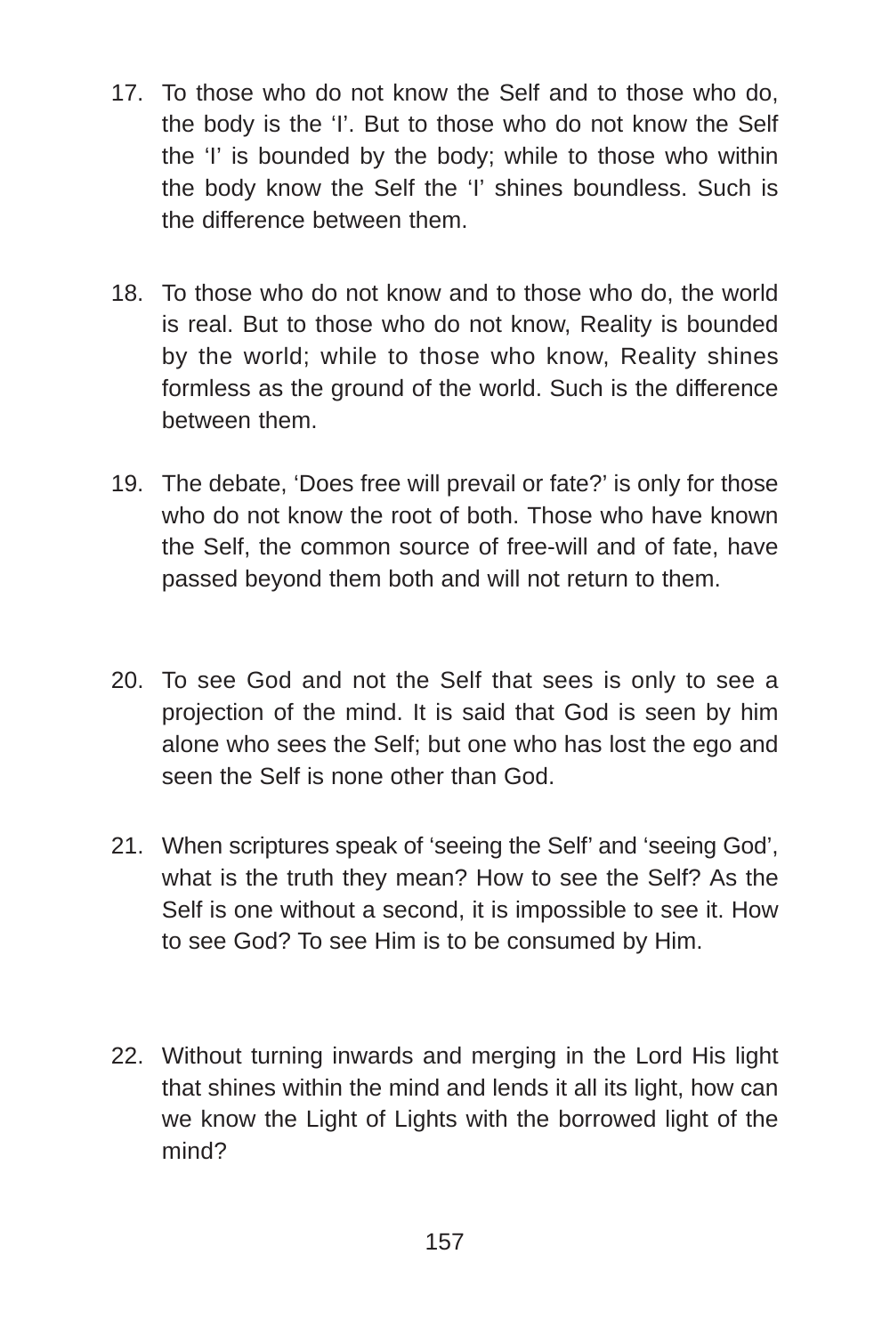17. To those who do not know the Self and to those who do, the body is the 'I'. But to those who do not know the Self the 'I' is bounded by the body; while to those who within the body know the Self the 'I' shines boundless. Such is the difference between them.

18. To those who do not know and to those who do, the world is real. But to those who do not know, Reality is bounded by the world; while to those who know, Reality shines formless as the ground of the world. Such is the difference between them.

19. The debate, 'Does free will prevail or fate?' is only for those who do not know the root of both. Those who have known the Self, the common source of free-will and of fate, have passed beyond them both and will not return to them.

20. To see God and not the Self that sees is only to see a projection of the mind. It is said that God is seen by him alone who sees the Self; but one who has lost the ego and seen the Self is none other than God.

21. When scriptures speak of 'seeing the Self' and 'seeing God', what is the truth they mean? How to see the Self? As the Self is one without a second, it is impossible to see it. How to see God? To see Him is to be consumed by Him.

22. Without turning inwards and merging in the Lord His light that shines within the mind and lends it all its light, how can we know the Light of Lights with the borrowed light of the mind?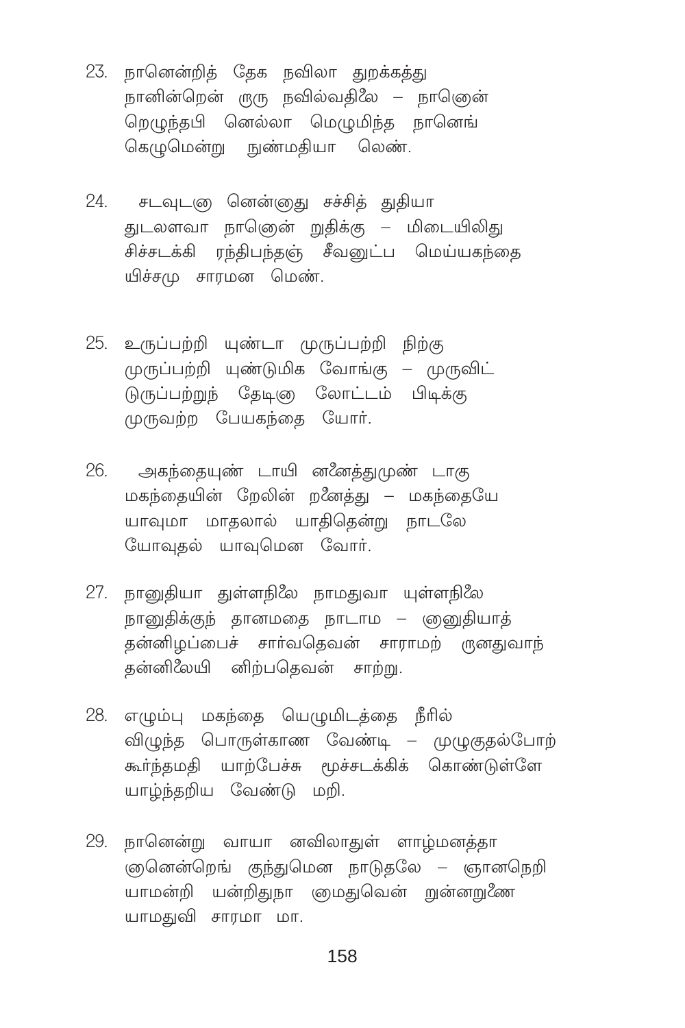23. நானென்றித் தேக நவிலா துறக்கத்து
நானின்றென் ருரு நவில்வதிலே – நானென்
றெழுந்தபி னெல்லா மெழுமிந்த நானெங்
கெழுமென்று நுண்மதியா லெண்.

24. சடவுடலு னென்னுது சச்சித் துதியா
துடலளவா நானென் றுதிக்கு – மிடையிலிது
சிச்சடக்கி ரந்திபந்தஞ் சீவனுட்ப மெய்யகந்தை
யிச்சமு சாரமன மெண்.

25. உருப்பற்றி யுண்டா முருப்பற்றி நிற்கு
முருப்பற்றி யுண்டுமிக வோங்கு – முருவிட்
டுருப்பற்றுந் தேடினு லோட்டம் பிடிக்கு
முருவற்ற பேயகந்தை யோர்.

26. அகந்தையுண் டாயி னனைத்துமுண் டாகு
மகந்தையின் றேலின் றனைத்து – மகந்தையே
யாவுமா மாதலால் யாதிதென்று நாடலே
யோவுதல் யாவுமென வோர்.

27. நானுதியா துள்ளநிலை நாமதுவா யுள்ளநிலை
நானுதிக்குந் தானமதை நாடாம – னுதியாத்
தன்னிழப்பைச் சார்வதெவன் சாராமற் றுனதுவாந்
தன்னிலையி னிற்பதெவன் சாற்று.

28. எழும்பு மகந்தை யெழுமிடத்தை நீரில்
விழுந்த பொருள்காண வேண்டி – முழுகுதல்போற்
கூர்ந்தமதி யாற்பேச்சு மூச்சடக்கிக் கொண்டுள்ளே
யாழ்ந்தறிய வேண்டு மறி.

29. நானென்று வாயா னவிலாதுள் ளாழ்மனத்தா
னென்றெங் குந்துமென நாடுதலே – ஞானநெறி
யாமன்றி யன்றிதுநா னமதுவென் றுன்னறுணை
யாமதுவி சாரமா மா.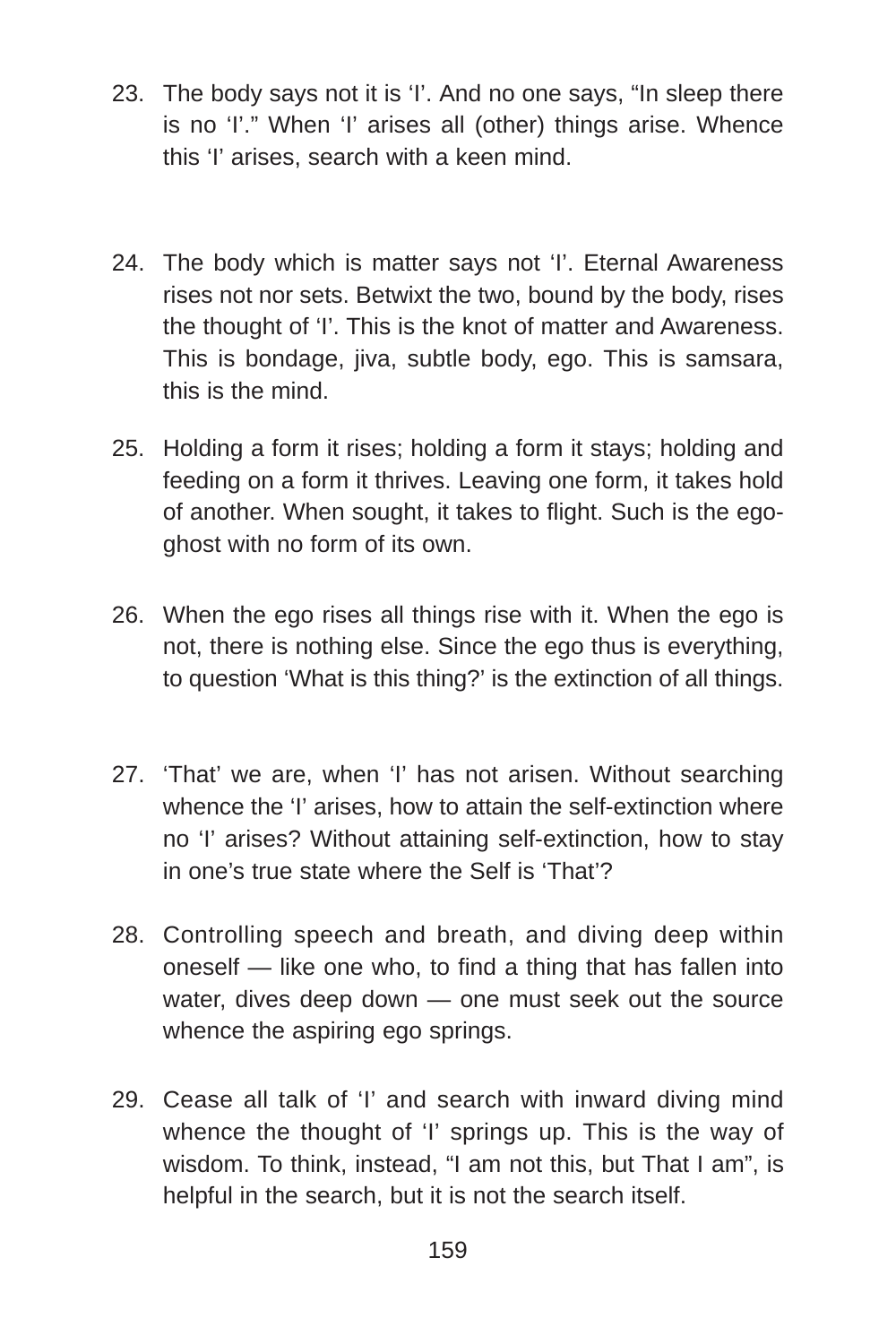23. The body says not it is ‘I’. And no one says, “In sleep there is no ‘I’.” When ‘I’ arises all (other) things arise. Whence this ‘I’ arises, search with a keen mind.

24. The body which is matter says not ‘I’. Eternal Awareness rises not nor sets. Betwixt the two, bound by the body, rises the thought of ‘I’. This is the knot of matter and Awareness. This is bondage, jiva, subtle body, ego. This is samsara, this is the mind.

25. Holding a form it rises; holding a form it stays; holding and feeding on a form it thrives. Leaving one form, it takes hold of another. When sought, it takes to flight. Such is the ego-ghost with no form of its own.

26. When the ego rises all things rise with it. When the ego is not, there is nothing else. Since the ego thus is everything, to question ‘What is this thing?’ is the extinction of all things.

27. ‘That’ we are, when ‘I’ has not arisen. Without searching whence the ‘I’ arises, how to attain the self-extinction where no ‘I’ arises? Without attaining self-extinction, how to stay in one’s true state where the Self is ‘That’?

28. Controlling speech and breath, and diving deep within oneself — like one who, to find a thing that has fallen into water, dives deep down — one must seek out the source whence the aspiring ego springs.

29. Cease all talk of ‘I’ and search with inward diving mind whence the thought of ‘I’ springs up. This is the way of wisdom. To think, instead, “I am not this, but That I am”, is helpful in the search, but it is not the search itself.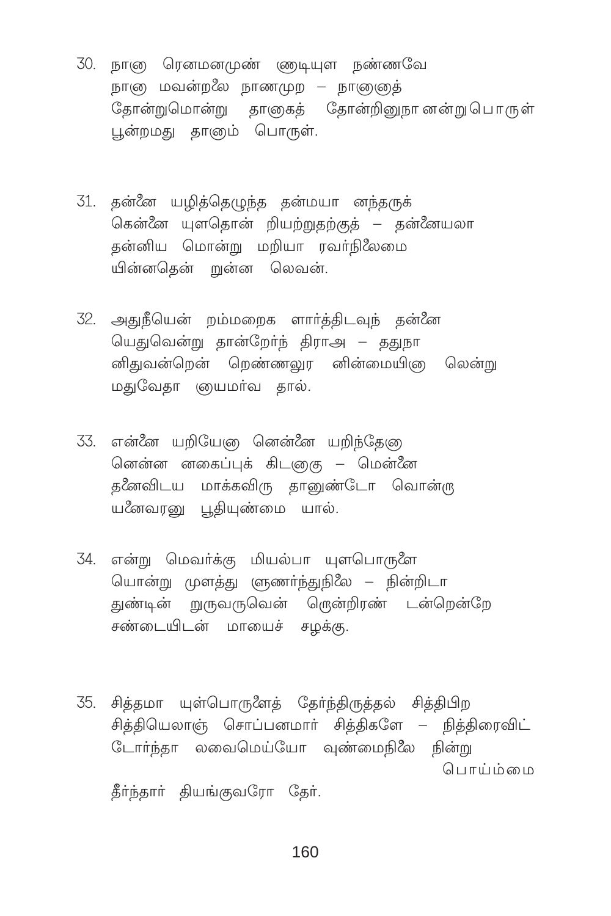30. நானு ரெனமனமுண் ணுடியுள நண்ணவே
நானு மவன்றலே நாணமுற – நானுனைத்
தோன்றுமொன்று தானுகத் தோன்றினுநா னன்றுபொருள்
பூன்றமது தானும் பொருள்.

31. தன்னே யழித்தெழுந்த தன்மயா னந்தருக்
கென்னே யுளதொன் றியற்றுதற்குத் – தன்னேயலா
தன்னிய மொன்று மறியா ரவர்நிலேமை
யின்னதென் றுன்ன லெவன்.

32. அதுநீயென் றம்மறைக ளார்த்திடவுந் தன்னே
யெதுவென்று தான்றேர்ந் திராஅ – ததுநா
னிதுவன்றென் றெண்ணலுர னின்மையினு லென்று
மதுவேதா னுயமர்வ தால்.

33. என்னே யறியேனு னென்னே யறிந்தேனு
னென்ன னகைப்புக் கிடனுகு – மென்னே
தனேவிடய மாக்கவிரு தானுண்டோ வொன்ரு
யனேவரனு பூதியுண்மை யால்.

34. என்று மெவர்க்கு மியல்பா யுளபொருளே
யொன்று முளத்து ளுணர்ந்துநிலே – நின்றிடா
துண்டின் றுருவருவென் ருென்றிரண் டன்றென்றே
சண்டையிடன் மாயைச் சழக்கு.

35. சித்தமா யுள்பொருளேத் தேர்ந்திருத்தல் சித்திபிற
சித்தியெலாஞ் சொப்பனமார் சித்திகளே – நித்திரைவிட்
டோர்ந்தா லவைமெய்யோ வுண்மைநிலே நின்று பொய்ம்மை
தீர்ந்தார் தியங்குவரோ தேர்.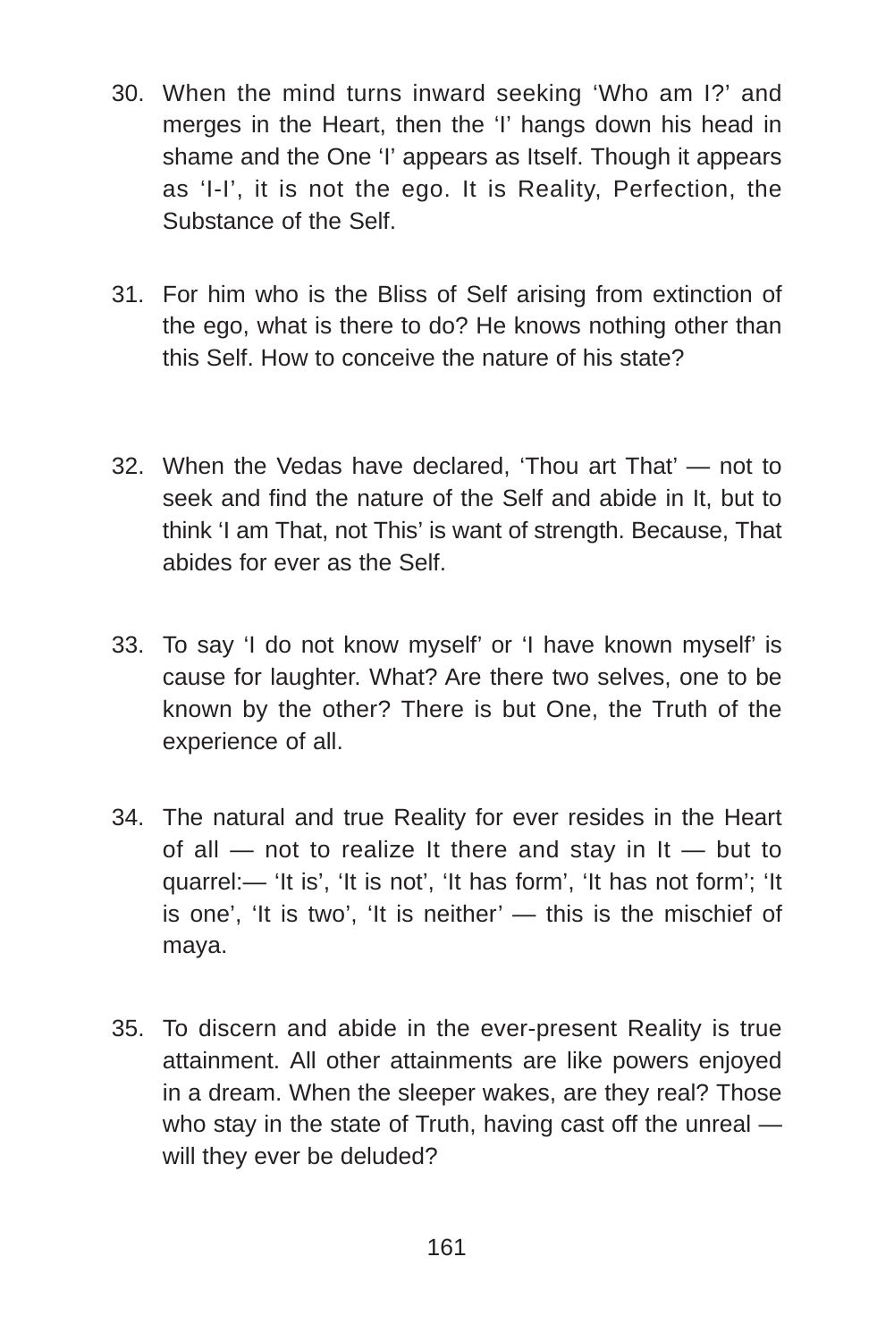30. When the mind turns inward seeking ‘Who am I?’ and merges in the Heart, then the ‘I’ hangs down his head in shame and the One ‘I’ appears as Itself. Though it appears as ‘I-I’, it is not the ego. It is Reality, Perfection, the Substance of the Self.

31. For him who is the Bliss of Self arising from extinction of the ego, what is there to do? He knows nothing other than this Self. How to conceive the nature of his state?

32. When the Vedas have declared, ‘Thou art That’ — not to seek and find the nature of the Self and abide in It, but to think ‘I am That, not This’ is want of strength. Because, That abides for ever as the Self.

33. To say ‘I do not know myself’ or ‘I have known myself’ is cause for laughter. What? Are there two selves, one to be known by the other? There is but One, the Truth of the experience of all.

34. The natural and true Reality for ever resides in the Heart of all — not to realize It there and stay in It — but to quarrel:— ‘It is’, ‘It is not’, ‘It has form’, ‘It has not form’; ‘It is one’, ‘It is two’, ‘It is neither’ — this is the mischief of maya.

35. To discern and abide in the ever-present Reality is true attainment. All other attainments are like powers enjoyed in a dream. When the sleeper wakes, are they real? Those who stay in the state of Truth, having cast off the unreal — will they ever be deluded?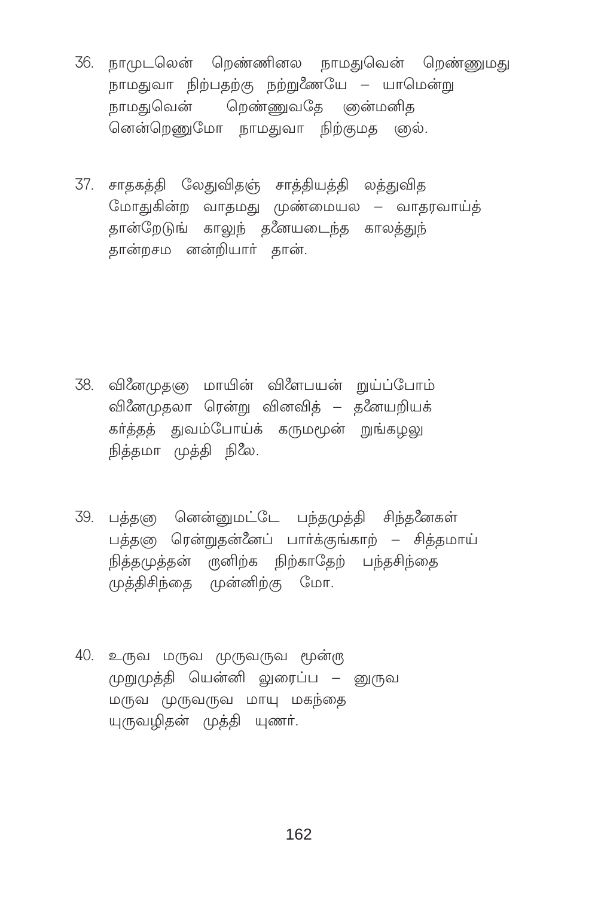36. நாமுடலென் றெண்ணினல நாமதுவென் றெண்ணுமது
நாமதுவா நிற்பதற்கு நற்றுணையே – யாமென்று
நாமதுவென் றெண்ணுவதே ஞன்மனித
னென்றெணுமோ நாமதுவா நிற்குமத ஞல்.

37. சாதகத்தி லேதுவிதஞ் சாத்தியத்தி லத்துவித
மோதுகின்ற வாதமது முண்மையல – வாதரவாய்த்
தான்றேடுங் காலுந் தனையடைந்த காலத்துந்
தான்றசம னன்றியார் தான்.

38. வினைமுதனு மாயின் விளைபயன் றுய்ப்போம்
வினைமுதலா ரென்று வினவித் – தனையறியக்
கர்த்தத் துவம்போய்க் கருமமூன் றுங்கழலு
நித்தமா முத்தி நிலை.

39. பத்தனு னென்னுமட்டே பந்தமுத்தி சிந்தனைகள்
பத்தனு ரென்றுதன்னைப் பார்க்குங்காற் – சித்தமாய்
நித்தமுத்தன் ருனிற்க நிற்காதேற் பந்தசிந்தை
முத்திசிந்தை முன்னிற்கு மோ.

40. உருவ மருவ முருவருவ மூன்று
முறுமுத்தி யென்னி லுரைப்ப – னுருவ
மருவ முருவருவ மாயு மகந்தை
யுருவழிதன் முத்தி யுணர்.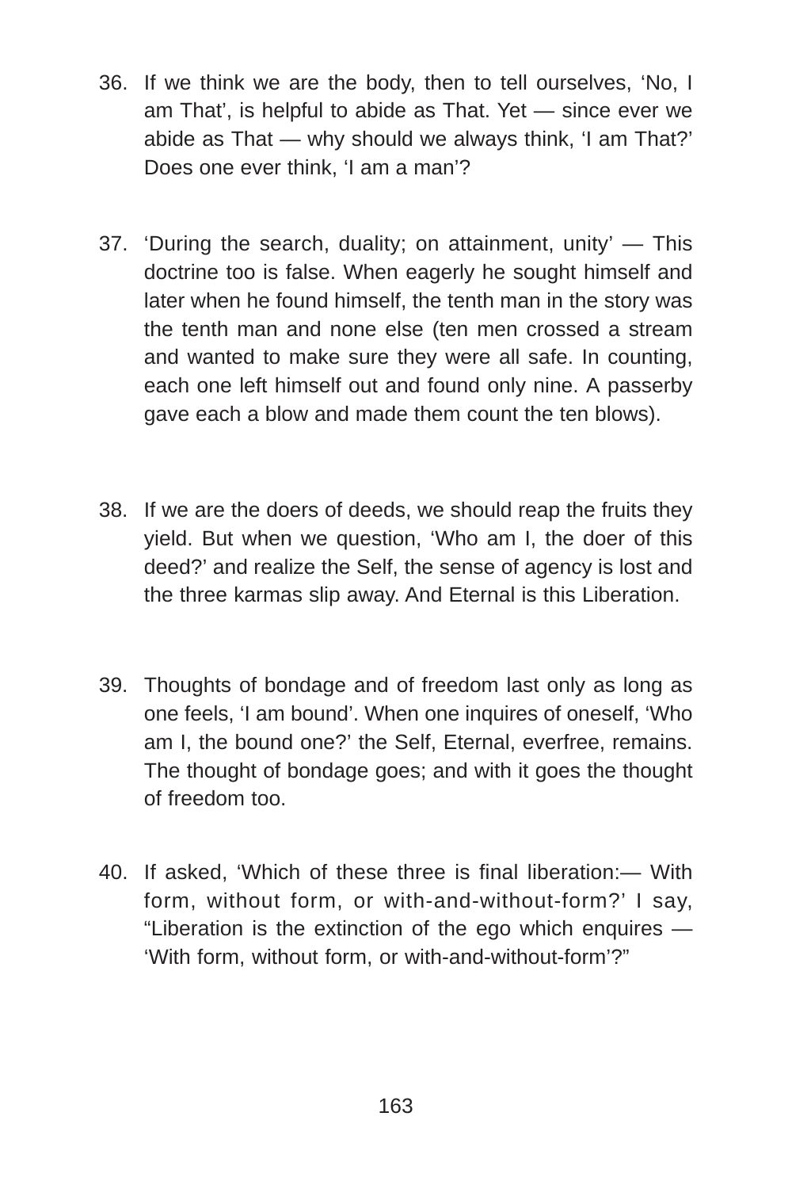36. If we think we are the body, then to tell ourselves, ‘No, I am That’, is helpful to abide as That. Yet — since ever we abide as That — why should we always think, ‘I am That?’ Does one ever think, ‘I am a man’?

37. ‘During the search, duality; on attainment, unity’ — This doctrine too is false. When eagerly he sought himself and later when he found himself, the tenth man in the story was the tenth man and none else (ten men crossed a stream and wanted to make sure they were all safe. In counting, each one left himself out and found only nine. A passerby gave each a blow and made them count the ten blows).

38. If we are the doers of deeds, we should reap the fruits they yield. But when we question, ‘Who am I, the doer of this deed?’ and realize the Self, the sense of agency is lost and the three karmas slip away. And Eternal is this Liberation.

39. Thoughts of bondage and of freedom last only as long as one feels, ‘I am bound’. When one inquires of oneself, ‘Who am I, the bound one?’ the Self, Eternal, everfree, remains. The thought of bondage goes; and with it goes the thought of freedom too.

40. If asked, ‘Which of these three is final liberation:— With form, without form, or with-and-without-form?’ I say, “Liberation is the extinction of the ego which enquires — ‘With form, without form, or with-and-without-form’?”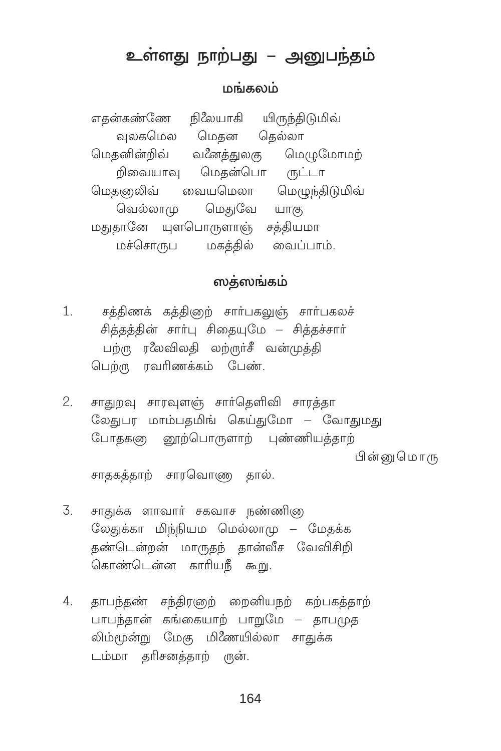# உள்ளது நாற்பது – அனுபந்தம்

## மங்கலம்

எதன்கண்ணே நிலையாகி யிருந்திடுமிவ்
  வுலகமெல மெதன தெல்லா
மெதனின்றிவ் வனைத்துலகு மெழுமோமற்
  றிவையாவு மெதன்பொ ருட்டா
மெதனாலிவ் வையமெலா மெழுந்திடுமிவ்
  வெல்லாமு மெதுவே யாகு
மதுதானே யுளபொருளாஞ் சத்தியமா
  மச்சொருப மகத்தில் வைப்பாம்.

## ஸத்ஸங்கம்

1. சத்திணக் கத்திளுற் சார்பகலுஞ் சார்பகலச்
   சித்தத்தின் சார்பு சிதையுமே – சித்தச்சார்
   பற்று ரலைவிலதி லற்றூர்சீ வன்முத்தி
   பெற்று ரவரிணக்கம் பேண்.

2. சாதுறவு சாரவுளஞ் சார்தெளிவி சாரத்தா
   லேதுபர மாம்பதமிங் கெய்துமோ – வோதுமது
   போதகனு னூற்பொருளாற் புண்ணியத்தாற் பின்னுமொரு
   சாதகத்தாற் சாரவொணு தால்.

3. சாதுக்க ளாவார் சகவாச நண்ணினு
   லேதுக்கா மிந்நியம மெல்லாமு – மேதக்க
   தண்டென்றன் மாருதந் தான்வீச வேவிசிறி
   கொண்டென்ன காரியநீ கூறு.

4. தாபந்தண் சந்திரனுற் றைனியநற் கற்பகத்தாற்
   பாபந்தான் கங்கையாற் பாறுமே – தாபமுத
   லிம்மூன்று மேகு மிணையில்லா சாதுக்க
   டம்மா தரிசனத்தாற் றுன்.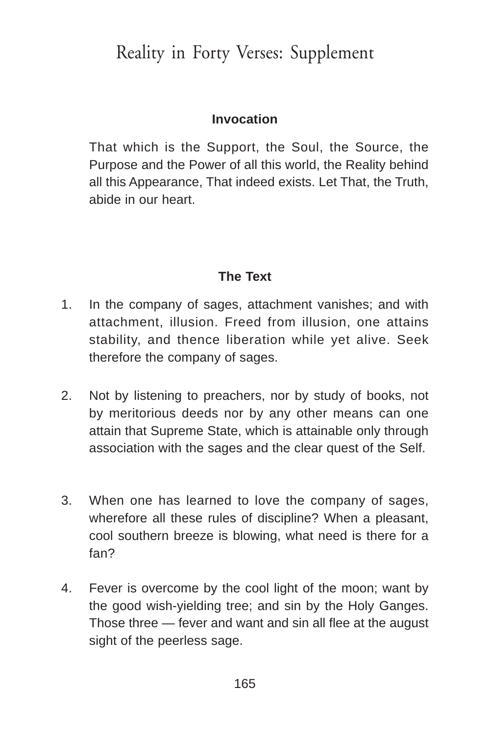# Reality in Forty Verses: Supplement

### Invocation

That which is the Support, the Soul, the Source, the Purpose and the Power of all this world, the Reality behind all this Appearance, That indeed exists. Let That, the Truth, abide in our heart.

### The Text

1. In the company of sages, attachment vanishes; and with attachment, illusion. Freed from illusion, one attains stability, and thence liberation while yet alive. Seek therefore the company of sages.

2. Not by listening to preachers, nor by study of books, not by meritorious deeds nor by any other means can one attain that Supreme State, which is attainable only through association with the sages and the clear quest of the Self.

3. When one has learned to love the company of sages, wherefore all these rules of discipline? When a pleasant, cool southern breeze is blowing, what need is there for a fan?

4. Fever is overcome by the cool light of the moon; want by the good wish-yielding tree; and sin by the Holy Ganges. Those three — fever and want and sin all flee at the august sight of the peerless sage.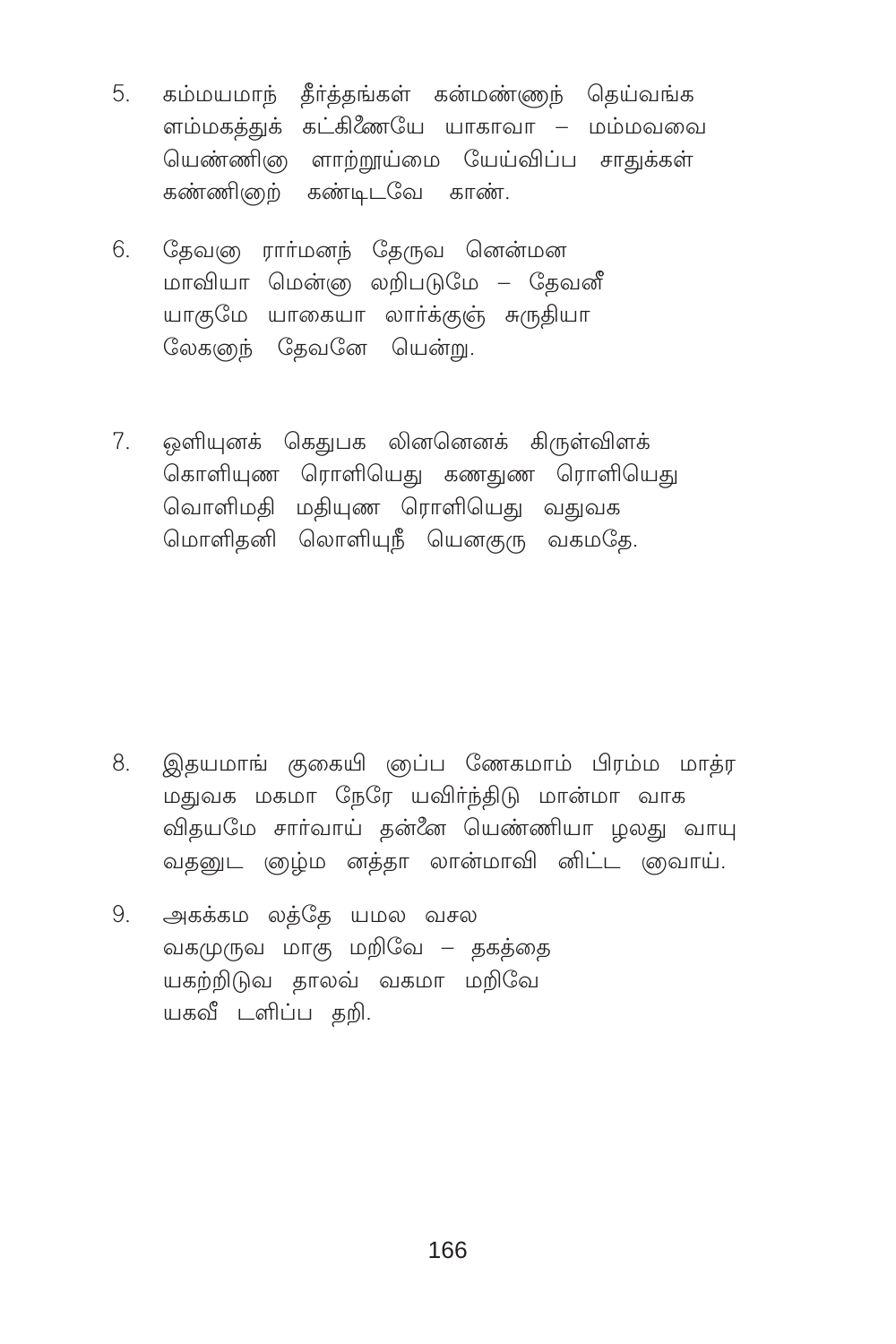5. கம்மயமாந் தீர்த்தங்கள் கன்மண்ணுந் தெய்வங்க
ளம்மகத்துக் கட்கிணேயே யாகாவா – மம்மவவை
யெண்ணினு ளாற்றூய்மை யேய்விப்ப சாதுக்கள்
கண்ணினுற் கண்டிடவே காண்.

6. தேவனு ரார்மனந் தேருவ னென்மன
மாவியா மென்னு லறிபடுமே – தேவனீ
யாகுமே யாகையா லார்க்குஞ் சுருதியா
லேகனுந் தேவனே யென்று.

7. ஒளியுனக் கெதுபக லினனெனக் கிருள்விளக்
கொளியுண ரொளியெது கணதுண ரொளியெது
வொளிமதி மதியுண ரொளியெது வதுவக
மொளிதனி லொளியுநீ யெனகுரு வகமதே.

8. இதயமாங் குகையி னுப்ப ணேகமாம் பிரம்ம மாத்ர
மதுவக மகமா நேரே யவிர்ந்திடு மான்மா வாக
விதயமே சார்வாய் தன்னே யெண்ணியா ழலது வாயு
வதனுட னுழ்ம னத்தா லான்மாவி னிட்ட னுவாய்.

9. அகக்கம லத்தே யமல வசல
வகமுருவ மாகு மறிவே – தகத்தை
யகற்றிடுவ தாலவ் வகமா மறிவே
யகவீ டளிப்ப தறி.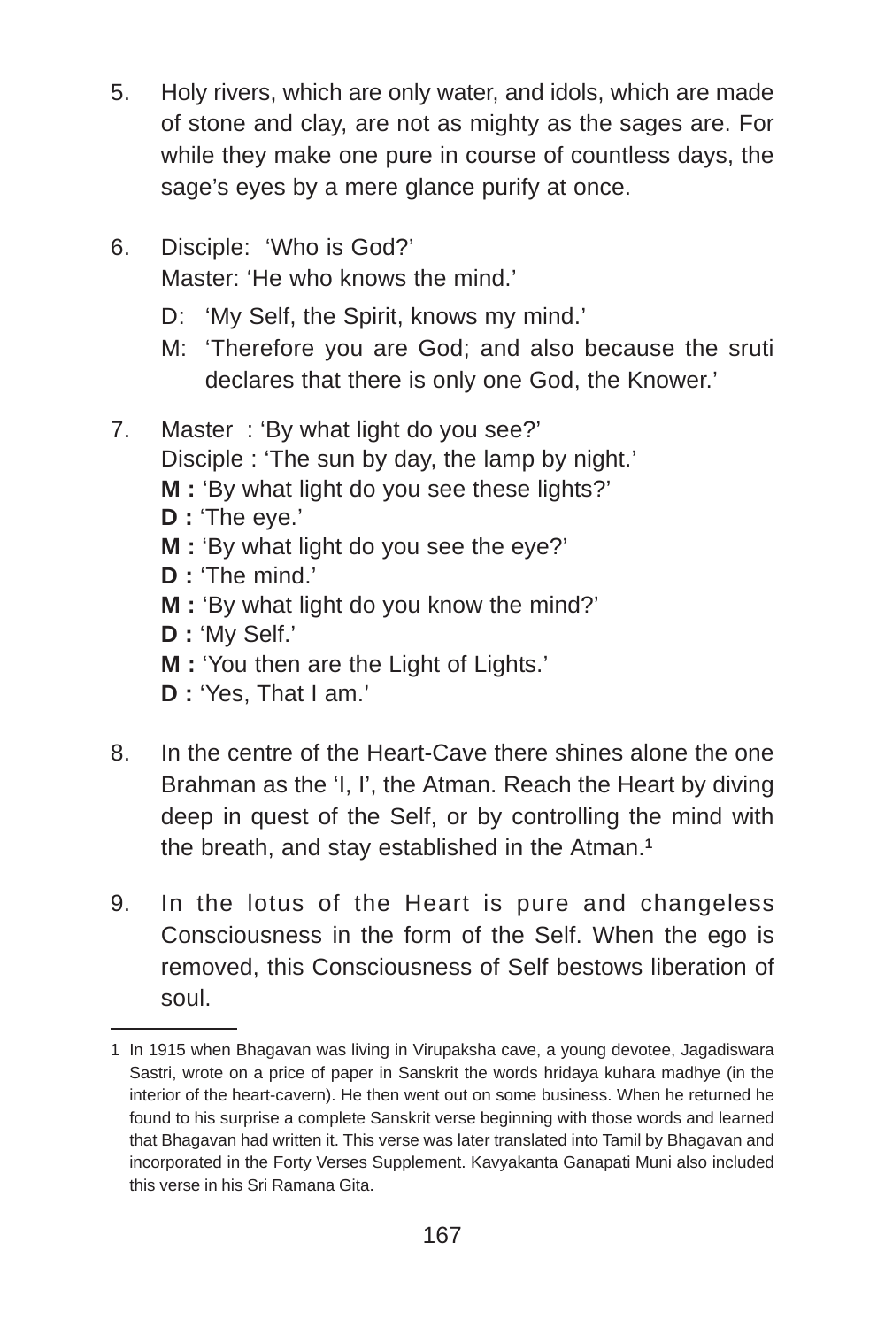5. Holy rivers, which are only water, and idols, which are made of stone and clay, are not as mighty as the sages are. For while they make one pure in course of countless days, the sage's eyes by a mere glance purify at once.

6. Disciple: 'Who is God?'
   Master: 'He who knows the mind.'

   D: 'My Self, the Spirit, knows my mind.'

   M: 'Therefore you are God; and also because the sruti declares that there is only one God, the Knower.'

7. Master : 'By what light do you see?'
   Disciple : 'The sun by day, the lamp by night.'
   **M :** 'By what light do you see these lights?'
   **D :** 'The eye.'
   **M :** 'By what light do you see the eye?'
   **D :** 'The mind.'
   **M :** 'By what light do you know the mind?'
   **D :** 'My Self.'
   **M :** 'You then are the Light of Lights.'
   **D :** 'Yes, That I am.'

8. In the centre of the Heart-Cave there shines alone the one Brahman as the 'I, I', the Atman. Reach the Heart by diving deep in quest of the Self, or by controlling the mind with the breath, and stay established in the Atman.[1]

9. In the lotus of the Heart is pure and changeless Consciousness in the form of the Self. When the ego is removed, this Consciousness of Self bestows liberation of soul.

---

1 In 1915 when Bhagavan was living in Virupaksha cave, a young devotee, Jagadiswara Sastri, wrote on a price of paper in Sanskrit the words hridaya kuhara madhye (in the interior of the heart-cavern). He then went out on some business. When he returned he found to his surprise a complete Sanskrit verse beginning with those words and learned that Bhagavan had written it. This verse was later translated into Tamil by Bhagavan and incorporated in the Forty Verses Supplement. Kavyakanta Ganapati Muni also included this verse in his Sri Ramana Gita.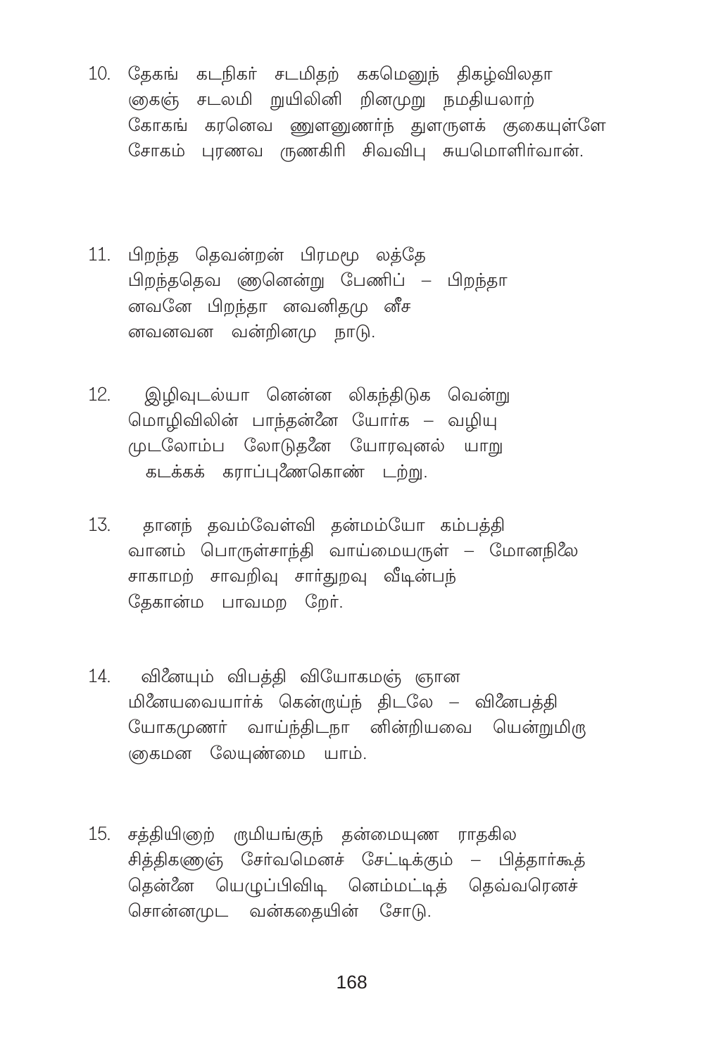10. தேகங் கடநிகர் சடமிதற் ககமெனுந் திகழ்விலதா
ருகஞ் சடலமி றுயிலினி றினமுறு நமதியலாற்
கோகங் கரனெவ ணுளனுணர்ந் துளருளக் குகையுள்ளே
சோகம் புரணவ ருணகிரி சிவவிபு சுயமொளிர்வான்.

11. பிறந்த தெவன்றன் பிரமமூ லத்தே
பிறந்ததெவ ணுனென்று பேணிப் – பிறந்தா
னவனே பிறந்தா னவனிதமு னீச
னவனவன வன்றினமு நாடு.

12. இழிவுடல்யா னென்ன லிகந்திடுக வென்று
மொழிவிலின் பாந்தன்னை யோர்க – வழியு
முடலோம்ப லோடுதனை யோரவுனல் யாறு
கடக்கக் கராப்புணைகொண் டற்று.

13. தானந் தவம்வேள்வி தன்மம்யோ கம்பத்தி
வானம் பொருள்சாந்தி வாய்மையருள் – மோனநிலை
சாகாமற் சாவறிவு சார்துறவு வீடின்பந்
தேகான்ம பாவமற றோர்.

14. வினையும் விபத்தி வியோகமஞ் ஞான
மினையவையார்க் கென்றுய்ந் திடலே – வினைபத்தி
யோகமுணர் வாய்ந்திடநா னின்றியவை யென்றுமிரு
ளுகமன லேயுண்மை யாம்.

15. சத்தியினுற் ருமியங்குந் தன்மையுண ராதகில
சித்திகளுஞ் சேர்வமெனச் சேட்டிக்கும் – பித்தார்கூத்
தென்னை யெழுப்பிவிடி னெம்மட்டித் தெவ்வரெனச்
சொன்னமுட வன்கதையின் சோடு.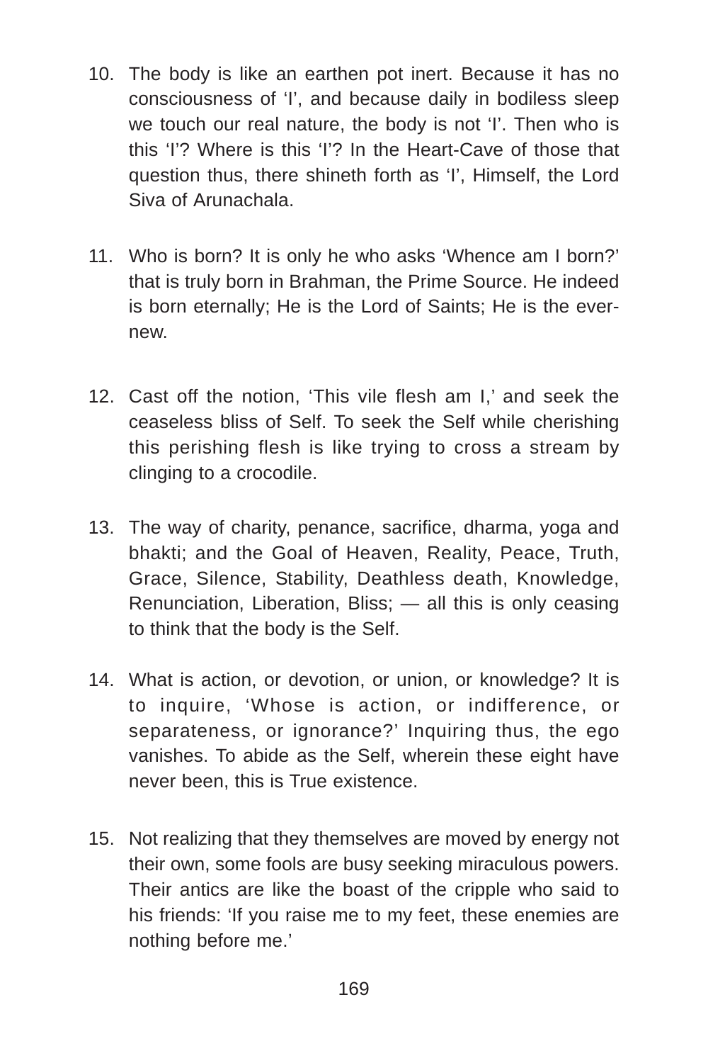10. The body is like an earthen pot inert. Because it has no consciousness of ‘I’, and because daily in bodiless sleep we touch our real nature, the body is not ‘I’. Then who is this ‘I’? Where is this ‘I’? In the Heart-Cave of those that question thus, there shineth forth as ‘I’, Himself, the Lord Siva of Arunachala.

11. Who is born? It is only he who asks ‘Whence am I born?’ that is truly born in Brahman, the Prime Source. He indeed is born eternally; He is the Lord of Saints; He is the ever-new.

12. Cast off the notion, ‘This vile flesh am I,’ and seek the ceaseless bliss of Self. To seek the Self while cherishing this perishing flesh is like trying to cross a stream by clinging to a crocodile.

13. The way of charity, penance, sacrifice, dharma, yoga and bhakti; and the Goal of Heaven, Reality, Peace, Truth, Grace, Silence, Stability, Deathless death, Knowledge, Renunciation, Liberation, Bliss; — all this is only ceasing to think that the body is the Self.

14. What is action, or devotion, or union, or knowledge? It is to inquire, ‘Whose is action, or indifference, or separateness, or ignorance?’ Inquiring thus, the ego vanishes. To abide as the Self, wherein these eight have never been, this is True existence.

15. Not realizing that they themselves are moved by energy not their own, some fools are busy seeking miraculous powers. Their antics are like the boast of the cripple who said to his friends: ‘If you raise me to my feet, these enemies are nothing before me.’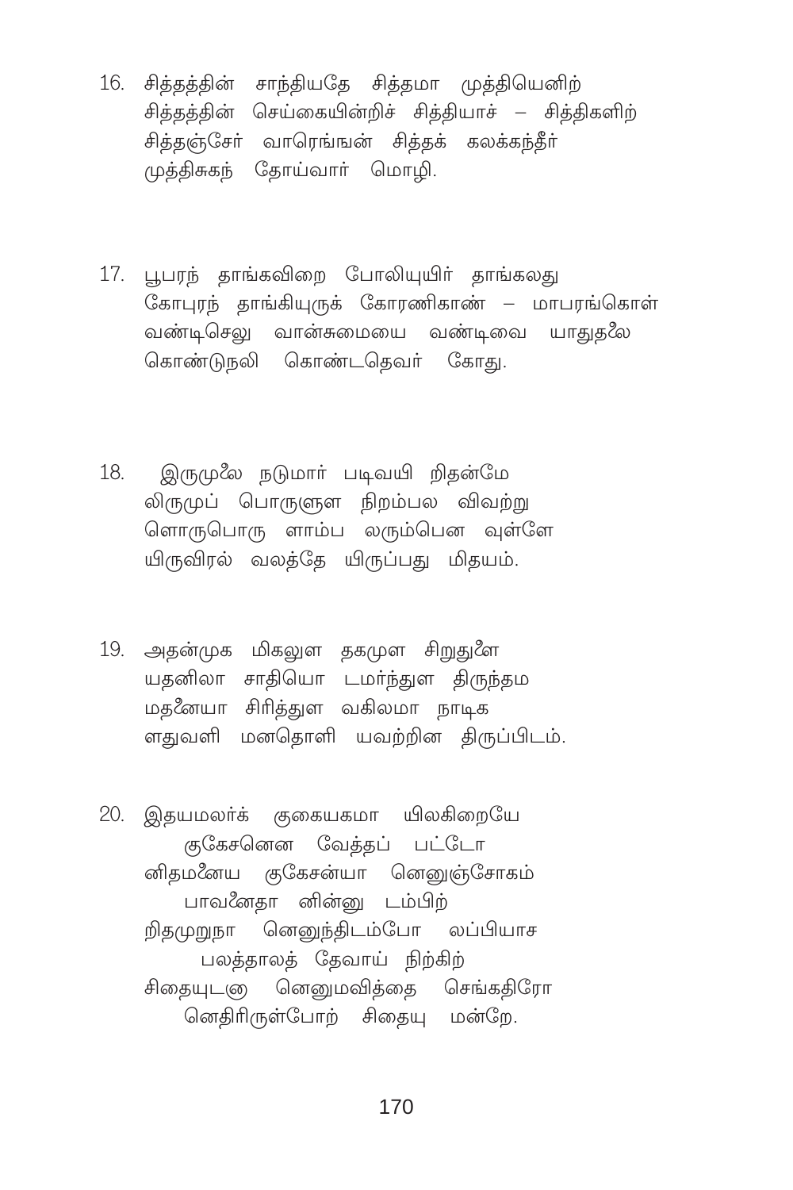16. சித்தத்தின் சாந்தியதே சித்தமா முத்தியெனிற்
சித்தத்தின் செய்கையின்றிச் சித்தியாச் – சித்திகளிற்
சித்தஞ்சேர் வாரெங்ஙன் சித்தக் கலக்கந்தீர்
முத்திசுகந் தோய்வார் மொழி.

17. பூபரந் தாங்கவிறை போலியுயிர் தாங்கலது
கோபுரந் தாங்கியுருக் கோரணிகாண் – மாபரங்கொள்
வண்டிசெலு வான்சுமையை வண்டிவை யாதுதலை
கொண்டுநலி கொண்டதெவர் கோது.

18. இருமுலை நடுமார் படிவயி றிதன்மே
லிருமுப் பொருளுள நிறம்பல விவற்று
ளொருபொரு ளாம்ப லரும்பென வுள்ளே
யிருவிரல் வலத்தே யிருப்பது மிதயம்.

19. அதன்முக மிகலுள தகமுள சிறுதுளை
யதனிலா சாதியொ டமர்ந்துள திருந்தம
மதனையா சிரித்துள வகிலமா நாடிக
ளதுவளி மனதொளி யவற்றின திருப்பிடம்.

20. இதயமலர்க் குகையகமா யிலகிறையே
குகேசனென வேத்தப் பட்டோ
னிதமனைய குகேசன்யா னெனுஞ்சோகம்
பாவனைதா னின்னு டம்பிற்
றிதமுறுநா னெனுந்திடம்போ லப்பியாச
பலத்தாலத் தேவாய் நிற்கிற்
சிதையுடனு னெனுமவித்தை செங்கதிரோ
னெதிரிருள்போற் சிதையு மன்றே.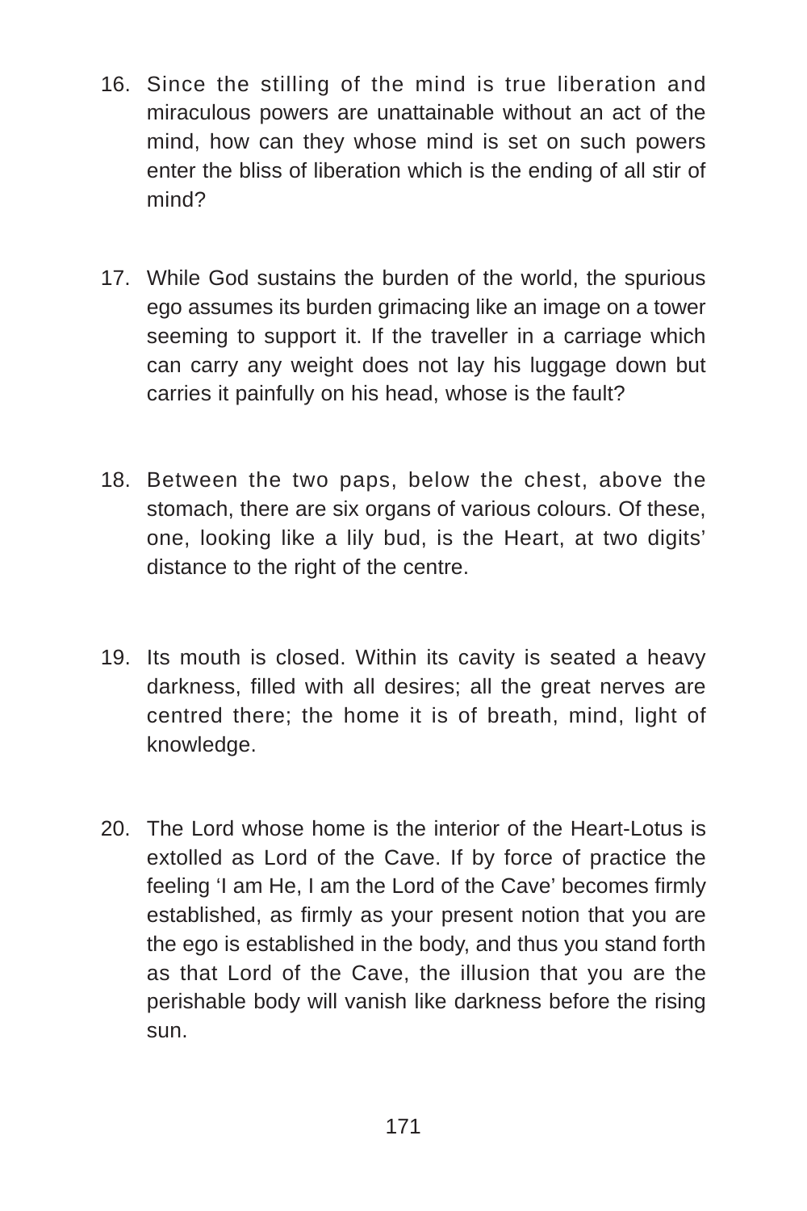16. Since the stilling of the mind is true liberation and miraculous powers are unattainable without an act of the mind, how can they whose mind is set on such powers enter the bliss of liberation which is the ending of all stir of mind?

17. While God sustains the burden of the world, the spurious ego assumes its burden grimacing like an image on a tower seeming to support it. If the traveller in a carriage which can carry any weight does not lay his luggage down but carries it painfully on his head, whose is the fault?

18. Between the two paps, below the chest, above the stomach, there are six organs of various colours. Of these, one, looking like a lily bud, is the Heart, at two digits' distance to the right of the centre.

19. Its mouth is closed. Within its cavity is seated a heavy darkness, filled with all desires; all the great nerves are centred there; the home it is of breath, mind, light of knowledge.

20. The Lord whose home is the interior of the Heart-Lotus is extolled as Lord of the Cave. If by force of practice the feeling 'I am He, I am the Lord of the Cave' becomes firmly established, as firmly as your present notion that you are the ego is established in the body, and thus you stand forth as that Lord of the Cave, the illusion that you are the perishable body will vanish like darkness before the rising sun.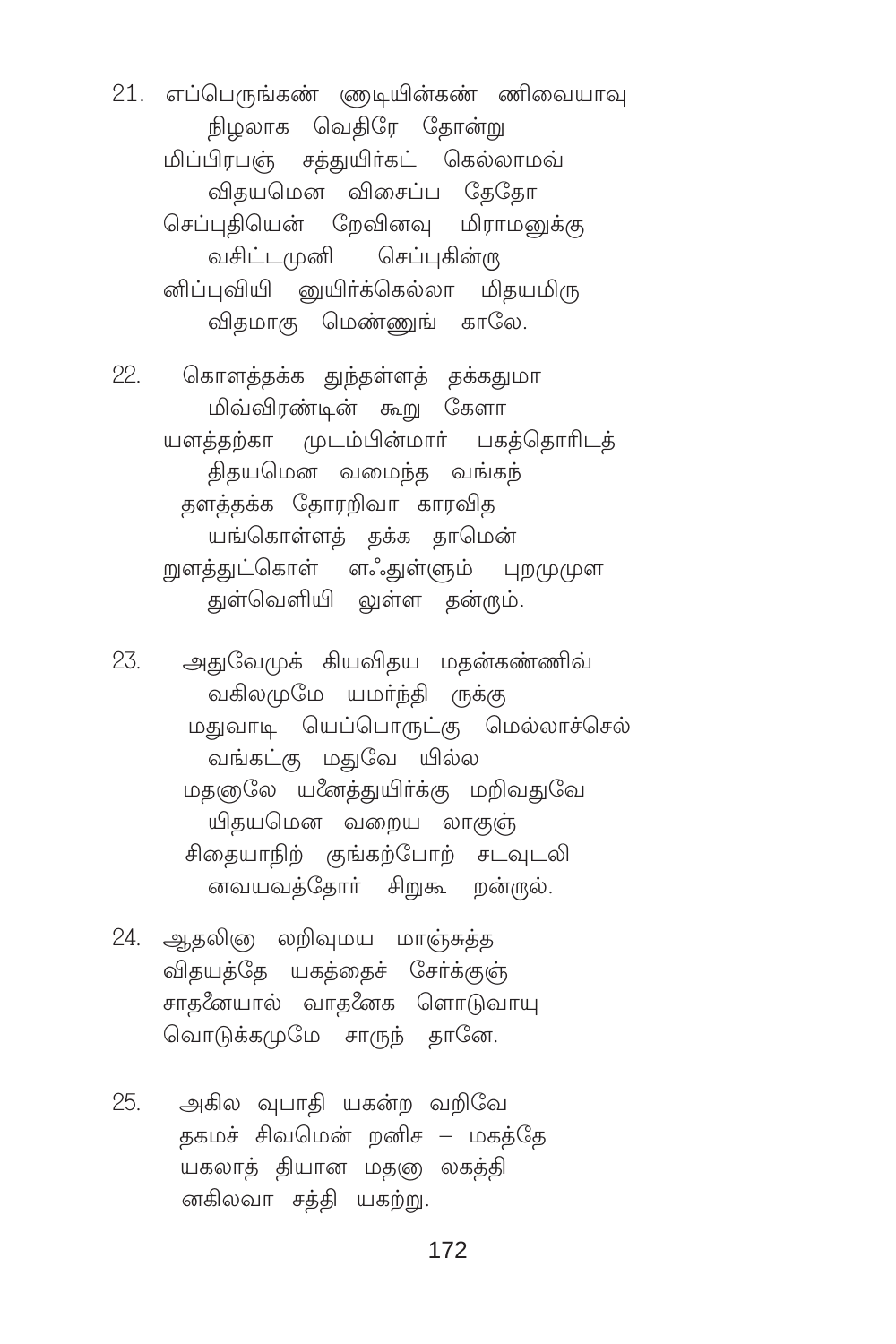21. எப்பெருங்கண் ணுடியின்கண் ணிவையாவு
    நிழலாக வெதிரே தோன்று
    மிப்பிரபஞ் சத்துயிர்கட் கெல்லாமவ்
    விதயமென விசைப்ப தேதோ
    செப்புதியென் றேவினவு மிராமனுக்கு
    வசிட்டமுனி செப்புகின்ரு
    னிப்புவியி னுயிர்க்கெல்லா மிதயமிரு
    விதமாகு மெண்ணுங் காலே.

22. கொளத்தக்க துந்தள்ளத் தக்கதுமா
    மிவ்விரண்டின் கூறு கேளா
    யளத்தற்கா முடம்பின்மார் பகத்தொரிடத்
    திதயமென வமைந்த வங்கந்
    தளத்தக்க தோரறிவா காரவித
    யங்கொள்ளத் தக்க தாமென்
    றுளத்துட்கொள் ளஃதுள்ளும் புறமுமுள
    துள்வெளியி லுள்ள தன்றும்.

23. அதுவேமுக் கியவிதய மதன்கண்ணிவ்
    வகிலமுமே யமர்ந்தி ருக்கு
    மதுவாடி யெப்பொருட்கு மெல்லாச்செல்
    வங்கட்கு மதுவே யில்ல
    மதனாலே யனைத்துயிர்க்கு மறிவதுவே
    யிதயமென வறைய லாகுஞ்
    சிதையாநிற் குங்கற்போற் சடவுடலி
    னவயவத்தோர் சிறுகூ றன்ரூல்.

24. ஆதலினு லறிவுமய மாஞ்சுத்த
    விதயத்தே யகத்தைச் சேர்க்குஞ்
    சாதனையால் வாதனைக ளொடுவாயு
    வொடுக்கமுமே சாருந் தானே.

25. அகில வுபாதி யகன்ற வறிவே
    தகமச் சிவமென் றனிச – மகத்தே
    யகலாத் தியான மதனு லகத்தி
    னகிலவா சத்தி யகற்று.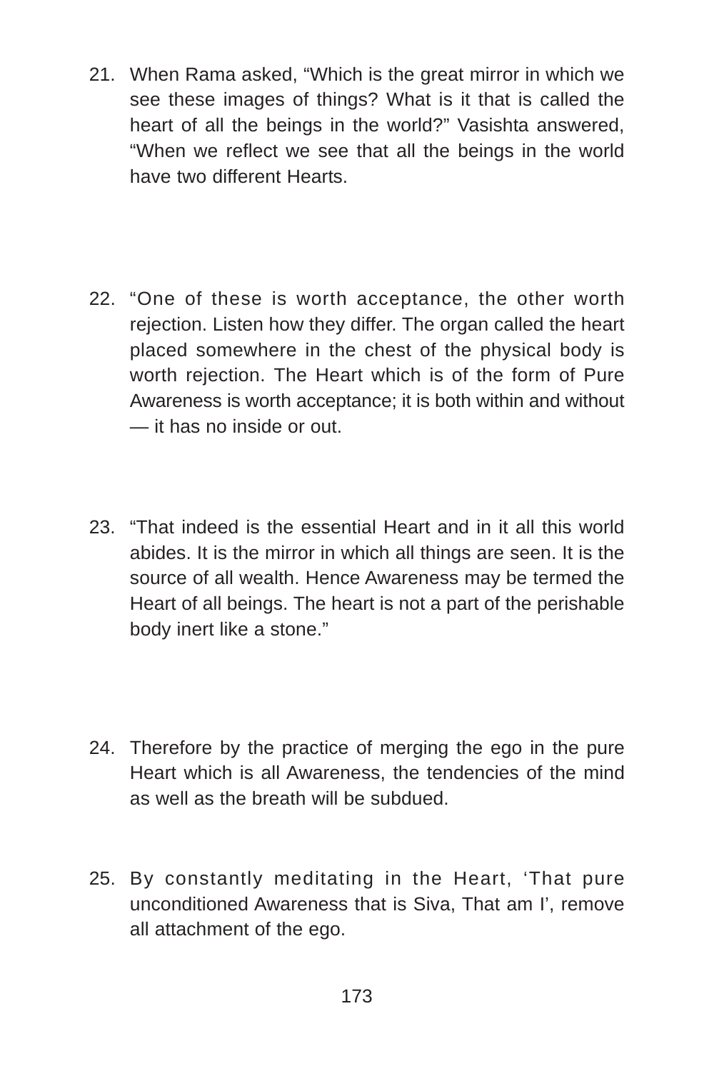21. When Rama asked, “Which is the great mirror in which we see these images of things? What is it that is called the heart of all the beings in the world?” Vasishta answered, “When we reflect we see that all the beings in the world have two different Hearts.

22. “One of these is worth acceptance, the other worth rejection. Listen how they differ. The organ called the heart placed somewhere in the chest of the physical body is worth rejection. The Heart which is of the form of Pure Awareness is worth acceptance; it is both within and without — it has no inside or out.

23. “That indeed is the essential Heart and in it all this world abides. It is the mirror in which all things are seen. It is the source of all wealth. Hence Awareness may be termed the Heart of all beings. The heart is not a part of the perishable body inert like a stone.”

24. Therefore by the practice of merging the ego in the pure Heart which is all Awareness, the tendencies of the mind as well as the breath will be subdued.

25. By constantly meditating in the Heart, ‘That pure unconditioned Awareness that is Siva, That am I’, remove all attachment of the ego.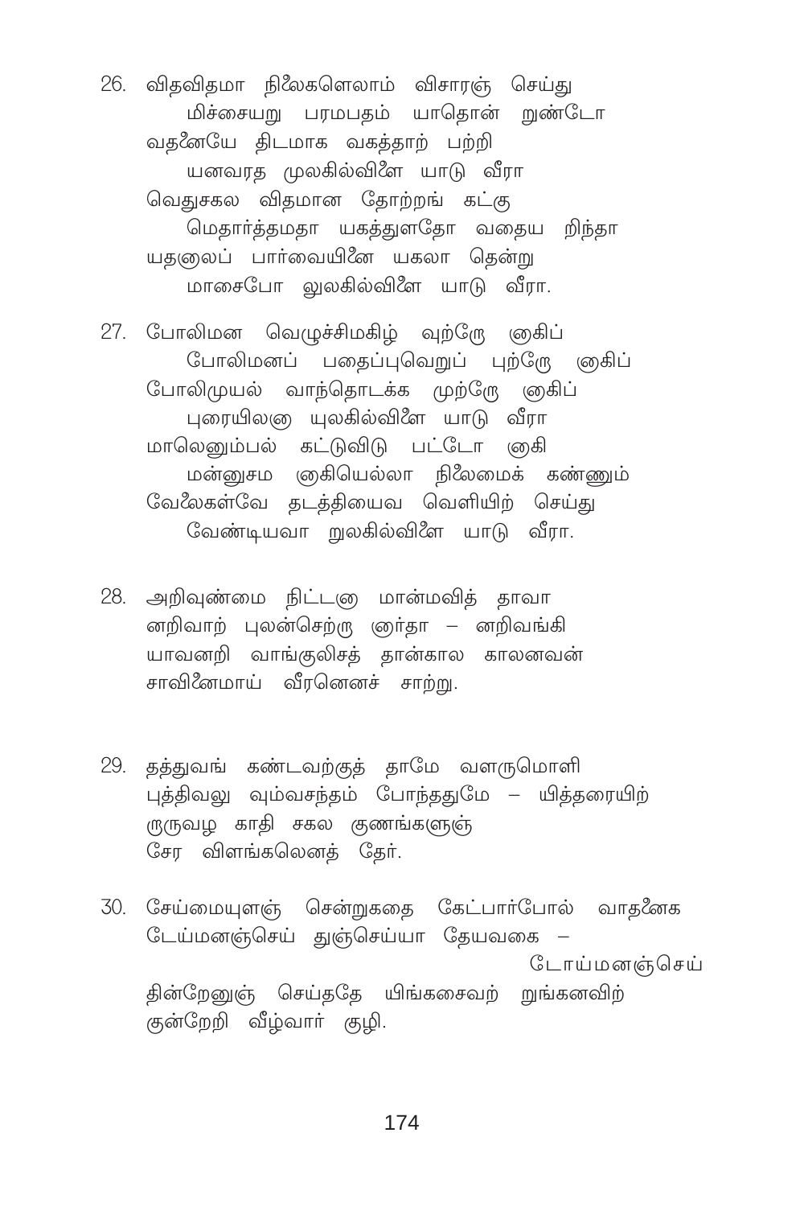26. விதவிதமா நிலைகளெலாம் விசாரஞ் செய்து
    மிச்சையறு பரமபதம் யாதொன் றுண்டோ
  வதனையே திடமாக வகத்தாற் பற்றி
    யனவரத முலகில்விளை யாடு வீரா
  வெதுசகல விதமான தோற்றங் கட்கு
    மெதார்த்தமதா யகத்துளதோ வதைய றிந்தா
  யதனுலப் பார்வையினை யகலா தென்று
    மாசைபோ லுலகில்விளை யாடு வீரா.

27. போலிமன வெழுச்சிமகிழ் வுற்றோ ருகிப்
    போலிமனப் பதைப்புவெறுப் புற்றோ ருகிப்
  போலிமுயல் வாந்தொடக்க முற்றோ ருகிப்
    புரையிலனு யுலகில்விளை யாடு வீரா
  மாலெனும்பல் கட்டுவிடு பட்டோ ருகி
    மன்னுசம ருகியெல்லா நிலைமைக் கண்ணும்
  வேலைகள்வே தடத்தியைவ வெளியிற் செய்து
    வேண்டியவா றுலகில்விளை யாடு வீரா.

28. அறிவுண்மை நிட்டனு மான்மவித் தாவா
  னறிவாற் புலன்செற்ரு னர்தா – னறிவங்கி
  யாவனறி வாங்குலிசத் தான்கால காலனவன்
  சாவினைமாய் வீரனெனச் சாற்று.

29. தத்துவங் கண்டவற்குத் தாமே வளருமொளி
  புத்திவலு வும்வசந்தம் போந்ததுமே – யித்தரையிற்
  ருருவழ காதி சகல குணங்களுஞ்
  சேர விளங்கலெனத் தேர்.

30. சேய்மையுளஞ் சென்றுகதை கேட்பார்போல் வாதனைக
  டேய்மனஞ்செய் துஞ்செய்யா தேயவகை –
                                        டோய்மனஞ்செய்
  தின்றேனுஞ் செய்ததே யிங்கசைவற் றுங்கனவிற்
  குன்றேறி வீழ்வார் குழி.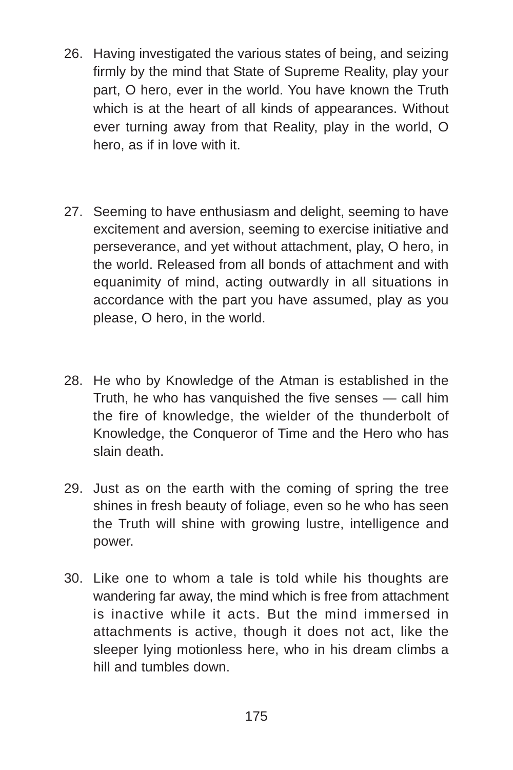26. Having investigated the various states of being, and seizing firmly by the mind that State of Supreme Reality, play your part, O hero, ever in the world. You have known the Truth which is at the heart of all kinds of appearances. Without ever turning away from that Reality, play in the world, O hero, as if in love with it.

27. Seeming to have enthusiasm and delight, seeming to have excitement and aversion, seeming to exercise initiative and perseverance, and yet without attachment, play, O hero, in the world. Released from all bonds of attachment and with equanimity of mind, acting outwardly in all situations in accordance with the part you have assumed, play as you please, O hero, in the world.

28. He who by Knowledge of the Atman is established in the Truth, he who has vanquished the five senses — call him the fire of knowledge, the wielder of the thunderbolt of Knowledge, the Conqueror of Time and the Hero who has slain death.

29. Just as on the earth with the coming of spring the tree shines in fresh beauty of foliage, even so he who has seen the Truth will shine with growing lustre, intelligence and power.

30. Like one to whom a tale is told while his thoughts are wandering far away, the mind which is free from attachment is inactive while it acts. But the mind immersed in attachments is active, though it does not act, like the sleeper lying motionless here, who in his dream climbs a hill and tumbles down.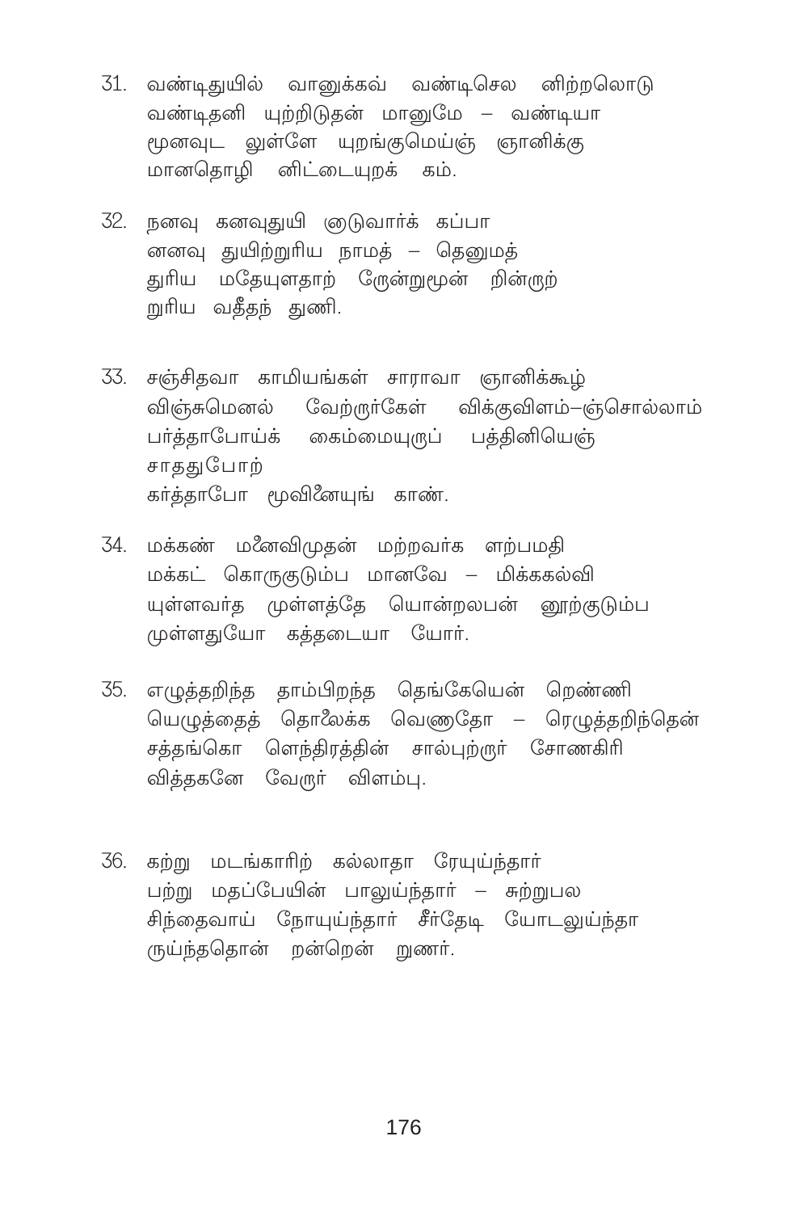31. வண்டிதுயில் வானுக்கவ் வண்டிசெல னிற்றலொடு
வண்டிதனி யுற்றிடுதன் மானுமே – வண்டியா
மூனவுட லுள்ளே யுறங்குமெய்ஞ் ஞானிக்கு
மானதொழி னிட்டையுறக் கம்.

32. நனவு கனவுதுயி லுடுவார்க் கப்பா
னனவு துயிற்றுரிய நாமத் – தெனுமத்
துரிய மதேயுளதாற் றேன்றுமூன் றின்றுற்
றுரிய வதீதந் துணி.

33. சஞ்சிதவா காமியங்கள் சாராவா ஞானிக்கூழ்
விஞ்சுமெனல் வேற்றுர்கேள் விக்குவிளம்–ஞ்சொல்லாம்
பர்த்தாபோய்க் கைம்மையுருப் பத்தினியெஞ்
சாததுபோற்
கர்த்தாபோ மூவினையுங் காண்.

34. மக்கண் மனைவிமுதன் மற்றவர்க ளற்பமதி
மக்கட் கொருகுடும்ப மானவே – மிக்ககல்வி
யுள்ளவர்த முள்ளத்தே யொன்றலபன் னூற்குடும்ப
முள்ளதுயோ கத்தடையா யோர்.

35. எழுத்தறிந்த தாம்பிறந்த தெங்கேயென் றெண்ணி
யெழுத்தைத் தொலைக்க வெணுதோ – ரெழுத்தறிந்தென்
சத்தங்கொ ளெந்திரத்தின் சால்புற்றுர் சோணகிரி
வித்தகனே வேறுர் விளம்பு.

36. கற்று மடங்காரிற் கல்லாதா ரேயுய்ந்தார்
பற்று மதப்பேயின் பாலுய்ந்தார் – சுற்றுபல
சிந்தைவாய் நோயுய்ந்தார் சீர்தேடி யோடலுய்ந்தா
ருய்ந்ததொன் றன்றென் றுணர்.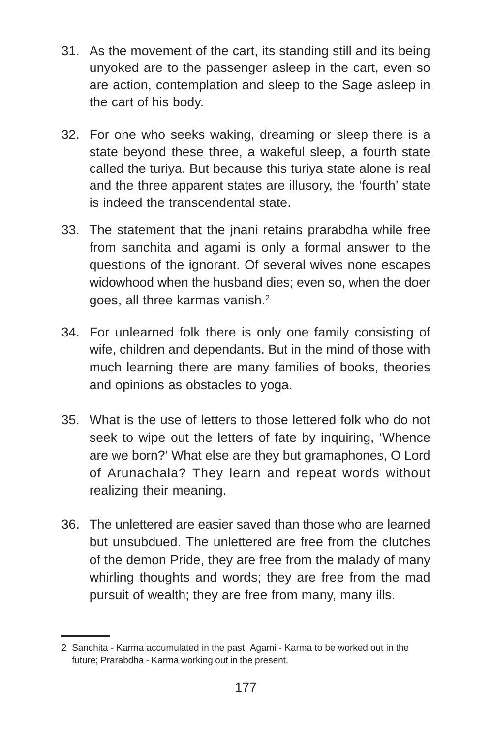31. As the movement of the cart, its standing still and its being unyoked are to the passenger asleep in the cart, even so are action, contemplation and sleep to the Sage asleep in the cart of his body.

32. For one who seeks waking, dreaming or sleep there is a state beyond these three, a wakeful sleep, a fourth state called the turiya. But because this turiya state alone is real and the three apparent states are illusory, the 'fourth' state is indeed the transcendental state.

33. The statement that the jnani retains prarabdha while free from sanchita and agami is only a formal answer to the questions of the ignorant. Of several wives none escapes widowhood when the husband dies; even so, when the doer goes, all three karmas vanish.[2]

34. For unlearned folk there is only one family consisting of wife, children and dependants. But in the mind of those with much learning there are many families of books, theories and opinions as obstacles to yoga.

35. What is the use of letters to those lettered folk who do not seek to wipe out the letters of fate by inquiring, 'Whence are we born?' What else are they but gramaphones, O Lord of Arunachala? They learn and repeat words without realizing their meaning.

36. The unlettered are easier saved than those who are learned but unsubdued. The unlettered are free from the clutches of the demon Pride, they are free from the malady of many whirling thoughts and words; they are free from the mad pursuit of wealth; they are free from many, many ills.

---

2 Sanchita - Karma accumulated in the past; Agami - Karma to be worked out in the future; Prarabdha - Karma working out in the present.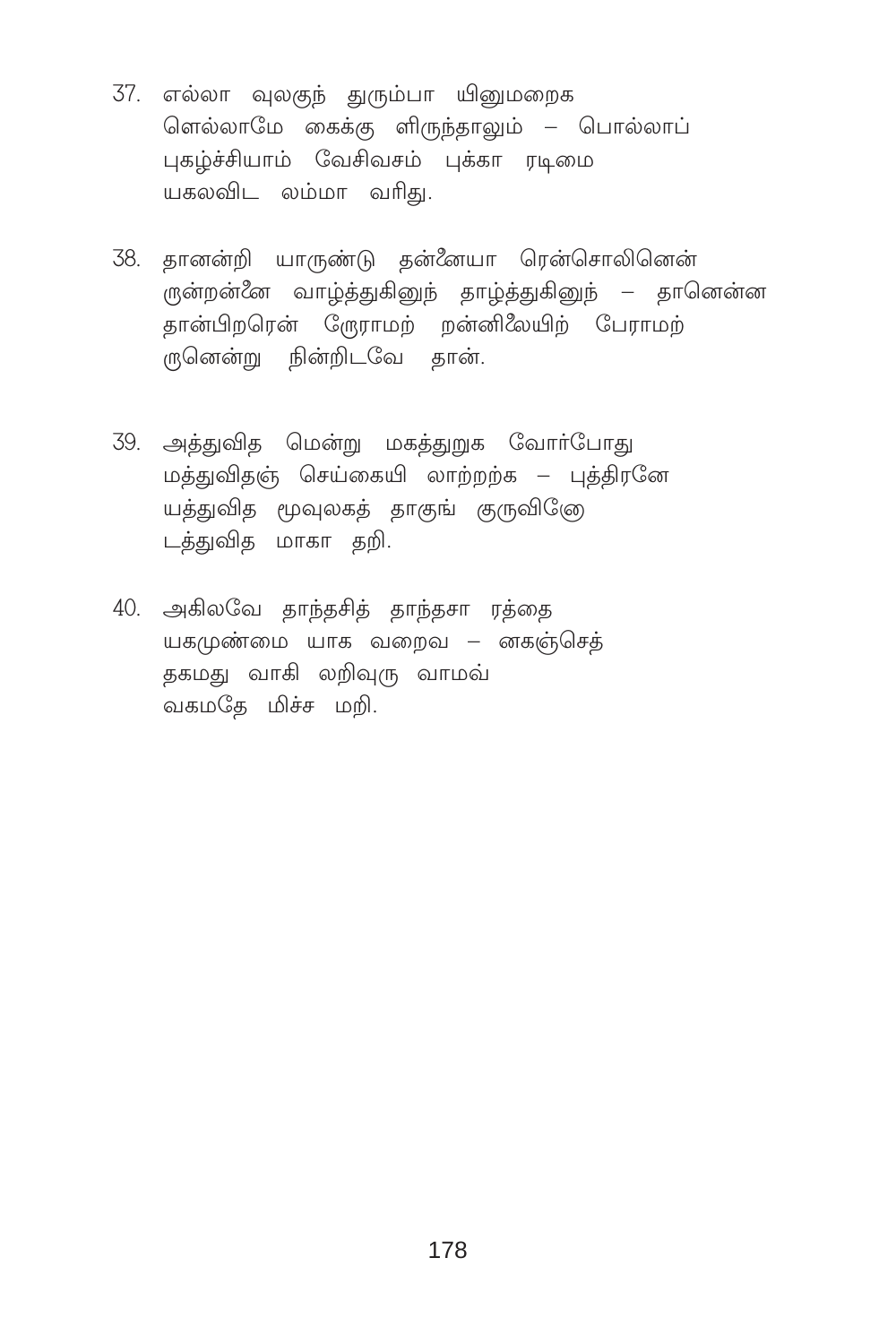37. எல்லா வுலகுந் துரும்பா யினுமறைக
ளெல்லாமே கைக்கு ளிருந்தாலும் – பொல்லாப்
புகழ்ச்சியாம் வேசிவசம் புக்கா ரடிமை
யகலவிட லம்மா வரிது.

38. தானன்றி யாருண்டு தன்னையா ரென்சொலினென்
றுன்றன்னை வாழ்த்துகினுந் தாழ்த்துகினுந் – தானென்ன
தான்பிறரென் றேராமற் றன்னிலையிற் பேராமற்
றுனென்று நின்றிடவே தான்.

39. அத்துவித மென்று மகத்துறுக வோர்போது
மத்துவிதஞ் செய்கையி லாற்றற்க – புத்திரனே
யத்துவித மூவுலகத் தாகுங் குருவினோ
டத்துவித மாகா தறி.

40. அகிலவே தாந்தசித் தாந்தசா ரத்தை
யகமுண்மை யாக வறைவ – னகஞ்செத்
தகமது வாகி லறிவுரு வாமவ்
வகமதே மிச்ச மறி.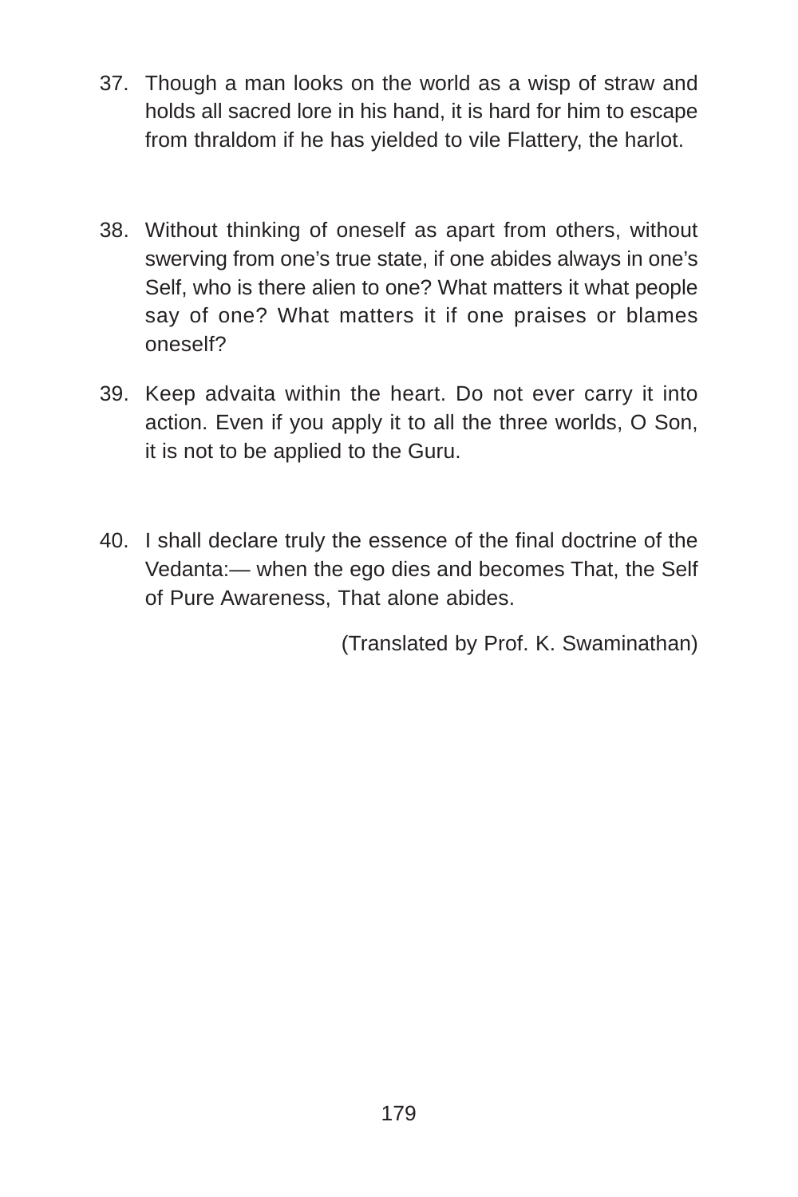37. Though a man looks on the world as a wisp of straw and holds all sacred lore in his hand, it is hard for him to escape from thraldom if he has yielded to vile Flattery, the harlot.

38. Without thinking of oneself as apart from others, without swerving from one's true state, if one abides always in one's Self, who is there alien to one? What matters it what people say of one? What matters it if one praises or blames oneself?

39. Keep advaita within the heart. Do not ever carry it into action. Even if you apply it to all the three worlds, O Son, it is not to be applied to the Guru.

40. I shall declare truly the essence of the final doctrine of the Vedanta:— when the ego dies and becomes That, the Self of Pure Awareness, That alone abides.

(Translated by Prof. K. Swaminathan)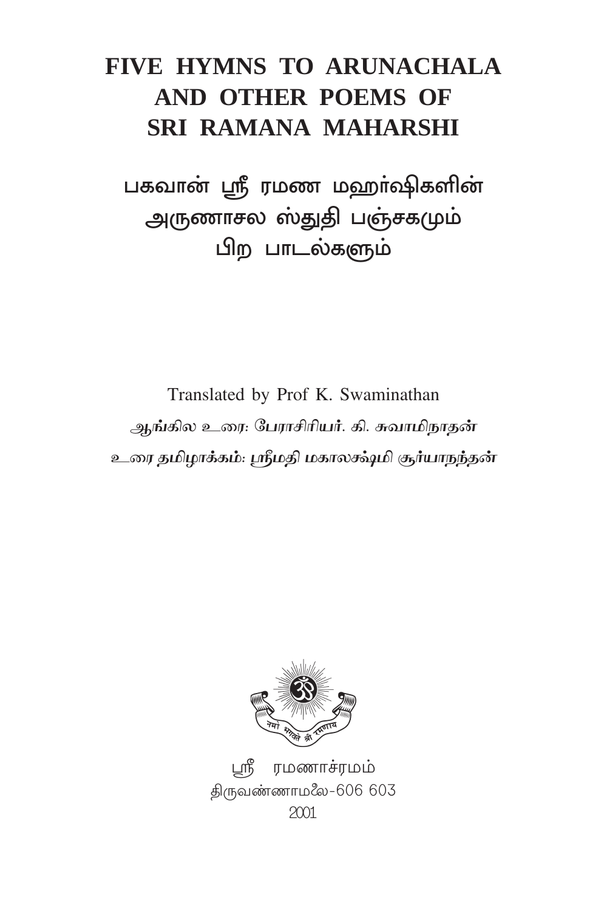# FIVE HYMNS TO ARUNACHALA AND OTHER POEMS OF SRI RAMANA MAHARSHI

## பகவான் ஸ்ரீ ரமண மஹர்ஷிகளின் அருணாசல ஸ்துதி பஞ்சகமும் பிற பாடல்களும்

Translated by Prof K. Swaminathan

*ஆங்கில உரை: பேராசிரியர். கி. சுவாமிநாதன்*

*உரை தமிழாக்கம்: ஸ்ரீமதி மகாலக்ஷ்மி சூர்யாநந்தன்*

ஸ்ரீ ரமணாச்ரமம்
திருவண்ணாமலை-606 603
2001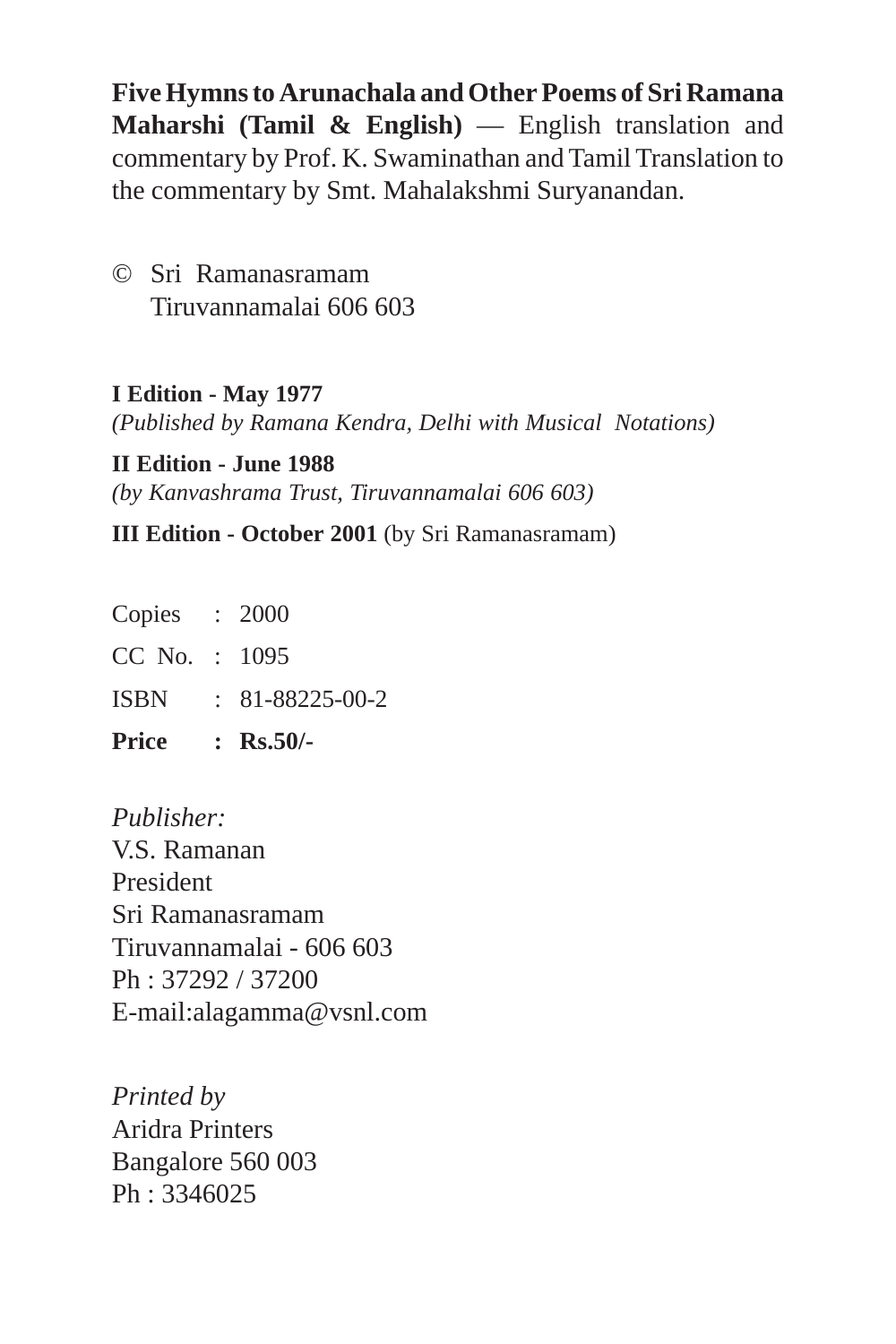**Five Hymns to Arunachala and Other Poems of Sri Ramana Maharshi (Tamil & English)** — English translation and commentary by Prof. K. Swaminathan and Tamil Translation to the commentary by Smt. Mahalakshmi Suryanandan.

© Sri Ramanasramam
Tiruvannamalai 606 603

**I Edition - May 1977**
*(Published by Ramana Kendra, Delhi with Musical Notations)*

**II Edition - June 1988**
*(by Kanvashrama Trust, Tiruvannamalai 606 603)*

**III Edition - October 2001** (by Sri Ramanasramam)

Copies : 2000
CC No. : 1095
ISBN : 81-88225-00-2
**Price : Rs.50/-**

*Publisher:*
V.S. Ramanan
President
Sri Ramanasramam
Tiruvannamalai - 606 603
Ph : 37292 / 37200
E-mail:alagamma@vsnl.com

*Printed by*
Aridra Printers
Bangalore 560 003
Ph : 3346025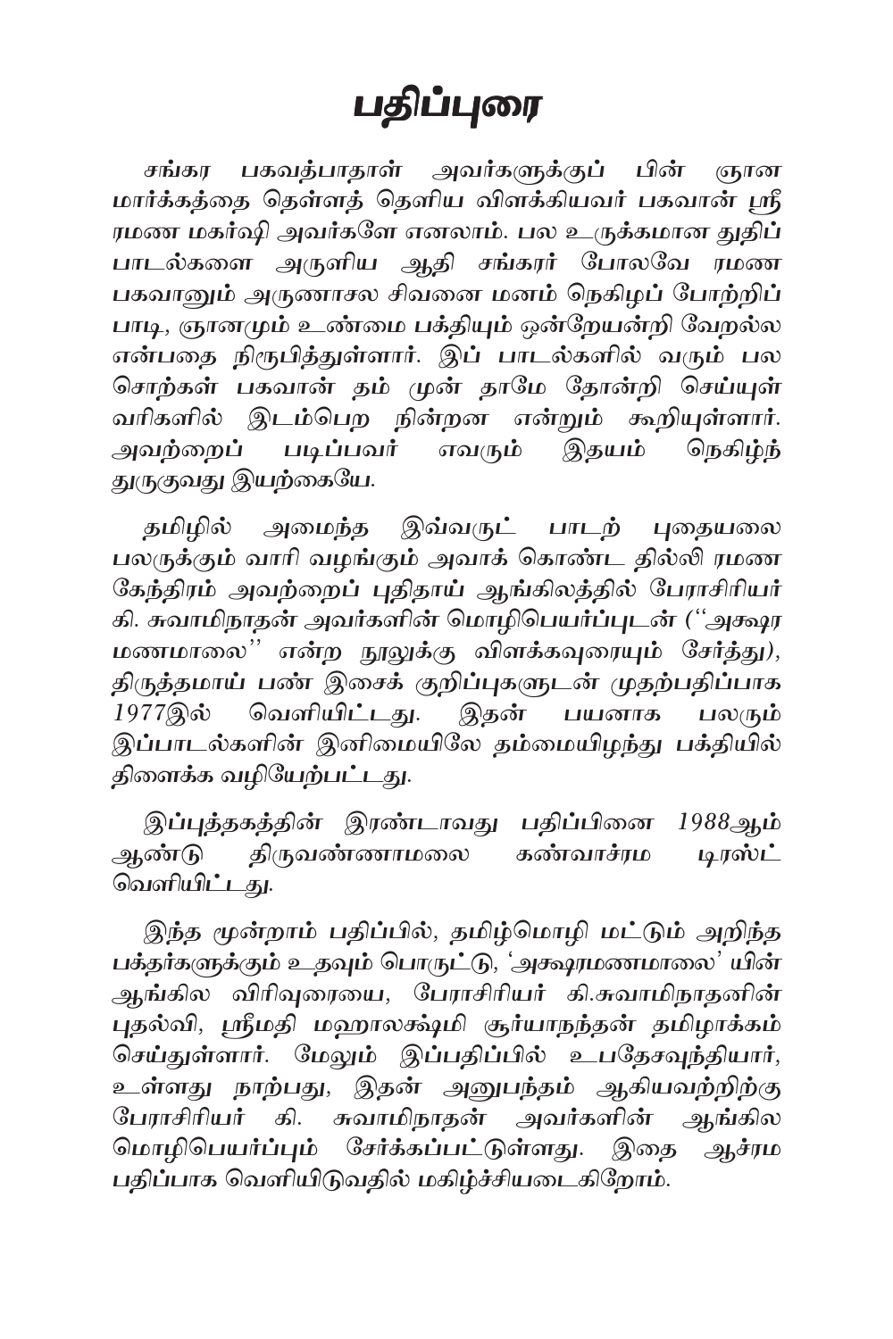# பதிப்புரை

*சங்கர பகவத்பாதாள் அவர்களுக்குப் பின் ஞான மார்க்கத்தை தெள்ளத் தெளிய விளக்கியவர் பகவான் ஸ்ரீ ரமண மகர்ஷி அவர்களே எனலாம். பல உருக்கமான துதிப் பாடல்களை அருளிய ஆதி சங்கரர் போலவே ரமண பகவானும் அருணாசல சிவனை மனம் நெகிழப் போற்றிப் பாடி, ஞானமும் உண்மை பக்தியும் ஒன்றேயன்றி வேறல்ல என்பதை நிரூபித்துள்ளார். இப் பாடல்களில் வரும் பல சொற்கள் பகவான் தம் முன் தாமே தோன்றி செய்யுள் வரிகளில் இடம்பெற நின்றன என்றும் கூறியுள்ளார். அவற்றைப் படிப்பவர் எவரும் இதயம் நெகிழ்ந் துருகுவது இயற்கையே.*

*தமிழில் அமைந்த இவ்வருட் பாடற் புதையலை பலருக்கும் வாரி வழங்கும் அவாக் கொண்ட தில்லி ரமண கேந்திரம் அவற்றைப் புதிதாய் ஆங்கிலத்தில் பேராசிரியர் கி. சுவாமிநாதன் அவர்களின் மொழிபெயர்ப்புடன் (''அக்ஷர மணமாலை'' என்ற நூலுக்கு விளக்கவுரையும் சேர்த்து), திருத்தமாய் பண் இசைக் குறிப்புகளுடன் முதற்பதிப்பாக 1977இல் வெளியிட்டது. இதன் பயனாக பலரும் இப்பாடல்களின் இனிமையிலே தம்மையிழந்து பக்தியில் திளைக்க வழியேற்பட்டது.*

*இப்புத்தகத்தின் இரண்டாவது பதிப்பினை 1988ஆம் ஆண்டு திருவண்ணாமலை கண்வாச்ரம டிரஸ்ட் வெளியிட்டது.*

*இந்த மூன்றாம் பதிப்பில், தமிழ்மொழி மட்டும் அறிந்த பக்தர்களுக்கும் உதவும் பொருட்டு, 'அக்ஷரமணமாலை' யின் ஆங்கில விரிவுரையை, பேராசிரியர் கி.சுவாமிநாதனின் புதல்வி, ஸ்ரீமதி மஹாலக்ஷ்மி சூர்யாநந்தன் தமிழாக்கம் செய்துள்ளார். மேலும் இப்பதிப்பில் உபதேசவுந்தியார், உள்ளது நாற்பது, இதன் அனுபந்தம் ஆகியவற்றிற்கு பேராசிரியர் கி. சுவாமிநாதன் அவர்களின் ஆங்கில மொழிபெயர்ப்பும் சேர்க்கப்பட்டுள்ளது. இதை ஆச்ரம பதிப்பாக வெளியிடுவதில் மகிழ்ச்சியடைகிறோம்.*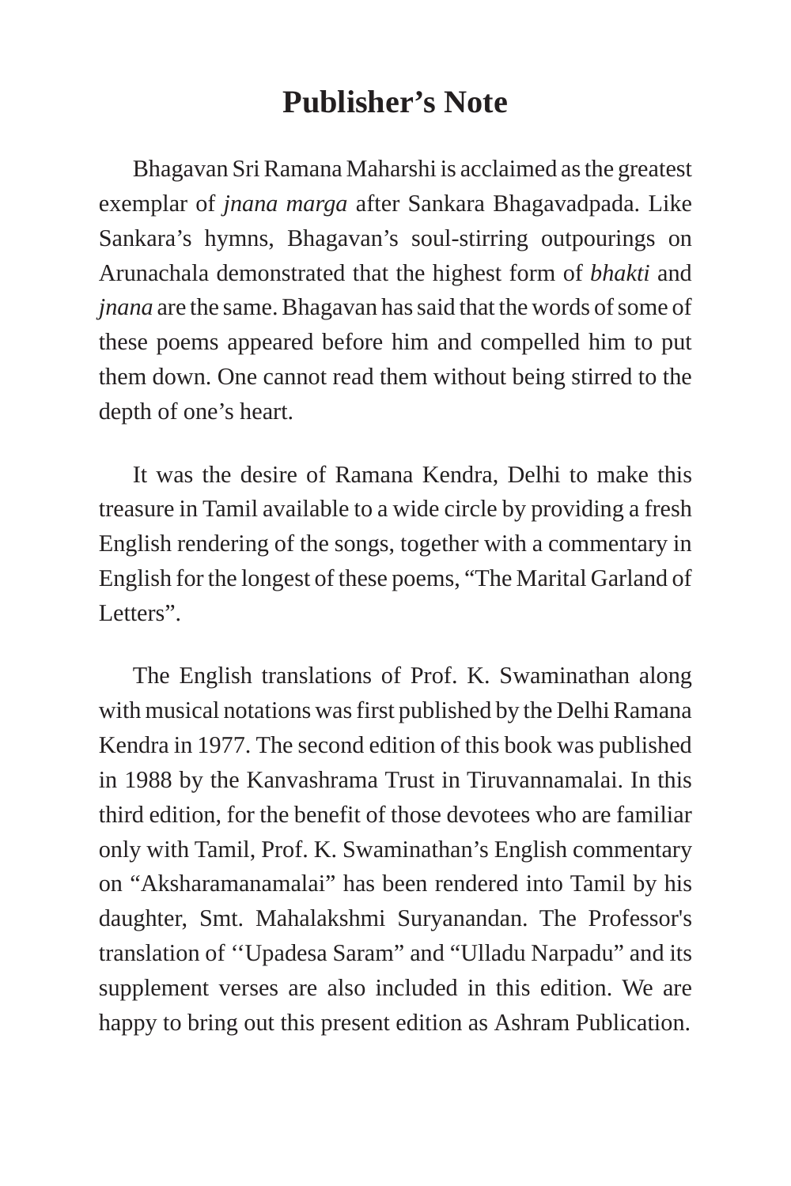# Publisher's Note

Bhagavan Sri Ramana Maharshi is acclaimed as the greatest exemplar of *jnana marga* after Sankara Bhagavadpada. Like Sankara's hymns, Bhagavan's soul-stirring outpourings on Arunachala demonstrated that the highest form of *bhakti* and *jnana* are the same. Bhagavan has said that the words of some of these poems appeared before him and compelled him to put them down. One cannot read them without being stirred to the depth of one's heart.

It was the desire of Ramana Kendra, Delhi to make this treasure in Tamil available to a wide circle by providing a fresh English rendering of the songs, together with a commentary in English for the longest of these poems, "The Marital Garland of Letters".

The English translations of Prof. K. Swaminathan along with musical notations was first published by the Delhi Ramana Kendra in 1977. The second edition of this book was published in 1988 by the Kanvashrama Trust in Tiruvannamalai. In this third edition, for the benefit of those devotees who are familiar only with Tamil, Prof. K. Swaminathan's English commentary on "Aksharamanamalai" has been rendered into Tamil by his daughter, Smt. Mahalakshmi Suryanandan. The Professor's translation of ''Upadesa Saram" and "Ulladu Narpadu" and its supplement verses are also included in this edition. We are happy to bring out this present edition as Ashram Publication.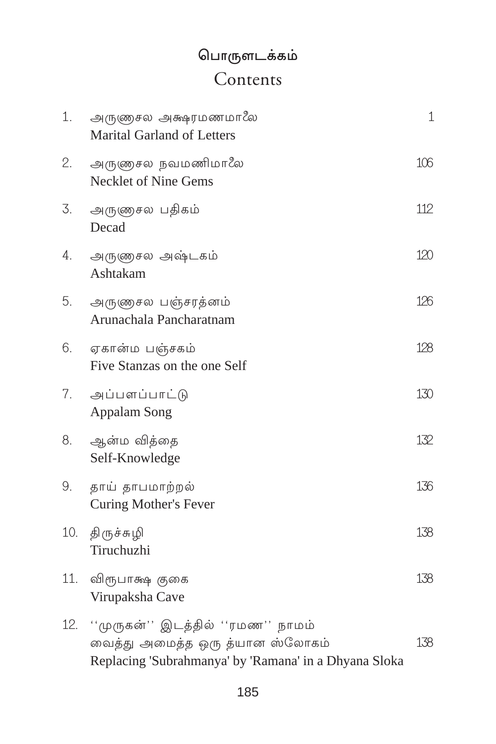# பொருளடக்கம்
## Contents

| | | |
|---|---|---|
| 1. | அருணாசல அக்ஷரமணமாலை<br>Marital Garland of Letters | 1 |
| 2. | அருணாசல நவமணிமாலை<br>Necklet of Nine Gems | 106 |
| 3. | அருணாசல பதிகம்<br>Decad | 112 |
| 4. | அருணாசல அஷ்டகம்<br>Ashtakam | 120 |
| 5. | அருணாசல பஞ்சரத்னம்<br>Arunachala Pancharatnam | 126 |
| 6. | ஏகான்ம பஞ்சகம்<br>Five Stanzas on the one Self | 128 |
| 7. | அப்பளப்பாட்டு<br>Appalam Song | 130 |
| 8. | ஆன்ம வித்தை<br>Self-Knowledge | 132 |
| 9. | தாய் தாபமாற்றல்<br>Curing Mother's Fever | 136 |
| 10. | திருச்சுழி<br>Tiruchuzhi | 138 |
| 11. | விரூபாக்ஷ குகை<br>Virupaksha Cave | 138 |
| 12. | ''முருகன்'' இடத்தில் ''ரமண'' நாமம் வைத்து அமைத்த ஒரு த்யான ஸ்லோகம்<br>Replacing 'Subrahmanya' by 'Ramana' in a Dhyana Sloka | 138 |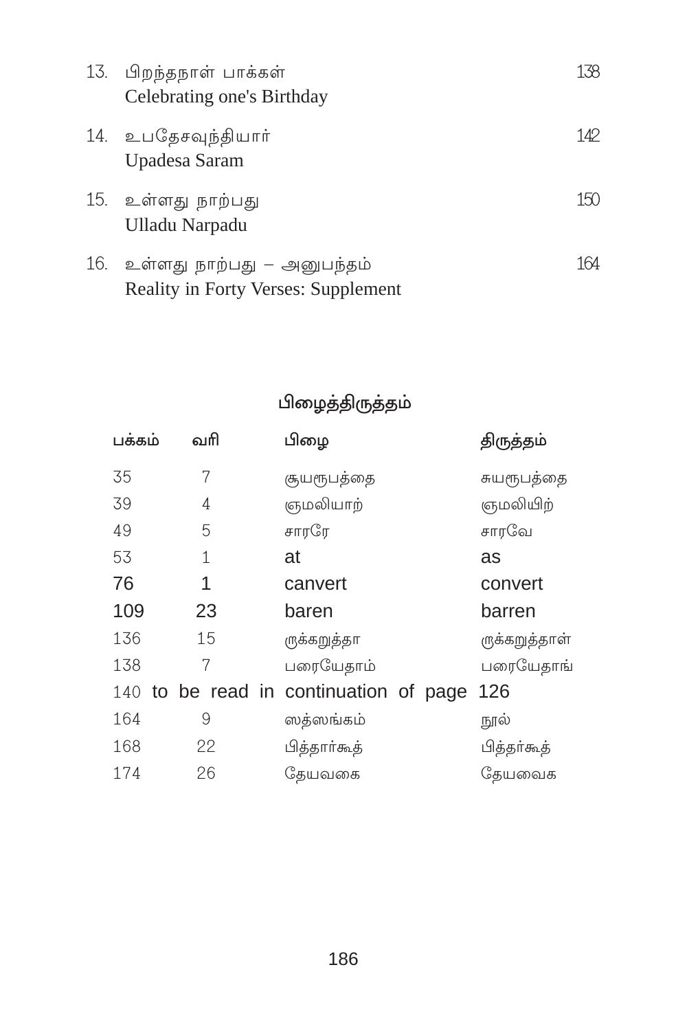13. பிறந்தநாள் பாக்கள் — 138
Celebrating one's Birthday

14. உபதேசவுந்தியார் — 142
Upadesa Saram

15. உள்ளது நாற்பது — 150
Ulladu Narpadu

16. உள்ளது நாற்பது – அனுபந்தம் — 164
Reality in Forty Verses: Supplement

## பிழைத்திருத்தம்

| பக்கம் | வரி | பிழை | திருத்தம் |
|---|---|---|---|
| 35 | 7 | சூயரூபத்தை | சுயரூபத்தை |
| 39 | 4 | ஞமலியாற் | ஞமலியிற் |
| 49 | 5 | சாரரே | சாரவே |
| 53 | 1 | at | as |
| 76 | 1 | canvert | convert |
| 109 | 23 | baren | barren |
| 136 | 15 | ருக்கறுத்தா | ருக்கறுத்தாள் |
| 138 | 7 | பரையேதாம் | பரையேதாங் |
| 140 | to be read in continuation of page 126 | | |
| 164 | 9 | ஸத்ஸங்கம் | நூல் |
| 168 | 22 | பித்தார்கூத் | பித்தர்கூத் |
| 174 | 26 | தேயவகை | தேயவைக |